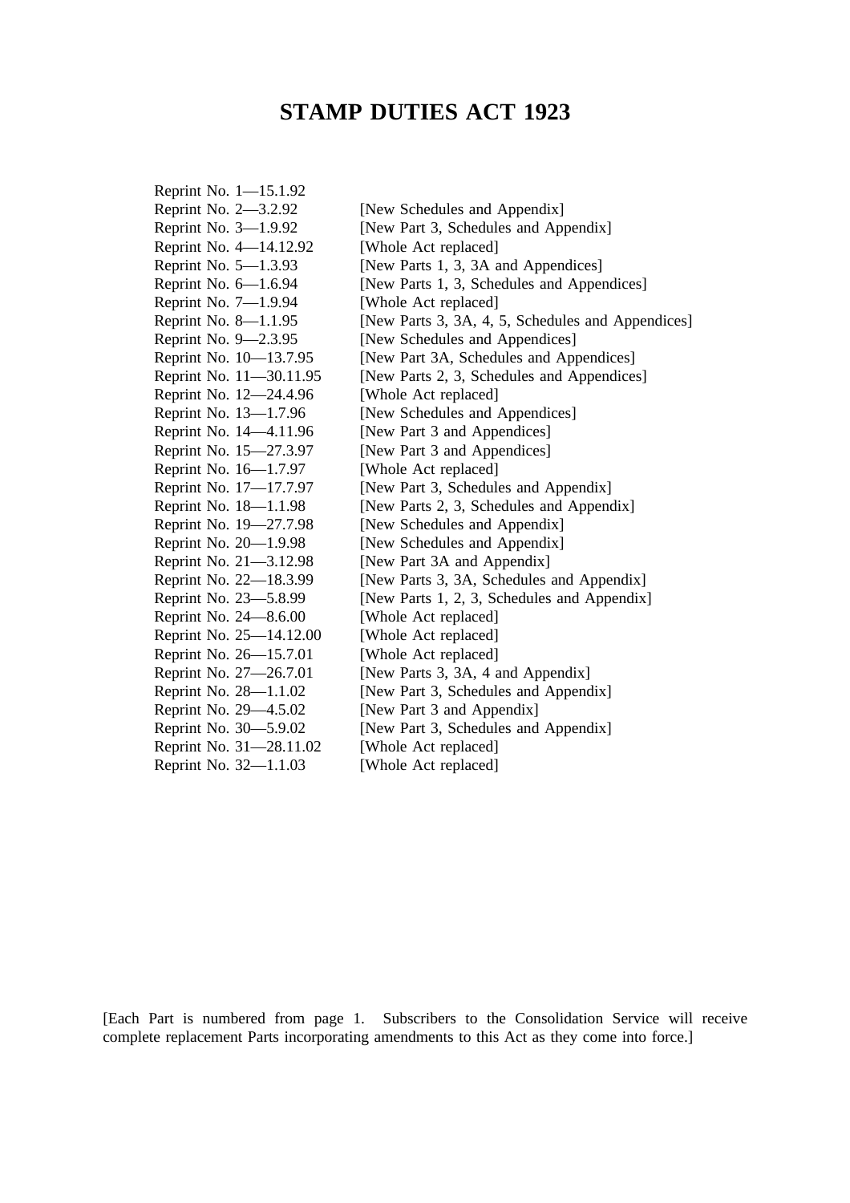# STAMP DUTIES ACT 1923

| | |
|---|---|
| Reprint No. 1—15.1.92 | |
| Reprint No. 2—3.2.92 | [New Schedules and Appendix] |
| Reprint No. 3—1.9.92 | [New Part 3, Schedules and Appendix] |
| Reprint No. 4—14.12.92 | [Whole Act replaced] |
| Reprint No. 5—1.3.93 | [New Parts 1, 3, 3A and Appendices] |
| Reprint No. 6—1.6.94 | [New Parts 1, 3, Schedules and Appendices] |
| Reprint No. 7—1.9.94 | [Whole Act replaced] |
| Reprint No. 8—1.1.95 | [New Parts 3, 3A, 4, 5, Schedules and Appendices] |
| Reprint No. 9—2.3.95 | [New Schedules and Appendices] |
| Reprint No. 10—13.7.95 | [New Part 3A, Schedules and Appendices] |
| Reprint No. 11—30.11.95 | [New Parts 2, 3, Schedules and Appendices] |
| Reprint No. 12—24.4.96 | [Whole Act replaced] |
| Reprint No. 13—1.7.96 | [New Schedules and Appendices] |
| Reprint No. 14—4.11.96 | [New Part 3 and Appendices] |
| Reprint No. 15—27.3.97 | [New Part 3 and Appendices] |
| Reprint No. 16—1.7.97 | [Whole Act replaced] |
| Reprint No. 17—17.7.97 | [New Part 3, Schedules and Appendix] |
| Reprint No. 18—1.1.98 | [New Parts 2, 3, Schedules and Appendix] |
| Reprint No. 19—27.7.98 | [New Schedules and Appendix] |
| Reprint No. 20—1.9.98 | [New Schedules and Appendix] |
| Reprint No. 21—3.12.98 | [New Part 3A and Appendix] |
| Reprint No. 22—18.3.99 | [New Parts 3, 3A, Schedules and Appendix] |
| Reprint No. 23—5.8.99 | [New Parts 1, 2, 3, Schedules and Appendix] |
| Reprint No. 24—8.6.00 | [Whole Act replaced] |
| Reprint No. 25—14.12.00 | [Whole Act replaced] |
| Reprint No. 26—15.7.01 | [Whole Act replaced] |
| Reprint No. 27—26.7.01 | [New Parts 3, 3A, 4 and Appendix] |
| Reprint No. 28—1.1.02 | [New Part 3, Schedules and Appendix] |
| Reprint No. 29—4.5.02 | [New Part 3 and Appendix] |
| Reprint No. 30—5.9.02 | [New Part 3, Schedules and Appendix] |
| Reprint No. 31—28.11.02 | [Whole Act replaced] |
| Reprint No. 32—1.1.03 | [Whole Act replaced] |

[Each Part is numbered from page 1. Subscribers to the Consolidation Service will receive complete replacement Parts incorporating amendments to this Act as they come into force.]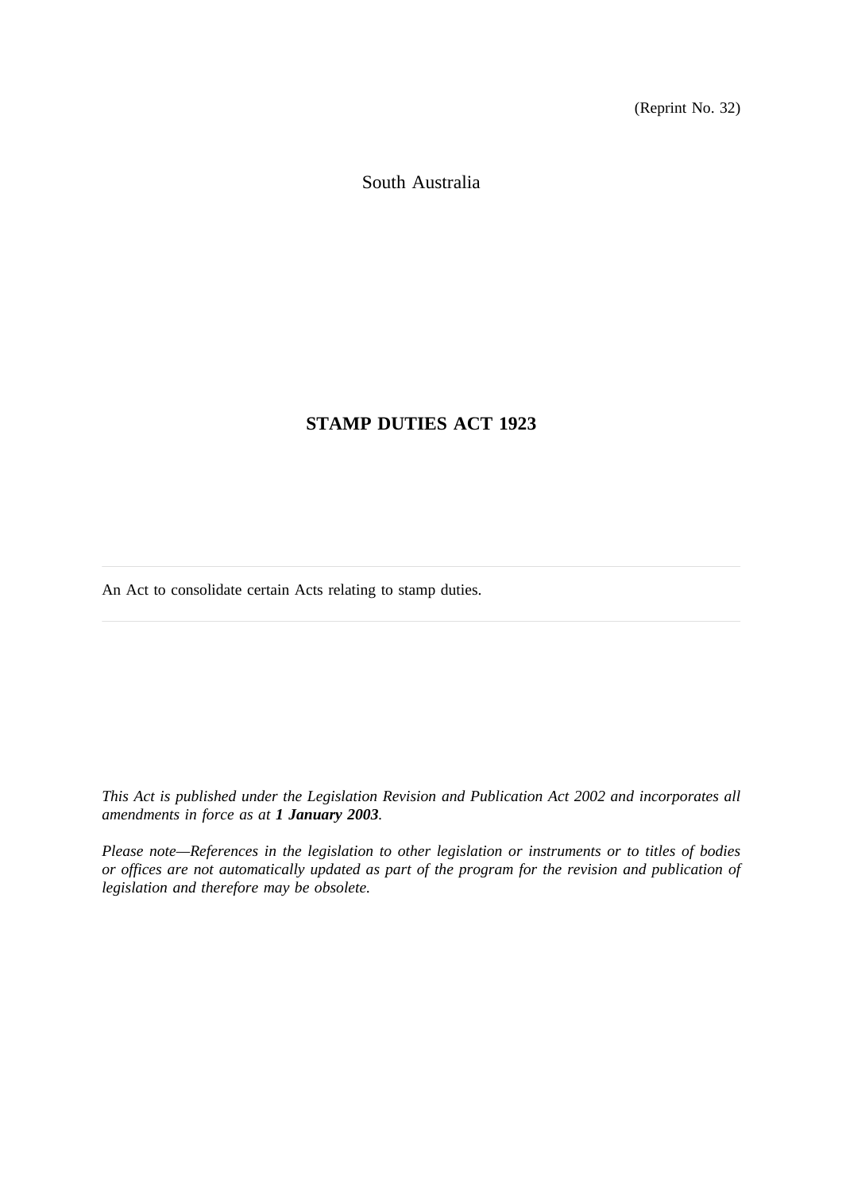(Reprint No. 32)

South Australia

# STAMP DUTIES ACT 1923

---

An Act to consolidate certain Acts relating to stamp duties.

---

*This Act is published under the Legislation Revision and Publication Act 2002 and incorporates all amendments in force as at **1 January 2003**.*

*Please note—References in the legislation to other legislation or instruments or to titles of bodies or offices are not automatically updated as part of the program for the revision and publication of legislation and therefore may be obsolete.*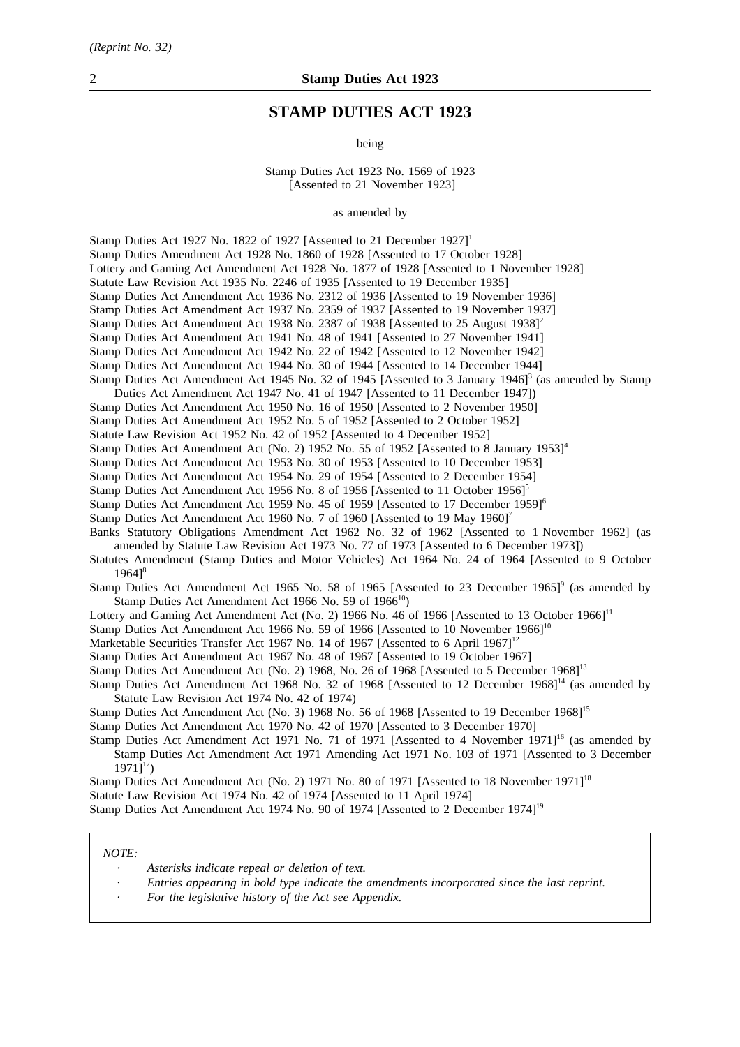# STAMP DUTIES ACT 1923

being

Stamp Duties Act 1923 No. 1569 of 1923
[Assented to 21 November 1923]

as amended by

Stamp Duties Act 1927 No. 1822 of 1927 [Assented to 21 December 1927][1]
Stamp Duties Amendment Act 1928 No. 1860 of 1928 [Assented to 17 October 1928]
Lottery and Gaming Act Amendment Act 1928 No. 1877 of 1928 [Assented to 1 November 1928]
Statute Law Revision Act 1935 No. 2246 of 1935 [Assented to 19 December 1935]
Stamp Duties Act Amendment Act 1936 No. 2312 of 1936 [Assented to 19 November 1936]
Stamp Duties Act Amendment Act 1937 No. 2359 of 1937 [Assented to 19 November 1937]
Stamp Duties Act Amendment Act 1938 No. 2387 of 1938 [Assented to 25 August 1938][2]
Stamp Duties Act Amendment Act 1941 No. 48 of 1941 [Assented to 27 November 1941]
Stamp Duties Act Amendment Act 1942 No. 22 of 1942 [Assented to 12 November 1942]
Stamp Duties Act Amendment Act 1944 No. 30 of 1944 [Assented to 14 December 1944]
Stamp Duties Act Amendment Act 1945 No. 32 of 1945 [Assented to 3 January 1946][3] (as amended by Stamp Duties Act Amendment Act 1947 No. 41 of 1947 [Assented to 11 December 1947])
Stamp Duties Act Amendment Act 1950 No. 16 of 1950 [Assented to 2 November 1950]
Stamp Duties Act Amendment Act 1952 No. 5 of 1952 [Assented to 2 October 1952]
Statute Law Revision Act 1952 No. 42 of 1952 [Assented to 4 December 1952]
Stamp Duties Act Amendment Act (No. 2) 1952 No. 55 of 1952 [Assented to 8 January 1953][4]
Stamp Duties Act Amendment Act 1953 No. 30 of 1953 [Assented to 10 December 1953]
Stamp Duties Act Amendment Act 1954 No. 29 of 1954 [Assented to 2 December 1954]
Stamp Duties Act Amendment Act 1956 No. 8 of 1956 [Assented to 11 October 1956][5]
Stamp Duties Act Amendment Act 1959 No. 45 of 1959 [Assented to 17 December 1959][6]
Stamp Duties Act Amendment Act 1960 No. 7 of 1960 [Assented to 19 May 1960][7]
Banks Statutory Obligations Amendment Act 1962 No. 32 of 1962 [Assented to 1 November 1962] (as amended by Statute Law Revision Act 1973 No. 77 of 1973 [Assented to 6 December 1973])
Statutes Amendment (Stamp Duties and Motor Vehicles) Act 1964 No. 24 of 1964 [Assented to 9 October 1964][8]
Stamp Duties Act Amendment Act 1965 No. 58 of 1965 [Assented to 23 December 1965][9] (as amended by Stamp Duties Act Amendment Act 1966 No. 59 of 1966[10])
Lottery and Gaming Act Amendment Act (No. 2) 1966 No. 46 of 1966 [Assented to 13 October 1966][11]
Stamp Duties Act Amendment Act 1966 No. 59 of 1966 [Assented to 10 November 1966][10]
Marketable Securities Transfer Act 1967 No. 14 of 1967 [Assented to 6 April 1967][12]
Stamp Duties Act Amendment Act 1967 No. 48 of 1967 [Assented to 19 October 1967]
Stamp Duties Act Amendment Act (No. 2) 1968, No. 26 of 1968 [Assented to 5 December 1968][13]
Stamp Duties Act Amendment Act 1968 No. 32 of 1968 [Assented to 12 December 1968][14] (as amended by Statute Law Revision Act 1974 No. 42 of 1974)
Stamp Duties Act Amendment Act (No. 3) 1968 No. 56 of 1968 [Assented to 19 December 1968][15]
Stamp Duties Act Amendment Act 1970 No. 42 of 1970 [Assented to 3 December 1970]
Stamp Duties Act Amendment Act 1971 No. 71 of 1971 [Assented to 4 November 1971][16] (as amended by Stamp Duties Act Amendment Act 1971 Amending Act 1971 No. 103 of 1971 [Assented to 3 December 1971][17])
Stamp Duties Act Amendment Act (No. 2) 1971 No. 80 of 1971 [Assented to 18 November 1971][18]
Statute Law Revision Act 1974 No. 42 of 1974 [Assented to 11 April 1974]
Stamp Duties Act Amendment Act 1974 No. 90 of 1974 [Assented to 2 December 1974][19]

*NOTE:*

- *Asterisks indicate repeal or deletion of text.*
- *Entries appearing in bold type indicate the amendments incorporated since the last reprint.*
- *For the legislative history of the Act see Appendix.*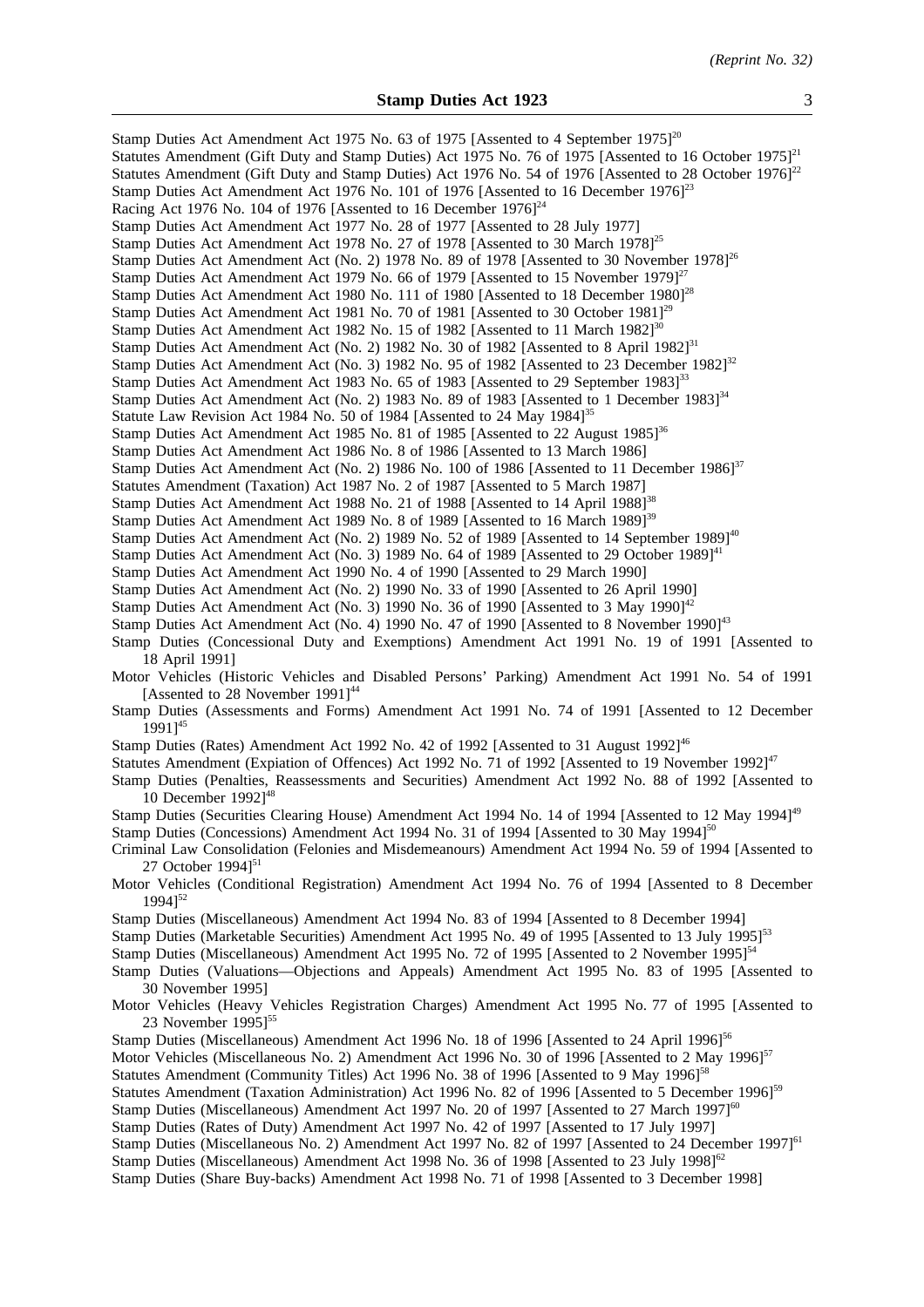Stamp Duties Act Amendment Act 1975 No. 63 of 1975 [Assented to 4 September 1975][20]
Statutes Amendment (Gift Duty and Stamp Duties) Act 1975 No. 76 of 1975 [Assented to 16 October 1975][21]
Statutes Amendment (Gift Duty and Stamp Duties) Act 1976 No. 54 of 1976 [Assented to 28 October 1976][22]
Stamp Duties Act Amendment Act 1976 No. 101 of 1976 [Assented to 16 December 1976][23]
Racing Act 1976 No. 104 of 1976 [Assented to 16 December 1976][24]
Stamp Duties Act Amendment Act 1977 No. 28 of 1977 [Assented to 28 July 1977]
Stamp Duties Act Amendment Act 1978 No. 27 of 1978 [Assented to 30 March 1978][25]
Stamp Duties Act Amendment Act (No. 2) 1978 No. 89 of 1978 [Assented to 30 November 1978][26]
Stamp Duties Act Amendment Act 1979 No. 66 of 1979 [Assented to 15 November 1979][27]
Stamp Duties Act Amendment Act 1980 No. 111 of 1980 [Assented to 18 December 1980][28]
Stamp Duties Act Amendment Act 1981 No. 70 of 1981 [Assented to 30 October 1981][29]
Stamp Duties Act Amendment Act 1982 No. 15 of 1982 [Assented to 11 March 1982][30]
Stamp Duties Act Amendment Act (No. 2) 1982 No. 30 of 1982 [Assented to 8 April 1982][31]
Stamp Duties Act Amendment Act (No. 3) 1982 No. 95 of 1982 [Assented to 23 December 1982][32]
Stamp Duties Act Amendment Act 1983 No. 65 of 1983 [Assented to 29 September 1983][33]
Stamp Duties Act Amendment Act (No. 2) 1983 No. 89 of 1983 [Assented to 1 December 1983][34]
Statute Law Revision Act 1984 No. 50 of 1984 [Assented to 24 May 1984][35]
Stamp Duties Act Amendment Act 1985 No. 81 of 1985 [Assented to 22 August 1985][36]
Stamp Duties Act Amendment Act 1986 No. 8 of 1986 [Assented to 13 March 1986]
Stamp Duties Act Amendment Act (No. 2) 1986 No. 100 of 1986 [Assented to 11 December 1986][37]
Statutes Amendment (Taxation) Act 1987 No. 2 of 1987 [Assented to 5 March 1987]
Stamp Duties Act Amendment Act 1988 No. 21 of 1988 [Assented to 14 April 1988][38]
Stamp Duties Act Amendment Act 1989 No. 8 of 1989 [Assented to 16 March 1989][39]
Stamp Duties Act Amendment Act (No. 2) 1989 No. 52 of 1989 [Assented to 14 September 1989][40]
Stamp Duties Act Amendment Act (No. 3) 1989 No. 64 of 1989 [Assented to 29 October 1989][41]
Stamp Duties Act Amendment Act 1990 No. 4 of 1990 [Assented to 29 March 1990]
Stamp Duties Act Amendment Act (No. 2) 1990 No. 33 of 1990 [Assented to 26 April 1990]
Stamp Duties Act Amendment Act (No. 3) 1990 No. 36 of 1990 [Assented to 3 May 1990][42]
Stamp Duties Act Amendment Act (No. 4) 1990 No. 47 of 1990 [Assented to 8 November 1990][43]
Stamp Duties (Concessional Duty and Exemptions) Amendment Act 1991 No. 19 of 1991 [Assented to 18 April 1991]
Motor Vehicles (Historic Vehicles and Disabled Persons' Parking) Amendment Act 1991 No. 54 of 1991 [Assented to 28 November 1991][44]
Stamp Duties (Assessments and Forms) Amendment Act 1991 No. 74 of 1991 [Assented to 12 December 1991][45]
Stamp Duties (Rates) Amendment Act 1992 No. 42 of 1992 [Assented to 31 August 1992][46]
Statutes Amendment (Expiation of Offences) Act 1992 No. 71 of 1992 [Assented to 19 November 1992][47]
Stamp Duties (Penalties, Reassessments and Securities) Amendment Act 1992 No. 88 of 1992 [Assented to 10 December 1992][48]
Stamp Duties (Securities Clearing House) Amendment Act 1994 No. 14 of 1994 [Assented to 12 May 1994][49]
Stamp Duties (Concessions) Amendment Act 1994 No. 31 of 1994 [Assented to 30 May 1994][50]
Criminal Law Consolidation (Felonies and Misdemeanours) Amendment Act 1994 No. 59 of 1994 [Assented to 27 October 1994][51]
Motor Vehicles (Conditional Registration) Amendment Act 1994 No. 76 of 1994 [Assented to 8 December 1994][52]
Stamp Duties (Miscellaneous) Amendment Act 1994 No. 83 of 1994 [Assented to 8 December 1994]
Stamp Duties (Marketable Securities) Amendment Act 1995 No. 49 of 1995 [Assented to 13 July 1995][53]
Stamp Duties (Miscellaneous) Amendment Act 1995 No. 72 of 1995 [Assented to 2 November 1995][54]
Stamp Duties (Valuations—Objections and Appeals) Amendment Act 1995 No. 83 of 1995 [Assented to 30 November 1995]
Motor Vehicles (Heavy Vehicles Registration Charges) Amendment Act 1995 No. 77 of 1995 [Assented to 23 November 1995][55]
Stamp Duties (Miscellaneous) Amendment Act 1996 No. 18 of 1996 [Assented to 24 April 1996][56]
Motor Vehicles (Miscellaneous No. 2) Amendment Act 1996 No. 30 of 1996 [Assented to 2 May 1996][57]
Statutes Amendment (Community Titles) Act 1996 No. 38 of 1996 [Assented to 9 May 1996][58]
Statutes Amendment (Taxation Administration) Act 1996 No. 82 of 1996 [Assented to 5 December 1996][59]
Stamp Duties (Miscellaneous) Amendment Act 1997 No. 20 of 1997 [Assented to 27 March 1997][60]
Stamp Duties (Rates of Duty) Amendment Act 1997 No. 42 of 1997 [Assented to 17 July 1997]
Stamp Duties (Miscellaneous No. 2) Amendment Act 1997 No. 82 of 1997 [Assented to 24 December 1997][61]
Stamp Duties (Miscellaneous) Amendment Act 1998 No. 36 of 1998 [Assented to 23 July 1998][62]
Stamp Duties (Share Buy-backs) Amendment Act 1998 No. 71 of 1998 [Assented to 3 December 1998]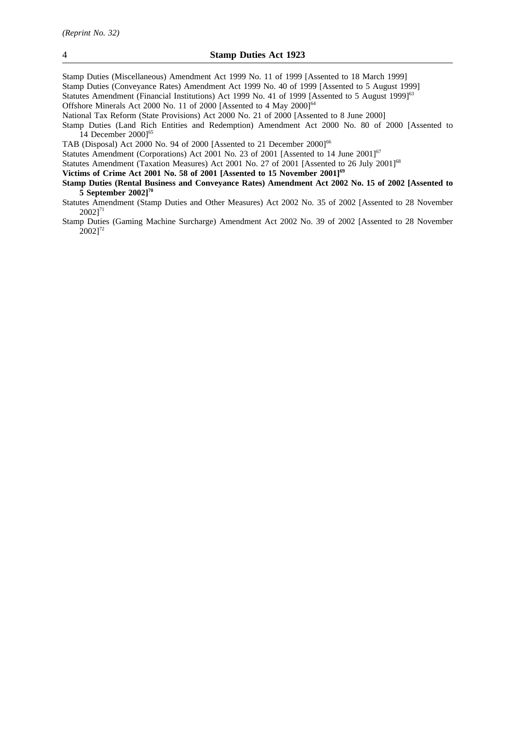Stamp Duties (Miscellaneous) Amendment Act 1999 No. 11 of 1999 [Assented to 18 March 1999]

Stamp Duties (Conveyance Rates) Amendment Act 1999 No. 40 of 1999 [Assented to 5 August 1999]

Statutes Amendment (Financial Institutions) Act 1999 No. 41 of 1999 [Assented to 5 August 1999][63]

Offshore Minerals Act 2000 No. 11 of 2000 [Assented to 4 May 2000][64]

National Tax Reform (State Provisions) Act 2000 No. 21 of 2000 [Assented to 8 June 2000]

Stamp Duties (Land Rich Entities and Redemption) Amendment Act 2000 No. 80 of 2000 [Assented to 14 December 2000][65]

TAB (Disposal) Act 2000 No. 94 of 2000 [Assented to 21 December 2000][66]

Statutes Amendment (Corporations) Act 2001 No. 23 of 2001 [Assented to 14 June 2001][67]

Statutes Amendment (Taxation Measures) Act 2001 No. 27 of 2001 [Assented to 26 July 2001][68]

**Victims of Crime Act 2001 No. 58 of 2001 [Assented to 15 November 2001][69]**

**Stamp Duties (Rental Business and Conveyance Rates) Amendment Act 2002 No. 15 of 2002 [Assented to 5 September 2002][70]**

Statutes Amendment (Stamp Duties and Other Measures) Act 2002 No. 35 of 2002 [Assented to 28 November 2002][71]

Stamp Duties (Gaming Machine Surcharge) Amendment Act 2002 No. 39 of 2002 [Assented to 28 November 2002][72]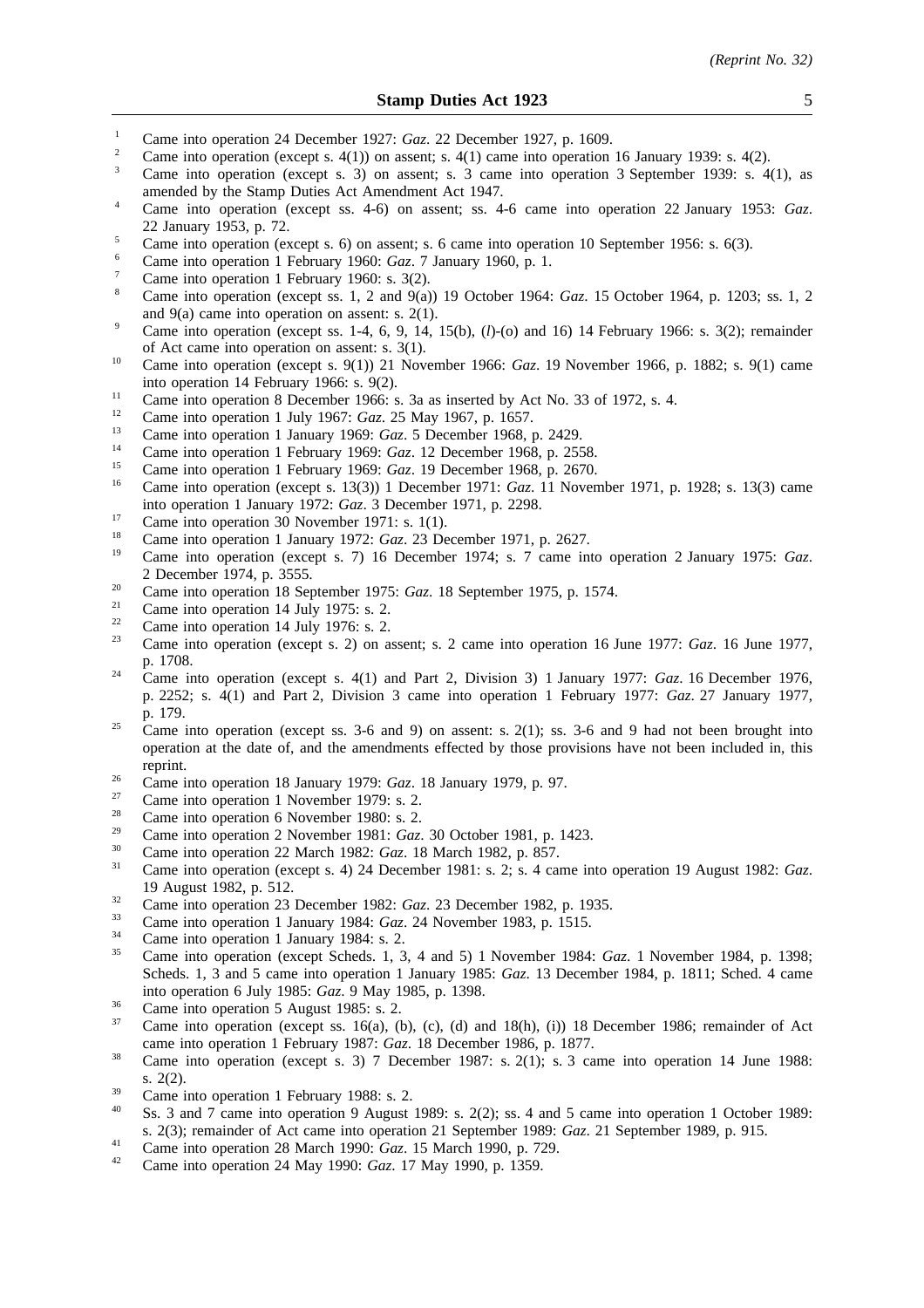[1] Came into operation 24 December 1927: *Gaz*. 22 December 1927, p. 1609.

[2] Came into operation (except s. 4(1)) on assent; s. 4(1) came into operation 16 January 1939: s. 4(2).

[3] Came into operation (except s. 3) on assent; s. 3 came into operation 3 September 1939: s. 4(1), as amended by the Stamp Duties Act Amendment Act 1947.

[4] Came into operation (except ss. 4-6) on assent; ss. 4-6 came into operation 22 January 1953: *Gaz*. 22 January 1953, p. 72.

[5] Came into operation (except s. 6) on assent; s. 6 came into operation 10 September 1956: s. 6(3).

[6] Came into operation 1 February 1960: *Gaz*. 7 January 1960, p. 1.

[7] Came into operation 1 February 1960: s. 3(2).

[8] Came into operation (except ss. 1, 2 and 9(a)) 19 October 1964: *Gaz*. 15 October 1964, p. 1203; ss. 1, 2 and 9(a) came into operation on assent: s. 2(1).

[9] Came into operation (except ss. 1-4, 6, 9, 14, 15(b), (*l*)-(o) and 16) 14 February 1966: s. 3(2); remainder of Act came into operation on assent: s. 3(1).

[10] Came into operation (except s. 9(1)) 21 November 1966: *Gaz*. 19 November 1966, p. 1882; s. 9(1) came into operation 14 February 1966: s. 9(2).

[11] Came into operation 8 December 1966: s. 3a as inserted by Act No. 33 of 1972, s. 4.

[12] Came into operation 1 July 1967: *Gaz*. 25 May 1967, p. 1657.

[13] Came into operation 1 January 1969: *Gaz*. 5 December 1968, p. 2429.

[14] Came into operation 1 February 1969: *Gaz*. 12 December 1968, p. 2558.

[15] Came into operation 1 February 1969: *Gaz*. 19 December 1968, p. 2670.

[16] Came into operation (except s. 13(3)) 1 December 1971: *Gaz*. 11 November 1971, p. 1928; s. 13(3) came into operation 1 January 1972: *Gaz*. 3 December 1971, p. 2298.

[17] Came into operation 30 November 1971: s. 1(1).

[18] Came into operation 1 January 1972: *Gaz*. 23 December 1971, p. 2627.

[19] Came into operation (except s. 7) 16 December 1974; s. 7 came into operation 2 January 1975: *Gaz*. 2 December 1974, p. 3555.

[20] Came into operation 18 September 1975: *Gaz*. 18 September 1975, p. 1574.

[21] Came into operation 14 July 1975: s. 2.

[22] Came into operation 14 July 1976: s. 2.

[23] Came into operation (except s. 2) on assent; s. 2 came into operation 16 June 1977: *Gaz*. 16 June 1977, p. 1708.

[24] Came into operation (except s. 4(1) and Part 2, Division 3) 1 January 1977: *Gaz*. 16 December 1976, p. 2252; s. 4(1) and Part 2, Division 3 came into operation 1 February 1977: *Gaz*. 27 January 1977, p. 179.

[25] Came into operation (except ss. 3-6 and 9) on assent: s. 2(1); ss. 3-6 and 9 had not been brought into operation at the date of, and the amendments effected by those provisions have not been included in, this reprint.

[26] Came into operation 18 January 1979: *Gaz*. 18 January 1979, p. 97.

[27] Came into operation 1 November 1979: s. 2.

[28] Came into operation 6 November 1980: s. 2.

[29] Came into operation 2 November 1981: *Gaz*. 30 October 1981, p. 1423.

[30] Came into operation 22 March 1982: *Gaz*. 18 March 1982, p. 857.

[31] Came into operation (except s. 4) 24 December 1981: s. 2; s. 4 came into operation 19 August 1982: *Gaz*. 19 August 1982, p. 512.

[32] Came into operation 23 December 1982: *Gaz*. 23 December 1982, p. 1935.

[33] Came into operation 1 January 1984: *Gaz*. 24 November 1983, p. 1515.

[34] Came into operation 1 January 1984: s. 2.

[35] Came into operation (except Scheds. 1, 3, 4 and 5) 1 November 1984: *Gaz*. 1 November 1984, p. 1398; Scheds. 1, 3 and 5 came into operation 1 January 1985: *Gaz*. 13 December 1984, p. 1811; Sched. 4 came into operation 6 July 1985: *Gaz*. 9 May 1985, p. 1398.

[36] Came into operation 5 August 1985: s. 2.

[37] Came into operation (except ss. 16(a), (b), (c), (d) and 18(h), (i)) 18 December 1986; remainder of Act came into operation 1 February 1987: *Gaz*. 18 December 1986, p. 1877.

[38] Came into operation (except s. 3) 7 December 1987: s. 2(1); s. 3 came into operation 14 June 1988: s. 2(2).

[39] Came into operation 1 February 1988: s. 2.

[40] Ss. 3 and 7 came into operation 9 August 1989: s. 2(2); ss. 4 and 5 came into operation 1 October 1989: s. 2(3); remainder of Act came into operation 21 September 1989: *Gaz*. 21 September 1989, p. 915.

[41] Came into operation 28 March 1990: *Gaz*. 15 March 1990, p. 729.

[42] Came into operation 24 May 1990: *Gaz*. 17 May 1990, p. 1359.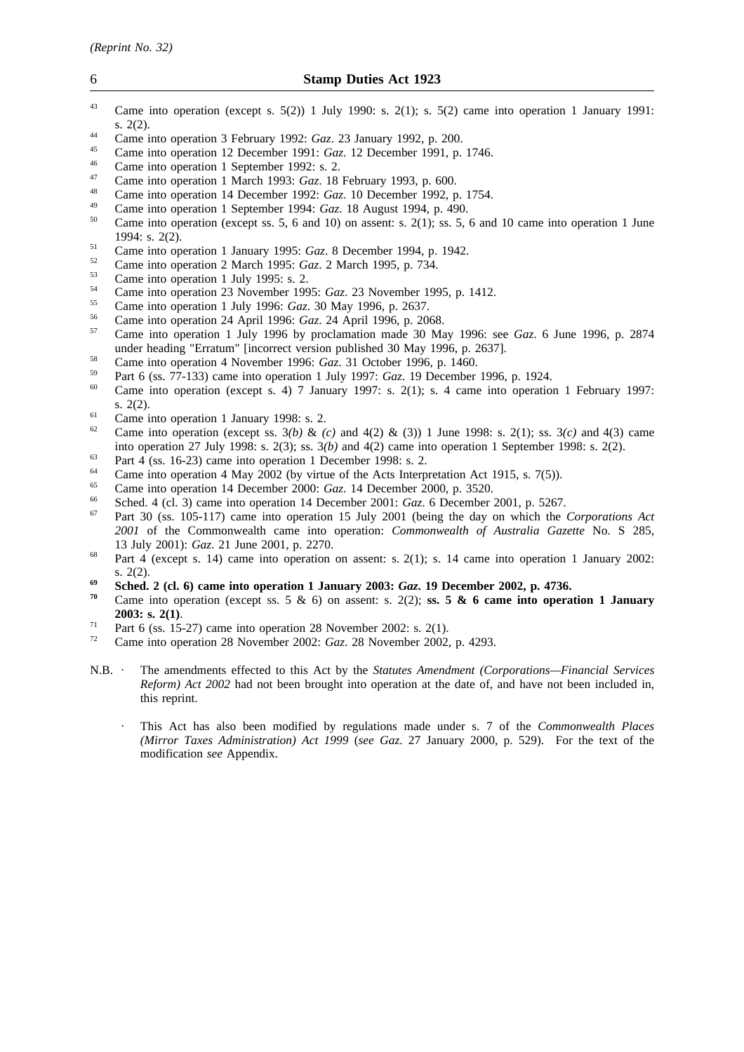[43] Came into operation (except s. 5(2)) 1 July 1990: s. 2(1); s. 5(2) came into operation 1 January 1991: s. 2(2).

[44] Came into operation 3 February 1992: *Gaz*. 23 January 1992, p. 200.

[45] Came into operation 12 December 1991: *Gaz*. 12 December 1991, p. 1746.

[46] Came into operation 1 September 1992: s. 2.

[47] Came into operation 1 March 1993: *Gaz*. 18 February 1993, p. 600.

[48] Came into operation 14 December 1992: *Gaz*. 10 December 1992, p. 1754.

[49] Came into operation 1 September 1994: *Gaz*. 18 August 1994, p. 490.

[50] Came into operation (except ss. 5, 6 and 10) on assent: s. 2(1); ss. 5, 6 and 10 came into operation 1 June 1994: s. 2(2).

[51] Came into operation 1 January 1995: *Gaz*. 8 December 1994, p. 1942.

[52] Came into operation 2 March 1995: *Gaz*. 2 March 1995, p. 734.

[53] Came into operation 1 July 1995: s. 2.

[54] Came into operation 23 November 1995: *Gaz*. 23 November 1995, p. 1412.

[55] Came into operation 1 July 1996: *Gaz*. 30 May 1996, p. 2637.

[56] Came into operation 24 April 1996: *Gaz*. 24 April 1996, p. 2068.

[57] Came into operation 1 July 1996 by proclamation made 30 May 1996: see *Gaz*. 6 June 1996, p. 2874 under heading "Erratum" [incorrect version published 30 May 1996, p. 2637].

[58] Came into operation 4 November 1996: *Gaz*. 31 October 1996, p. 1460.

[59] Part 6 (ss. 77-133) came into operation 1 July 1997: *Gaz*. 19 December 1996, p. 1924.

[60] Came into operation (except s. 4) 7 January 1997: s. 2(1); s. 4 came into operation 1 February 1997: s. 2(2).

[61] Came into operation 1 January 1998: s. 2.

[62] Came into operation (except ss. 3*(b)* & *(c)* and 4(2) & (3)) 1 June 1998: s. 2(1); ss. 3*(c)* and 4(3) came into operation 27 July 1998: s. 2(3); ss. 3*(b)* and 4(2) came into operation 1 September 1998: s. 2(2).

[63] Part 4 (ss. 16-23) came into operation 1 December 1998: s. 2.

[64] Came into operation 4 May 2002 (by virtue of the Acts Interpretation Act 1915, s. 7(5)).

[65] Came into operation 14 December 2000: *Gaz*. 14 December 2000, p. 3520.

[66] Sched. 4 (cl. 3) came into operation 14 December 2001: *Gaz*. 6 December 2001, p. 5267.

[67] Part 30 (ss. 105-117) came into operation 15 July 2001 (being the day on which the *Corporations Act 2001* of the Commonwealth came into operation: *Commonwealth of Australia Gazette* No. S 285, 13 July 2001): *Gaz*. 21 June 2001, p. 2270.

[68] Part 4 (except s. 14) came into operation on assent: s. 2(1); s. 14 came into operation 1 January 2002: s. 2(2).

**[69] Sched. 2 (cl. 6) came into operation 1 January 2003: *Gaz*. 19 December 2002, p. 4736.**

[70] Came into operation (except ss. 5 & 6) on assent: s. 2(2); **ss. 5 & 6 came into operation 1 January 2003: s. 2(1)**.

[71] Part 6 (ss. 15-27) came into operation 28 November 2002: s. 2(1).

[72] Came into operation 28 November 2002: *Gaz*. 28 November 2002, p. 4293.

N.B. · The amendments effected to this Act by the *Statutes Amendment (Corporations—Financial Services Reform) Act 2002* had not been brought into operation at the date of, and have not been included in, this reprint.

· This Act has also been modified by regulations made under s. 7 of the *Commonwealth Places (Mirror Taxes Administration) Act 1999* (*see Gaz*. 27 January 2000, p. 529). For the text of the modification *see* Appendix.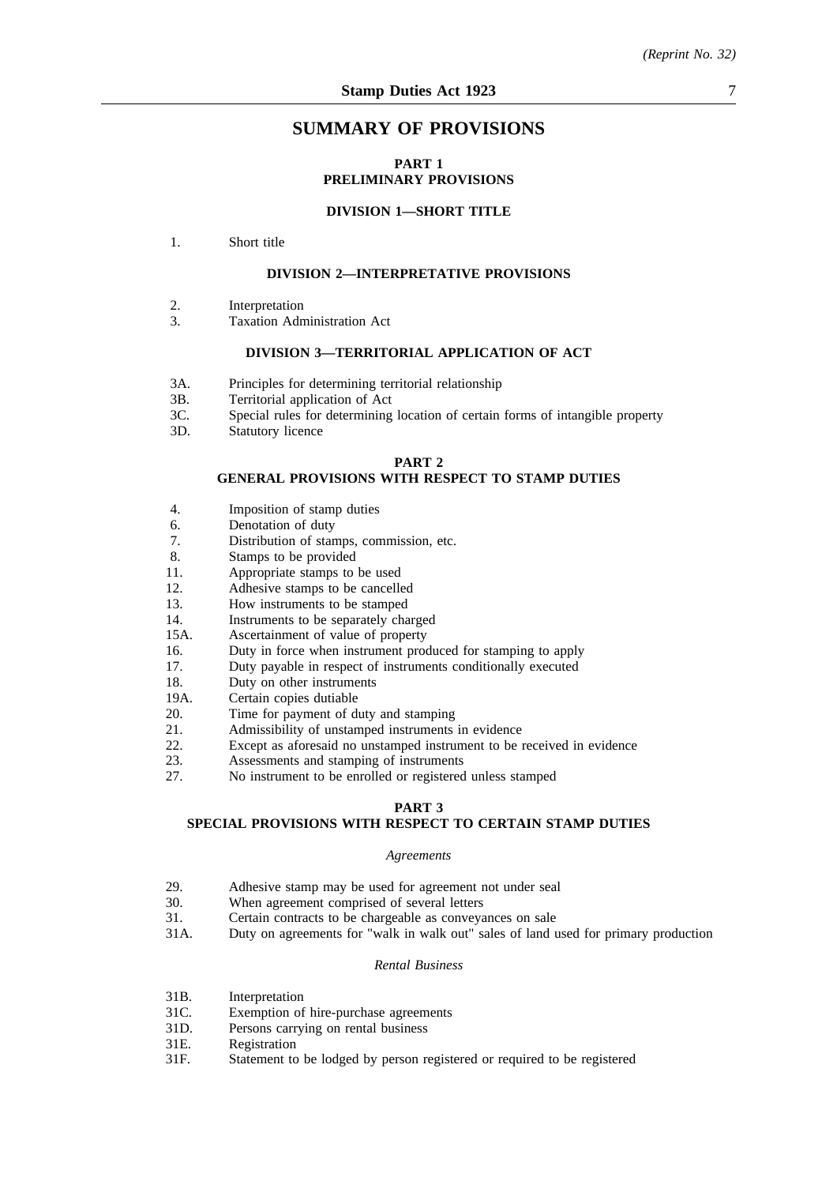# SUMMARY OF PROVISIONS

## PART 1
## PRELIMINARY PROVISIONS

### DIVISION 1—SHORT TITLE

1. Short title

### DIVISION 2—INTERPRETATIVE PROVISIONS

2. Interpretation
3. Taxation Administration Act

### DIVISION 3—TERRITORIAL APPLICATION OF ACT

3A. Principles for determining territorial relationship
3B. Territorial application of Act
3C. Special rules for determining location of certain forms of intangible property
3D. Statutory licence

## PART 2
## GENERAL PROVISIONS WITH RESPECT TO STAMP DUTIES

4. Imposition of stamp duties
6. Denotation of duty
7. Distribution of stamps, commission, etc.
8. Stamps to be provided
11. Appropriate stamps to be used
12. Adhesive stamps to be cancelled
13. How instruments to be stamped
14. Instruments to be separately charged
15A. Ascertainment of value of property
16. Duty in force when instrument produced for stamping to apply
17. Duty payable in respect of instruments conditionally executed
18. Duty on other instruments
19A. Certain copies dutiable
20. Time for payment of duty and stamping
21. Admissibility of unstamped instruments in evidence
22. Except as aforesaid no unstamped instrument to be received in evidence
23. Assessments and stamping of instruments
27. No instrument to be enrolled or registered unless stamped

## PART 3
## SPECIAL PROVISIONS WITH RESPECT TO CERTAIN STAMP DUTIES

*Agreements*

29. Adhesive stamp may be used for agreement not under seal
30. When agreement comprised of several letters
31. Certain contracts to be chargeable as conveyances on sale
31A. Duty on agreements for "walk in walk out" sales of land used for primary production

*Rental Business*

31B. Interpretation
31C. Exemption of hire-purchase agreements
31D. Persons carrying on rental business
31E. Registration
31F. Statement to be lodged by person registered or required to be registered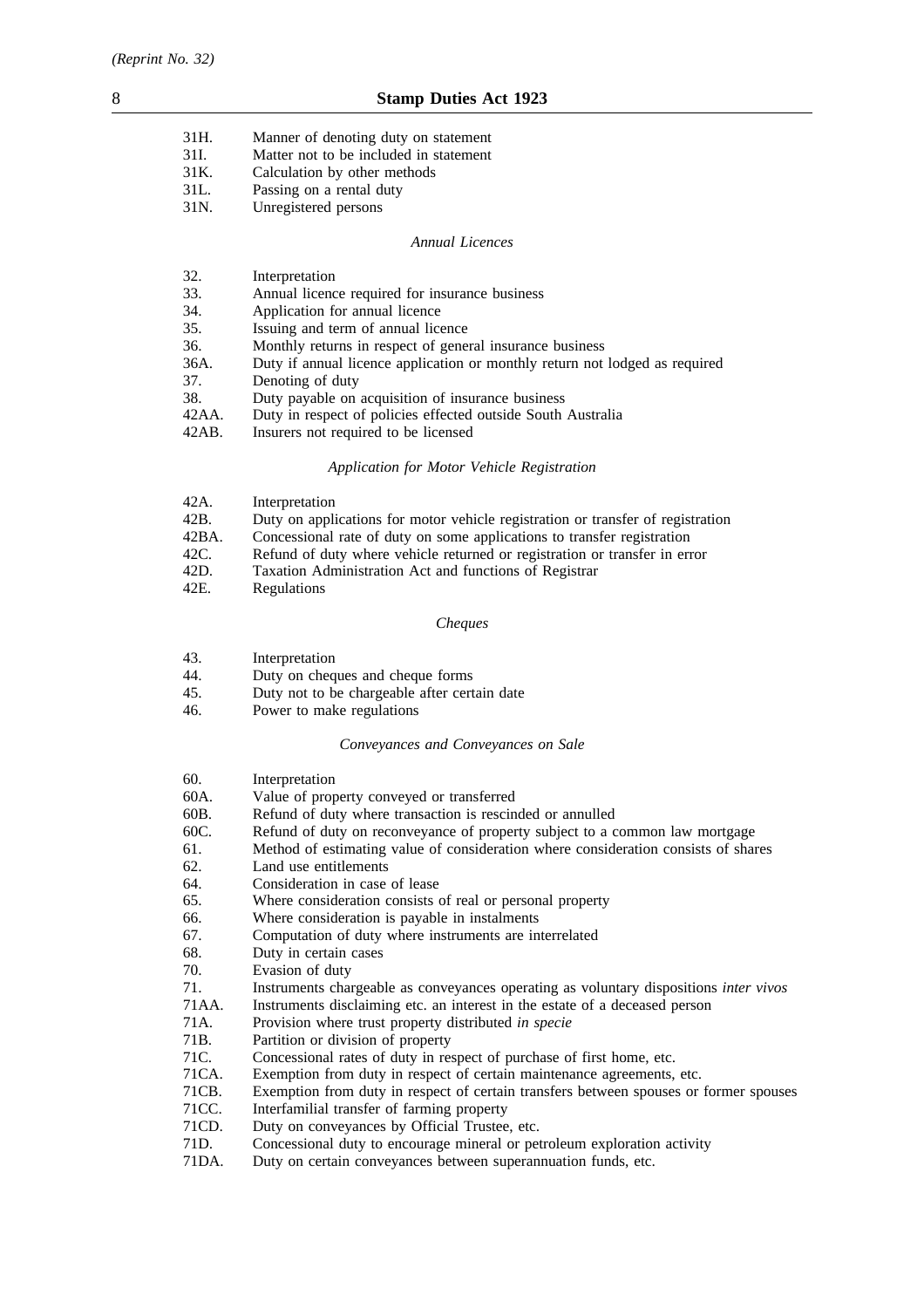31H. Manner of denoting duty on statement
31I. Matter not to be included in statement
31K. Calculation by other methods
31L. Passing on a rental duty
31N. Unregistered persons

*Annual Licences*

32. Interpretation
33. Annual licence required for insurance business
34. Application for annual licence
35. Issuing and term of annual licence
36. Monthly returns in respect of general insurance business
36A. Duty if annual licence application or monthly return not lodged as required
37. Denoting of duty
38. Duty payable on acquisition of insurance business
42AA. Duty in respect of policies effected outside South Australia
42AB. Insurers not required to be licensed

*Application for Motor Vehicle Registration*

42A. Interpretation
42B. Duty on applications for motor vehicle registration or transfer of registration
42BA. Concessional rate of duty on some applications to transfer registration
42C. Refund of duty where vehicle returned or registration or transfer in error
42D. Taxation Administration Act and functions of Registrar
42E. Regulations

*Cheques*

43. Interpretation
44. Duty on cheques and cheque forms
45. Duty not to be chargeable after certain date
46. Power to make regulations

*Conveyances and Conveyances on Sale*

60. Interpretation
60A. Value of property conveyed or transferred
60B. Refund of duty where transaction is rescinded or annulled
60C. Refund of duty on reconveyance of property subject to a common law mortgage
61. Method of estimating value of consideration where consideration consists of shares
62. Land use entitlements
64. Consideration in case of lease
65. Where consideration consists of real or personal property
66. Where consideration is payable in instalments
67. Computation of duty where instruments are interrelated
68. Duty in certain cases
70. Evasion of duty
71. Instruments chargeable as conveyances operating as voluntary dispositions *inter vivos*
71AA. Instruments disclaiming etc. an interest in the estate of a deceased person
71A. Provision where trust property distributed *in specie*
71B. Partition or division of property
71C. Concessional rates of duty in respect of purchase of first home, etc.
71CA. Exemption from duty in respect of certain maintenance agreements, etc.
71CB. Exemption from duty in respect of certain transfers between spouses or former spouses
71CC. Interfamilial transfer of farming property
71CD. Duty on conveyances by Official Trustee, etc.
71D. Concessional duty to encourage mineral or petroleum exploration activity
71DA. Duty on certain conveyances between superannuation funds, etc.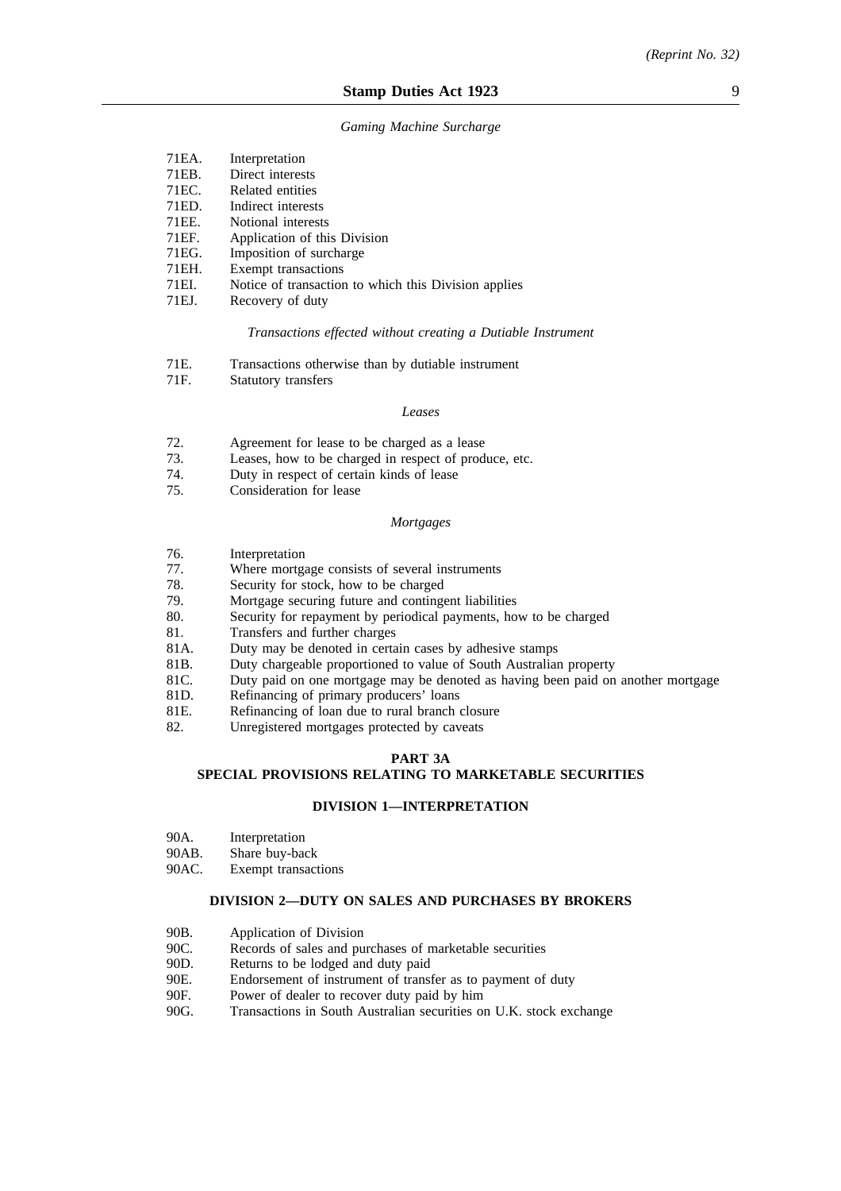*Gaming Machine Surcharge*

71EA. Interpretation
71EB. Direct interests
71EC. Related entities
71ED. Indirect interests
71EE. Notional interests
71EF. Application of this Division
71EG. Imposition of surcharge
71EH. Exempt transactions
71EI. Notice of transaction to which this Division applies
71EJ. Recovery of duty

*Transactions effected without creating a Dutiable Instrument*

71E. Transactions otherwise than by dutiable instrument
71F. Statutory transfers

*Leases*

72. Agreement for lease to be charged as a lease
73. Leases, how to be charged in respect of produce, etc.
74. Duty in respect of certain kinds of lease
75. Consideration for lease

*Mortgages*

76. Interpretation
77. Where mortgage consists of several instruments
78. Security for stock, how to be charged
79. Mortgage securing future and contingent liabilities
80. Security for repayment by periodical payments, how to be charged
81. Transfers and further charges
81A. Duty may be denoted in certain cases by adhesive stamps
81B. Duty chargeable proportioned to value of South Australian property
81C. Duty paid on one mortgage may be denoted as having been paid on another mortgage
81D. Refinancing of primary producers' loans
81E. Refinancing of loan due to rural branch closure
82. Unregistered mortgages protected by caveats

## PART 3A
## SPECIAL PROVISIONS RELATING TO MARKETABLE SECURITIES

### DIVISION 1—INTERPRETATION

90A. Interpretation
90AB. Share buy-back
90AC. Exempt transactions

### DIVISION 2—DUTY ON SALES AND PURCHASES BY BROKERS

90B. Application of Division
90C. Records of sales and purchases of marketable securities
90D. Returns to be lodged and duty paid
90E. Endorsement of instrument of transfer as to payment of duty
90F. Power of dealer to recover duty paid by him
90G. Transactions in South Australian securities on U.K. stock exchange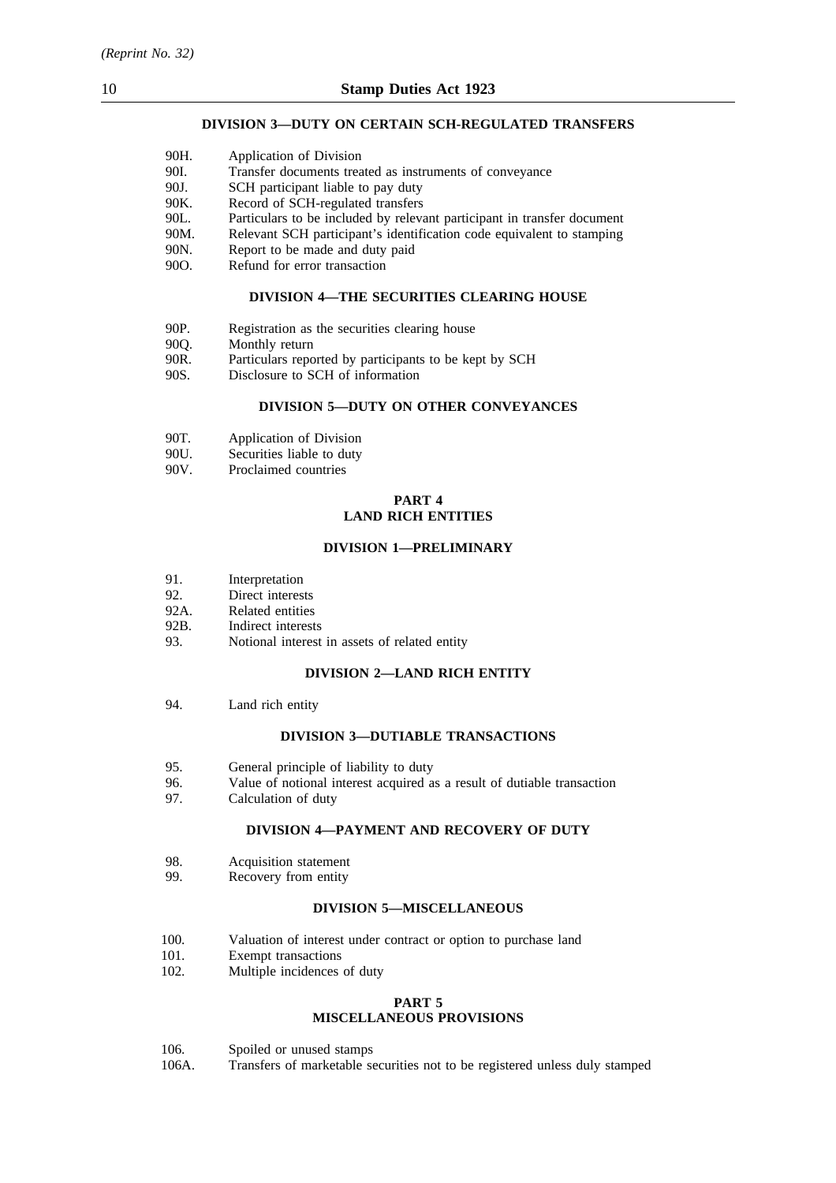#### DIVISION 3—DUTY ON CERTAIN SCH-REGULATED TRANSFERS

- 90H. Application of Division
- 90I. Transfer documents treated as instruments of conveyance
- 90J. SCH participant liable to pay duty
- 90K. Record of SCH-regulated transfers
- 90L. Particulars to be included by relevant participant in transfer document
- 90M. Relevant SCH participant's identification code equivalent to stamping
- 90N. Report to be made and duty paid
- 90O. Refund for error transaction

#### DIVISION 4—THE SECURITIES CLEARING HOUSE

- 90P. Registration as the securities clearing house
- 90Q. Monthly return
- 90R. Particulars reported by participants to be kept by SCH
- 90S. Disclosure to SCH of information

#### DIVISION 5—DUTY ON OTHER CONVEYANCES

- 90T. Application of Division
- 90U. Securities liable to duty
- 90V. Proclaimed countries

### PART 4
### LAND RICH ENTITIES

#### DIVISION 1—PRELIMINARY

- 91. Interpretation
- 92. Direct interests
- 92A. Related entities
- 92B. Indirect interests
- 93. Notional interest in assets of related entity

#### DIVISION 2—LAND RICH ENTITY

- 94. Land rich entity

#### DIVISION 3—DUTIABLE TRANSACTIONS

- 95. General principle of liability to duty
- 96. Value of notional interest acquired as a result of dutiable transaction
- 97. Calculation of duty

#### DIVISION 4—PAYMENT AND RECOVERY OF DUTY

- 98. Acquisition statement
- 99. Recovery from entity

#### DIVISION 5—MISCELLANEOUS

- 100. Valuation of interest under contract or option to purchase land
- 101. Exempt transactions
- 102. Multiple incidences of duty

### PART 5
### MISCELLANEOUS PROVISIONS

- 106. Spoiled or unused stamps
- 106A. Transfers of marketable securities not to be registered unless duly stamped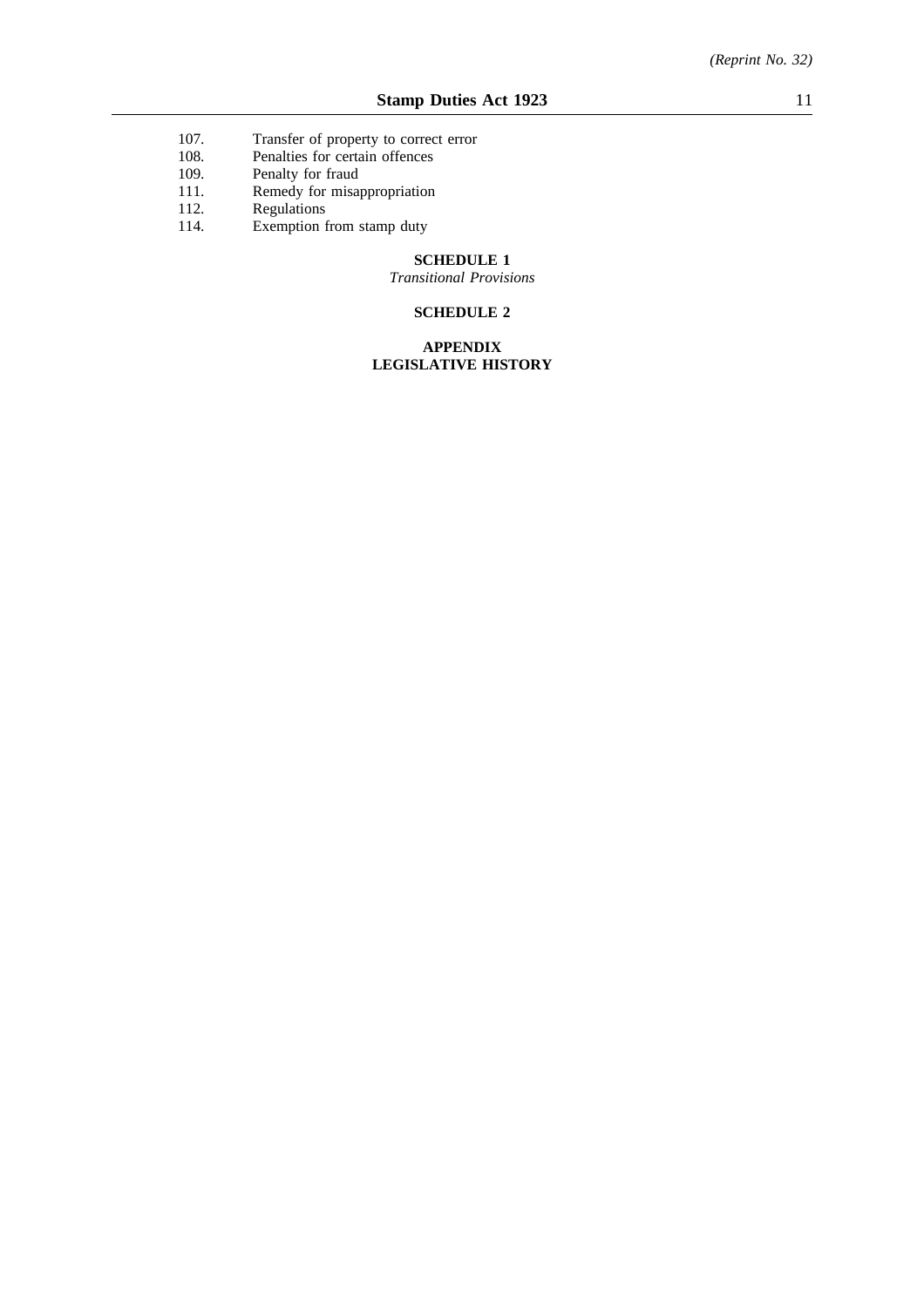107. Transfer of property to correct error
108. Penalties for certain offences
109. Penalty for fraud
111. Remedy for misappropriation
112. Regulations
114. Exemption from stamp duty

**SCHEDULE 1**

*Transitional Provisions*

**SCHEDULE 2**

**APPENDIX**
**LEGISLATIVE HISTORY**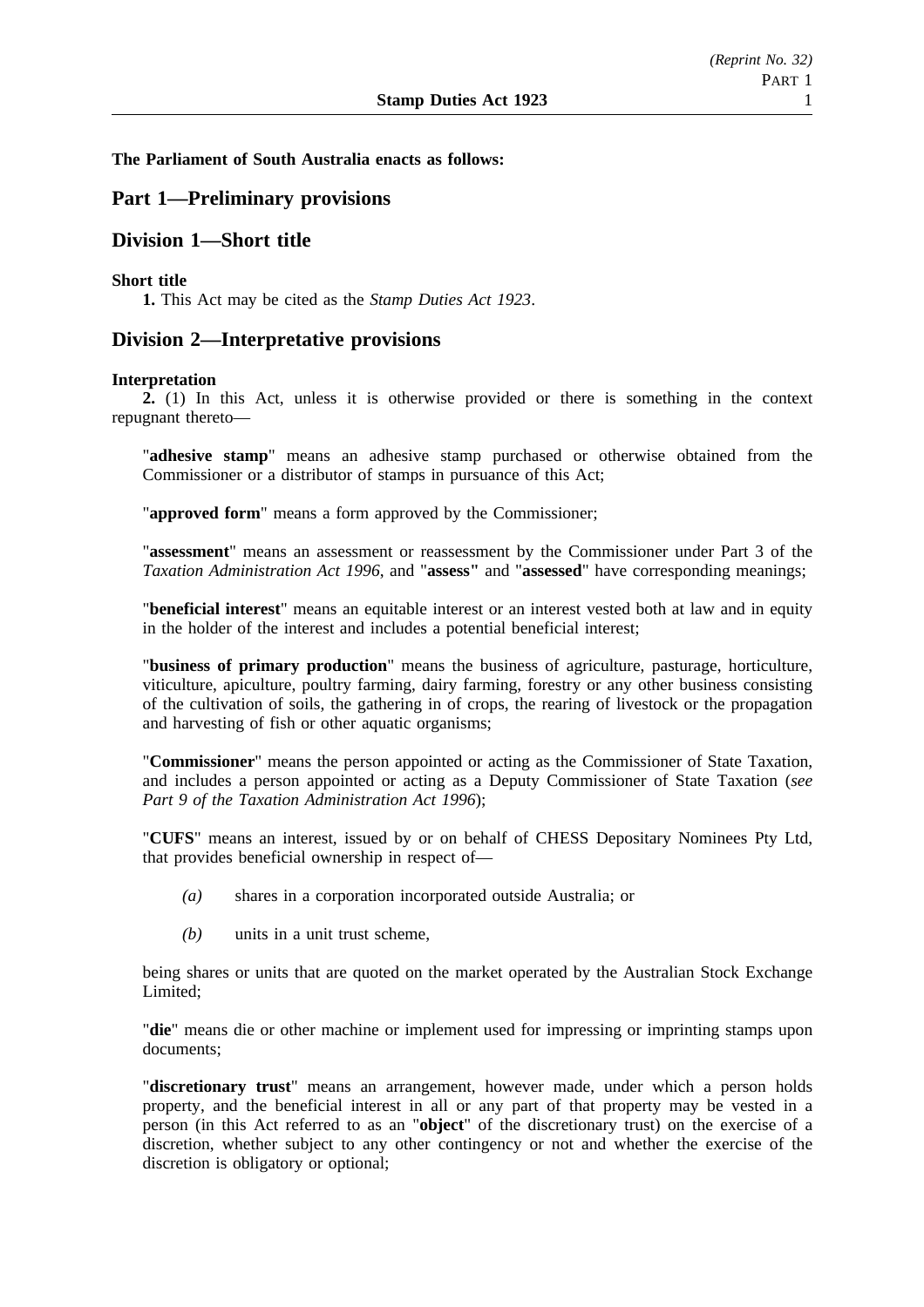**The Parliament of South Australia enacts as follows:**

# Part 1—Preliminary provisions

## Division 1—Short title

**Short title**

**1.** This Act may be cited as the *Stamp Duties Act 1923*.

## Division 2—Interpretative provisions

**Interpretation**

**2.** (1) In this Act, unless it is otherwise provided or there is something in the context repugnant thereto—

"**adhesive stamp**" means an adhesive stamp purchased or otherwise obtained from the Commissioner or a distributor of stamps in pursuance of this Act;

"**approved form**" means a form approved by the Commissioner;

"**assessment**" means an assessment or reassessment by the Commissioner under Part 3 of the *Taxation Administration Act 1996*, and "**assess"** and "**assessed**" have corresponding meanings;

"**beneficial interest**" means an equitable interest or an interest vested both at law and in equity in the holder of the interest and includes a potential beneficial interest;

"**business of primary production**" means the business of agriculture, pasturage, horticulture, viticulture, apiculture, poultry farming, dairy farming, forestry or any other business consisting of the cultivation of soils, the gathering in of crops, the rearing of livestock or the propagation and harvesting of fish or other aquatic organisms;

"**Commissioner**" means the person appointed or acting as the Commissioner of State Taxation, and includes a person appointed or acting as a Deputy Commissioner of State Taxation (*see Part 9 of the Taxation Administration Act 1996*);

"**CUFS**" means an interest, issued by or on behalf of CHESS Depositary Nominees Pty Ltd, that provides beneficial ownership in respect of—

*(a)* shares in a corporation incorporated outside Australia; or

*(b)* units in a unit trust scheme,

being shares or units that are quoted on the market operated by the Australian Stock Exchange Limited;

"**die**" means die or other machine or implement used for impressing or imprinting stamps upon documents;

"**discretionary trust**" means an arrangement, however made, under which a person holds property, and the beneficial interest in all or any part of that property may be vested in a person (in this Act referred to as an "**object**" of the discretionary trust) on the exercise of a discretion, whether subject to any other contingency or not and whether the exercise of the discretion is obligatory or optional;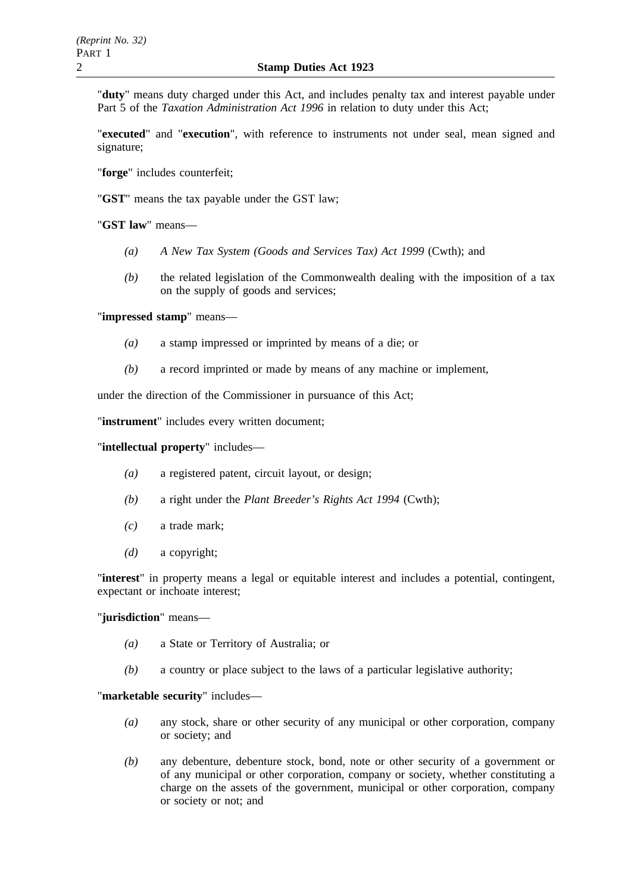"**duty**" means duty charged under this Act, and includes penalty tax and interest payable under Part 5 of the *Taxation Administration Act 1996* in relation to duty under this Act;

"**executed**" and "**execution**", with reference to instruments not under seal, mean signed and signature;

"**forge**" includes counterfeit;

"**GST**" means the tax payable under the GST law;

"**GST law**" means—

*(a)* *A New Tax System (Goods and Services Tax) Act 1999* (Cwth); and

*(b)* the related legislation of the Commonwealth dealing with the imposition of a tax on the supply of goods and services;

"**impressed stamp**" means—

*(a)* a stamp impressed or imprinted by means of a die; or

*(b)* a record imprinted or made by means of any machine or implement,

under the direction of the Commissioner in pursuance of this Act;

"**instrument**" includes every written document;

"**intellectual property**" includes—

*(a)* a registered patent, circuit layout, or design;

*(b)* a right under the *Plant Breeder's Rights Act 1994* (Cwth);

*(c)* a trade mark;

*(d)* a copyright;

"**interest**" in property means a legal or equitable interest and includes a potential, contingent, expectant or inchoate interest;

"**jurisdiction**" means—

*(a)* a State or Territory of Australia; or

*(b)* a country or place subject to the laws of a particular legislative authority;

"**marketable security**" includes—

*(a)* any stock, share or other security of any municipal or other corporation, company or society; and

*(b)* any debenture, debenture stock, bond, note or other security of a government or of any municipal or other corporation, company or society, whether constituting a charge on the assets of the government, municipal or other corporation, company or society or not; and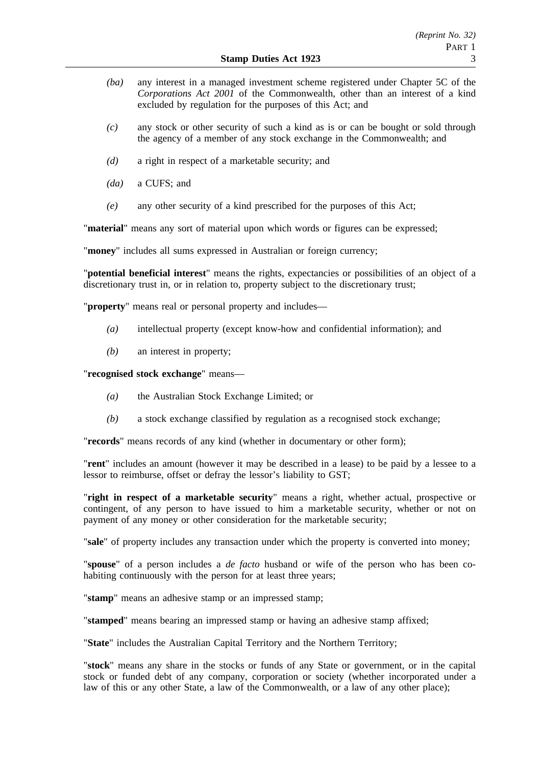*(ba)* any interest in a managed investment scheme registered under Chapter 5C of the *Corporations Act 2001* of the Commonwealth, other than an interest of a kind excluded by regulation for the purposes of this Act; and

*(c)* any stock or other security of such a kind as is or can be bought or sold through the agency of a member of any stock exchange in the Commonwealth; and

*(d)* a right in respect of a marketable security; and

*(da)* a CUFS; and

*(e)* any other security of a kind prescribed for the purposes of this Act;

"**material**" means any sort of material upon which words or figures can be expressed;

"**money**" includes all sums expressed in Australian or foreign currency;

"**potential beneficial interest**" means the rights, expectancies or possibilities of an object of a discretionary trust in, or in relation to, property subject to the discretionary trust;

"**property**" means real or personal property and includes—

*(a)* intellectual property (except know-how and confidential information); and

*(b)* an interest in property;

"**recognised stock exchange**" means—

*(a)* the Australian Stock Exchange Limited; or

*(b)* a stock exchange classified by regulation as a recognised stock exchange;

"**records**" means records of any kind (whether in documentary or other form);

"**rent**" includes an amount (however it may be described in a lease) to be paid by a lessee to a lessor to reimburse, offset or defray the lessor's liability to GST;

"**right in respect of a marketable security**" means a right, whether actual, prospective or contingent, of any person to have issued to him a marketable security, whether or not on payment of any money or other consideration for the marketable security;

"**sale**" of property includes any transaction under which the property is converted into money;

"**spouse**" of a person includes a *de facto* husband or wife of the person who has been co-habiting continuously with the person for at least three years;

"**stamp**" means an adhesive stamp or an impressed stamp;

"**stamped**" means bearing an impressed stamp or having an adhesive stamp affixed;

"**State**" includes the Australian Capital Territory and the Northern Territory;

"**stock**" means any share in the stocks or funds of any State or government, or in the capital stock or funded debt of any company, corporation or society (whether incorporated under a law of this or any other State, a law of the Commonwealth, or a law of any other place);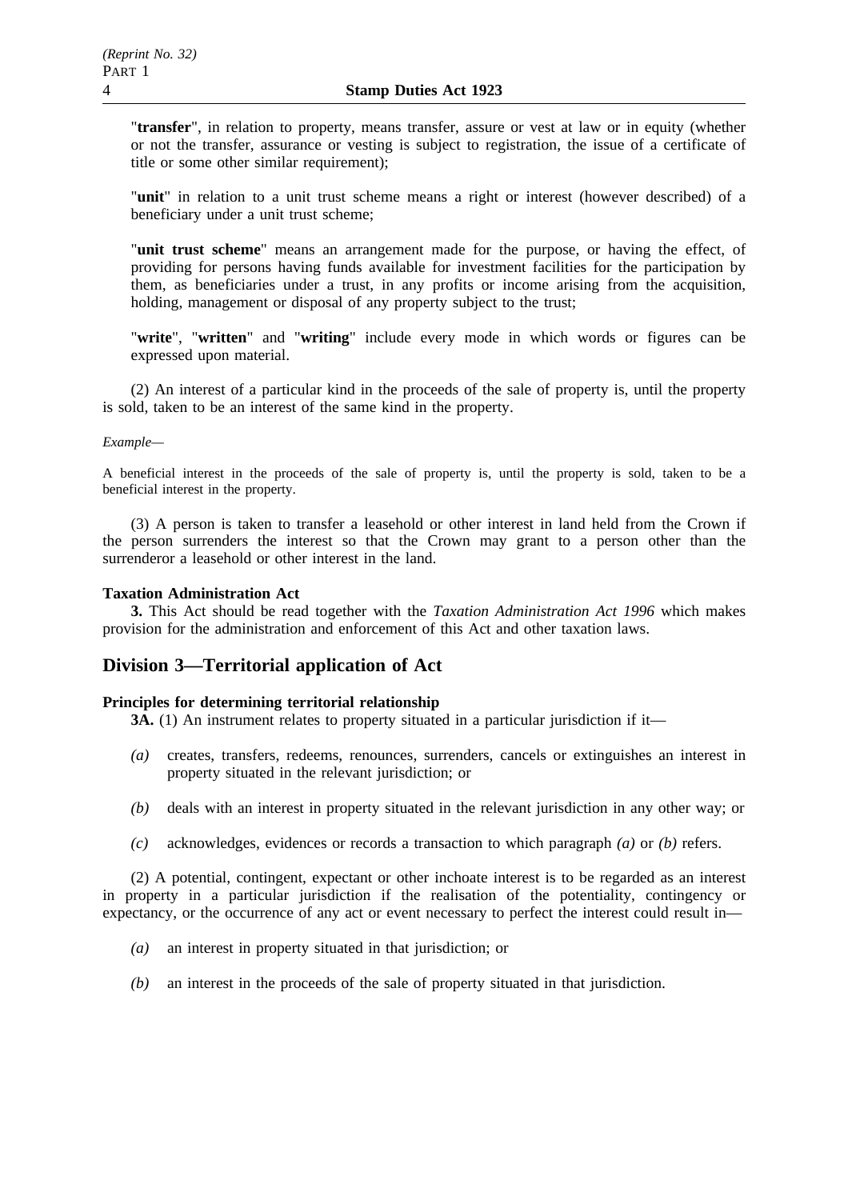"**transfer**", in relation to property, means transfer, assure or vest at law or in equity (whether or not the transfer, assurance or vesting is subject to registration, the issue of a certificate of title or some other similar requirement);

"**unit**" in relation to a unit trust scheme means a right or interest (however described) of a beneficiary under a unit trust scheme;

"**unit trust scheme**" means an arrangement made for the purpose, or having the effect, of providing for persons having funds available for investment facilities for the participation by them, as beneficiaries under a trust, in any profits or income arising from the acquisition, holding, management or disposal of any property subject to the trust;

"**write**", "**written**" and "**writing**" include every mode in which words or figures can be expressed upon material.

(2) An interest of a particular kind in the proceeds of the sale of property is, until the property is sold, taken to be an interest of the same kind in the property.

*Example—*

A beneficial interest in the proceeds of the sale of property is, until the property is sold, taken to be a beneficial interest in the property.

(3) A person is taken to transfer a leasehold or other interest in land held from the Crown if the person surrenders the interest so that the Crown may grant to a person other than the surrenderor a leasehold or other interest in the land.

**Taxation Administration Act**

**3.** This Act should be read together with the *Taxation Administration Act 1996* which makes provision for the administration and enforcement of this Act and other taxation laws.

## Division 3—Territorial application of Act

**Principles for determining territorial relationship**

**3A.** (1) An instrument relates to property situated in a particular jurisdiction if it—

*(a)* creates, transfers, redeems, renounces, surrenders, cancels or extinguishes an interest in property situated in the relevant jurisdiction; or

*(b)* deals with an interest in property situated in the relevant jurisdiction in any other way; or

*(c)* acknowledges, evidences or records a transaction to which paragraph *(a)* or *(b)* refers.

(2) A potential, contingent, expectant or other inchoate interest is to be regarded as an interest in property in a particular jurisdiction if the realisation of the potentiality, contingency or expectancy, or the occurrence of any act or event necessary to perfect the interest could result in—

*(a)* an interest in property situated in that jurisdiction; or

*(b)* an interest in the proceeds of the sale of property situated in that jurisdiction.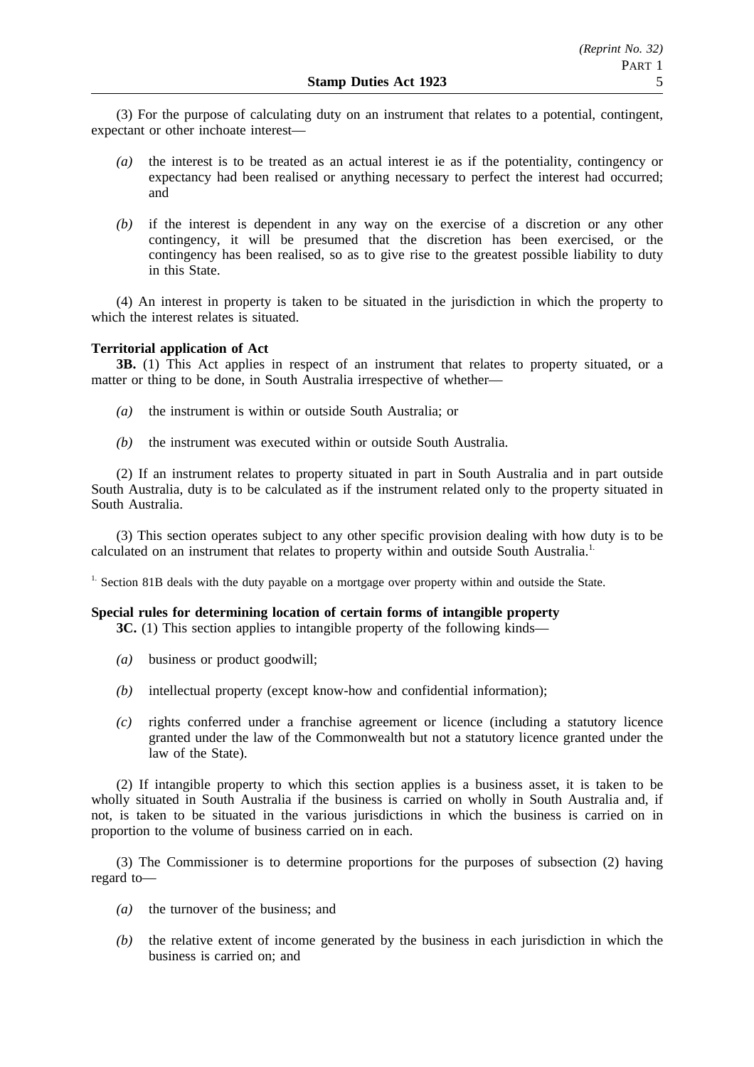(3) For the purpose of calculating duty on an instrument that relates to a potential, contingent, expectant or other inchoate interest—

- *(a)* the interest is to be treated as an actual interest ie as if the potentiality, contingency or expectancy had been realised or anything necessary to perfect the interest had occurred; and
- *(b)* if the interest is dependent in any way on the exercise of a discretion or any other contingency, it will be presumed that the discretion has been exercised, or the contingency has been realised, so as to give rise to the greatest possible liability to duty in this State.

(4) An interest in property is taken to be situated in the jurisdiction in which the property to which the interest relates is situated.

**Territorial application of Act**

**3B.** (1) This Act applies in respect of an instrument that relates to property situated, or a matter or thing to be done, in South Australia irrespective of whether—

- *(a)* the instrument is within or outside South Australia; or
- *(b)* the instrument was executed within or outside South Australia.

(2) If an instrument relates to property situated in part in South Australia and in part outside South Australia, duty is to be calculated as if the instrument related only to the property situated in South Australia.

(3) This section operates subject to any other specific provision dealing with how duty is to be calculated on an instrument that relates to property within and outside South Australia.[1.]

[1.] Section 81B deals with the duty payable on a mortgage over property within and outside the State.

**Special rules for determining location of certain forms of intangible property**

**3C.** (1) This section applies to intangible property of the following kinds—

- *(a)* business or product goodwill;
- *(b)* intellectual property (except know-how and confidential information);
- *(c)* rights conferred under a franchise agreement or licence (including a statutory licence granted under the law of the Commonwealth but not a statutory licence granted under the law of the State).

(2) If intangible property to which this section applies is a business asset, it is taken to be wholly situated in South Australia if the business is carried on wholly in South Australia and, if not, is taken to be situated in the various jurisdictions in which the business is carried on in proportion to the volume of business carried on in each.

(3) The Commissioner is to determine proportions for the purposes of subsection (2) having regard to—

- *(a)* the turnover of the business; and
- *(b)* the relative extent of income generated by the business in each jurisdiction in which the business is carried on; and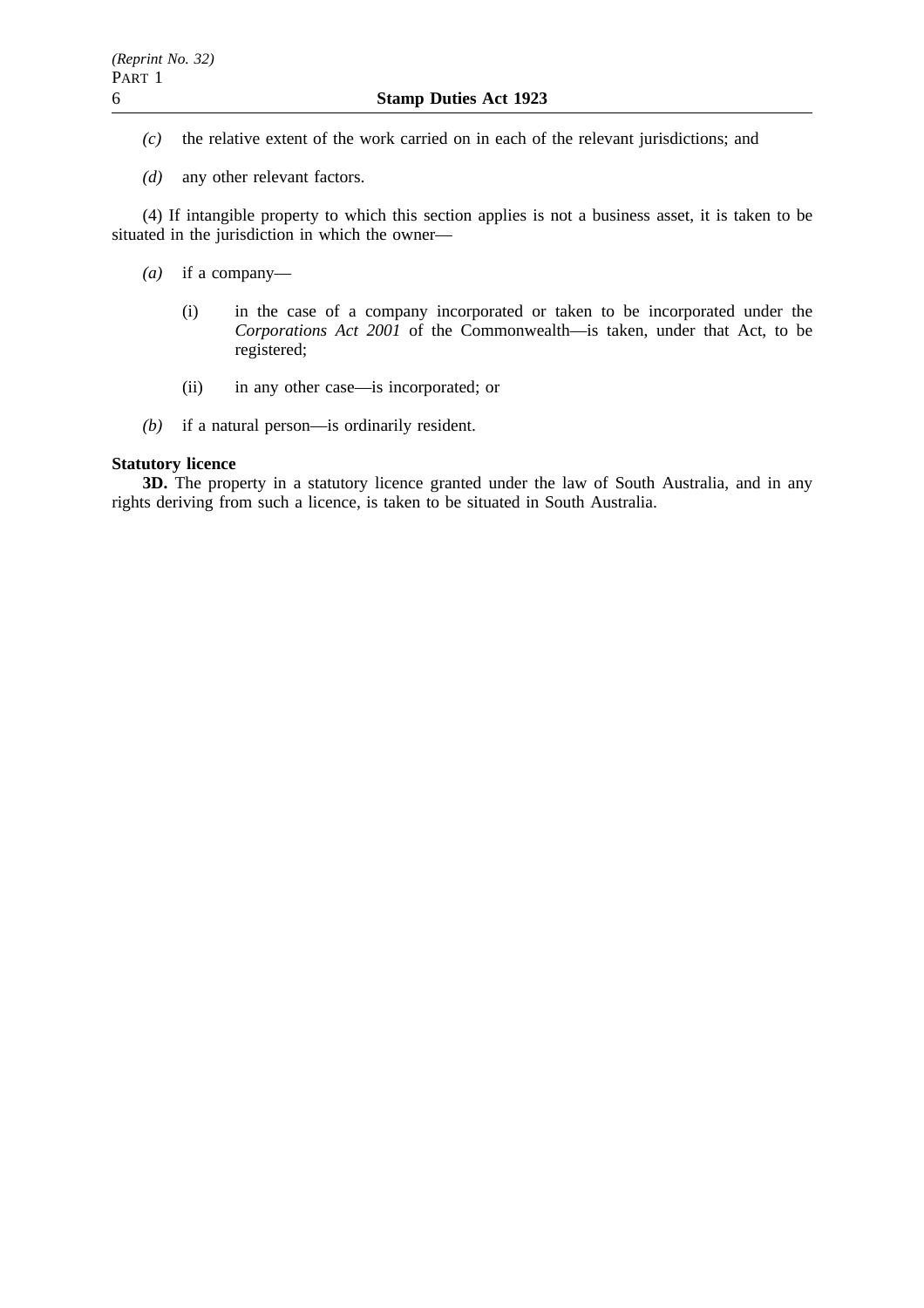*(c)* the relative extent of the work carried on in each of the relevant jurisdictions; and

*(d)* any other relevant factors.

(4) If intangible property to which this section applies is not a business asset, it is taken to be situated in the jurisdiction in which the owner—

*(a)* if a company—

(i) in the case of a company incorporated or taken to be incorporated under the *Corporations Act 2001* of the Commonwealth—is taken, under that Act, to be registered;

(ii) in any other case—is incorporated; or

*(b)* if a natural person—is ordinarily resident.

**Statutory licence**

**3D.** The property in a statutory licence granted under the law of South Australia, and in any rights deriving from such a licence, is taken to be situated in South Australia.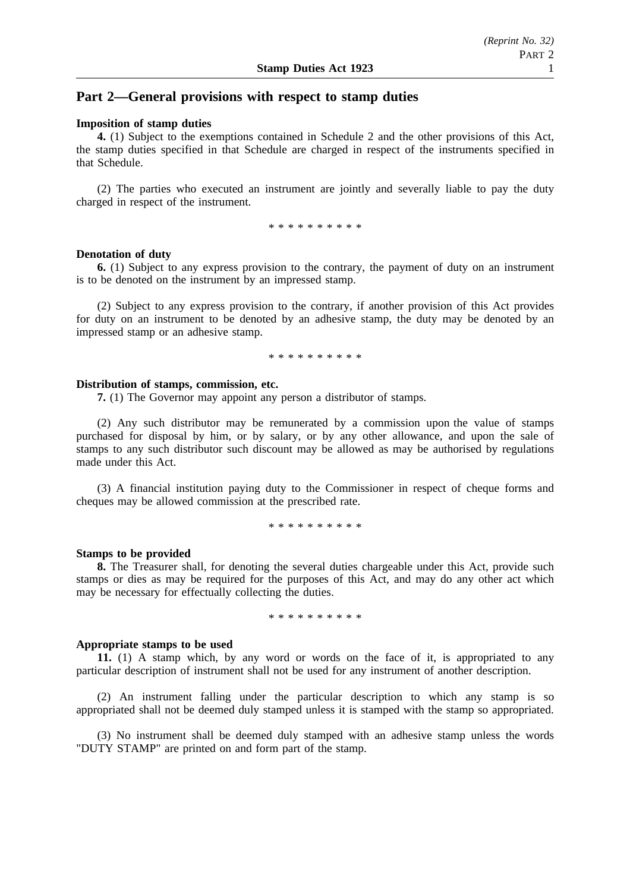## Part 2—General provisions with respect to stamp duties

**Imposition of stamp duties**

**4.** (1) Subject to the exemptions contained in Schedule 2 and the other provisions of this Act, the stamp duties specified in that Schedule are charged in respect of the instruments specified in that Schedule.

(2) The parties who executed an instrument are jointly and severally liable to pay the duty charged in respect of the instrument.

\* \* \* \* \* \* \* \* \* \*

**Denotation of duty**

**6.** (1) Subject to any express provision to the contrary, the payment of duty on an instrument is to be denoted on the instrument by an impressed stamp.

(2) Subject to any express provision to the contrary, if another provision of this Act provides for duty on an instrument to be denoted by an adhesive stamp, the duty may be denoted by an impressed stamp or an adhesive stamp.

\* \* \* \* \* \* \* \* \* \*

**Distribution of stamps, commission, etc.**

**7.** (1) The Governor may appoint any person a distributor of stamps.

(2) Any such distributor may be remunerated by a commission upon the value of stamps purchased for disposal by him, or by salary, or by any other allowance, and upon the sale of stamps to any such distributor such discount may be allowed as may be authorised by regulations made under this Act.

(3) A financial institution paying duty to the Commissioner in respect of cheque forms and cheques may be allowed commission at the prescribed rate.

\* \* \* \* \* \* \* \* \* \*

**Stamps to be provided**

**8.** The Treasurer shall, for denoting the several duties chargeable under this Act, provide such stamps or dies as may be required for the purposes of this Act, and may do any other act which may be necessary for effectually collecting the duties.

\* \* \* \* \* \* \* \* \* \*

**Appropriate stamps to be used**

**11.** (1) A stamp which, by any word or words on the face of it, is appropriated to any particular description of instrument shall not be used for any instrument of another description.

(2) An instrument falling under the particular description to which any stamp is so appropriated shall not be deemed duly stamped unless it is stamped with the stamp so appropriated.

(3) No instrument shall be deemed duly stamped with an adhesive stamp unless the words "DUTY STAMP" are printed on and form part of the stamp.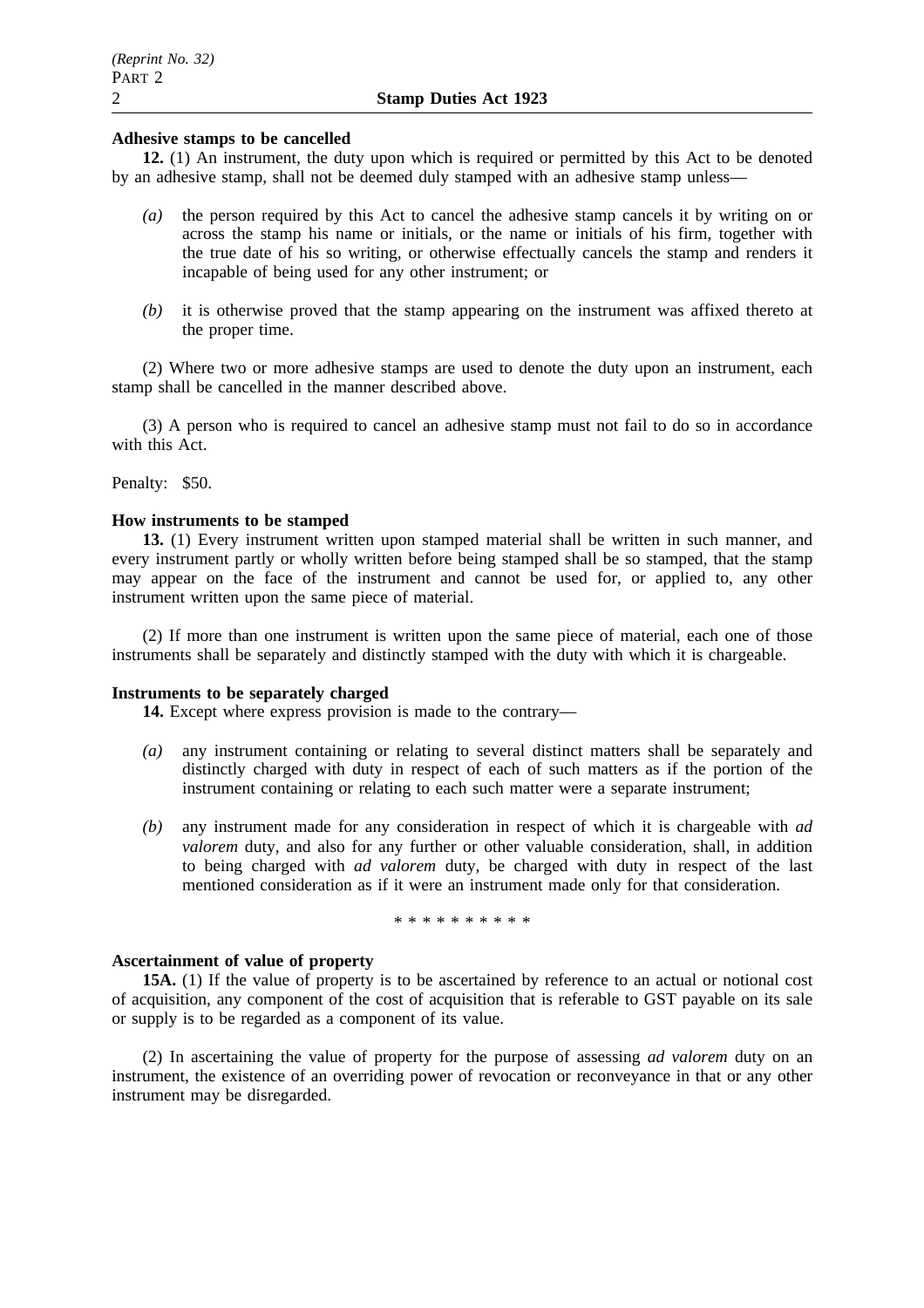**Adhesive stamps to be cancelled**

**12.** (1) An instrument, the duty upon which is required or permitted by this Act to be denoted by an adhesive stamp, shall not be deemed duly stamped with an adhesive stamp unless—

*(a)* the person required by this Act to cancel the adhesive stamp cancels it by writing on or across the stamp his name or initials, or the name or initials of his firm, together with the true date of his so writing, or otherwise effectually cancels the stamp and renders it incapable of being used for any other instrument; or

*(b)* it is otherwise proved that the stamp appearing on the instrument was affixed thereto at the proper time.

(2) Where two or more adhesive stamps are used to denote the duty upon an instrument, each stamp shall be cancelled in the manner described above.

(3) A person who is required to cancel an adhesive stamp must not fail to do so in accordance with this Act.

Penalty: $50.

**How instruments to be stamped**

**13.** (1) Every instrument written upon stamped material shall be written in such manner, and every instrument partly or wholly written before being stamped shall be so stamped, that the stamp may appear on the face of the instrument and cannot be used for, or applied to, any other instrument written upon the same piece of material.

(2) If more than one instrument is written upon the same piece of material, each one of those instruments shall be separately and distinctly stamped with the duty with which it is chargeable.

**Instruments to be separately charged**

**14.** Except where express provision is made to the contrary—

*(a)* any instrument containing or relating to several distinct matters shall be separately and distinctly charged with duty in respect of each of such matters as if the portion of the instrument containing or relating to each such matter were a separate instrument;

*(b)* any instrument made for any consideration in respect of which it is chargeable with *ad valorem* duty, and also for any further or other valuable consideration, shall, in addition to being charged with *ad valorem* duty, be charged with duty in respect of the last mentioned consideration as if it were an instrument made only for that consideration.

* * * * * * * * * *

**Ascertainment of value of property**

**15A.** (1) If the value of property is to be ascertained by reference to an actual or notional cost of acquisition, any component of the cost of acquisition that is referable to GST payable on its sale or supply is to be regarded as a component of its value.

(2) In ascertaining the value of property for the purpose of assessing *ad valorem* duty on an instrument, the existence of an overriding power of revocation or reconveyance in that or any other instrument may be disregarded.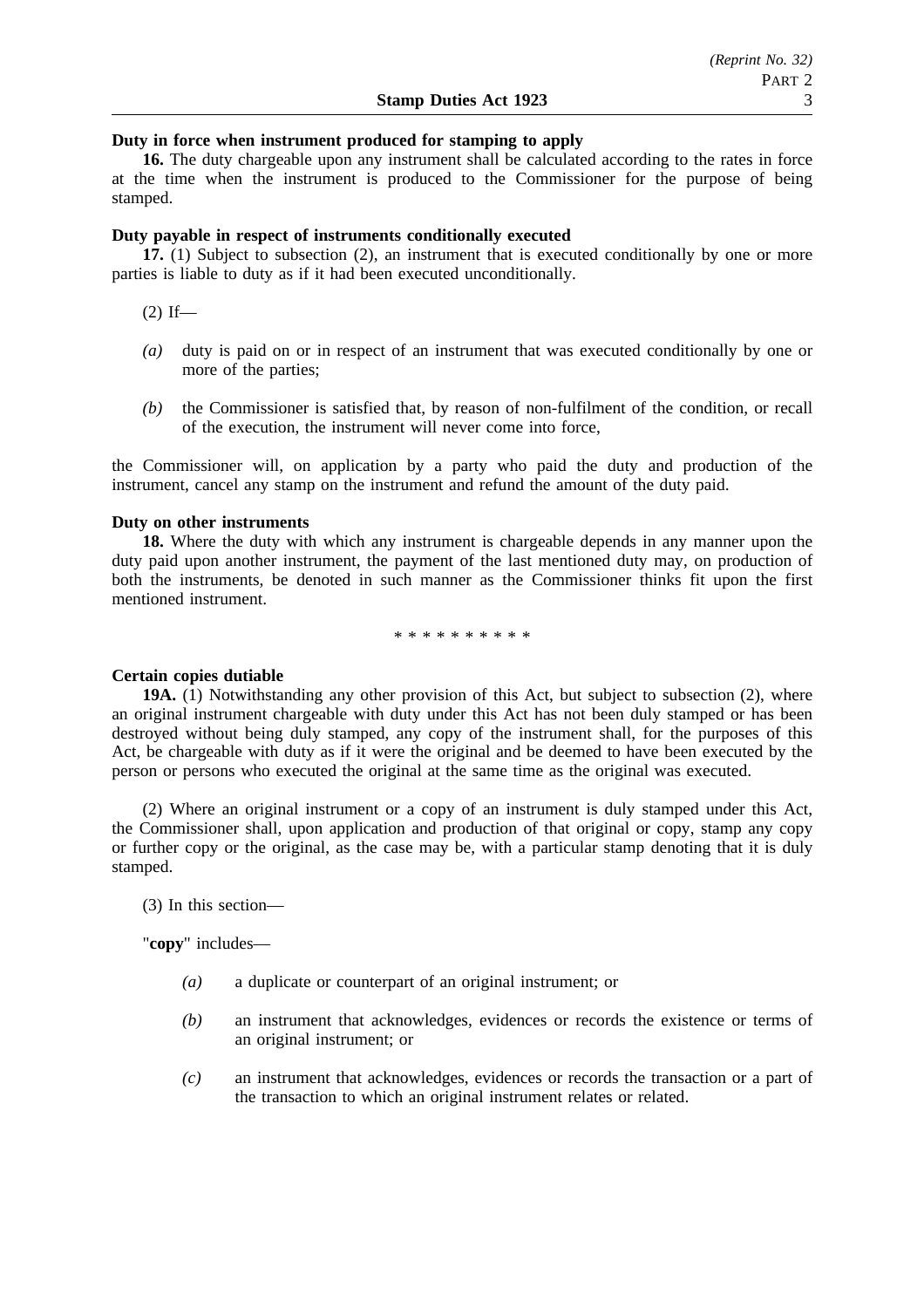**Duty in force when instrument produced for stamping to apply**

**16.** The duty chargeable upon any instrument shall be calculated according to the rates in force at the time when the instrument is produced to the Commissioner for the purpose of being stamped.

**Duty payable in respect of instruments conditionally executed**

**17.** (1) Subject to subsection (2), an instrument that is executed conditionally by one or more parties is liable to duty as if it had been executed unconditionally.

(2) If—

*(a)* duty is paid on or in respect of an instrument that was executed conditionally by one or more of the parties;

*(b)* the Commissioner is satisfied that, by reason of non-fulfilment of the condition, or recall of the execution, the instrument will never come into force,

the Commissioner will, on application by a party who paid the duty and production of the instrument, cancel any stamp on the instrument and refund the amount of the duty paid.

**Duty on other instruments**

**18.** Where the duty with which any instrument is chargeable depends in any manner upon the duty paid upon another instrument, the payment of the last mentioned duty may, on production of both the instruments, be denoted in such manner as the Commissioner thinks fit upon the first mentioned instrument.

\* \* \* \* \* \* \* \* \* \*

**Certain copies dutiable**

**19A.** (1) Notwithstanding any other provision of this Act, but subject to subsection (2), where an original instrument chargeable with duty under this Act has not been duly stamped or has been destroyed without being duly stamped, any copy of the instrument shall, for the purposes of this Act, be chargeable with duty as if it were the original and be deemed to have been executed by the person or persons who executed the original at the same time as the original was executed.

(2) Where an original instrument or a copy of an instrument is duly stamped under this Act, the Commissioner shall, upon application and production of that original or copy, stamp any copy or further copy or the original, as the case may be, with a particular stamp denoting that it is duly stamped.

(3) In this section—

"**copy**" includes—

*(a)* a duplicate or counterpart of an original instrument; or

*(b)* an instrument that acknowledges, evidences or records the existence or terms of an original instrument; or

*(c)* an instrument that acknowledges, evidences or records the transaction or a part of the transaction to which an original instrument relates or related.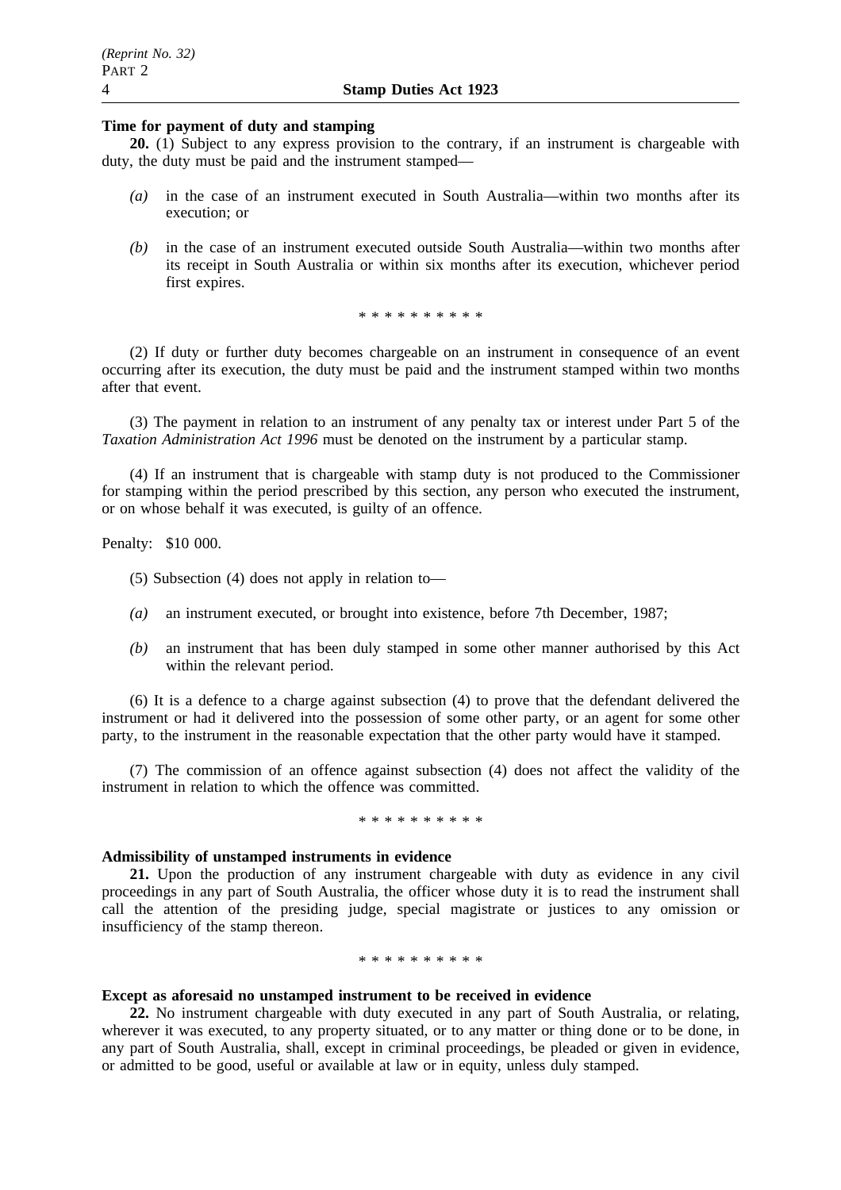**Time for payment of duty and stamping**

**20.** (1) Subject to any express provision to the contrary, if an instrument is chargeable with duty, the duty must be paid and the instrument stamped—

*(a)* in the case of an instrument executed in South Australia—within two months after its execution; or

*(b)* in the case of an instrument executed outside South Australia—within two months after its receipt in South Australia or within six months after its execution, whichever period first expires.

\* \* \* \* \* \* \* \* \* \*

(2) If duty or further duty becomes chargeable on an instrument in consequence of an event occurring after its execution, the duty must be paid and the instrument stamped within two months after that event.

(3) The payment in relation to an instrument of any penalty tax or interest under Part 5 of the *Taxation Administration Act 1996* must be denoted on the instrument by a particular stamp.

(4) If an instrument that is chargeable with stamp duty is not produced to the Commissioner for stamping within the period prescribed by this section, any person who executed the instrument, or on whose behalf it was executed, is guilty of an offence.

Penalty: $10 000.

(5) Subsection (4) does not apply in relation to—

*(a)* an instrument executed, or brought into existence, before 7th December, 1987;

*(b)* an instrument that has been duly stamped in some other manner authorised by this Act within the relevant period.

(6) It is a defence to a charge against subsection (4) to prove that the defendant delivered the instrument or had it delivered into the possession of some other party, or an agent for some other party, to the instrument in the reasonable expectation that the other party would have it stamped.

(7) The commission of an offence against subsection (4) does not affect the validity of the instrument in relation to which the offence was committed.

\* \* \* \* \* \* \* \* \* \*

**Admissibility of unstamped instruments in evidence**

**21.** Upon the production of any instrument chargeable with duty as evidence in any civil proceedings in any part of South Australia, the officer whose duty it is to read the instrument shall call the attention of the presiding judge, special magistrate or justices to any omission or insufficiency of the stamp thereon.

\* \* \* \* \* \* \* \* \* \*

**Except as aforesaid no unstamped instrument to be received in evidence**

**22.** No instrument chargeable with duty executed in any part of South Australia, or relating, wherever it was executed, to any property situated, or to any matter or thing done or to be done, in any part of South Australia, shall, except in criminal proceedings, be pleaded or given in evidence, or admitted to be good, useful or available at law or in equity, unless duly stamped.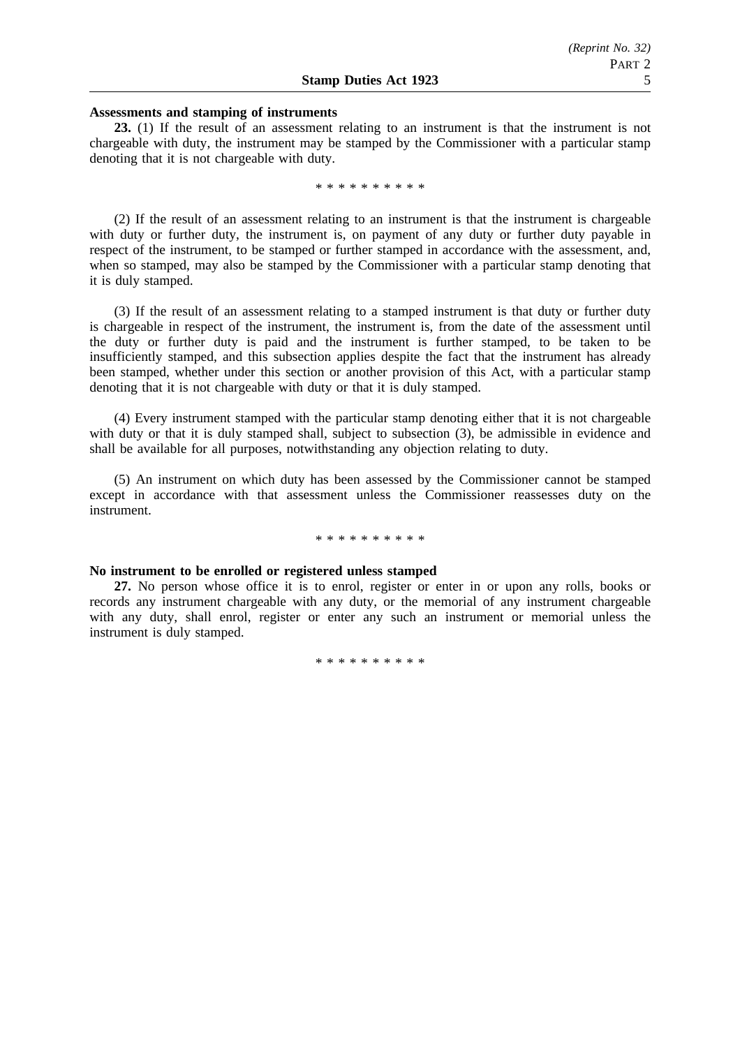**Assessments and stamping of instruments**

**23.** (1) If the result of an assessment relating to an instrument is that the instrument is not chargeable with duty, the instrument may be stamped by the Commissioner with a particular stamp denoting that it is not chargeable with duty.

\* \* \* \* \* \* \* \* \* \*

(2) If the result of an assessment relating to an instrument is that the instrument is chargeable with duty or further duty, the instrument is, on payment of any duty or further duty payable in respect of the instrument, to be stamped or further stamped in accordance with the assessment, and, when so stamped, may also be stamped by the Commissioner with a particular stamp denoting that it is duly stamped.

(3) If the result of an assessment relating to a stamped instrument is that duty or further duty is chargeable in respect of the instrument, the instrument is, from the date of the assessment until the duty or further duty is paid and the instrument is further stamped, to be taken to be insufficiently stamped, and this subsection applies despite the fact that the instrument has already been stamped, whether under this section or another provision of this Act, with a particular stamp denoting that it is not chargeable with duty or that it is duly stamped.

(4) Every instrument stamped with the particular stamp denoting either that it is not chargeable with duty or that it is duly stamped shall, subject to subsection (3), be admissible in evidence and shall be available for all purposes, notwithstanding any objection relating to duty.

(5) An instrument on which duty has been assessed by the Commissioner cannot be stamped except in accordance with that assessment unless the Commissioner reassesses duty on the instrument.

\* \* \* \* \* \* \* \* \* \*

**No instrument to be enrolled or registered unless stamped**

**27.** No person whose office it is to enrol, register or enter in or upon any rolls, books or records any instrument chargeable with any duty, or the memorial of any instrument chargeable with any duty, shall enrol, register or enter any such an instrument or memorial unless the instrument is duly stamped.

\* \* \* \* \* \* \* \* \* \*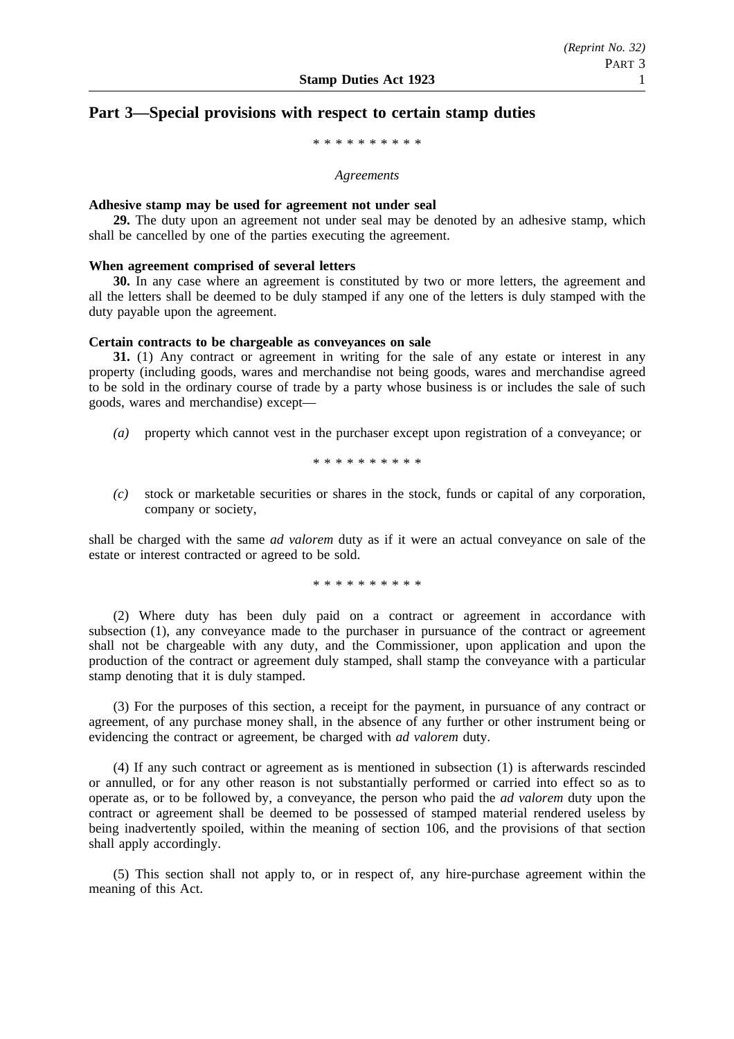# Part 3—Special provisions with respect to certain stamp duties

\* \* \* \* \* \* \* \* \* \*

*Agreements*

**Adhesive stamp may be used for agreement not under seal**

**29.** The duty upon an agreement not under seal may be denoted by an adhesive stamp, which shall be cancelled by one of the parties executing the agreement.

**When agreement comprised of several letters**

**30.** In any case where an agreement is constituted by two or more letters, the agreement and all the letters shall be deemed to be duly stamped if any one of the letters is duly stamped with the duty payable upon the agreement.

**Certain contracts to be chargeable as conveyances on sale**

**31.** (1) Any contract or agreement in writing for the sale of any estate or interest in any property (including goods, wares and merchandise not being goods, wares and merchandise agreed to be sold in the ordinary course of trade by a party whose business is or includes the sale of such goods, wares and merchandise) except—

*(a)* property which cannot vest in the purchaser except upon registration of a conveyance; or

\* \* \* \* \* \* \* \* \* \*

*(c)* stock or marketable securities or shares in the stock, funds or capital of any corporation, company or society,

shall be charged with the same *ad valorem* duty as if it were an actual conveyance on sale of the estate or interest contracted or agreed to be sold.

\* \* \* \* \* \* \* \* \* \*

(2) Where duty has been duly paid on a contract or agreement in accordance with subsection (1), any conveyance made to the purchaser in pursuance of the contract or agreement shall not be chargeable with any duty, and the Commissioner, upon application and upon the production of the contract or agreement duly stamped, shall stamp the conveyance with a particular stamp denoting that it is duly stamped.

(3) For the purposes of this section, a receipt for the payment, in pursuance of any contract or agreement, of any purchase money shall, in the absence of any further or other instrument being or evidencing the contract or agreement, be charged with *ad valorem* duty.

(4) If any such contract or agreement as is mentioned in subsection (1) is afterwards rescinded or annulled, or for any other reason is not substantially performed or carried into effect so as to operate as, or to be followed by, a conveyance, the person who paid the *ad valorem* duty upon the contract or agreement shall be deemed to be possessed of stamped material rendered useless by being inadvertently spoiled, within the meaning of section 106, and the provisions of that section shall apply accordingly.

(5) This section shall not apply to, or in respect of, any hire-purchase agreement within the meaning of this Act.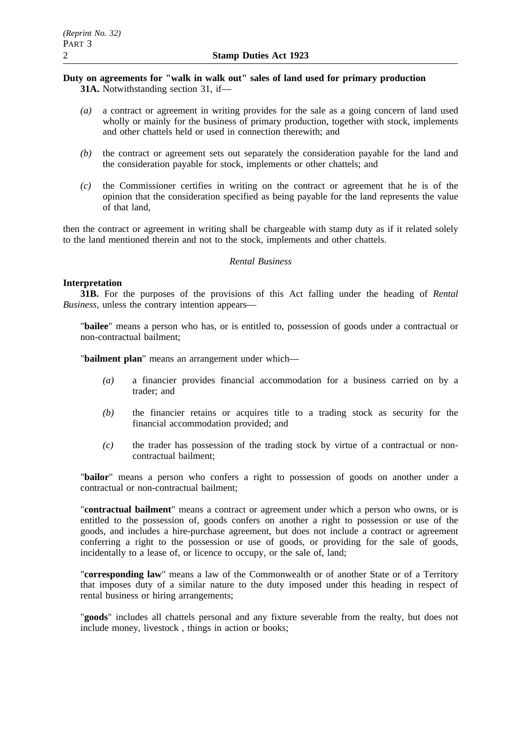**Duty on agreements for "walk in walk out" sales of land used for primary production**

**31A.** Notwithstanding section 31, if—

*(a)* a contract or agreement in writing provides for the sale as a going concern of land used wholly or mainly for the business of primary production, together with stock, implements and other chattels held or used in connection therewith; and

*(b)* the contract or agreement sets out separately the consideration payable for the land and the consideration payable for stock, implements or other chattels; and

*(c)* the Commissioner certifies in writing on the contract or agreement that he is of the opinion that the consideration specified as being payable for the land represents the value of that land,

then the contract or agreement in writing shall be chargeable with stamp duty as if it related solely to the land mentioned therein and not to the stock, implements and other chattels.

*Rental Business*

**Interpretation**

**31B.** For the purposes of the provisions of this Act falling under the heading of *Rental Business*, unless the contrary intention appears—

"**bailee**" means a person who has, or is entitled to, possession of goods under a contractual or non-contractual bailment;

"**bailment plan**" means an arrangement under which—

*(a)* a financier provides financial accommodation for a business carried on by a trader; and

*(b)* the financier retains or acquires title to a trading stock as security for the financial accommodation provided; and

*(c)* the trader has possession of the trading stock by virtue of a contractual or non-contractual bailment;

"**bailor**" means a person who confers a right to possession of goods on another under a contractual or non-contractual bailment;

"**contractual bailment**" means a contract or agreement under which a person who owns, or is entitled to the possession of, goods confers on another a right to possession or use of the goods, and includes a hire-purchase agreement, but does not include a contract or agreement conferring a right to the possession or use of goods, or providing for the sale of goods, incidentally to a lease of, or licence to occupy, or the sale of, land;

"**corresponding law**" means a law of the Commonwealth or of another State or of a Territory that imposes duty of a similar nature to the duty imposed under this heading in respect of rental business or hiring arrangements;

"**goods**" includes all chattels personal and any fixture severable from the realty, but does not include money, livestock , things in action or books;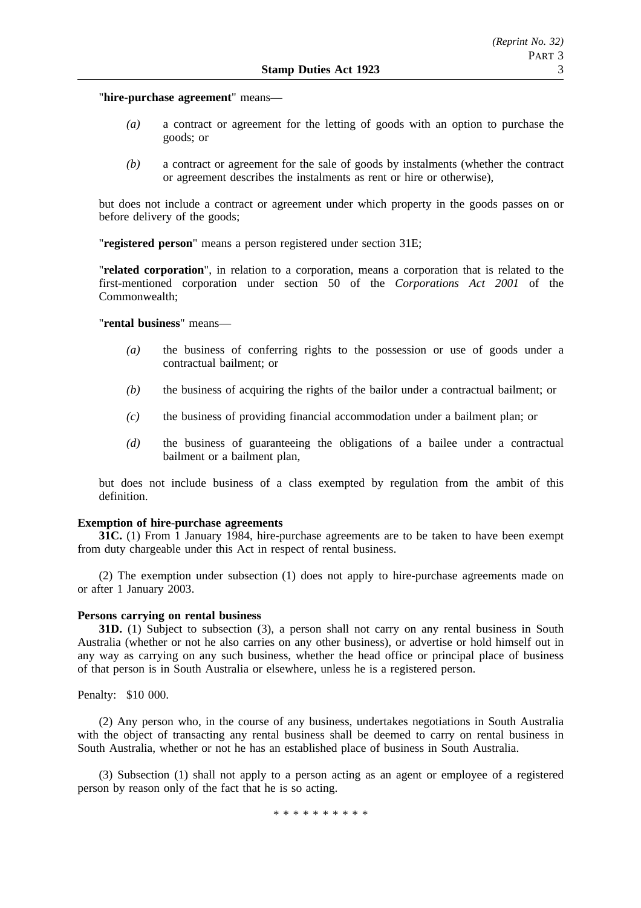"**hire-purchase agreement**" means—

*(a)* a contract or agreement for the letting of goods with an option to purchase the goods; or

*(b)* a contract or agreement for the sale of goods by instalments (whether the contract or agreement describes the instalments as rent or hire or otherwise),

but does not include a contract or agreement under which property in the goods passes on or before delivery of the goods;

"**registered person**" means a person registered under section 31E;

"**related corporation**", in relation to a corporation, means a corporation that is related to the first-mentioned corporation under section 50 of the *Corporations Act 2001* of the Commonwealth;

"**rental business**" means—

*(a)* the business of conferring rights to the possession or use of goods under a contractual bailment; or

*(b)* the business of acquiring the rights of the bailor under a contractual bailment; or

*(c)* the business of providing financial accommodation under a bailment plan; or

*(d)* the business of guaranteeing the obligations of a bailee under a contractual bailment or a bailment plan,

but does not include business of a class exempted by regulation from the ambit of this definition.

**Exemption of hire-purchase agreements**

**31C.** (1) From 1 January 1984, hire-purchase agreements are to be taken to have been exempt from duty chargeable under this Act in respect of rental business.

(2) The exemption under subsection (1) does not apply to hire-purchase agreements made on or after 1 January 2003.

**Persons carrying on rental business**

**31D.** (1) Subject to subsection (3), a person shall not carry on any rental business in South Australia (whether or not he also carries on any other business), or advertise or hold himself out in any way as carrying on any such business, whether the head office or principal place of business of that person is in South Australia or elsewhere, unless he is a registered person.

Penalty: $10 000.

(2) Any person who, in the course of any business, undertakes negotiations in South Australia with the object of transacting any rental business shall be deemed to carry on rental business in South Australia, whether or not he has an established place of business in South Australia.

(3) Subsection (1) shall not apply to a person acting as an agent or employee of a registered person by reason only of the fact that he is so acting.

\* \* \* \* \* \* \* \* \* \*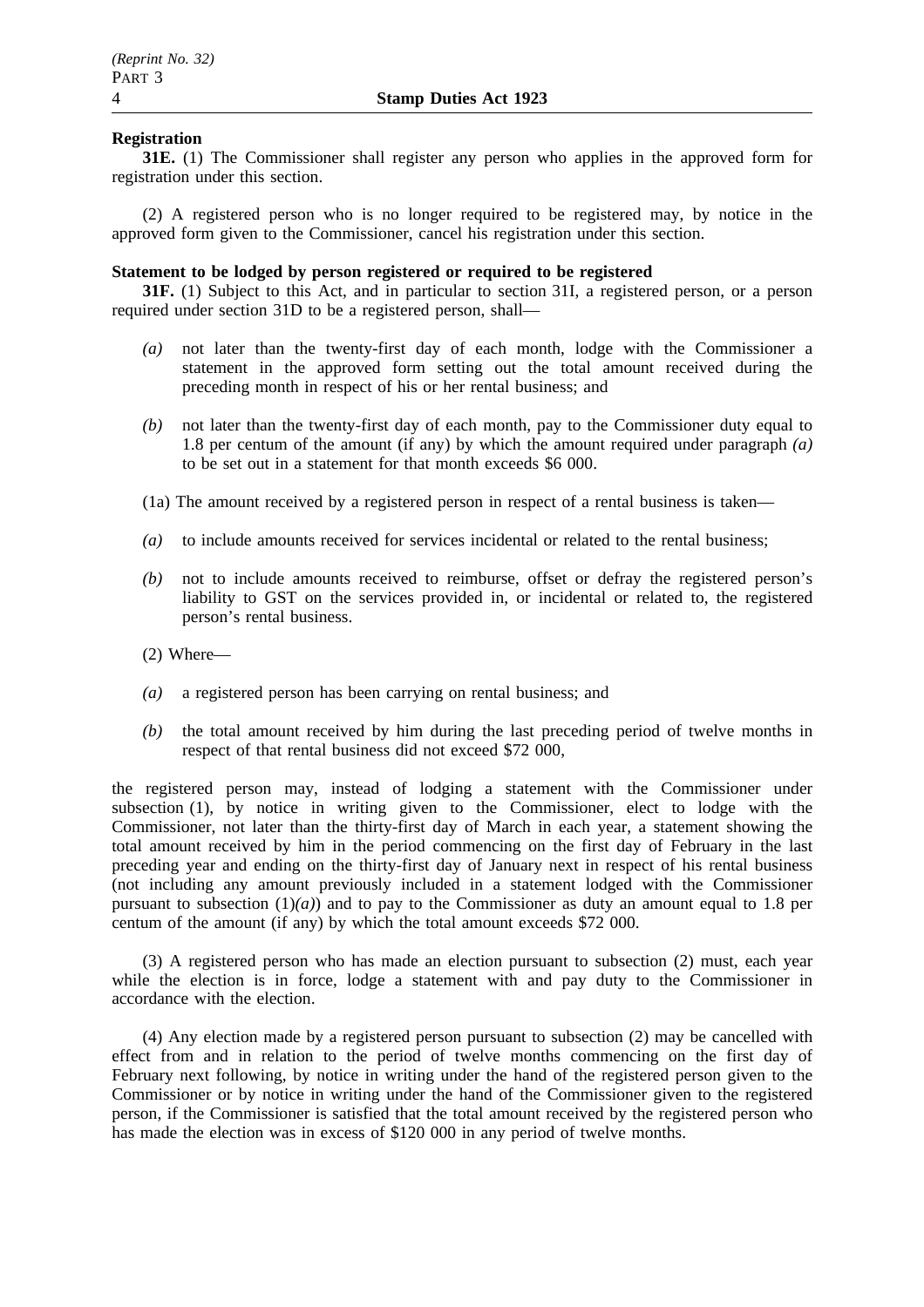**Registration**

**31E.** (1) The Commissioner shall register any person who applies in the approved form for registration under this section.

(2) A registered person who is no longer required to be registered may, by notice in the approved form given to the Commissioner, cancel his registration under this section.

**Statement to be lodged by person registered or required to be registered**

**31F.** (1) Subject to this Act, and in particular to section 31I, a registered person, or a person required under section 31D to be a registered person, shall—

- *(a)* not later than the twenty-first day of each month, lodge with the Commissioner a statement in the approved form setting out the total amount received during the preceding month in respect of his or her rental business; and
- *(b)* not later than the twenty-first day of each month, pay to the Commissioner duty equal to 1.8 per centum of the amount (if any) by which the amount required under paragraph *(a)* to be set out in a statement for that month exceeds $6 000.

(1a) The amount received by a registered person in respect of a rental business is taken—

- *(a)* to include amounts received for services incidental or related to the rental business;
- *(b)* not to include amounts received to reimburse, offset or defray the registered person's liability to GST on the services provided in, or incidental or related to, the registered person's rental business.

(2) Where—

- *(a)* a registered person has been carrying on rental business; and
- *(b)* the total amount received by him during the last preceding period of twelve months in respect of that rental business did not exceed $72 000,

the registered person may, instead of lodging a statement with the Commissioner under subsection (1), by notice in writing given to the Commissioner, elect to lodge with the Commissioner, not later than the thirty-first day of March in each year, a statement showing the total amount received by him in the period commencing on the first day of February in the last preceding year and ending on the thirty-first day of January next in respect of his rental business (not including any amount previously included in a statement lodged with the Commissioner pursuant to subsection (1)*(a)*) and to pay to the Commissioner as duty an amount equal to 1.8 per centum of the amount (if any) by which the total amount exceeds $72 000.

(3) A registered person who has made an election pursuant to subsection (2) must, each year while the election is in force, lodge a statement with and pay duty to the Commissioner in accordance with the election.

(4) Any election made by a registered person pursuant to subsection (2) may be cancelled with effect from and in relation to the period of twelve months commencing on the first day of February next following, by notice in writing under the hand of the registered person given to the Commissioner or by notice in writing under the hand of the Commissioner given to the registered person, if the Commissioner is satisfied that the total amount received by the registered person who has made the election was in excess of $120 000 in any period of twelve months.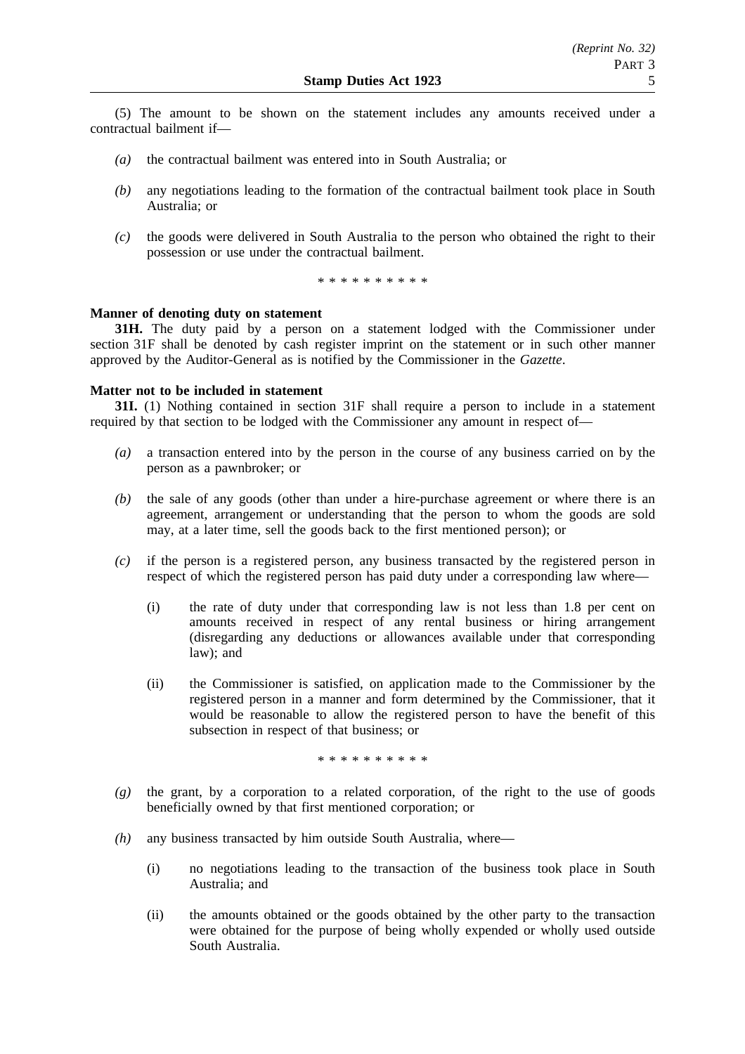(5) The amount to be shown on the statement includes any amounts received under a contractual bailment if—

- *(a)* the contractual bailment was entered into in South Australia; or
- *(b)* any negotiations leading to the formation of the contractual bailment took place in South Australia; or
- *(c)* the goods were delivered in South Australia to the person who obtained the right to their possession or use under the contractual bailment.

\* \* \* \* \* \* \* \* \* \*

**Manner of denoting duty on statement**

**31H.** The duty paid by a person on a statement lodged with the Commissioner under section 31F shall be denoted by cash register imprint on the statement or in such other manner approved by the Auditor-General as is notified by the Commissioner in the *Gazette*.

**Matter not to be included in statement**

**31I.** (1) Nothing contained in section 31F shall require a person to include in a statement required by that section to be lodged with the Commissioner any amount in respect of—

- *(a)* a transaction entered into by the person in the course of any business carried on by the person as a pawnbroker; or
- *(b)* the sale of any goods (other than under a hire-purchase agreement or where there is an agreement, arrangement or understanding that the person to whom the goods are sold may, at a later time, sell the goods back to the first mentioned person); or
- *(c)* if the person is a registered person, any business transacted by the registered person in respect of which the registered person has paid duty under a corresponding law where—
    - (i) the rate of duty under that corresponding law is not less than 1.8 per cent on amounts received in respect of any rental business or hiring arrangement (disregarding any deductions or allowances available under that corresponding law); and
    - (ii) the Commissioner is satisfied, on application made to the Commissioner by the registered person in a manner and form determined by the Commissioner, that it would be reasonable to allow the registered person to have the benefit of this subsection in respect of that business; or

\* \* \* \* \* \* \* \* \* \*

- *(g)* the grant, by a corporation to a related corporation, of the right to the use of goods beneficially owned by that first mentioned corporation; or
- *(h)* any business transacted by him outside South Australia, where—
    - (i) no negotiations leading to the transaction of the business took place in South Australia; and
    - (ii) the amounts obtained or the goods obtained by the other party to the transaction were obtained for the purpose of being wholly expended or wholly used outside South Australia.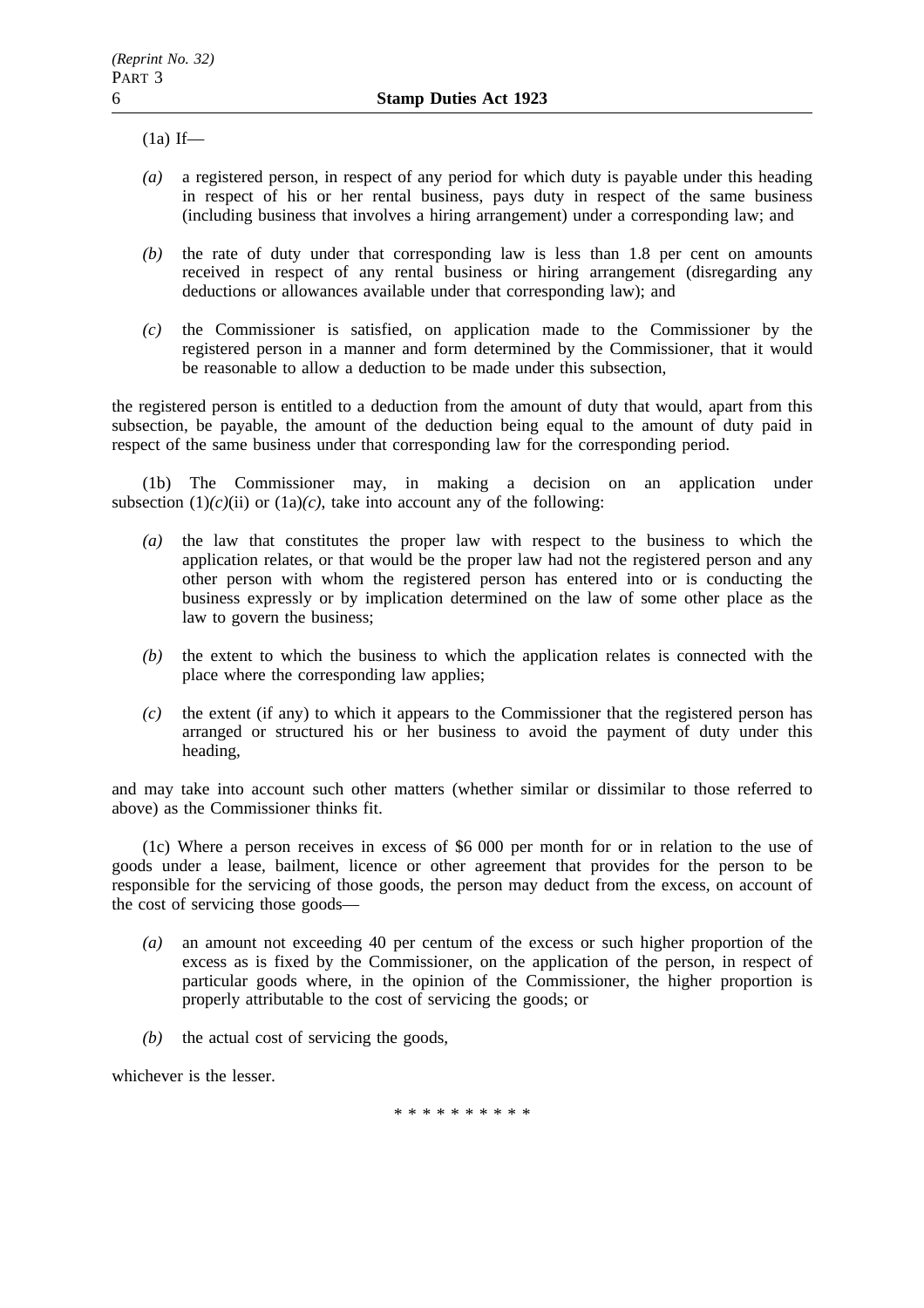(1a) If—

*(a)* a registered person, in respect of any period for which duty is payable under this heading in respect of his or her rental business, pays duty in respect of the same business (including business that involves a hiring arrangement) under a corresponding law; and

*(b)* the rate of duty under that corresponding law is less than 1.8 per cent on amounts received in respect of any rental business or hiring arrangement (disregarding any deductions or allowances available under that corresponding law); and

*(c)* the Commissioner is satisfied, on application made to the Commissioner by the registered person in a manner and form determined by the Commissioner, that it would be reasonable to allow a deduction to be made under this subsection,

the registered person is entitled to a deduction from the amount of duty that would, apart from this subsection, be payable, the amount of the deduction being equal to the amount of duty paid in respect of the same business under that corresponding law for the corresponding period.

(1b) The Commissioner may, in making a decision on an application under subsection (1)*(c)*(ii) or (1a)*(c)*, take into account any of the following:

*(a)* the law that constitutes the proper law with respect to the business to which the application relates, or that would be the proper law had not the registered person and any other person with whom the registered person has entered into or is conducting the business expressly or by implication determined on the law of some other place as the law to govern the business;

*(b)* the extent to which the business to which the application relates is connected with the place where the corresponding law applies;

*(c)* the extent (if any) to which it appears to the Commissioner that the registered person has arranged or structured his or her business to avoid the payment of duty under this heading,

and may take into account such other matters (whether similar or dissimilar to those referred to above) as the Commissioner thinks fit.

(1c) Where a person receives in excess of $6 000 per month for or in relation to the use of goods under a lease, bailment, licence or other agreement that provides for the person to be responsible for the servicing of those goods, the person may deduct from the excess, on account of the cost of servicing those goods—

*(a)* an amount not exceeding 40 per centum of the excess or such higher proportion of the excess as is fixed by the Commissioner, on the application of the person, in respect of particular goods where, in the opinion of the Commissioner, the higher proportion is properly attributable to the cost of servicing the goods; or

*(b)* the actual cost of servicing the goods,

whichever is the lesser.

\* \* \* \* \* \* \* \* \* \*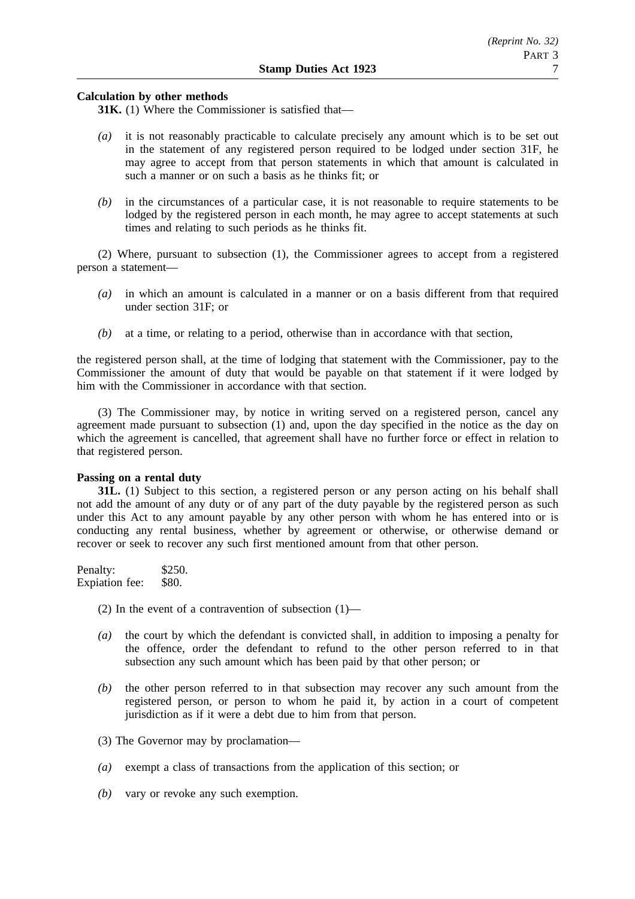**Calculation by other methods**

**31K.** (1) Where the Commissioner is satisfied that—

*(a)* it is not reasonably practicable to calculate precisely any amount which is to be set out in the statement of any registered person required to be lodged under section 31F, he may agree to accept from that person statements in which that amount is calculated in such a manner or on such a basis as he thinks fit; or

*(b)* in the circumstances of a particular case, it is not reasonable to require statements to be lodged by the registered person in each month, he may agree to accept statements at such times and relating to such periods as he thinks fit.

(2) Where, pursuant to subsection (1), the Commissioner agrees to accept from a registered person a statement—

*(a)* in which an amount is calculated in a manner or on a basis different from that required under section 31F; or

*(b)* at a time, or relating to a period, otherwise than in accordance with that section,

the registered person shall, at the time of lodging that statement with the Commissioner, pay to the Commissioner the amount of duty that would be payable on that statement if it were lodged by him with the Commissioner in accordance with that section.

(3) The Commissioner may, by notice in writing served on a registered person, cancel any agreement made pursuant to subsection (1) and, upon the day specified in the notice as the day on which the agreement is cancelled, that agreement shall have no further force or effect in relation to that registered person.

**Passing on a rental duty**

**31L.** (1) Subject to this section, a registered person or any person acting on his behalf shall not add the amount of any duty or of any part of the duty payable by the registered person as such under this Act to any amount payable by any other person with whom he has entered into or is conducting any rental business, whether by agreement or otherwise, or otherwise demand or recover or seek to recover any such first mentioned amount from that other person.

Penalty: $250.
Expiation fee: $80.

(2) In the event of a contravention of subsection (1)—

*(a)* the court by which the defendant is convicted shall, in addition to imposing a penalty for the offence, order the defendant to refund to the other person referred to in that subsection any such amount which has been paid by that other person; or

*(b)* the other person referred to in that subsection may recover any such amount from the registered person, or person to whom he paid it, by action in a court of competent jurisdiction as if it were a debt due to him from that person.

(3) The Governor may by proclamation—

*(a)* exempt a class of transactions from the application of this section; or

*(b)* vary or revoke any such exemption.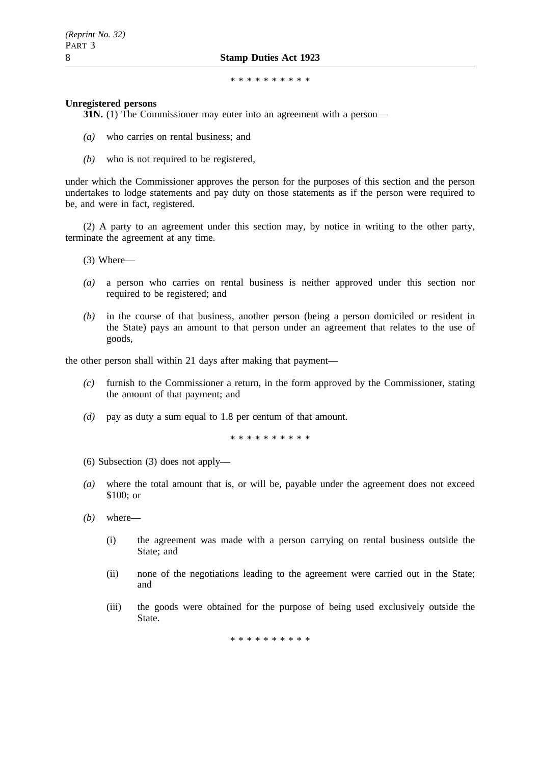\* \* \* \* \* \* \* \* \* \*

**Unregistered persons**

**31N.** (1) The Commissioner may enter into an agreement with a person—

*(a)* who carries on rental business; and

*(b)* who is not required to be registered,

under which the Commissioner approves the person for the purposes of this section and the person undertakes to lodge statements and pay duty on those statements as if the person were required to be, and were in fact, registered.

(2) A party to an agreement under this section may, by notice in writing to the other party, terminate the agreement at any time.

(3) Where—

*(a)* a person who carries on rental business is neither approved under this section nor required to be registered; and

*(b)* in the course of that business, another person (being a person domiciled or resident in the State) pays an amount to that person under an agreement that relates to the use of goods,

the other person shall within 21 days after making that payment—

*(c)* furnish to the Commissioner a return, in the form approved by the Commissioner, stating the amount of that payment; and

*(d)* pay as duty a sum equal to 1.8 per centum of that amount.

\* \* \* \* \* \* \* \* \* \*

(6) Subsection (3) does not apply—

*(a)* where the total amount that is, or will be, payable under the agreement does not exceed $100; or

*(b)* where—

(i) the agreement was made with a person carrying on rental business outside the State; and

(ii) none of the negotiations leading to the agreement were carried out in the State; and

(iii) the goods were obtained for the purpose of being used exclusively outside the State.

\* \* \* \* \* \* \* \* \* \*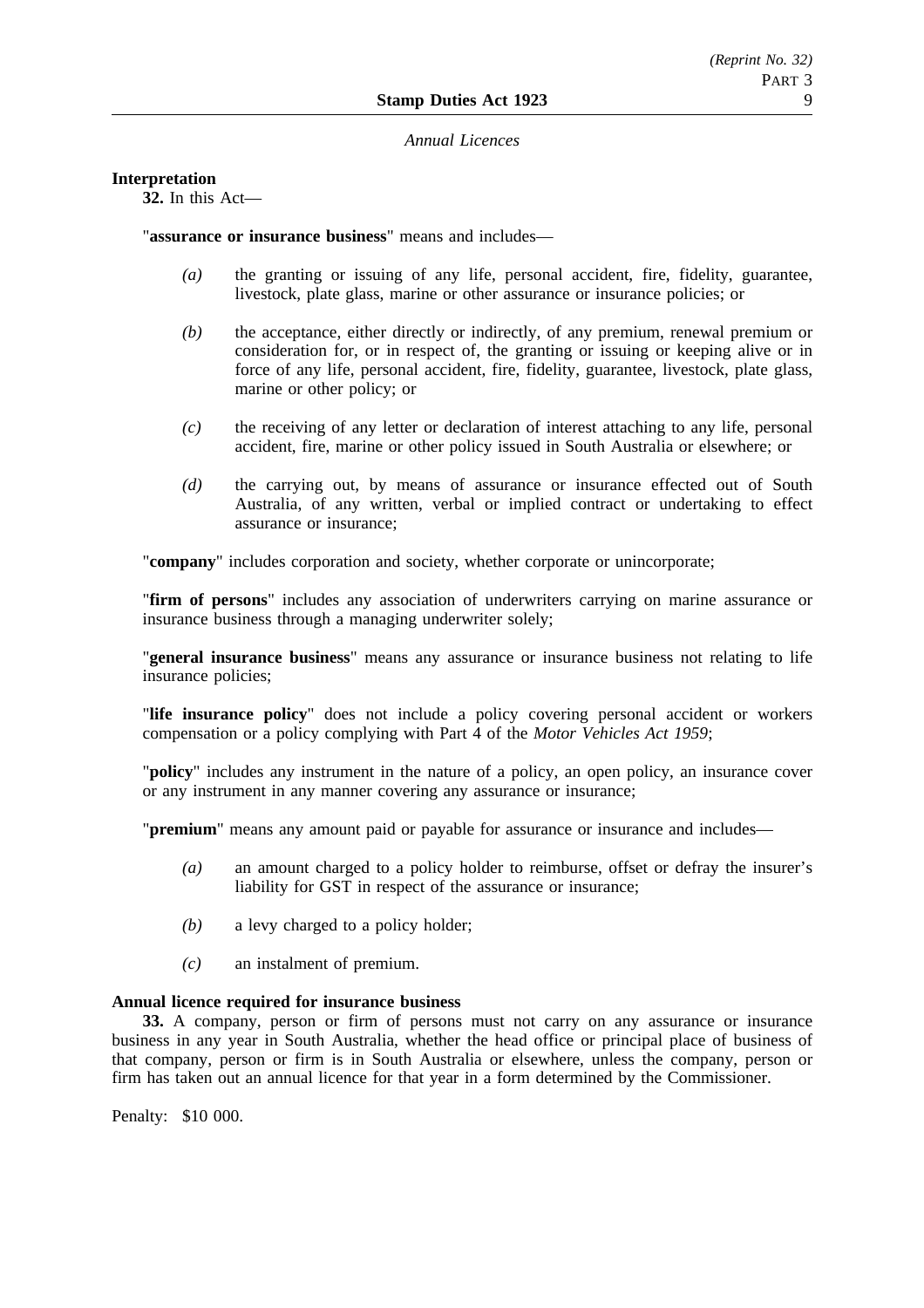*Annual Licences*

**Interpretation**

**32.** In this Act—

"**assurance or insurance business**" means and includes—

*(a)* the granting or issuing of any life, personal accident, fire, fidelity, guarantee, livestock, plate glass, marine or other assurance or insurance policies; or

*(b)* the acceptance, either directly or indirectly, of any premium, renewal premium or consideration for, or in respect of, the granting or issuing or keeping alive or in force of any life, personal accident, fire, fidelity, guarantee, livestock, plate glass, marine or other policy; or

*(c)* the receiving of any letter or declaration of interest attaching to any life, personal accident, fire, marine or other policy issued in South Australia or elsewhere; or

*(d)* the carrying out, by means of assurance or insurance effected out of South Australia, of any written, verbal or implied contract or undertaking to effect assurance or insurance;

"**company**" includes corporation and society, whether corporate or unincorporate;

"**firm of persons**" includes any association of underwriters carrying on marine assurance or insurance business through a managing underwriter solely;

"**general insurance business**" means any assurance or insurance business not relating to life insurance policies;

"**life insurance policy**" does not include a policy covering personal accident or workers compensation or a policy complying with Part 4 of the *Motor Vehicles Act 1959*;

"**policy**" includes any instrument in the nature of a policy, an open policy, an insurance cover or any instrument in any manner covering any assurance or insurance;

"**premium**" means any amount paid or payable for assurance or insurance and includes—

*(a)* an amount charged to a policy holder to reimburse, offset or defray the insurer's liability for GST in respect of the assurance or insurance;

*(b)* a levy charged to a policy holder;

*(c)* an instalment of premium.

**Annual licence required for insurance business**

**33.** A company, person or firm of persons must not carry on any assurance or insurance business in any year in South Australia, whether the head office or principal place of business of that company, person or firm is in South Australia or elsewhere, unless the company, person or firm has taken out an annual licence for that year in a form determined by the Commissioner.

Penalty: $10 000.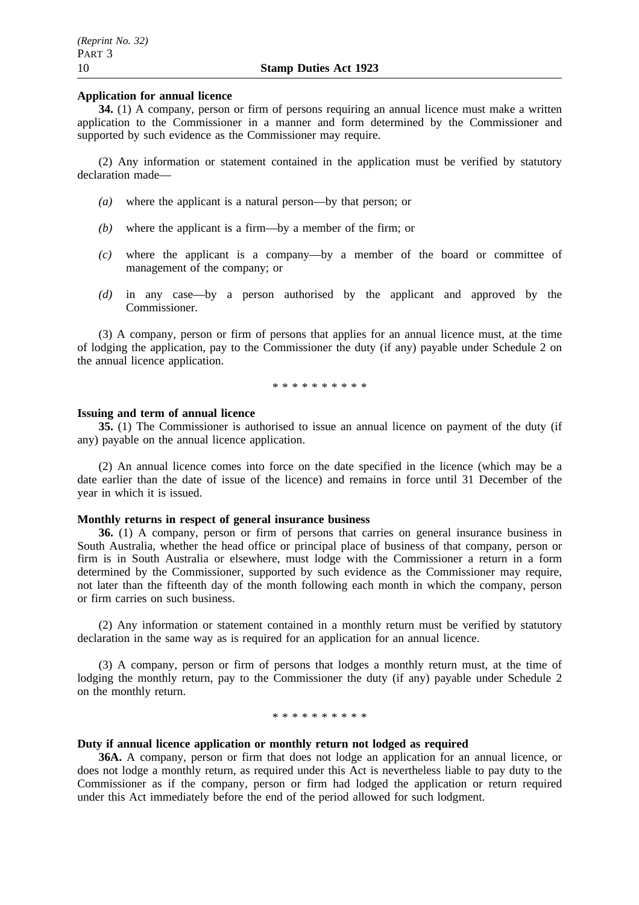**Application for annual licence**

**34.** (1) A company, person or firm of persons requiring an annual licence must make a written application to the Commissioner in a manner and form determined by the Commissioner and supported by such evidence as the Commissioner may require.

(2) Any information or statement contained in the application must be verified by statutory declaration made—

*(a)* where the applicant is a natural person—by that person; or

*(b)* where the applicant is a firm—by a member of the firm; or

*(c)* where the applicant is a company—by a member of the board or committee of management of the company; or

*(d)* in any case—by a person authorised by the applicant and approved by the Commissioner.

(3) A company, person or firm of persons that applies for an annual licence must, at the time of lodging the application, pay to the Commissioner the duty (if any) payable under Schedule 2 on the annual licence application.

\* \* \* \* \* \* \* \* \* \*

**Issuing and term of annual licence**

**35.** (1) The Commissioner is authorised to issue an annual licence on payment of the duty (if any) payable on the annual licence application.

(2) An annual licence comes into force on the date specified in the licence (which may be a date earlier than the date of issue of the licence) and remains in force until 31 December of the year in which it is issued.

**Monthly returns in respect of general insurance business**

**36.** (1) A company, person or firm of persons that carries on general insurance business in South Australia, whether the head office or principal place of business of that company, person or firm is in South Australia or elsewhere, must lodge with the Commissioner a return in a form determined by the Commissioner, supported by such evidence as the Commissioner may require, not later than the fifteenth day of the month following each month in which the company, person or firm carries on such business.

(2) Any information or statement contained in a monthly return must be verified by statutory declaration in the same way as is required for an application for an annual licence.

(3) A company, person or firm of persons that lodges a monthly return must, at the time of lodging the monthly return, pay to the Commissioner the duty (if any) payable under Schedule 2 on the monthly return.

\* \* \* \* \* \* \* \* \* \*

**Duty if annual licence application or monthly return not lodged as required**

**36A.** A company, person or firm that does not lodge an application for an annual licence, or does not lodge a monthly return, as required under this Act is nevertheless liable to pay duty to the Commissioner as if the company, person or firm had lodged the application or return required under this Act immediately before the end of the period allowed for such lodgment.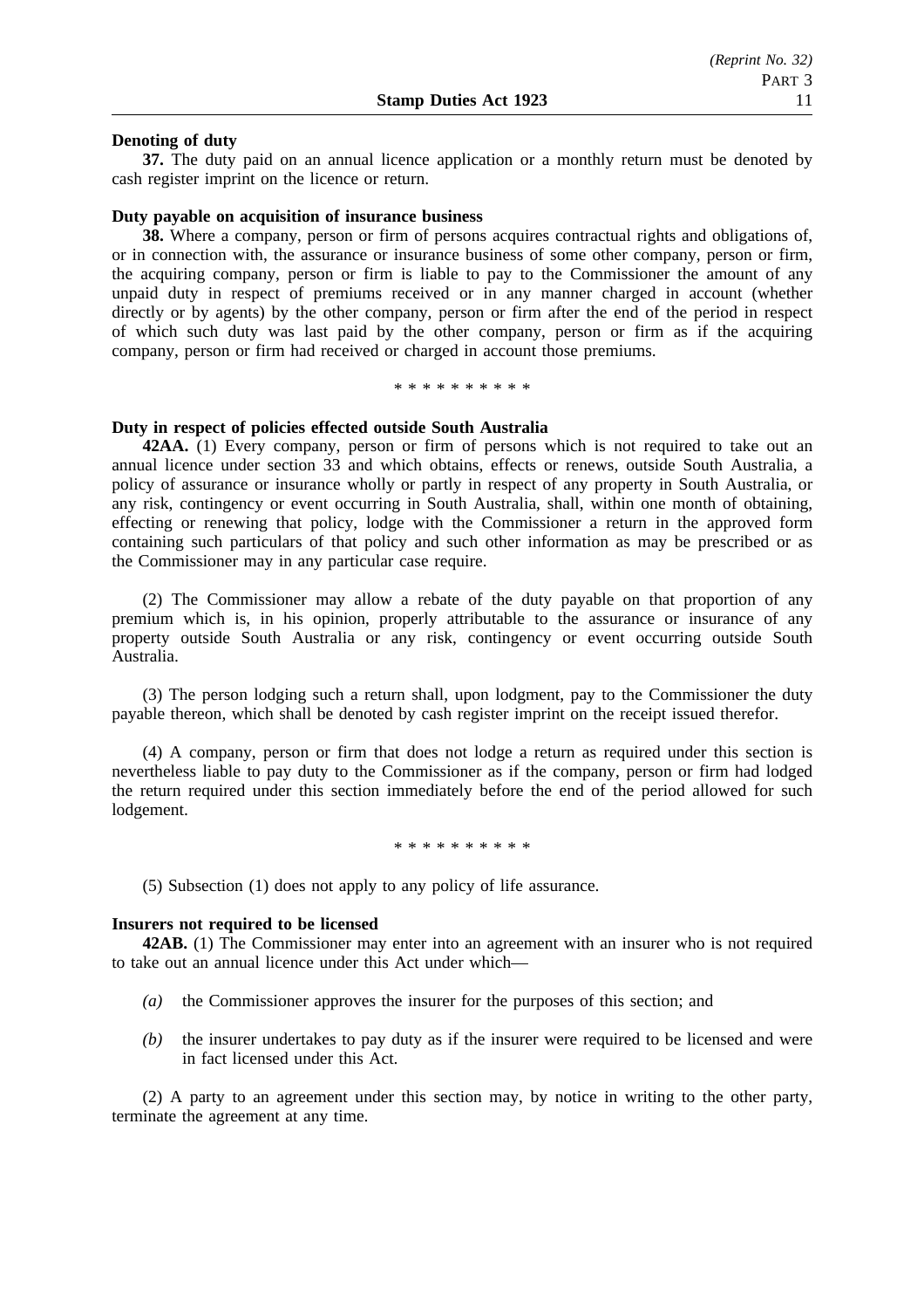**Denoting of duty**

**37.** The duty paid on an annual licence application or a monthly return must be denoted by cash register imprint on the licence or return.

**Duty payable on acquisition of insurance business**

**38.** Where a company, person or firm of persons acquires contractual rights and obligations of, or in connection with, the assurance or insurance business of some other company, person or firm, the acquiring company, person or firm is liable to pay to the Commissioner the amount of any unpaid duty in respect of premiums received or in any manner charged in account (whether directly or by agents) by the other company, person or firm after the end of the period in respect of which such duty was last paid by the other company, person or firm as if the acquiring company, person or firm had received or charged in account those premiums.

\* \* \* \* \* \* \* \* \* \*

**Duty in respect of policies effected outside South Australia**

**42AA.** (1) Every company, person or firm of persons which is not required to take out an annual licence under section 33 and which obtains, effects or renews, outside South Australia, a policy of assurance or insurance wholly or partly in respect of any property in South Australia, or any risk, contingency or event occurring in South Australia, shall, within one month of obtaining, effecting or renewing that policy, lodge with the Commissioner a return in the approved form containing such particulars of that policy and such other information as may be prescribed or as the Commissioner may in any particular case require.

(2) The Commissioner may allow a rebate of the duty payable on that proportion of any premium which is, in his opinion, properly attributable to the assurance or insurance of any property outside South Australia or any risk, contingency or event occurring outside South Australia.

(3) The person lodging such a return shall, upon lodgment, pay to the Commissioner the duty payable thereon, which shall be denoted by cash register imprint on the receipt issued therefor.

(4) A company, person or firm that does not lodge a return as required under this section is nevertheless liable to pay duty to the Commissioner as if the company, person or firm had lodged the return required under this section immediately before the end of the period allowed for such lodgement.

\* \* \* \* \* \* \* \* \* \*

(5) Subsection (1) does not apply to any policy of life assurance.

**Insurers not required to be licensed**

**42AB.** (1) The Commissioner may enter into an agreement with an insurer who is not required to take out an annual licence under this Act under which—

*(a)* the Commissioner approves the insurer for the purposes of this section; and

*(b)* the insurer undertakes to pay duty as if the insurer were required to be licensed and were in fact licensed under this Act.

(2) A party to an agreement under this section may, by notice in writing to the other party, terminate the agreement at any time.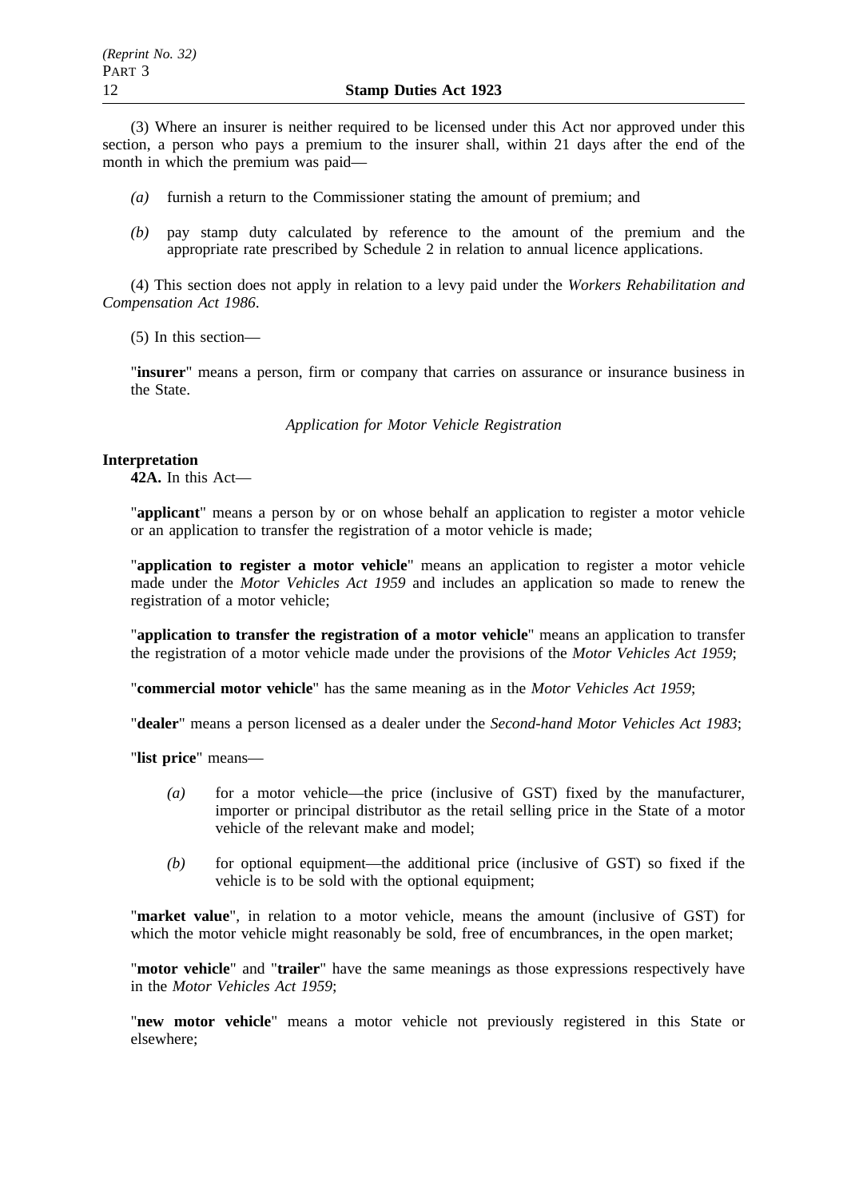(3) Where an insurer is neither required to be licensed under this Act nor approved under this section, a person who pays a premium to the insurer shall, within 21 days after the end of the month in which the premium was paid—

- *(a)* furnish a return to the Commissioner stating the amount of premium; and
- *(b)* pay stamp duty calculated by reference to the amount of the premium and the appropriate rate prescribed by Schedule 2 in relation to annual licence applications.

(4) This section does not apply in relation to a levy paid under the *Workers Rehabilitation and Compensation Act 1986*.

(5) In this section—

"**insurer**" means a person, firm or company that carries on assurance or insurance business in the State.

*Application for Motor Vehicle Registration*

**Interpretation**

**42A.** In this Act—

"**applicant**" means a person by or on whose behalf an application to register a motor vehicle or an application to transfer the registration of a motor vehicle is made;

"**application to register a motor vehicle**" means an application to register a motor vehicle made under the *Motor Vehicles Act 1959* and includes an application so made to renew the registration of a motor vehicle;

"**application to transfer the registration of a motor vehicle**" means an application to transfer the registration of a motor vehicle made under the provisions of the *Motor Vehicles Act 1959*;

"**commercial motor vehicle**" has the same meaning as in the *Motor Vehicles Act 1959*;

"**dealer**" means a person licensed as a dealer under the *Second-hand Motor Vehicles Act 1983*;

"**list price**" means—

- *(a)* for a motor vehicle—the price (inclusive of GST) fixed by the manufacturer, importer or principal distributor as the retail selling price in the State of a motor vehicle of the relevant make and model;
- *(b)* for optional equipment—the additional price (inclusive of GST) so fixed if the vehicle is to be sold with the optional equipment;

"**market value**", in relation to a motor vehicle, means the amount (inclusive of GST) for which the motor vehicle might reasonably be sold, free of encumbrances, in the open market;

"**motor vehicle**" and "**trailer**" have the same meanings as those expressions respectively have in the *Motor Vehicles Act 1959*;

"**new motor vehicle**" means a motor vehicle not previously registered in this State or elsewhere;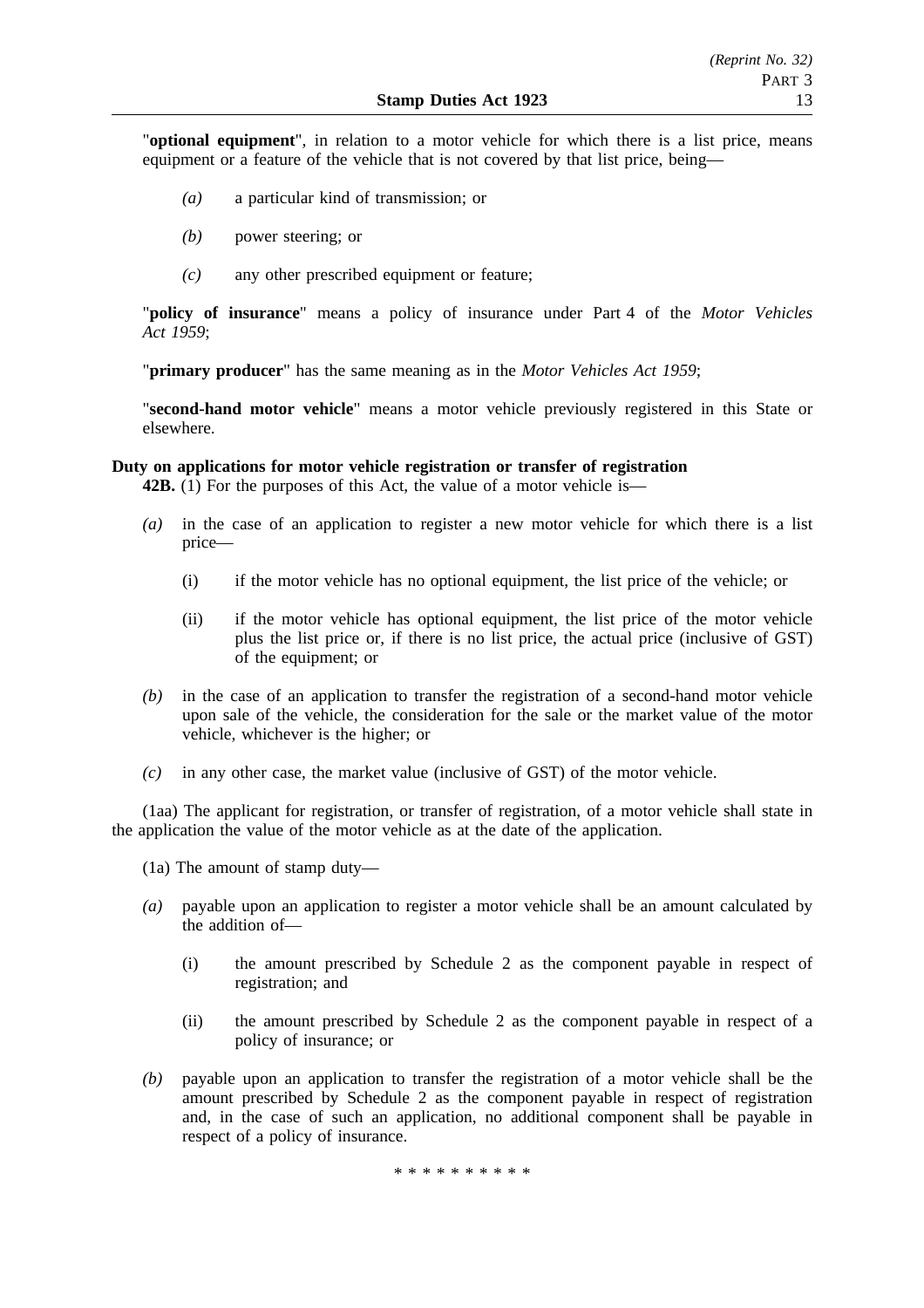"**optional equipment**", in relation to a motor vehicle for which there is a list price, means equipment or a feature of the vehicle that is not covered by that list price, being—

*(a)* a particular kind of transmission; or

*(b)* power steering; or

*(c)* any other prescribed equipment or feature;

"**policy of insurance**" means a policy of insurance under Part 4 of the *Motor Vehicles Act 1959*;

"**primary producer**" has the same meaning as in the *Motor Vehicles Act 1959*;

"**second-hand motor vehicle**" means a motor vehicle previously registered in this State or elsewhere.

**Duty on applications for motor vehicle registration or transfer of registration**

**42B.** (1) For the purposes of this Act, the value of a motor vehicle is—

*(a)* in the case of an application to register a new motor vehicle for which there is a list price—

(i) if the motor vehicle has no optional equipment, the list price of the vehicle; or

(ii) if the motor vehicle has optional equipment, the list price of the motor vehicle plus the list price or, if there is no list price, the actual price (inclusive of GST) of the equipment; or

*(b)* in the case of an application to transfer the registration of a second-hand motor vehicle upon sale of the vehicle, the consideration for the sale or the market value of the motor vehicle, whichever is the higher; or

*(c)* in any other case, the market value (inclusive of GST) of the motor vehicle.

(1aa) The applicant for registration, or transfer of registration, of a motor vehicle shall state in the application the value of the motor vehicle as at the date of the application.

(1a) The amount of stamp duty—

*(a)* payable upon an application to register a motor vehicle shall be an amount calculated by the addition of—

(i) the amount prescribed by Schedule 2 as the component payable in respect of registration; and

(ii) the amount prescribed by Schedule 2 as the component payable in respect of a policy of insurance; or

*(b)* payable upon an application to transfer the registration of a motor vehicle shall be the amount prescribed by Schedule 2 as the component payable in respect of registration and, in the case of such an application, no additional component shall be payable in respect of a policy of insurance.

\* \* \* \* \* \* \* \* \* \*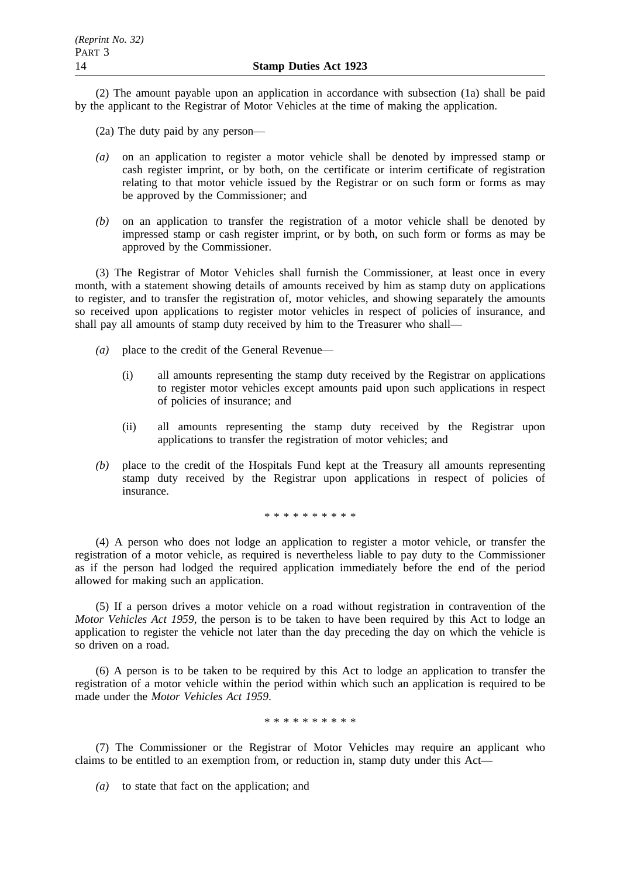(2) The amount payable upon an application in accordance with subsection (1a) shall be paid by the applicant to the Registrar of Motor Vehicles at the time of making the application.

(2a) The duty paid by any person—

*(a)* on an application to register a motor vehicle shall be denoted by impressed stamp or cash register imprint, or by both, on the certificate or interim certificate of registration relating to that motor vehicle issued by the Registrar or on such form or forms as may be approved by the Commissioner; and

*(b)* on an application to transfer the registration of a motor vehicle shall be denoted by impressed stamp or cash register imprint, or by both, on such form or forms as may be approved by the Commissioner.

(3) The Registrar of Motor Vehicles shall furnish the Commissioner, at least once in every month, with a statement showing details of amounts received by him as stamp duty on applications to register, and to transfer the registration of, motor vehicles, and showing separately the amounts so received upon applications to register motor vehicles in respect of policies of insurance, and shall pay all amounts of stamp duty received by him to the Treasurer who shall—

*(a)* place to the credit of the General Revenue—

(i) all amounts representing the stamp duty received by the Registrar on applications to register motor vehicles except amounts paid upon such applications in respect of policies of insurance; and

(ii) all amounts representing the stamp duty received by the Registrar upon applications to transfer the registration of motor vehicles; and

*(b)* place to the credit of the Hospitals Fund kept at the Treasury all amounts representing stamp duty received by the Registrar upon applications in respect of policies of insurance.

\* \* \* \* \* \* \* \* \* \*

(4) A person who does not lodge an application to register a motor vehicle, or transfer the registration of a motor vehicle, as required is nevertheless liable to pay duty to the Commissioner as if the person had lodged the required application immediately before the end of the period allowed for making such an application.

(5) If a person drives a motor vehicle on a road without registration in contravention of the *Motor Vehicles Act 1959*, the person is to be taken to have been required by this Act to lodge an application to register the vehicle not later than the day preceding the day on which the vehicle is so driven on a road.

(6) A person is to be taken to be required by this Act to lodge an application to transfer the registration of a motor vehicle within the period within which such an application is required to be made under the *Motor Vehicles Act 1959*.

\* \* \* \* \* \* \* \* \* \*

(7) The Commissioner or the Registrar of Motor Vehicles may require an applicant who claims to be entitled to an exemption from, or reduction in, stamp duty under this Act—

*(a)* to state that fact on the application; and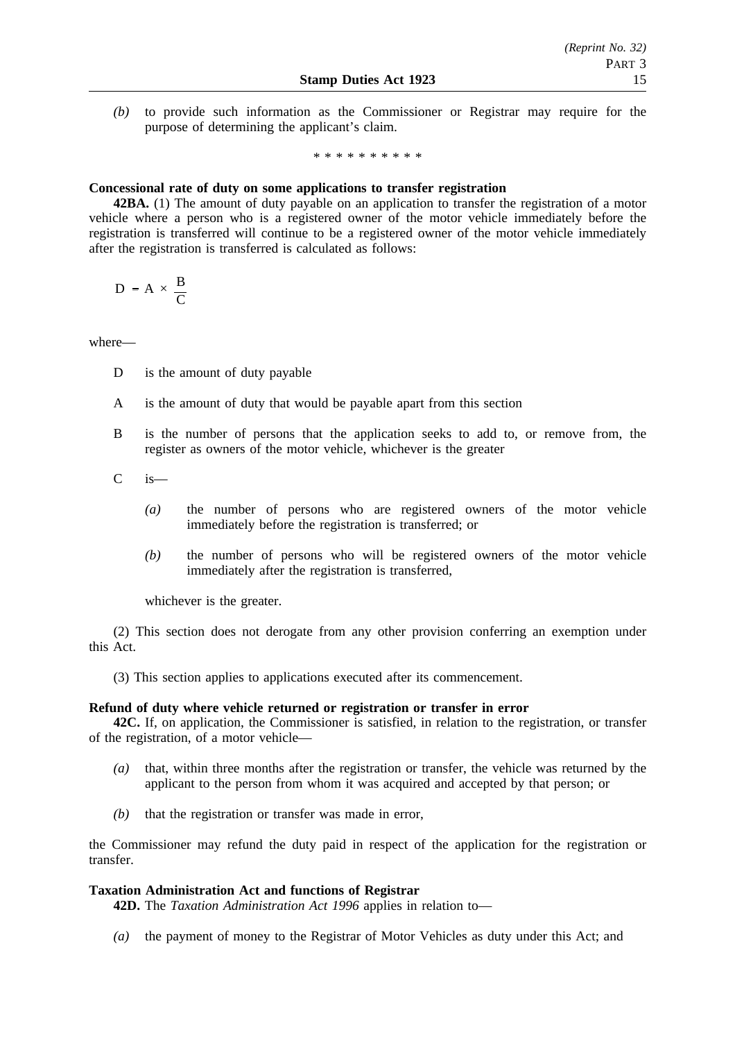*(b)* to provide such information as the Commissioner or Registrar may require for the purpose of determining the applicant's claim.

\* \* \* \* \* \* \* \* \* \*

**Concessional rate of duty on some applications to transfer registration**

**42BA.** (1) The amount of duty payable on an application to transfer the registration of a motor vehicle where a person who is a registered owner of the motor vehicle immediately before the registration is transferred will continue to be a registered owner of the motor vehicle immediately after the registration is transferred is calculated as follows:

$$D = A \times \frac{B}{C}$$

where—

D is the amount of duty payable

A is the amount of duty that would be payable apart from this section

B is the number of persons that the application seeks to add to, or remove from, the register as owners of the motor vehicle, whichever is the greater

C is—

*(a)* the number of persons who are registered owners of the motor vehicle immediately before the registration is transferred; or

*(b)* the number of persons who will be registered owners of the motor vehicle immediately after the registration is transferred,

whichever is the greater.

(2) This section does not derogate from any other provision conferring an exemption under this Act.

(3) This section applies to applications executed after its commencement.

**Refund of duty where vehicle returned or registration or transfer in error**

**42C.** If, on application, the Commissioner is satisfied, in relation to the registration, or transfer of the registration, of a motor vehicle—

*(a)* that, within three months after the registration or transfer, the vehicle was returned by the applicant to the person from whom it was acquired and accepted by that person; or

*(b)* that the registration or transfer was made in error,

the Commissioner may refund the duty paid in respect of the application for the registration or transfer.

**Taxation Administration Act and functions of Registrar**

**42D.** The *Taxation Administration Act 1996* applies in relation to—

*(a)* the payment of money to the Registrar of Motor Vehicles as duty under this Act; and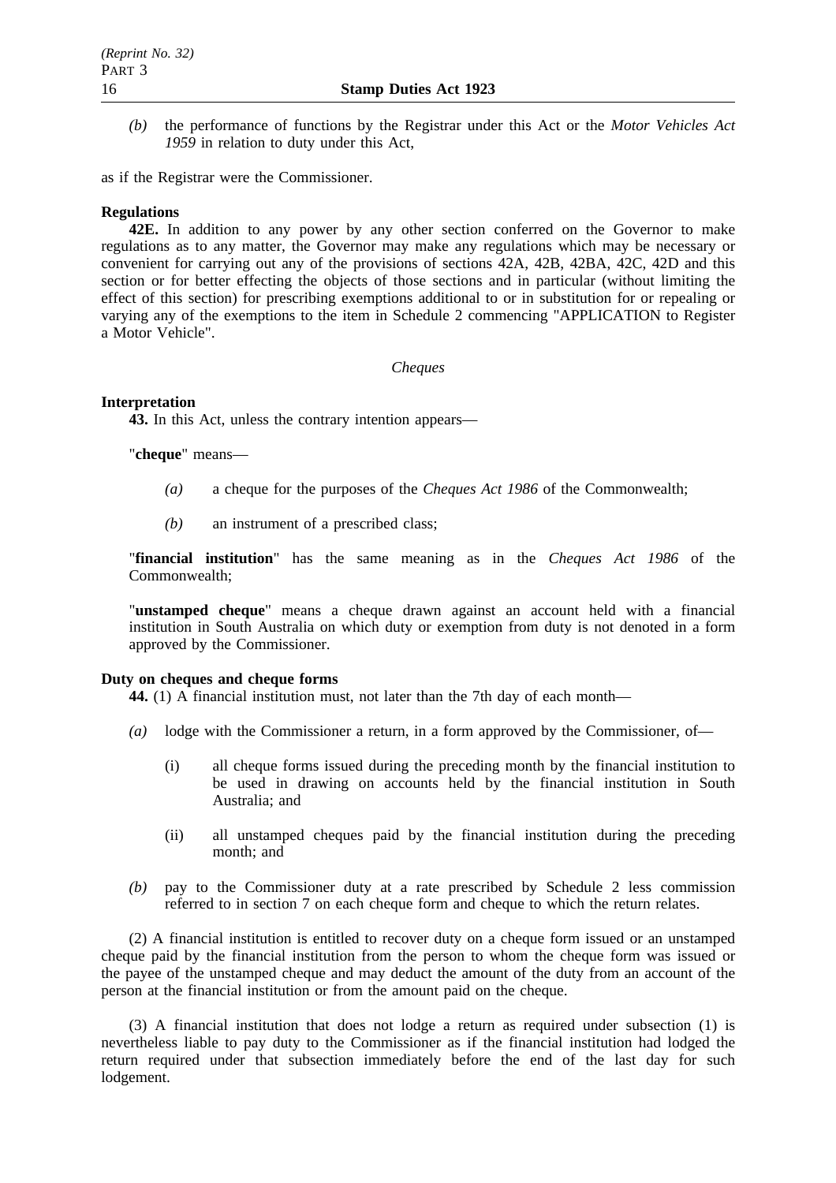*(b)* the performance of functions by the Registrar under this Act or the *Motor Vehicles Act 1959* in relation to duty under this Act,

as if the Registrar were the Commissioner.

**Regulations**

**42E.** In addition to any power by any other section conferred on the Governor to make regulations as to any matter, the Governor may make any regulations which may be necessary or convenient for carrying out any of the provisions of sections 42A, 42B, 42BA, 42C, 42D and this section or for better effecting the objects of those sections and in particular (without limiting the effect of this section) for prescribing exemptions additional to or in substitution for or repealing or varying any of the exemptions to the item in Schedule 2 commencing "APPLICATION to Register a Motor Vehicle".

*Cheques*

**Interpretation**

**43.** In this Act, unless the contrary intention appears—

"**cheque**" means—

*(a)* a cheque for the purposes of the *Cheques Act 1986* of the Commonwealth;

*(b)* an instrument of a prescribed class;

"**financial institution**" has the same meaning as in the *Cheques Act 1986* of the Commonwealth;

"**unstamped cheque**" means a cheque drawn against an account held with a financial institution in South Australia on which duty or exemption from duty is not denoted in a form approved by the Commissioner.

**Duty on cheques and cheque forms**

**44.** (1) A financial institution must, not later than the 7th day of each month—

*(a)* lodge with the Commissioner a return, in a form approved by the Commissioner, of—

(i) all cheque forms issued during the preceding month by the financial institution to be used in drawing on accounts held by the financial institution in South Australia; and

(ii) all unstamped cheques paid by the financial institution during the preceding month; and

*(b)* pay to the Commissioner duty at a rate prescribed by Schedule 2 less commission referred to in section 7 on each cheque form and cheque to which the return relates.

(2) A financial institution is entitled to recover duty on a cheque form issued or an unstamped cheque paid by the financial institution from the person to whom the cheque form was issued or the payee of the unstamped cheque and may deduct the amount of the duty from an account of the person at the financial institution or from the amount paid on the cheque.

(3) A financial institution that does not lodge a return as required under subsection (1) is nevertheless liable to pay duty to the Commissioner as if the financial institution had lodged the return required under that subsection immediately before the end of the last day for such lodgement.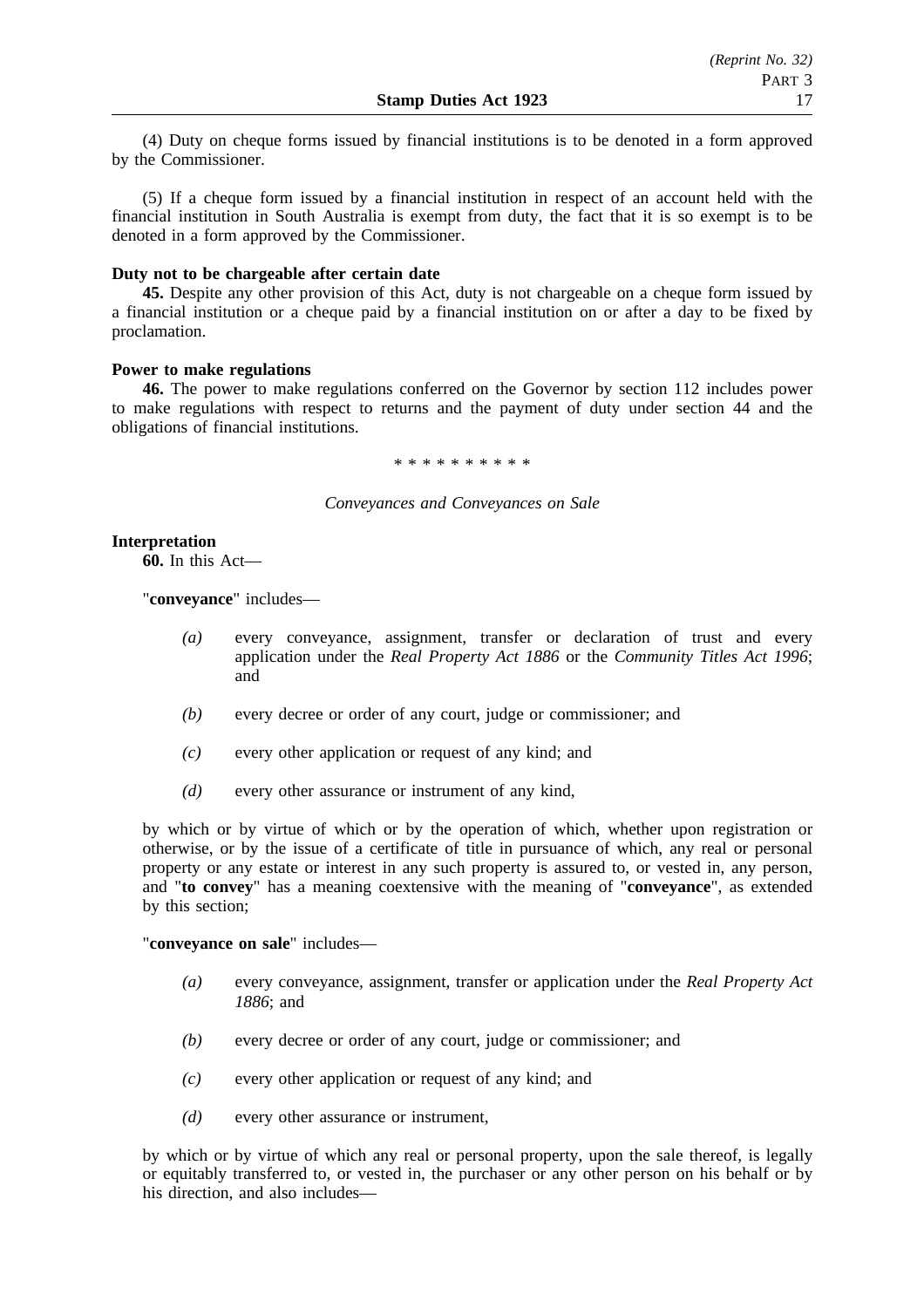(4) Duty on cheque forms issued by financial institutions is to be denoted in a form approved by the Commissioner.

(5) If a cheque form issued by a financial institution in respect of an account held with the financial institution in South Australia is exempt from duty, the fact that it is so exempt is to be denoted in a form approved by the Commissioner.

**Duty not to be chargeable after certain date**

**45.** Despite any other provision of this Act, duty is not chargeable on a cheque form issued by a financial institution or a cheque paid by a financial institution on or after a day to be fixed by proclamation.

**Power to make regulations**

**46.** The power to make regulations conferred on the Governor by section 112 includes power to make regulations with respect to returns and the payment of duty under section 44 and the obligations of financial institutions.

\* \* \* \* \* \* \* \* \* \*

*Conveyances and Conveyances on Sale*

**Interpretation**

**60.** In this Act—

"**conveyance**" includes—

*(a)* every conveyance, assignment, transfer or declaration of trust and every application under the *Real Property Act 1886* or the *Community Titles Act 1996*; and

*(b)* every decree or order of any court, judge or commissioner; and

*(c)* every other application or request of any kind; and

*(d)* every other assurance or instrument of any kind,

by which or by virtue of which or by the operation of which, whether upon registration or otherwise, or by the issue of a certificate of title in pursuance of which, any real or personal property or any estate or interest in any such property is assured to, or vested in, any person, and "**to convey**" has a meaning coextensive with the meaning of "**conveyance**", as extended by this section;

"**conveyance on sale**" includes—

*(a)* every conveyance, assignment, transfer or application under the *Real Property Act 1886*; and

*(b)* every decree or order of any court, judge or commissioner; and

*(c)* every other application or request of any kind; and

*(d)* every other assurance or instrument,

by which or by virtue of which any real or personal property, upon the sale thereof, is legally or equitably transferred to, or vested in, the purchaser or any other person on his behalf or by his direction, and also includes—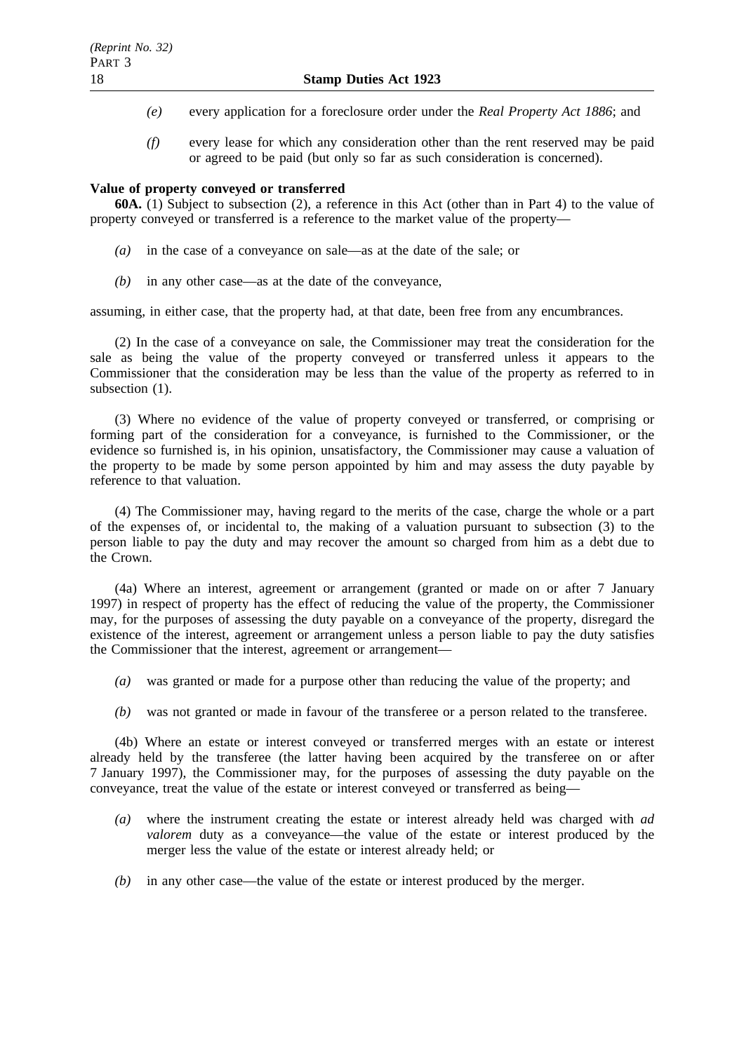*(e)* every application for a foreclosure order under the *Real Property Act 1886*; and

*(f)* every lease for which any consideration other than the rent reserved may be paid or agreed to be paid (but only so far as such consideration is concerned).

**Value of property conveyed or transferred**

**60A.** (1) Subject to subsection (2), a reference in this Act (other than in Part 4) to the value of property conveyed or transferred is a reference to the market value of the property—

*(a)* in the case of a conveyance on sale—as at the date of the sale; or

*(b)* in any other case—as at the date of the conveyance,

assuming, in either case, that the property had, at that date, been free from any encumbrances.

(2) In the case of a conveyance on sale, the Commissioner may treat the consideration for the sale as being the value of the property conveyed or transferred unless it appears to the Commissioner that the consideration may be less than the value of the property as referred to in subsection (1).

(3) Where no evidence of the value of property conveyed or transferred, or comprising or forming part of the consideration for a conveyance, is furnished to the Commissioner, or the evidence so furnished is, in his opinion, unsatisfactory, the Commissioner may cause a valuation of the property to be made by some person appointed by him and may assess the duty payable by reference to that valuation.

(4) The Commissioner may, having regard to the merits of the case, charge the whole or a part of the expenses of, or incidental to, the making of a valuation pursuant to subsection (3) to the person liable to pay the duty and may recover the amount so charged from him as a debt due to the Crown.

(4a) Where an interest, agreement or arrangement (granted or made on or after 7 January 1997) in respect of property has the effect of reducing the value of the property, the Commissioner may, for the purposes of assessing the duty payable on a conveyance of the property, disregard the existence of the interest, agreement or arrangement unless a person liable to pay the duty satisfies the Commissioner that the interest, agreement or arrangement—

*(a)* was granted or made for a purpose other than reducing the value of the property; and

*(b)* was not granted or made in favour of the transferee or a person related to the transferee.

(4b) Where an estate or interest conveyed or transferred merges with an estate or interest already held by the transferee (the latter having been acquired by the transferee on or after 7 January 1997), the Commissioner may, for the purposes of assessing the duty payable on the conveyance, treat the value of the estate or interest conveyed or transferred as being—

*(a)* where the instrument creating the estate or interest already held was charged with *ad valorem* duty as a conveyance—the value of the estate or interest produced by the merger less the value of the estate or interest already held; or

*(b)* in any other case—the value of the estate or interest produced by the merger.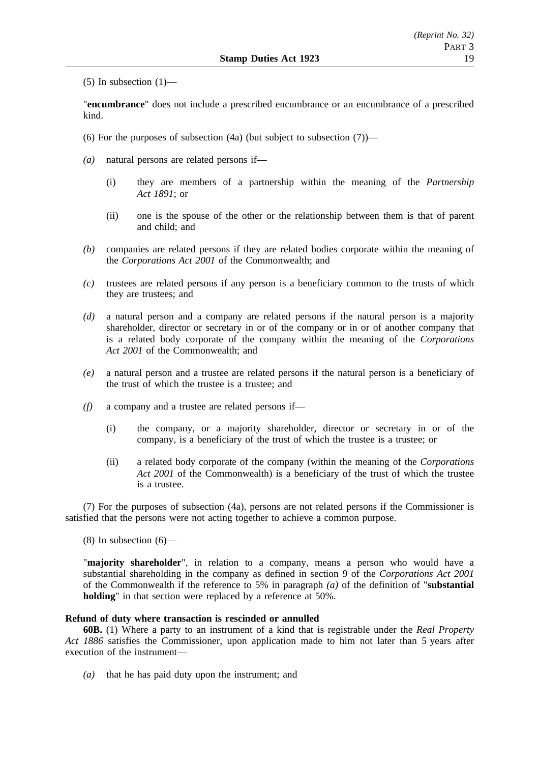(5) In subsection (1)—

"**encumbrance**" does not include a prescribed encumbrance or an encumbrance of a prescribed kind.

(6) For the purposes of subsection (4a) (but subject to subsection (7))—

*(a)* natural persons are related persons if—

(i) they are members of a partnership within the meaning of the *Partnership Act 1891*; or

(ii) one is the spouse of the other or the relationship between them is that of parent and child; and

*(b)* companies are related persons if they are related bodies corporate within the meaning of the *Corporations Act 2001* of the Commonwealth; and

*(c)* trustees are related persons if any person is a beneficiary common to the trusts of which they are trustees; and

*(d)* a natural person and a company are related persons if the natural person is a majority shareholder, director or secretary in or of the company or in or of another company that is a related body corporate of the company within the meaning of the *Corporations Act 2001* of the Commonwealth; and

*(e)* a natural person and a trustee are related persons if the natural person is a beneficiary of the trust of which the trustee is a trustee; and

*(f)* a company and a trustee are related persons if—

(i) the company, or a majority shareholder, director or secretary in or of the company, is a beneficiary of the trust of which the trustee is a trustee; or

(ii) a related body corporate of the company (within the meaning of the *Corporations Act 2001* of the Commonwealth) is a beneficiary of the trust of which the trustee is a trustee.

(7) For the purposes of subsection (4a), persons are not related persons if the Commissioner is satisfied that the persons were not acting together to achieve a common purpose.

(8) In subsection (6)—

"**majority shareholder**", in relation to a company, means a person who would have a substantial shareholding in the company as defined in section 9 of the *Corporations Act 2001* of the Commonwealth if the reference to 5% in paragraph *(a)* of the definition of "**substantial holding**" in that section were replaced by a reference at 50%.

**Refund of duty where transaction is rescinded or annulled**

**60B.** (1) Where a party to an instrument of a kind that is registrable under the *Real Property Act 1886* satisfies the Commissioner, upon application made to him not later than 5 years after execution of the instrument—

*(a)* that he has paid duty upon the instrument; and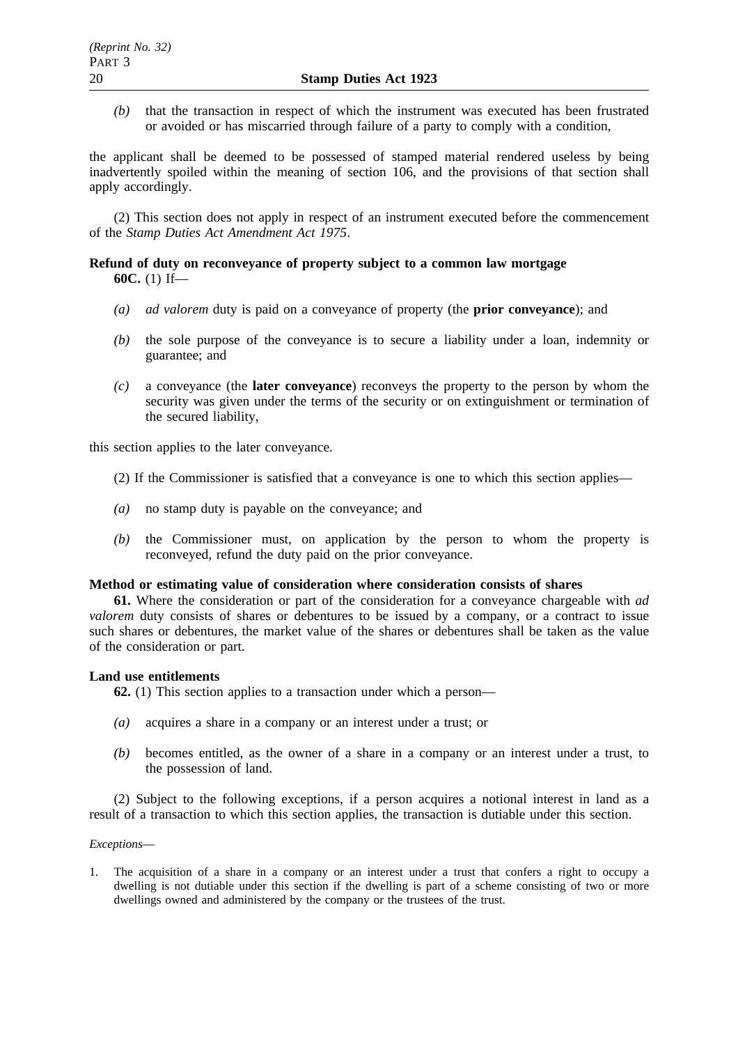*(b)* that the transaction in respect of which the instrument was executed has been frustrated or avoided or has miscarried through failure of a party to comply with a condition,

the applicant shall be deemed to be possessed of stamped material rendered useless by being inadvertently spoiled within the meaning of section 106, and the provisions of that section shall apply accordingly.

(2) This section does not apply in respect of an instrument executed before the commencement of the *Stamp Duties Act Amendment Act 1975*.

**Refund of duty on reconveyance of property subject to a common law mortgage**

**60C.** (1) If—

*(a)* *ad valorem* duty is paid on a conveyance of property (the **prior conveyance**); and

*(b)* the sole purpose of the conveyance is to secure a liability under a loan, indemnity or guarantee; and

*(c)* a conveyance (the **later conveyance**) reconveys the property to the person by whom the security was given under the terms of the security or on extinguishment or termination of the secured liability,

this section applies to the later conveyance.

(2) If the Commissioner is satisfied that a conveyance is one to which this section applies—

*(a)* no stamp duty is payable on the conveyance; and

*(b)* the Commissioner must, on application by the person to whom the property is reconveyed, refund the duty paid on the prior conveyance.

**Method or estimating value of consideration where consideration consists of shares**

**61.** Where the consideration or part of the consideration for a conveyance chargeable with *ad valorem* duty consists of shares or debentures to be issued by a company, or a contract to issue such shares or debentures, the market value of the shares or debentures shall be taken as the value of the consideration or part.

**Land use entitlements**

**62.** (1) This section applies to a transaction under which a person—

*(a)* acquires a share in a company or an interest under a trust; or

*(b)* becomes entitled, as the owner of a share in a company or an interest under a trust, to the possession of land.

(2) Subject to the following exceptions, if a person acquires a notional interest in land as a result of a transaction to which this section applies, the transaction is dutiable under this section.

*Exceptions*—

1. The acquisition of a share in a company or an interest under a trust that confers a right to occupy a dwelling is not dutiable under this section if the dwelling is part of a scheme consisting of two or more dwellings owned and administered by the company or the trustees of the trust.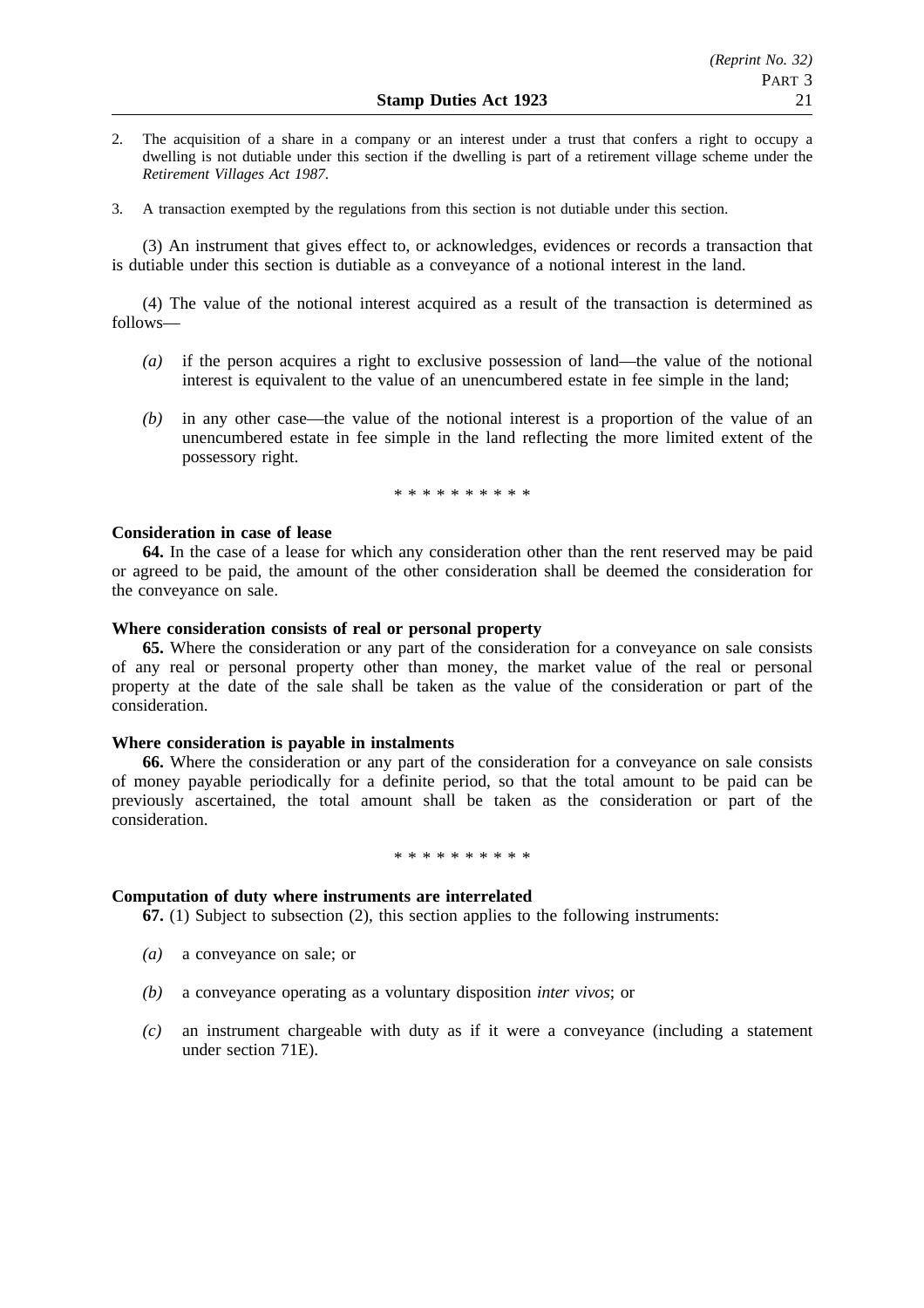2. The acquisition of a share in a company or an interest under a trust that confers a right to occupy a dwelling is not dutiable under this section if the dwelling is part of a retirement village scheme under the *Retirement Villages Act 1987*.

3. A transaction exempted by the regulations from this section is not dutiable under this section.

(3) An instrument that gives effect to, or acknowledges, evidences or records a transaction that is dutiable under this section is dutiable as a conveyance of a notional interest in the land.

(4) The value of the notional interest acquired as a result of the transaction is determined as follows—

*(a)* if the person acquires a right to exclusive possession of land—the value of the notional interest is equivalent to the value of an unencumbered estate in fee simple in the land;

*(b)* in any other case—the value of the notional interest is a proportion of the value of an unencumbered estate in fee simple in the land reflecting the more limited extent of the possessory right.

\* \* \* \* \* \* \* \* \* \*

**Consideration in case of lease**

**64.** In the case of a lease for which any consideration other than the rent reserved may be paid or agreed to be paid, the amount of the other consideration shall be deemed the consideration for the conveyance on sale.

**Where consideration consists of real or personal property**

**65.** Where the consideration or any part of the consideration for a conveyance on sale consists of any real or personal property other than money, the market value of the real or personal property at the date of the sale shall be taken as the value of the consideration or part of the consideration.

**Where consideration is payable in instalments**

**66.** Where the consideration or any part of the consideration for a conveyance on sale consists of money payable periodically for a definite period, so that the total amount to be paid can be previously ascertained, the total amount shall be taken as the consideration or part of the consideration.

\* \* \* \* \* \* \* \* \* \*

**Computation of duty where instruments are interrelated**

**67.** (1) Subject to subsection (2), this section applies to the following instruments:

*(a)* a conveyance on sale; or

*(b)* a conveyance operating as a voluntary disposition *inter vivos*; or

*(c)* an instrument chargeable with duty as if it were a conveyance (including a statement under section 71E).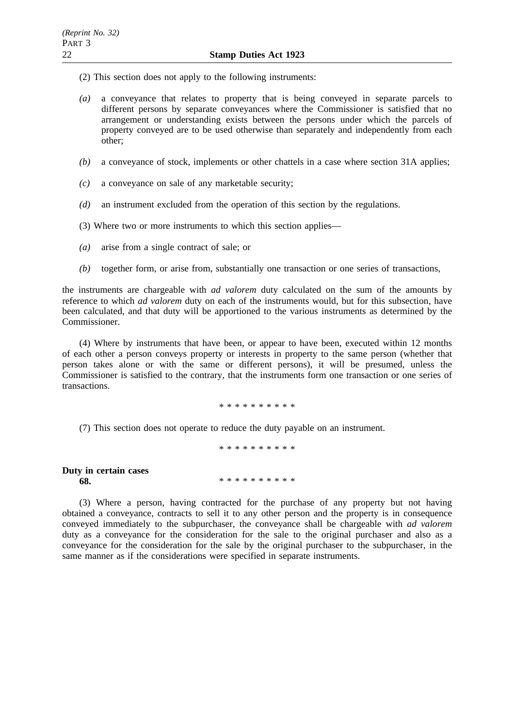(2) This section does not apply to the following instruments:

*(a)* a conveyance that relates to property that is being conveyed in separate parcels to different persons by separate conveyances where the Commissioner is satisfied that no arrangement or understanding exists between the persons under which the parcels of property conveyed are to be used otherwise than separately and independently from each other;

*(b)* a conveyance of stock, implements or other chattels in a case where section 31A applies;

*(c)* a conveyance on sale of any marketable security;

*(d)* an instrument excluded from the operation of this section by the regulations.

(3) Where two or more instruments to which this section applies—

*(a)* arise from a single contract of sale; or

*(b)* together form, or arise from, substantially one transaction or one series of transactions,

the instruments are chargeable with *ad valorem* duty calculated on the sum of the amounts by reference to which *ad valorem* duty on each of the instruments would, but for this subsection, have been calculated, and that duty will be apportioned to the various instruments as determined by the Commissioner.

(4) Where by instruments that have been, or appear to have been, executed within 12 months of each other a person conveys property or interests in property to the same person (whether that person takes alone or with the same or different persons), it will be presumed, unless the Commissioner is satisfied to the contrary, that the instruments form one transaction or one series of transactions.

\* \* \* \* \* \* \* \* \* \*

(7) This section does not operate to reduce the duty payable on an instrument.

\* \* \* \* \* \* \* \* \* \*

**Duty in certain cases**

**68.** \* \* \* \* \* \* \* \* \* \*

(3) Where a person, having contracted for the purchase of any property but not having obtained a conveyance, contracts to sell it to any other person and the property is in consequence conveyed immediately to the subpurchaser, the conveyance shall be chargeable with *ad valorem* duty as a conveyance for the consideration for the sale to the original purchaser and also as a conveyance for the consideration for the sale by the original purchaser to the subpurchaser, in the same manner as if the considerations were specified in separate instruments.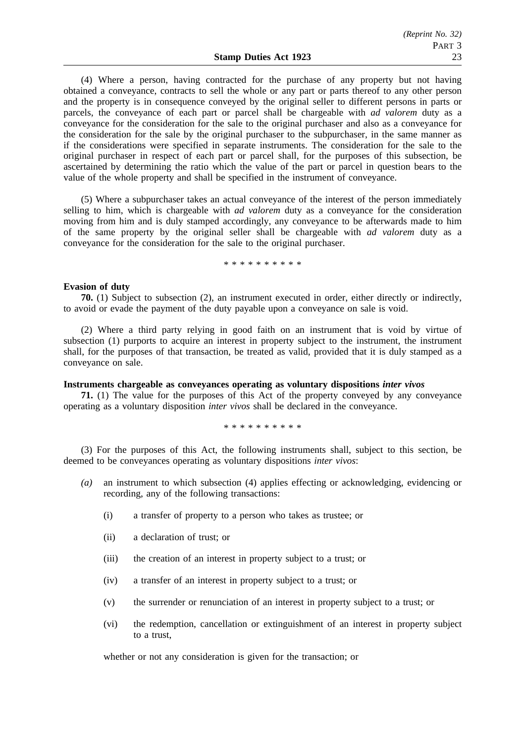(4) Where a person, having contracted for the purchase of any property but not having obtained a conveyance, contracts to sell the whole or any part or parts thereof to any other person and the property is in consequence conveyed by the original seller to different persons in parts or parcels, the conveyance of each part or parcel shall be chargeable with *ad valorem* duty as a conveyance for the consideration for the sale to the original purchaser and also as a conveyance for the consideration for the sale by the original purchaser to the subpurchaser, in the same manner as if the considerations were specified in separate instruments. The consideration for the sale to the original purchaser in respect of each part or parcel shall, for the purposes of this subsection, be ascertained by determining the ratio which the value of the part or parcel in question bears to the value of the whole property and shall be specified in the instrument of conveyance.

(5) Where a subpurchaser takes an actual conveyance of the interest of the person immediately selling to him, which is chargeable with *ad valorem* duty as a conveyance for the consideration moving from him and is duly stamped accordingly, any conveyance to be afterwards made to him of the same property by the original seller shall be chargeable with *ad valorem* duty as a conveyance for the consideration for the sale to the original purchaser.

\* \* \* \* \* \* \* \* \* \*

**Evasion of duty**

**70.** (1) Subject to subsection (2), an instrument executed in order, either directly or indirectly, to avoid or evade the payment of the duty payable upon a conveyance on sale is void.

(2) Where a third party relying in good faith on an instrument that is void by virtue of subsection (1) purports to acquire an interest in property subject to the instrument, the instrument shall, for the purposes of that transaction, be treated as valid, provided that it is duly stamped as a conveyance on sale.

**Instruments chargeable as conveyances operating as voluntary dispositions *inter vivos***

**71.** (1) The value for the purposes of this Act of the property conveyed by any conveyance operating as a voluntary disposition *inter vivos* shall be declared in the conveyance.

\* \* \* \* \* \* \* \* \* \*

(3) For the purposes of this Act, the following instruments shall, subject to this section, be deemed to be conveyances operating as voluntary dispositions *inter vivos*:

*(a)* an instrument to which subsection (4) applies effecting or acknowledging, evidencing or recording, any of the following transactions:

- (i) a transfer of property to a person who takes as trustee; or
- (ii) a declaration of trust; or
- (iii) the creation of an interest in property subject to a trust; or
- (iv) a transfer of an interest in property subject to a trust; or
- (v) the surrender or renunciation of an interest in property subject to a trust; or
- (vi) the redemption, cancellation or extinguishment of an interest in property subject to a trust,

whether or not any consideration is given for the transaction; or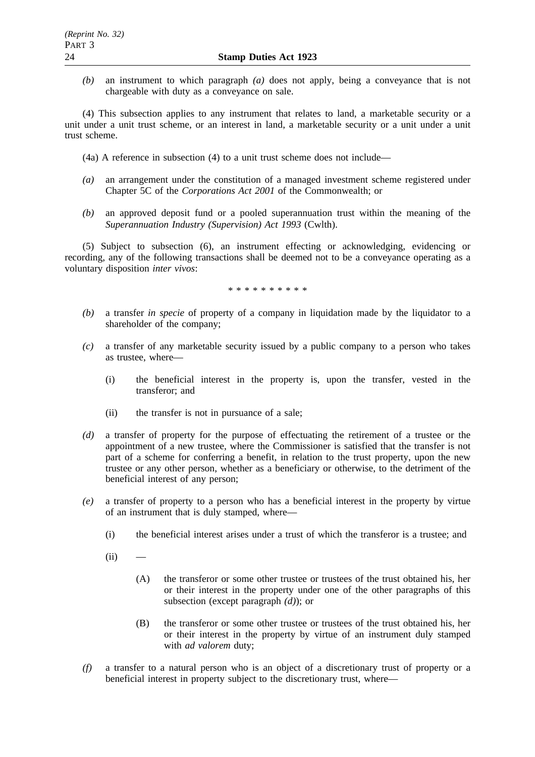*(b)* an instrument to which paragraph *(a)* does not apply, being a conveyance that is not chargeable with duty as a conveyance on sale.

(4) This subsection applies to any instrument that relates to land, a marketable security or a unit under a unit trust scheme, or an interest in land, a marketable security or a unit under a unit trust scheme.

(4a) A reference in subsection (4) to a unit trust scheme does not include—

*(a)* an arrangement under the constitution of a managed investment scheme registered under Chapter 5C of the *Corporations Act 2001* of the Commonwealth; or

*(b)* an approved deposit fund or a pooled superannuation trust within the meaning of the *Superannuation Industry (Supervision) Act 1993* (Cwlth).

(5) Subject to subsection (6), an instrument effecting or acknowledging, evidencing or recording, any of the following transactions shall be deemed not to be a conveyance operating as a voluntary disposition *inter vivos*:

\* \* \* \* \* \* \* \* \* \*

*(b)* a transfer *in specie* of property of a company in liquidation made by the liquidator to a shareholder of the company;

*(c)* a transfer of any marketable security issued by a public company to a person who takes as trustee, where—

   (i) the beneficial interest in the property is, upon the transfer, vested in the transferor; and

   (ii) the transfer is not in pursuance of a sale;

*(d)* a transfer of property for the purpose of effectuating the retirement of a trustee or the appointment of a new trustee, where the Commissioner is satisfied that the transfer is not part of a scheme for conferring a benefit, in relation to the trust property, upon the new trustee or any other person, whether as a beneficiary or otherwise, to the detriment of the beneficial interest of any person;

*(e)* a transfer of property to a person who has a beneficial interest in the property by virtue of an instrument that is duly stamped, where—

   (i) the beneficial interest arises under a trust of which the transferor is a trustee; and

   (ii) —

      (A) the transferor or some other trustee or trustees of the trust obtained his, her or their interest in the property under one of the other paragraphs of this subsection (except paragraph *(d)*); or

      (B) the transferor or some other trustee or trustees of the trust obtained his, her or their interest in the property by virtue of an instrument duly stamped with *ad valorem* duty;

*(f)* a transfer to a natural person who is an object of a discretionary trust of property or a beneficial interest in property subject to the discretionary trust, where—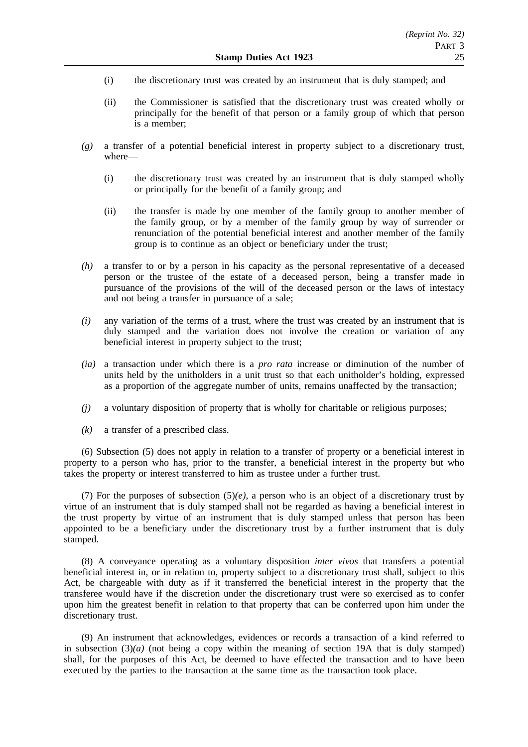(i) the discretionary trust was created by an instrument that is duly stamped; and

(ii) the Commissioner is satisfied that the discretionary trust was created wholly or principally for the benefit of that person or a family group of which that person is a member;

*(g)* a transfer of a potential beneficial interest in property subject to a discretionary trust, where—

(i) the discretionary trust was created by an instrument that is duly stamped wholly or principally for the benefit of a family group; and

(ii) the transfer is made by one member of the family group to another member of the family group, or by a member of the family group by way of surrender or renunciation of the potential beneficial interest and another member of the family group is to continue as an object or beneficiary under the trust;

*(h)* a transfer to or by a person in his capacity as the personal representative of a deceased person or the trustee of the estate of a deceased person, being a transfer made in pursuance of the provisions of the will of the deceased person or the laws of intestacy and not being a transfer in pursuance of a sale;

*(i)* any variation of the terms of a trust, where the trust was created by an instrument that is duly stamped and the variation does not involve the creation or variation of any beneficial interest in property subject to the trust;

*(ia)* a transaction under which there is a *pro rata* increase or diminution of the number of units held by the unitholders in a unit trust so that each unitholder's holding, expressed as a proportion of the aggregate number of units, remains unaffected by the transaction;

*(j)* a voluntary disposition of property that is wholly for charitable or religious purposes;

*(k)* a transfer of a prescribed class.

(6) Subsection (5) does not apply in relation to a transfer of property or a beneficial interest in property to a person who has, prior to the transfer, a beneficial interest in the property but who takes the property or interest transferred to him as trustee under a further trust.

(7) For the purposes of subsection (5)*(e)*, a person who is an object of a discretionary trust by virtue of an instrument that is duly stamped shall not be regarded as having a beneficial interest in the trust property by virtue of an instrument that is duly stamped unless that person has been appointed to be a beneficiary under the discretionary trust by a further instrument that is duly stamped.

(8) A conveyance operating as a voluntary disposition *inter vivos* that transfers a potential beneficial interest in, or in relation to, property subject to a discretionary trust shall, subject to this Act, be chargeable with duty as if it transferred the beneficial interest in the property that the transferee would have if the discretion under the discretionary trust were so exercised as to confer upon him the greatest benefit in relation to that property that can be conferred upon him under the discretionary trust.

(9) An instrument that acknowledges, evidences or records a transaction of a kind referred to in subsection (3)*(a)* (not being a copy within the meaning of section 19A that is duly stamped) shall, for the purposes of this Act, be deemed to have effected the transaction and to have been executed by the parties to the transaction at the same time as the transaction took place.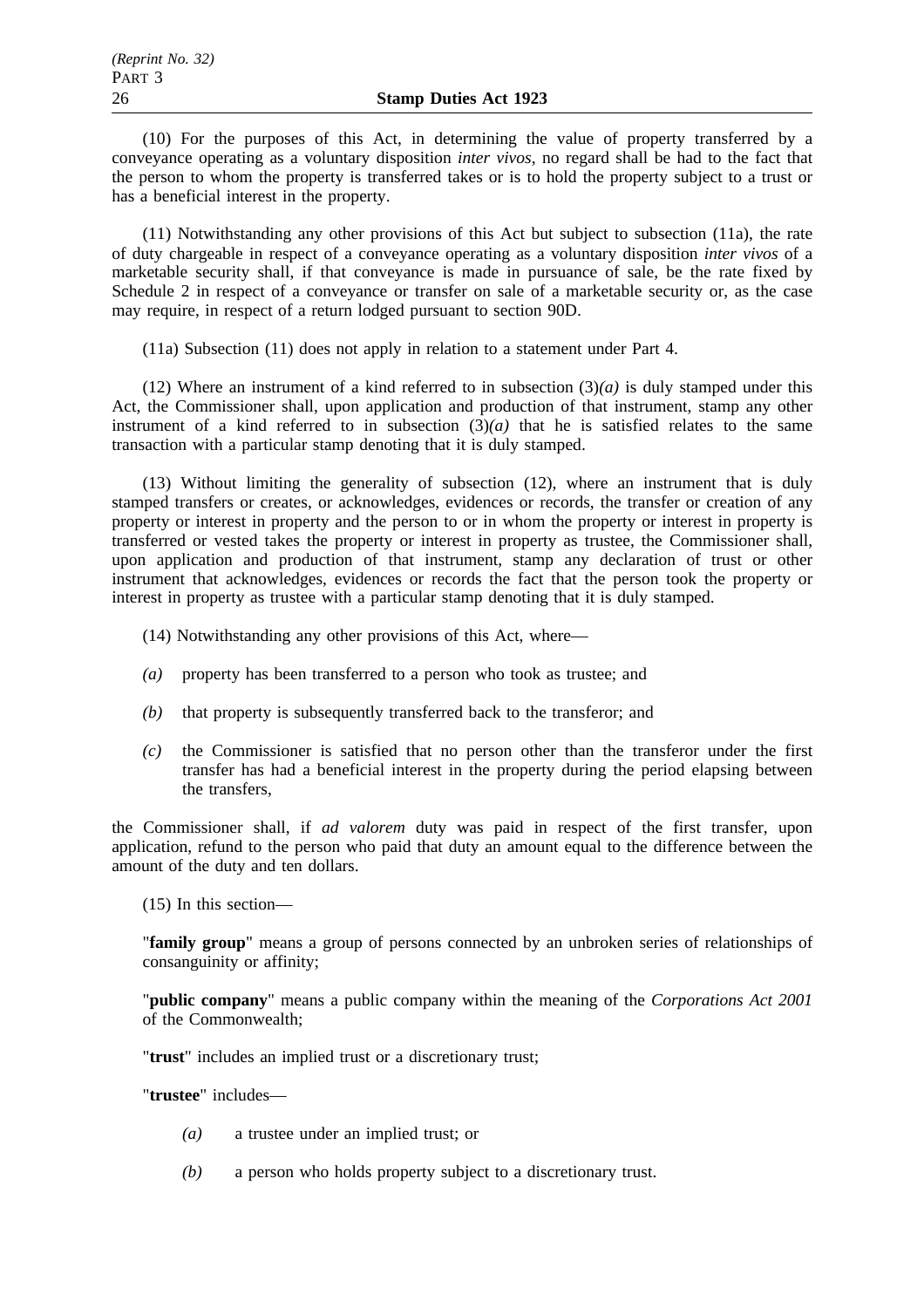(10) For the purposes of this Act, in determining the value of property transferred by a conveyance operating as a voluntary disposition *inter vivos*, no regard shall be had to the fact that the person to whom the property is transferred takes or is to hold the property subject to a trust or has a beneficial interest in the property.

(11) Notwithstanding any other provisions of this Act but subject to subsection (11a), the rate of duty chargeable in respect of a conveyance operating as a voluntary disposition *inter vivos* of a marketable security shall, if that conveyance is made in pursuance of sale, be the rate fixed by Schedule 2 in respect of a conveyance or transfer on sale of a marketable security or, as the case may require, in respect of a return lodged pursuant to section 90D.

(11a) Subsection (11) does not apply in relation to a statement under Part 4.

(12) Where an instrument of a kind referred to in subsection (3)*(a)* is duly stamped under this Act, the Commissioner shall, upon application and production of that instrument, stamp any other instrument of a kind referred to in subsection (3)*(a)* that he is satisfied relates to the same transaction with a particular stamp denoting that it is duly stamped.

(13) Without limiting the generality of subsection (12), where an instrument that is duly stamped transfers or creates, or acknowledges, evidences or records, the transfer or creation of any property or interest in property and the person to or in whom the property or interest in property is transferred or vested takes the property or interest in property as trustee, the Commissioner shall, upon application and production of that instrument, stamp any declaration of trust or other instrument that acknowledges, evidences or records the fact that the person took the property or interest in property as trustee with a particular stamp denoting that it is duly stamped.

(14) Notwithstanding any other provisions of this Act, where—

*(a)* property has been transferred to a person who took as trustee; and

*(b)* that property is subsequently transferred back to the transferor; and

*(c)* the Commissioner is satisfied that no person other than the transferor under the first transfer has had a beneficial interest in the property during the period elapsing between the transfers,

the Commissioner shall, if *ad valorem* duty was paid in respect of the first transfer, upon application, refund to the person who paid that duty an amount equal to the difference between the amount of the duty and ten dollars.

(15) In this section—

"**family group**" means a group of persons connected by an unbroken series of relationships of consanguinity or affinity;

"**public company**" means a public company within the meaning of the *Corporations Act 2001* of the Commonwealth;

"**trust**" includes an implied trust or a discretionary trust;

"**trustee**" includes—

*(a)* a trustee under an implied trust; or

*(b)* a person who holds property subject to a discretionary trust.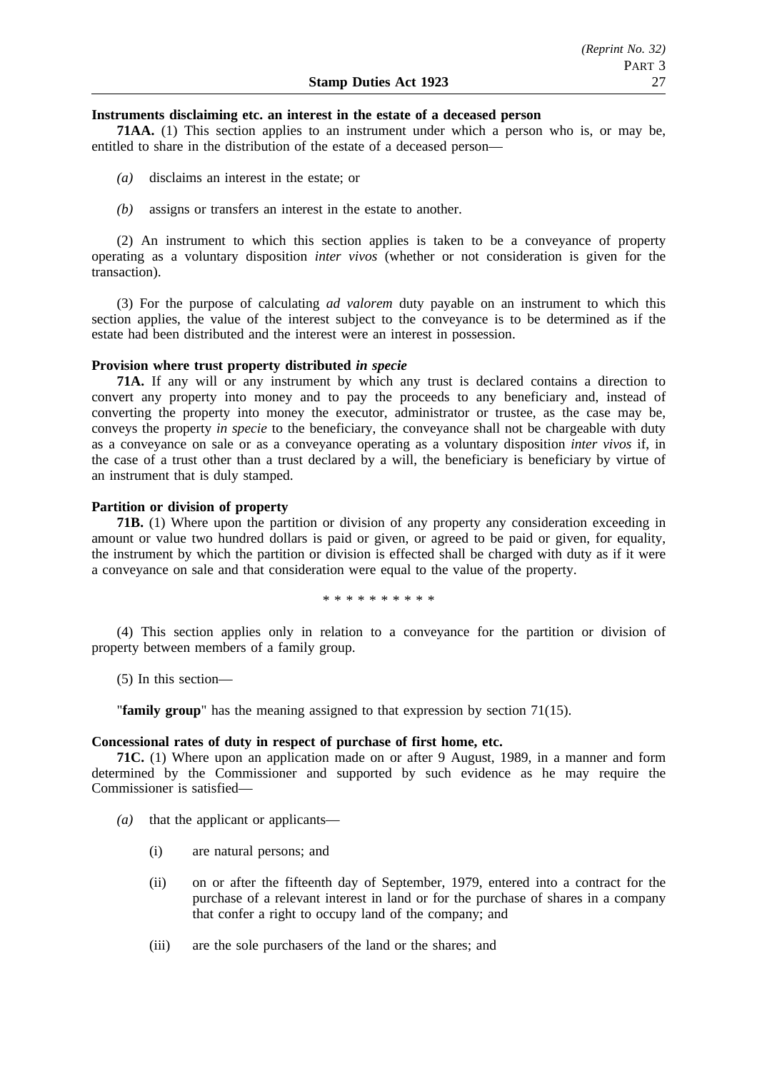**Instruments disclaiming etc. an interest in the estate of a deceased person**

**71AA.** (1) This section applies to an instrument under which a person who is, or may be, entitled to share in the distribution of the estate of a deceased person—

*(a)* disclaims an interest in the estate; or

*(b)* assigns or transfers an interest in the estate to another.

(2) An instrument to which this section applies is taken to be a conveyance of property operating as a voluntary disposition *inter vivos* (whether or not consideration is given for the transaction).

(3) For the purpose of calculating *ad valorem* duty payable on an instrument to which this section applies, the value of the interest subject to the conveyance is to be determined as if the estate had been distributed and the interest were an interest in possession.

**Provision where trust property distributed *in specie***

**71A.** If any will or any instrument by which any trust is declared contains a direction to convert any property into money and to pay the proceeds to any beneficiary and, instead of converting the property into money the executor, administrator or trustee, as the case may be, conveys the property *in specie* to the beneficiary, the conveyance shall not be chargeable with duty as a conveyance on sale or as a conveyance operating as a voluntary disposition *inter vivos* if, in the case of a trust other than a trust declared by a will, the beneficiary is beneficiary by virtue of an instrument that is duly stamped.

**Partition or division of property**

**71B.** (1) Where upon the partition or division of any property any consideration exceeding in amount or value two hundred dollars is paid or given, or agreed to be paid or given, for equality, the instrument by which the partition or division is effected shall be charged with duty as if it were a conveyance on sale and that consideration were equal to the value of the property.

\* \* \* \* \* \* \* \* \* \*

(4) This section applies only in relation to a conveyance for the partition or division of property between members of a family group.

(5) In this section—

"**family group**" has the meaning assigned to that expression by section 71(15).

**Concessional rates of duty in respect of purchase of first home, etc.**

**71C.** (1) Where upon an application made on or after 9 August, 1989, in a manner and form determined by the Commissioner and supported by such evidence as he may require the Commissioner is satisfied—

*(a)* that the applicant or applicants—

(i) are natural persons; and

(ii) on or after the fifteenth day of September, 1979, entered into a contract for the purchase of a relevant interest in land or for the purchase of shares in a company that confer a right to occupy land of the company; and

(iii) are the sole purchasers of the land or the shares; and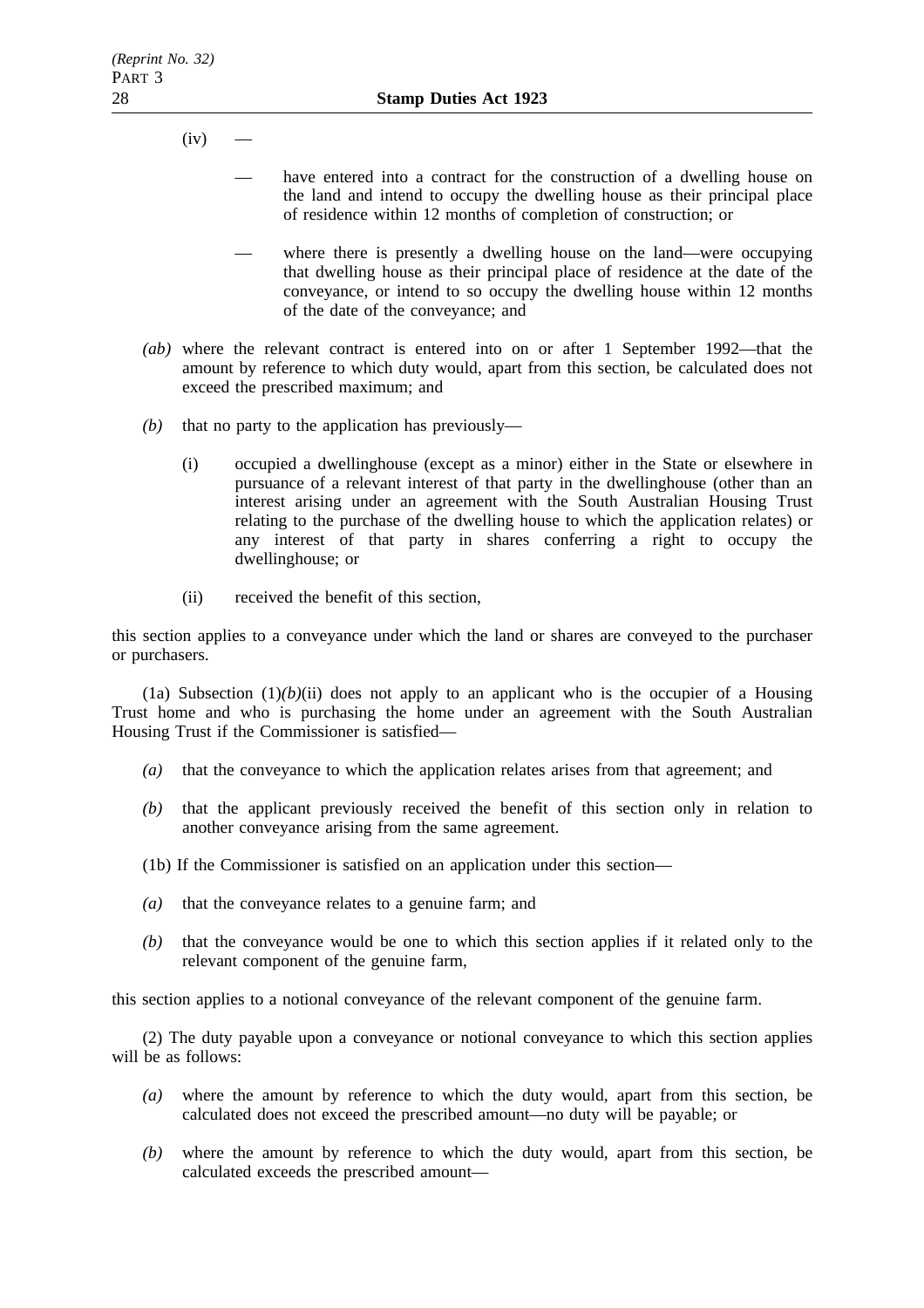(iv) —

— have entered into a contract for the construction of a dwelling house on the land and intend to occupy the dwelling house as their principal place of residence within 12 months of completion of construction; or

— where there is presently a dwelling house on the land—were occupying that dwelling house as their principal place of residence at the date of the conveyance, or intend to so occupy the dwelling house within 12 months of the date of the conveyance; and

*(ab)* where the relevant contract is entered into on or after 1 September 1992—that the amount by reference to which duty would, apart from this section, be calculated does not exceed the prescribed maximum; and

*(b)* that no party to the application has previously—

(i) occupied a dwellinghouse (except as a minor) either in the State or elsewhere in pursuance of a relevant interest of that party in the dwellinghouse (other than an interest arising under an agreement with the South Australian Housing Trust relating to the purchase of the dwelling house to which the application relates) or any interest of that party in shares conferring a right to occupy the dwellinghouse; or

(ii) received the benefit of this section,

this section applies to a conveyance under which the land or shares are conveyed to the purchaser or purchasers.

(1a) Subsection (1)*(b)*(ii) does not apply to an applicant who is the occupier of a Housing Trust home and who is purchasing the home under an agreement with the South Australian Housing Trust if the Commissioner is satisfied—

*(a)* that the conveyance to which the application relates arises from that agreement; and

*(b)* that the applicant previously received the benefit of this section only in relation to another conveyance arising from the same agreement.

(1b) If the Commissioner is satisfied on an application under this section—

*(a)* that the conveyance relates to a genuine farm; and

*(b)* that the conveyance would be one to which this section applies if it related only to the relevant component of the genuine farm,

this section applies to a notional conveyance of the relevant component of the genuine farm.

(2) The duty payable upon a conveyance or notional conveyance to which this section applies will be as follows:

*(a)* where the amount by reference to which the duty would, apart from this section, be calculated does not exceed the prescribed amount—no duty will be payable; or

*(b)* where the amount by reference to which the duty would, apart from this section, be calculated exceeds the prescribed amount—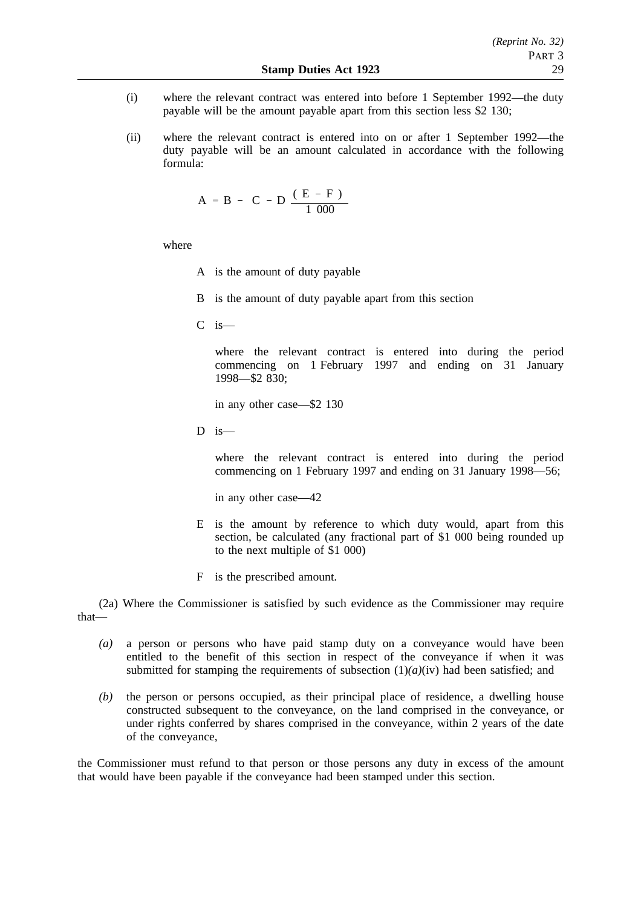(i) where the relevant contract was entered into before 1 September 1992—the duty payable will be the amount payable apart from this section less $2 130;

(ii) where the relevant contract is entered into on or after 1 September 1992—the duty payable will be an amount calculated in accordance with the following formula:

$$A = B - \left( C - D \frac{(E - F)}{1\ 000} \right)$$

where

A is the amount of duty payable

B is the amount of duty payable apart from this section

C is—

where the relevant contract is entered into during the period commencing on 1 February 1997 and ending on 31 January 1998—$2 830;

in any other case—$2 130

D is—

where the relevant contract is entered into during the period commencing on 1 February 1997 and ending on 31 January 1998—56;

in any other case—42

E is the amount by reference to which duty would, apart from this section, be calculated (any fractional part of $1 000 being rounded up to the next multiple of $1 000)

F is the prescribed amount.

(2a) Where the Commissioner is satisfied by such evidence as the Commissioner may require that—

*(a)* a person or persons who have paid stamp duty on a conveyance would have been entitled to the benefit of this section in respect of the conveyance if when it was submitted for stamping the requirements of subsection (1)*(a)*(iv) had been satisfied; and

*(b)* the person or persons occupied, as their principal place of residence, a dwelling house constructed subsequent to the conveyance, on the land comprised in the conveyance, or under rights conferred by shares comprised in the conveyance, within 2 years of the date of the conveyance,

the Commissioner must refund to that person or those persons any duty in excess of the amount that would have been payable if the conveyance had been stamped under this section.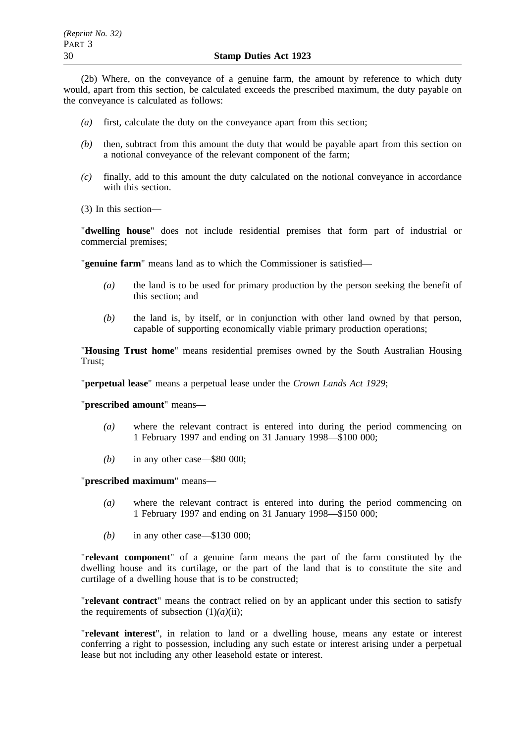(2b) Where, on the conveyance of a genuine farm, the amount by reference to which duty would, apart from this section, be calculated exceeds the prescribed maximum, the duty payable on the conveyance is calculated as follows:

*(a)* first, calculate the duty on the conveyance apart from this section;

*(b)* then, subtract from this amount the duty that would be payable apart from this section on a notional conveyance of the relevant component of the farm;

*(c)* finally, add to this amount the duty calculated on the notional conveyance in accordance with this section.

(3) In this section—

"**dwelling house**" does not include residential premises that form part of industrial or commercial premises;

"**genuine farm**" means land as to which the Commissioner is satisfied—

*(a)* the land is to be used for primary production by the person seeking the benefit of this section; and

*(b)* the land is, by itself, or in conjunction with other land owned by that person, capable of supporting economically viable primary production operations;

"**Housing Trust home**" means residential premises owned by the South Australian Housing Trust;

"**perpetual lease**" means a perpetual lease under the *Crown Lands Act 1929*;

"**prescribed amount**" means—

*(a)* where the relevant contract is entered into during the period commencing on 1 February 1997 and ending on 31 January 1998—$100 000;

*(b)* in any other case—$80 000;

"**prescribed maximum**" means—

*(a)* where the relevant contract is entered into during the period commencing on 1 February 1997 and ending on 31 January 1998—$150 000;

*(b)* in any other case—$130 000;

"**relevant component**" of a genuine farm means the part of the farm constituted by the dwelling house and its curtilage, or the part of the land that is to constitute the site and curtilage of a dwelling house that is to be constructed;

"**relevant contract**" means the contract relied on by an applicant under this section to satisfy the requirements of subsection (1)*(a)*(ii);

"**relevant interest**", in relation to land or a dwelling house, means any estate or interest conferring a right to possession, including any such estate or interest arising under a perpetual lease but not including any other leasehold estate or interest.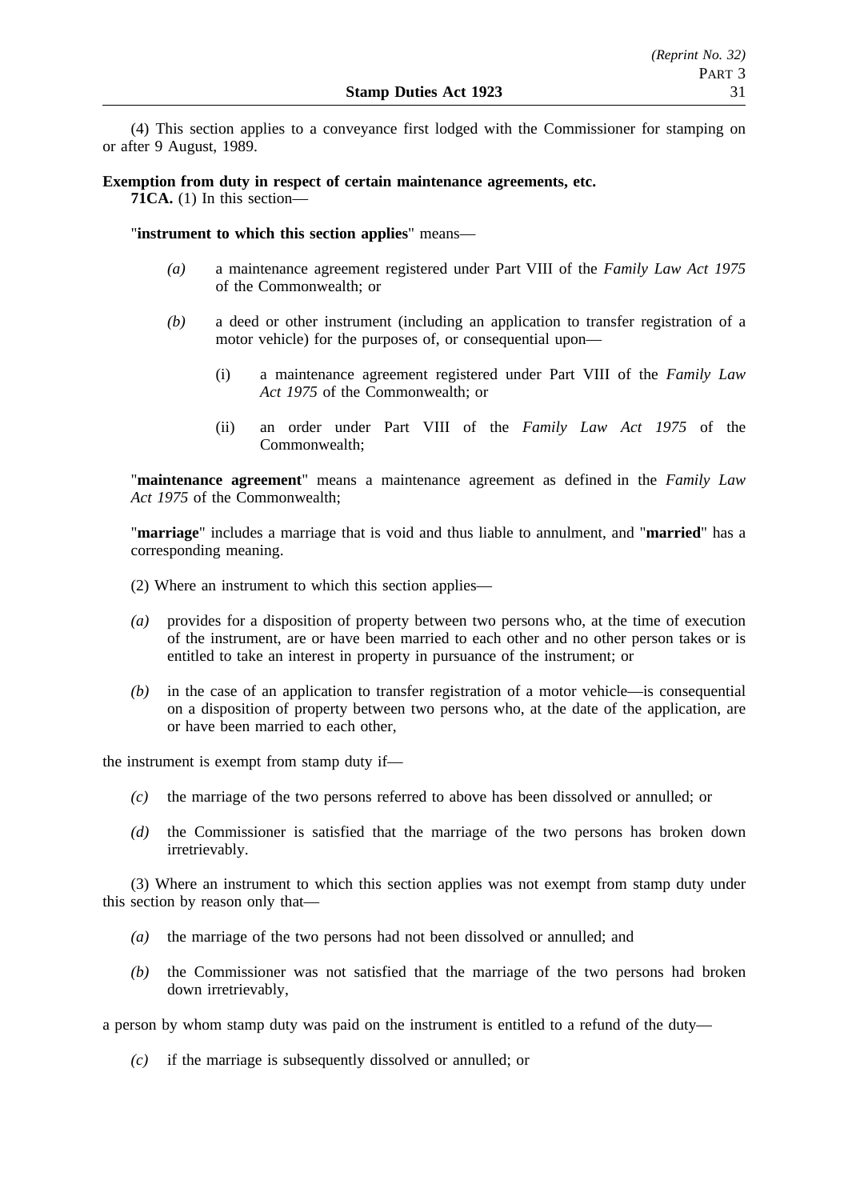(4) This section applies to a conveyance first lodged with the Commissioner for stamping on or after 9 August, 1989.

**Exemption from duty in respect of certain maintenance agreements, etc.**

**71CA.** (1) In this section—

"**instrument to which this section applies**" means—

- *(a)* a maintenance agreement registered under Part VIII of the *Family Law Act 1975* of the Commonwealth; or
- *(b)* a deed or other instrument (including an application to transfer registration of a motor vehicle) for the purposes of, or consequential upon—
  - (i) a maintenance agreement registered under Part VIII of the *Family Law Act 1975* of the Commonwealth; or
  - (ii) an order under Part VIII of the *Family Law Act 1975* of the Commonwealth;

"**maintenance agreement**" means a maintenance agreement as defined in the *Family Law Act 1975* of the Commonwealth;

"**marriage**" includes a marriage that is void and thus liable to annulment, and "**married**" has a corresponding meaning.

(2) Where an instrument to which this section applies—

- *(a)* provides for a disposition of property between two persons who, at the time of execution of the instrument, are or have been married to each other and no other person takes or is entitled to take an interest in property in pursuance of the instrument; or
- *(b)* in the case of an application to transfer registration of a motor vehicle—is consequential on a disposition of property between two persons who, at the date of the application, are or have been married to each other,

the instrument is exempt from stamp duty if—

- *(c)* the marriage of the two persons referred to above has been dissolved or annulled; or
- *(d)* the Commissioner is satisfied that the marriage of the two persons has broken down irretrievably.

(3) Where an instrument to which this section applies was not exempt from stamp duty under this section by reason only that—

- *(a)* the marriage of the two persons had not been dissolved or annulled; and
- *(b)* the Commissioner was not satisfied that the marriage of the two persons had broken down irretrievably,

a person by whom stamp duty was paid on the instrument is entitled to a refund of the duty—

- *(c)* if the marriage is subsequently dissolved or annulled; or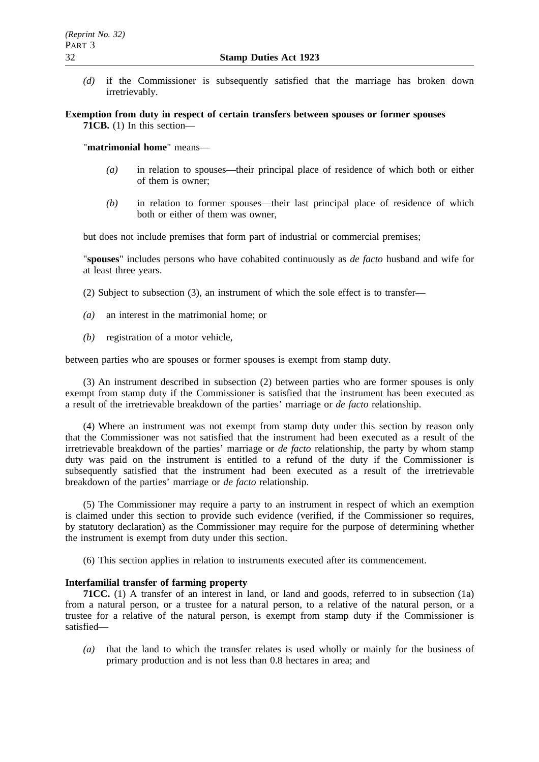*(d)* if the Commissioner is subsequently satisfied that the marriage has broken down irretrievably.

**Exemption from duty in respect of certain transfers between spouses or former spouses**

**71CB.** (1) In this section—

"**matrimonial home**" means—

*(a)* in relation to spouses—their principal place of residence of which both or either of them is owner;

*(b)* in relation to former spouses—their last principal place of residence of which both or either of them was owner,

but does not include premises that form part of industrial or commercial premises;

"**spouses**" includes persons who have cohabited continuously as *de facto* husband and wife for at least three years.

(2) Subject to subsection (3), an instrument of which the sole effect is to transfer—

*(a)* an interest in the matrimonial home; or

*(b)* registration of a motor vehicle,

between parties who are spouses or former spouses is exempt from stamp duty.

(3) An instrument described in subsection (2) between parties who are former spouses is only exempt from stamp duty if the Commissioner is satisfied that the instrument has been executed as a result of the irretrievable breakdown of the parties' marriage or *de facto* relationship.

(4) Where an instrument was not exempt from stamp duty under this section by reason only that the Commissioner was not satisfied that the instrument had been executed as a result of the irretrievable breakdown of the parties' marriage or *de facto* relationship, the party by whom stamp duty was paid on the instrument is entitled to a refund of the duty if the Commissioner is subsequently satisfied that the instrument had been executed as a result of the irretrievable breakdown of the parties' marriage or *de facto* relationship.

(5) The Commissioner may require a party to an instrument in respect of which an exemption is claimed under this section to provide such evidence (verified, if the Commissioner so requires, by statutory declaration) as the Commissioner may require for the purpose of determining whether the instrument is exempt from duty under this section.

(6) This section applies in relation to instruments executed after its commencement.

**Interfamilial transfer of farming property**

**71CC.** (1) A transfer of an interest in land, or land and goods, referred to in subsection (1a) from a natural person, or a trustee for a natural person, to a relative of the natural person, or a trustee for a relative of the natural person, is exempt from stamp duty if the Commissioner is satisfied—

*(a)* that the land to which the transfer relates is used wholly or mainly for the business of primary production and is not less than 0.8 hectares in area; and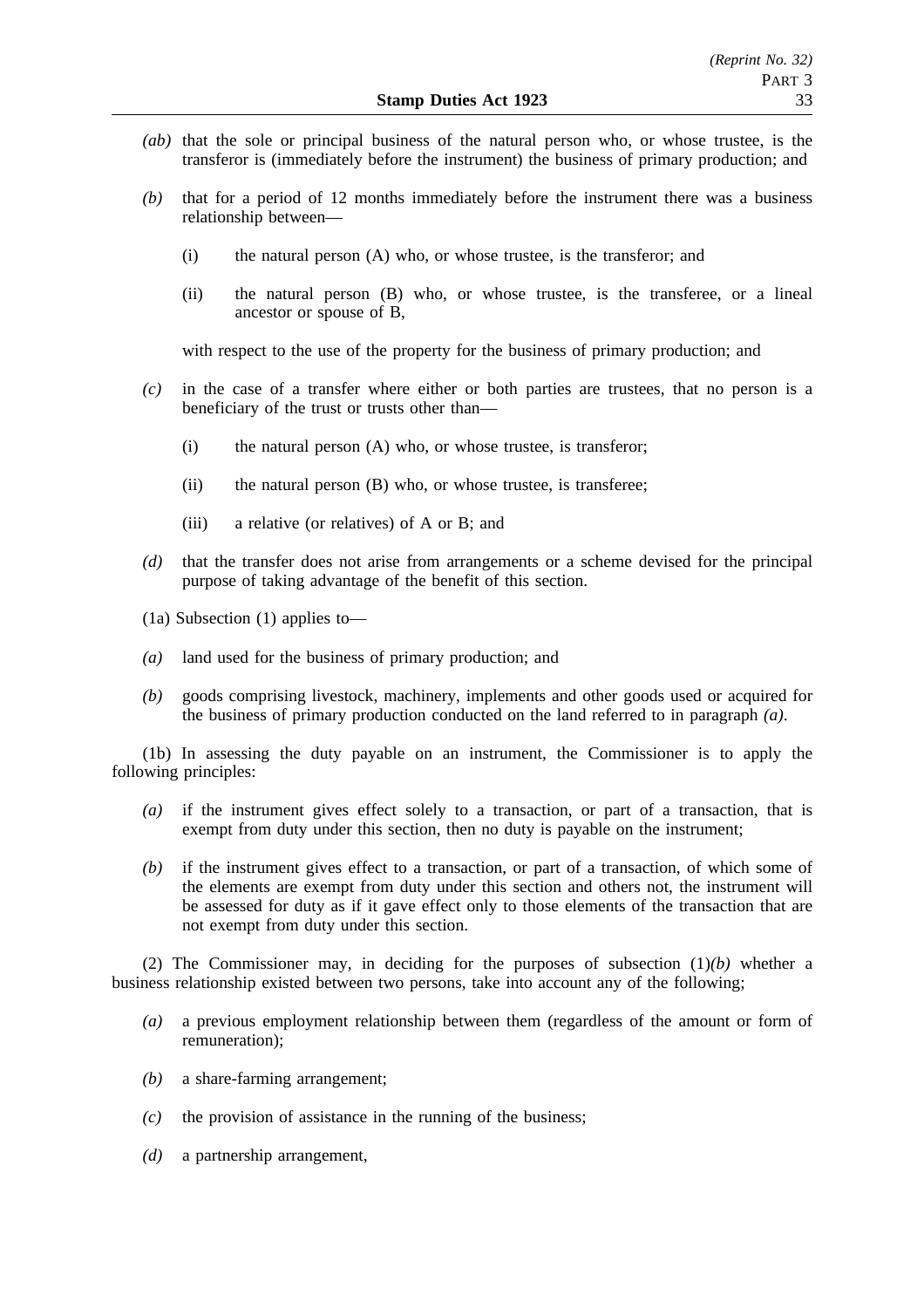*(ab)* that the sole or principal business of the natural person who, or whose trustee, is the transferor is (immediately before the instrument) the business of primary production; and

*(b)* that for a period of 12 months immediately before the instrument there was a business relationship between—

(i) the natural person (A) who, or whose trustee, is the transferor; and

(ii) the natural person (B) who, or whose trustee, is the transferee, or a lineal ancestor or spouse of B,

with respect to the use of the property for the business of primary production; and

*(c)* in the case of a transfer where either or both parties are trustees, that no person is a beneficiary of the trust or trusts other than—

(i) the natural person (A) who, or whose trustee, is transferor;

(ii) the natural person (B) who, or whose trustee, is transferee;

(iii) a relative (or relatives) of A or B; and

*(d)* that the transfer does not arise from arrangements or a scheme devised for the principal purpose of taking advantage of the benefit of this section.

(1a) Subsection (1) applies to—

*(a)* land used for the business of primary production; and

*(b)* goods comprising livestock, machinery, implements and other goods used or acquired for the business of primary production conducted on the land referred to in paragraph *(a)*.

(1b) In assessing the duty payable on an instrument, the Commissioner is to apply the following principles:

*(a)* if the instrument gives effect solely to a transaction, or part of a transaction, that is exempt from duty under this section, then no duty is payable on the instrument;

*(b)* if the instrument gives effect to a transaction, or part of a transaction, of which some of the elements are exempt from duty under this section and others not, the instrument will be assessed for duty as if it gave effect only to those elements of the transaction that are not exempt from duty under this section.

(2) The Commissioner may, in deciding for the purposes of subsection (1)*(b)* whether a business relationship existed between two persons, take into account any of the following;

*(a)* a previous employment relationship between them (regardless of the amount or form of remuneration);

*(b)* a share-farming arrangement;

*(c)* the provision of assistance in the running of the business;

*(d)* a partnership arrangement,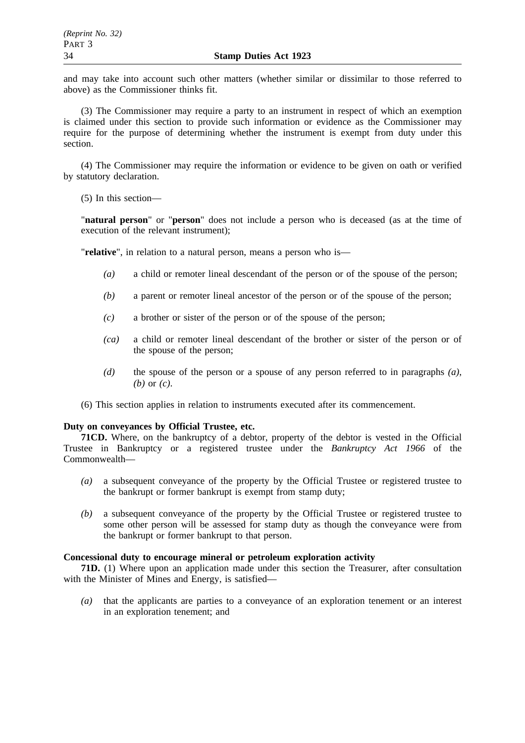and may take into account such other matters (whether similar or dissimilar to those referred to above) as the Commissioner thinks fit.

(3) The Commissioner may require a party to an instrument in respect of which an exemption is claimed under this section to provide such information or evidence as the Commissioner may require for the purpose of determining whether the instrument is exempt from duty under this section.

(4) The Commissioner may require the information or evidence to be given on oath or verified by statutory declaration.

(5) In this section—

"**natural person**" or "**person**" does not include a person who is deceased (as at the time of execution of the relevant instrument);

"**relative**", in relation to a natural person, means a person who is—

- *(a)* a child or remoter lineal descendant of the person or of the spouse of the person;
- *(b)* a parent or remoter lineal ancestor of the person or of the spouse of the person;
- *(c)* a brother or sister of the person or of the spouse of the person;
- *(ca)* a child or remoter lineal descendant of the brother or sister of the person or of the spouse of the person;
- *(d)* the spouse of the person or a spouse of any person referred to in paragraphs *(a)*, *(b)* or *(c)*.

(6) This section applies in relation to instruments executed after its commencement.

**Duty on conveyances by Official Trustee, etc.**

**71CD.** Where, on the bankruptcy of a debtor, property of the debtor is vested in the Official Trustee in Bankruptcy or a registered trustee under the *Bankruptcy Act 1966* of the Commonwealth—

- *(a)* a subsequent conveyance of the property by the Official Trustee or registered trustee to the bankrupt or former bankrupt is exempt from stamp duty;
- *(b)* a subsequent conveyance of the property by the Official Trustee or registered trustee to some other person will be assessed for stamp duty as though the conveyance were from the bankrupt or former bankrupt to that person.

**Concessional duty to encourage mineral or petroleum exploration activity**

**71D.** (1) Where upon an application made under this section the Treasurer, after consultation with the Minister of Mines and Energy, is satisfied—

- *(a)* that the applicants are parties to a conveyance of an exploration tenement or an interest in an exploration tenement; and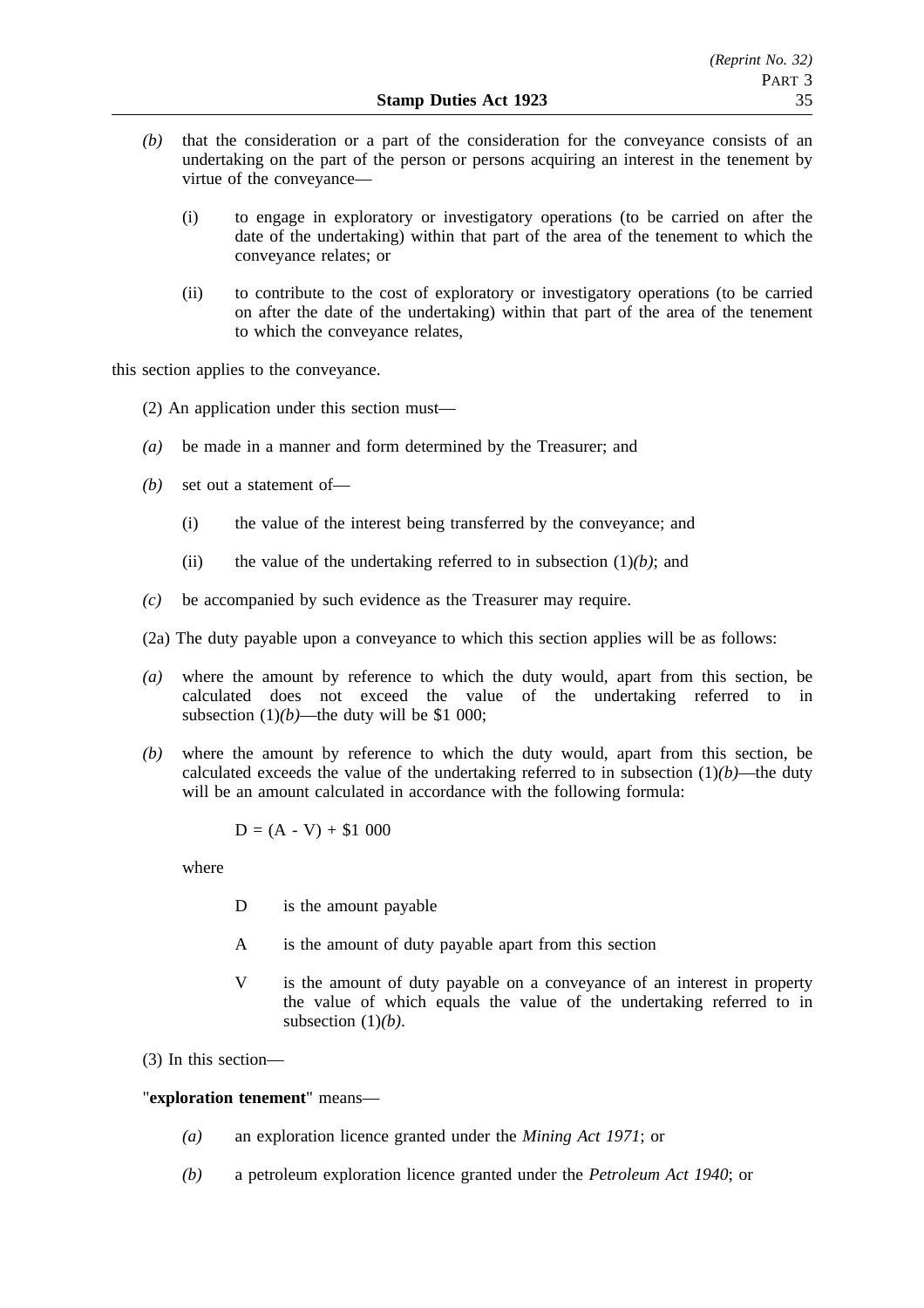*(b)* that the consideration or a part of the consideration for the conveyance consists of an undertaking on the part of the person or persons acquiring an interest in the tenement by virtue of the conveyance—

(i) to engage in exploratory or investigatory operations (to be carried on after the date of the undertaking) within that part of the area of the tenement to which the conveyance relates; or

(ii) to contribute to the cost of exploratory or investigatory operations (to be carried on after the date of the undertaking) within that part of the area of the tenement to which the conveyance relates,

this section applies to the conveyance.

(2) An application under this section must—

*(a)* be made in a manner and form determined by the Treasurer; and

*(b)* set out a statement of—

(i) the value of the interest being transferred by the conveyance; and

(ii) the value of the undertaking referred to in subsection (1)*(b)*; and

*(c)* be accompanied by such evidence as the Treasurer may require.

(2a) The duty payable upon a conveyance to which this section applies will be as follows:

*(a)* where the amount by reference to which the duty would, apart from this section, be calculated does not exceed the value of the undertaking referred to in subsection (1)*(b)*—the duty will be $1 000;

*(b)* where the amount by reference to which the duty would, apart from this section, be calculated exceeds the value of the undertaking referred to in subsection (1)*(b)*—the duty will be an amount calculated in accordance with the following formula:

$$D = (A - V) + \$1\,000$$

where

D is the amount payable

A is the amount of duty payable apart from this section

V is the amount of duty payable on a conveyance of an interest in property the value of which equals the value of the undertaking referred to in subsection (1)*(b)*.

(3) In this section—

"**exploration tenement**" means—

*(a)* an exploration licence granted under the *Mining Act 1971*; or

*(b)* a petroleum exploration licence granted under the *Petroleum Act 1940*; or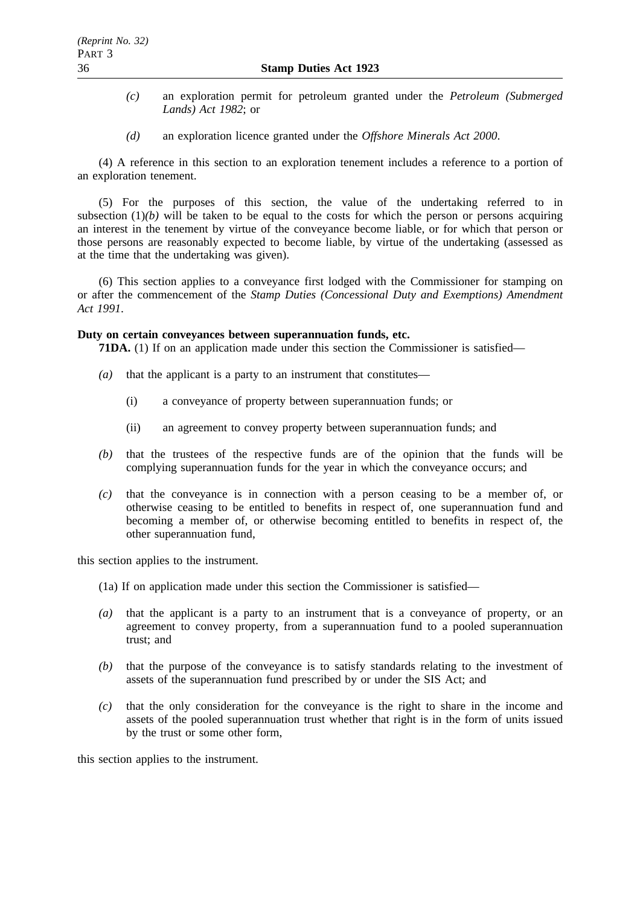*(c)* an exploration permit for petroleum granted under the *Petroleum (Submerged Lands) Act 1982*; or

*(d)* an exploration licence granted under the *Offshore Minerals Act 2000*.

(4) A reference in this section to an exploration tenement includes a reference to a portion of an exploration tenement.

(5) For the purposes of this section, the value of the undertaking referred to in subsection (1)*(b)* will be taken to be equal to the costs for which the person or persons acquiring an interest in the tenement by virtue of the conveyance become liable, or for which that person or those persons are reasonably expected to become liable, by virtue of the undertaking (assessed as at the time that the undertaking was given).

(6) This section applies to a conveyance first lodged with the Commissioner for stamping on or after the commencement of the *Stamp Duties (Concessional Duty and Exemptions) Amendment Act 1991*.

**Duty on certain conveyances between superannuation funds, etc.**

**71DA.** (1) If on an application made under this section the Commissioner is satisfied—

*(a)* that the applicant is a party to an instrument that constitutes—

(i) a conveyance of property between superannuation funds; or

(ii) an agreement to convey property between superannuation funds; and

*(b)* that the trustees of the respective funds are of the opinion that the funds will be complying superannuation funds for the year in which the conveyance occurs; and

*(c)* that the conveyance is in connection with a person ceasing to be a member of, or otherwise ceasing to be entitled to benefits in respect of, one superannuation fund and becoming a member of, or otherwise becoming entitled to benefits in respect of, the other superannuation fund,

this section applies to the instrument.

(1a) If on application made under this section the Commissioner is satisfied—

*(a)* that the applicant is a party to an instrument that is a conveyance of property, or an agreement to convey property, from a superannuation fund to a pooled superannuation trust; and

*(b)* that the purpose of the conveyance is to satisfy standards relating to the investment of assets of the superannuation fund prescribed by or under the SIS Act; and

*(c)* that the only consideration for the conveyance is the right to share in the income and assets of the pooled superannuation trust whether that right is in the form of units issued by the trust or some other form,

this section applies to the instrument.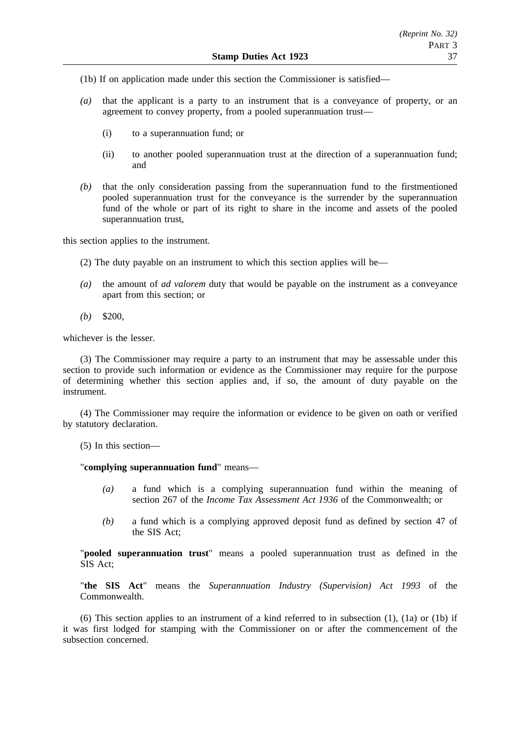(1b) If on application made under this section the Commissioner is satisfied—

*(a)* that the applicant is a party to an instrument that is a conveyance of property, or an agreement to convey property, from a pooled superannuation trust—

(i) to a superannuation fund; or

(ii) to another pooled superannuation trust at the direction of a superannuation fund; and

*(b)* that the only consideration passing from the superannuation fund to the firstmentioned pooled superannuation trust for the conveyance is the surrender by the superannuation fund of the whole or part of its right to share in the income and assets of the pooled superannuation trust,

this section applies to the instrument.

(2) The duty payable on an instrument to which this section applies will be—

*(a)* the amount of *ad valorem* duty that would be payable on the instrument as a conveyance apart from this section; or

*(b)* $200,

whichever is the lesser.

(3) The Commissioner may require a party to an instrument that may be assessable under this section to provide such information or evidence as the Commissioner may require for the purpose of determining whether this section applies and, if so, the amount of duty payable on the instrument.

(4) The Commissioner may require the information or evidence to be given on oath or verified by statutory declaration.

(5) In this section—

"**complying superannuation fund**" means—

*(a)* a fund which is a complying superannuation fund within the meaning of section 267 of the *Income Tax Assessment Act 1936* of the Commonwealth; or

*(b)* a fund which is a complying approved deposit fund as defined by section 47 of the SIS Act;

"**pooled superannuation trust**" means a pooled superannuation trust as defined in the SIS Act;

"**the SIS Act**" means the *Superannuation Industry (Supervision) Act 1993* of the Commonwealth.

(6) This section applies to an instrument of a kind referred to in subsection (1), (1a) or (1b) if it was first lodged for stamping with the Commissioner on or after the commencement of the subsection concerned.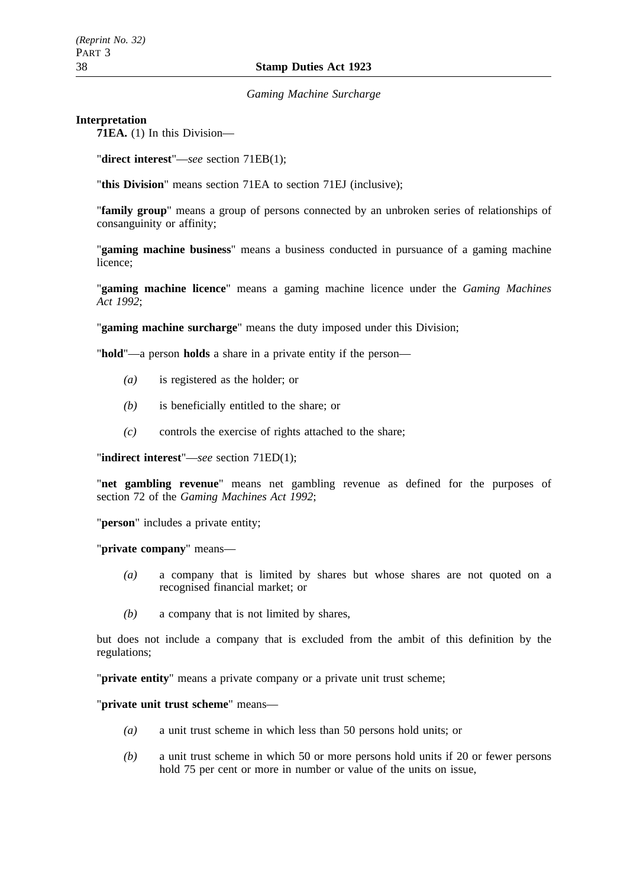*Gaming Machine Surcharge*

**Interpretation**

**71EA.** (1) In this Division—

"**direct interest**"—*see* section 71EB(1);

"**this Division**" means section 71EA to section 71EJ (inclusive);

"**family group**" means a group of persons connected by an unbroken series of relationships of consanguinity or affinity;

"**gaming machine business**" means a business conducted in pursuance of a gaming machine licence;

"**gaming machine licence**" means a gaming machine licence under the *Gaming Machines Act 1992*;

"**gaming machine surcharge**" means the duty imposed under this Division;

"**hold**"—a person **holds** a share in a private entity if the person—

*(a)* is registered as the holder; or

*(b)* is beneficially entitled to the share; or

*(c)* controls the exercise of rights attached to the share;

"**indirect interest**"—*see* section 71ED(1);

"**net gambling revenue**" means net gambling revenue as defined for the purposes of section 72 of the *Gaming Machines Act 1992*;

"**person**" includes a private entity;

"**private company**" means—

*(a)* a company that is limited by shares but whose shares are not quoted on a recognised financial market; or

*(b)* a company that is not limited by shares,

but does not include a company that is excluded from the ambit of this definition by the regulations;

"**private entity**" means a private company or a private unit trust scheme;

"**private unit trust scheme**" means—

*(a)* a unit trust scheme in which less than 50 persons hold units; or

*(b)* a unit trust scheme in which 50 or more persons hold units if 20 or fewer persons hold 75 per cent or more in number or value of the units on issue,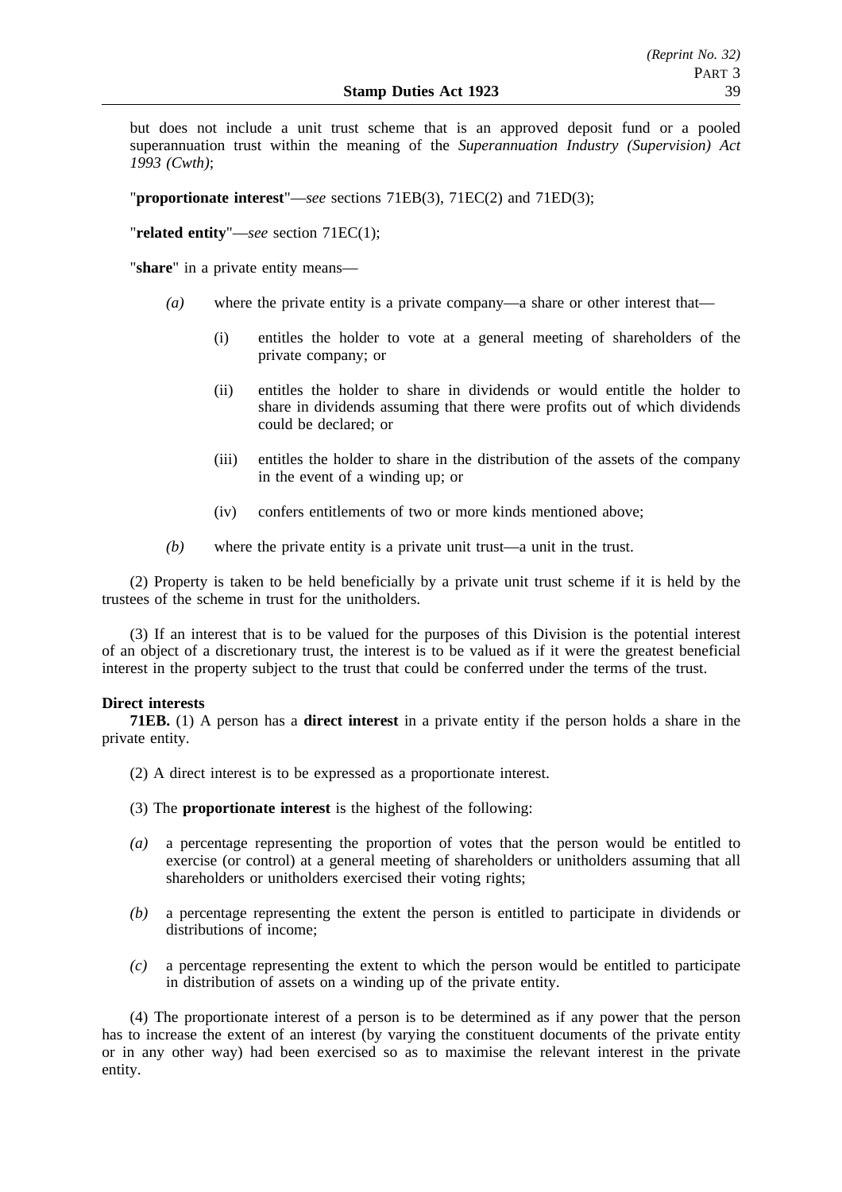but does not include a unit trust scheme that is an approved deposit fund or a pooled superannuation trust within the meaning of the *Superannuation Industry (Supervision) Act 1993 (Cwth)*;

"**proportionate interest**"—*see* sections 71EB(3), 71EC(2) and 71ED(3);

"**related entity**"—*see* section 71EC(1);

"**share**" in a private entity means—

*(a)* where the private entity is a private company—a share or other interest that—

(i) entitles the holder to vote at a general meeting of shareholders of the private company; or

(ii) entitles the holder to share in dividends or would entitle the holder to share in dividends assuming that there were profits out of which dividends could be declared; or

(iii) entitles the holder to share in the distribution of the assets of the company in the event of a winding up; or

(iv) confers entitlements of two or more kinds mentioned above;

*(b)* where the private entity is a private unit trust—a unit in the trust.

(2) Property is taken to be held beneficially by a private unit trust scheme if it is held by the trustees of the scheme in trust for the unitholders.

(3) If an interest that is to be valued for the purposes of this Division is the potential interest of an object of a discretionary trust, the interest is to be valued as if it were the greatest beneficial interest in the property subject to the trust that could be conferred under the terms of the trust.

**Direct interests**

**71EB.** (1) A person has a **direct interest** in a private entity if the person holds a share in the private entity.

(2) A direct interest is to be expressed as a proportionate interest.

(3) The **proportionate interest** is the highest of the following:

*(a)* a percentage representing the proportion of votes that the person would be entitled to exercise (or control) at a general meeting of shareholders or unitholders assuming that all shareholders or unitholders exercised their voting rights;

*(b)* a percentage representing the extent the person is entitled to participate in dividends or distributions of income;

*(c)* a percentage representing the extent to which the person would be entitled to participate in distribution of assets on a winding up of the private entity.

(4) The proportionate interest of a person is to be determined as if any power that the person has to increase the extent of an interest (by varying the constituent documents of the private entity or in any other way) had been exercised so as to maximise the relevant interest in the private entity.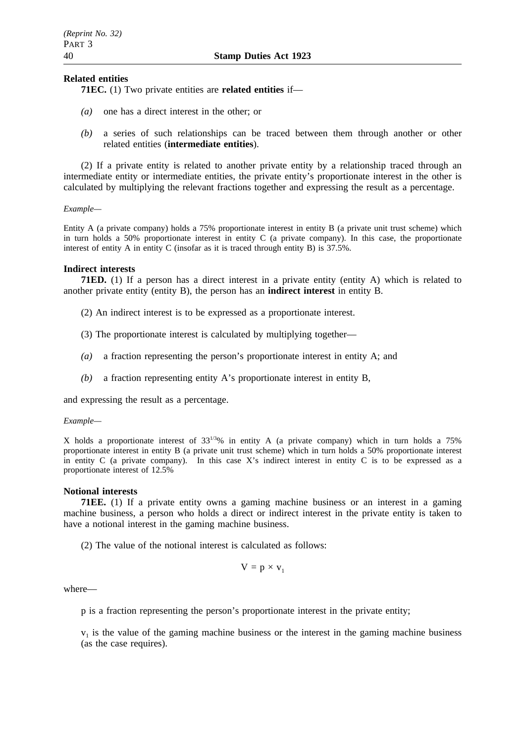**Related entities**

**71EC.** (1) Two private entities are **related entities** if—

*(a)* one has a direct interest in the other; or

*(b)* a series of such relationships can be traced between them through another or other related entities (**intermediate entities**).

(2) If a private entity is related to another private entity by a relationship traced through an intermediate entity or intermediate entities, the private entity's proportionate interest in the other is calculated by multiplying the relevant fractions together and expressing the result as a percentage.

*Example—*

Entity A (a private company) holds a 75% proportionate interest in entity B (a private unit trust scheme) which in turn holds a 50% proportionate interest in entity C (a private company). In this case, the proportionate interest of entity A in entity C (insofar as it is traced through entity B) is 37.5%.

**Indirect interests**

**71ED.** (1) If a person has a direct interest in a private entity (entity A) which is related to another private entity (entity B), the person has an **indirect interest** in entity B.

(2) An indirect interest is to be expressed as a proportionate interest.

(3) The proportionate interest is calculated by multiplying together—

*(a)* a fraction representing the person's proportionate interest in entity A; and

*(b)* a fraction representing entity A's proportionate interest in entity B,

and expressing the result as a percentage.

*Example—*

X holds a proportionate interest of $33^{1/3}$% in entity A (a private company) which in turn holds a 75% proportionate interest in entity B (a private unit trust scheme) which in turn holds a 50% proportionate interest in entity C (a private company). In this case X's indirect interest in entity C is to be expressed as a proportionate interest of 12.5%

**Notional interests**

**71EE.** (1) If a private entity owns a gaming machine business or an interest in a gaming machine business, a person who holds a direct or indirect interest in the private entity is taken to have a notional interest in the gaming machine business.

(2) The value of the notional interest is calculated as follows:

$$V = p \times v_1$$

where—

p is a fraction representing the person's proportionate interest in the private entity;

$v_1$ is the value of the gaming machine business or the interest in the gaming machine business (as the case requires).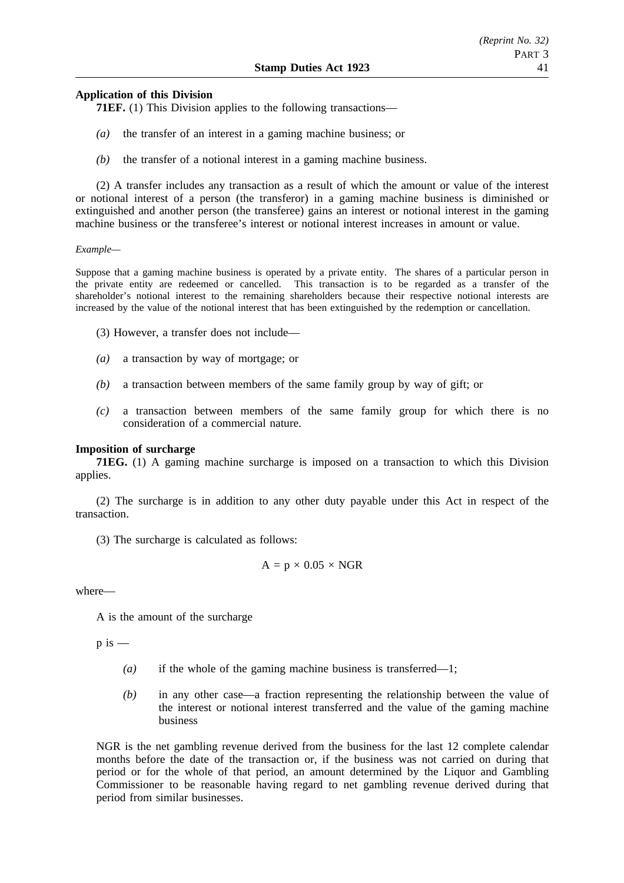**Application of this Division**

**71EF.** (1) This Division applies to the following transactions—

*(a)* the transfer of an interest in a gaming machine business; or

*(b)* the transfer of a notional interest in a gaming machine business.

(2) A transfer includes any transaction as a result of which the amount or value of the interest or notional interest of a person (the transferor) in a gaming machine business is diminished or extinguished and another person (the transferee) gains an interest or notional interest in the gaming machine business or the transferee's interest or notional interest increases in amount or value.

*Example—*

Suppose that a gaming machine business is operated by a private entity. The shares of a particular person in the private entity are redeemed or cancelled. This transaction is to be regarded as a transfer of the shareholder's notional interest to the remaining shareholders because their respective notional interests are increased by the value of the notional interest that has been extinguished by the redemption or cancellation.

(3) However, a transfer does not include—

*(a)* a transaction by way of mortgage; or

*(b)* a transaction between members of the same family group by way of gift; or

*(c)* a transaction between members of the same family group for which there is no consideration of a commercial nature.

**Imposition of surcharge**

**71EG.** (1) A gaming machine surcharge is imposed on a transaction to which this Division applies.

(2) The surcharge is in addition to any other duty payable under this Act in respect of the transaction.

(3) The surcharge is calculated as follows:

$$A = p \times 0.05 \times NGR$$

where—

A is the amount of the surcharge

p is —

*(a)* if the whole of the gaming machine business is transferred—1;

*(b)* in any other case—a fraction representing the relationship between the value of the interest or notional interest transferred and the value of the gaming machine business

NGR is the net gambling revenue derived from the business for the last 12 complete calendar months before the date of the transaction or, if the business was not carried on during that period or for the whole of that period, an amount determined by the Liquor and Gambling Commissioner to be reasonable having regard to net gambling revenue derived during that period from similar businesses.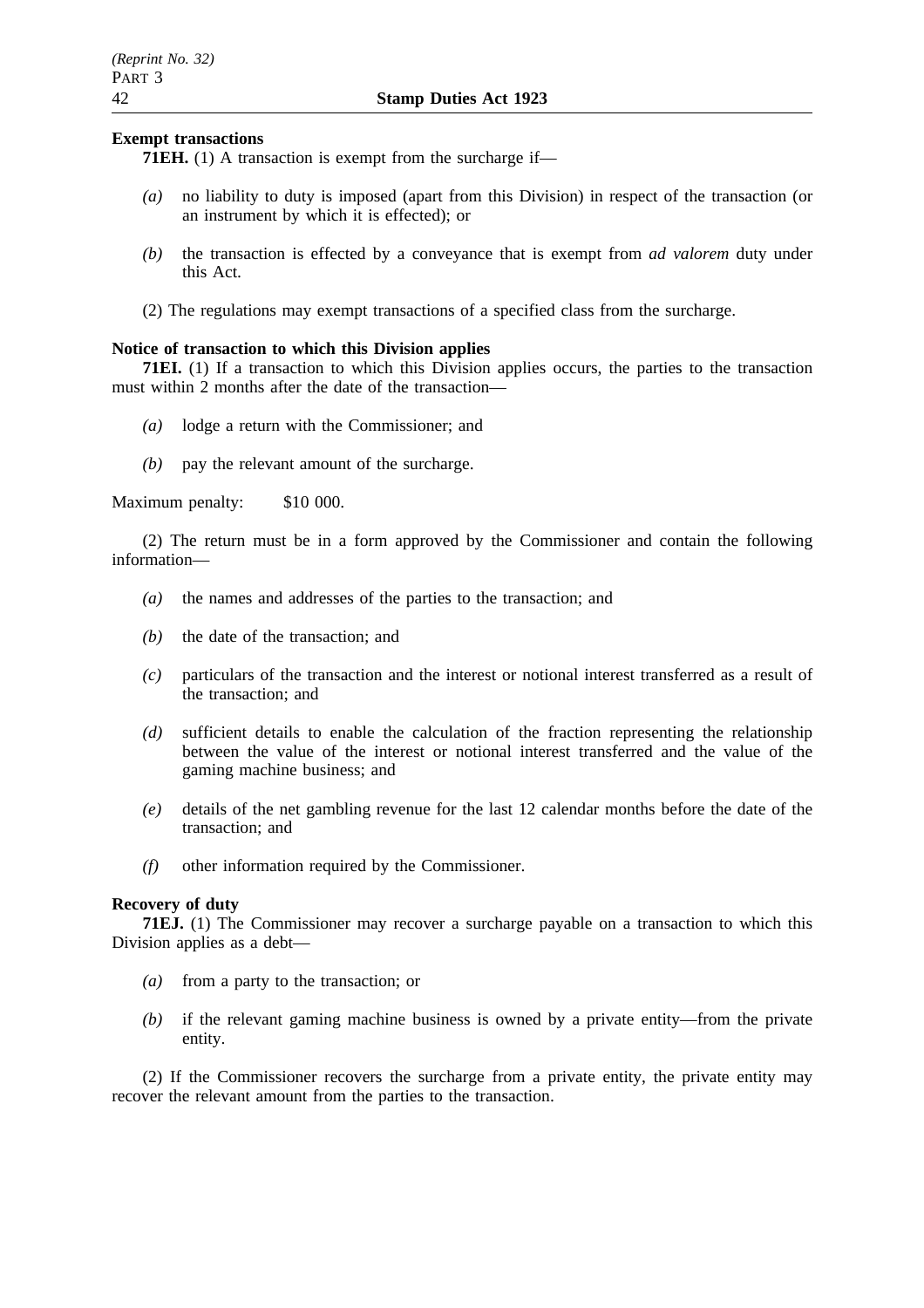**Exempt transactions**

**71EH.** (1) A transaction is exempt from the surcharge if—

*(a)* no liability to duty is imposed (apart from this Division) in respect of the transaction (or an instrument by which it is effected); or

*(b)* the transaction is effected by a conveyance that is exempt from *ad valorem* duty under this Act.

(2) The regulations may exempt transactions of a specified class from the surcharge.

**Notice of transaction to which this Division applies**

**71EI.** (1) If a transaction to which this Division applies occurs, the parties to the transaction must within 2 months after the date of the transaction—

*(a)* lodge a return with the Commissioner; and

*(b)* pay the relevant amount of the surcharge.

Maximum penalty: $10 000.

(2) The return must be in a form approved by the Commissioner and contain the following information—

*(a)* the names and addresses of the parties to the transaction; and

*(b)* the date of the transaction; and

*(c)* particulars of the transaction and the interest or notional interest transferred as a result of the transaction; and

*(d)* sufficient details to enable the calculation of the fraction representing the relationship between the value of the interest or notional interest transferred and the value of the gaming machine business; and

*(e)* details of the net gambling revenue for the last 12 calendar months before the date of the transaction; and

*(f)* other information required by the Commissioner.

**Recovery of duty**

**71EJ.** (1) The Commissioner may recover a surcharge payable on a transaction to which this Division applies as a debt—

*(a)* from a party to the transaction; or

*(b)* if the relevant gaming machine business is owned by a private entity—from the private entity.

(2) If the Commissioner recovers the surcharge from a private entity, the private entity may recover the relevant amount from the parties to the transaction.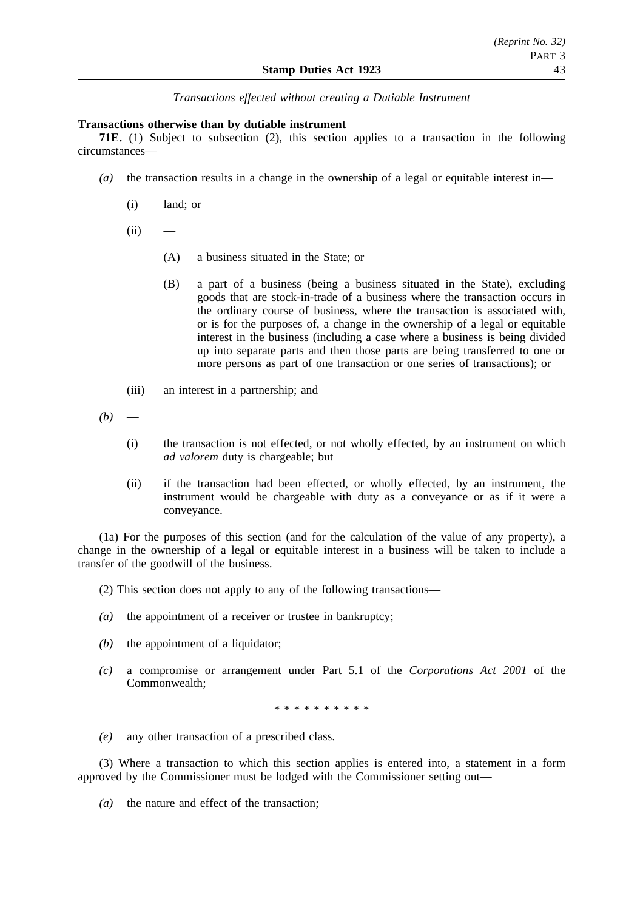*Transactions effected without creating a Dutiable Instrument*

**Transactions otherwise than by dutiable instrument**

**71E.** (1) Subject to subsection (2), this section applies to a transaction in the following circumstances—

*(a)* the transaction results in a change in the ownership of a legal or equitable interest in—

(i) land; or

(ii) —

(A) a business situated in the State; or

(B) a part of a business (being a business situated in the State), excluding goods that are stock-in-trade of a business where the transaction occurs in the ordinary course of business, where the transaction is associated with, or is for the purposes of, a change in the ownership of a legal or equitable interest in the business (including a case where a business is being divided up into separate parts and then those parts are being transferred to one or more persons as part of one transaction or one series of transactions); or

(iii) an interest in a partnership; and

*(b)* —

(i) the transaction is not effected, or not wholly effected, by an instrument on which *ad valorem* duty is chargeable; but

(ii) if the transaction had been effected, or wholly effected, by an instrument, the instrument would be chargeable with duty as a conveyance or as if it were a conveyance.

(1a) For the purposes of this section (and for the calculation of the value of any property), a change in the ownership of a legal or equitable interest in a business will be taken to include a transfer of the goodwill of the business.

(2) This section does not apply to any of the following transactions—

*(a)* the appointment of a receiver or trustee in bankruptcy;

*(b)* the appointment of a liquidator;

*(c)* a compromise or arrangement under Part 5.1 of the *Corporations Act 2001* of the Commonwealth;

\* \* \* \* \* \* \* \* \* \*

*(e)* any other transaction of a prescribed class.

(3) Where a transaction to which this section applies is entered into, a statement in a form approved by the Commissioner must be lodged with the Commissioner setting out—

*(a)* the nature and effect of the transaction;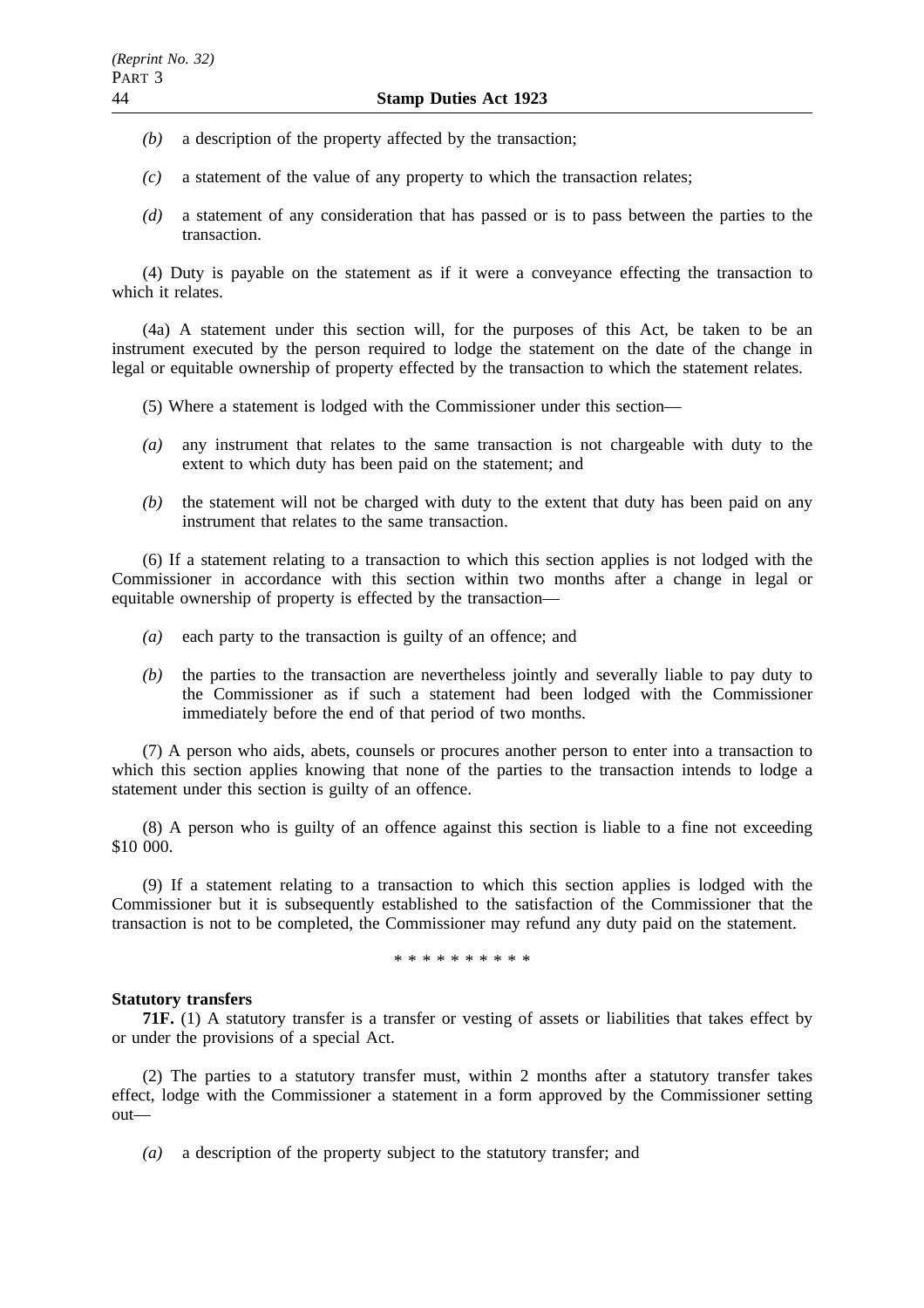*(b)* a description of the property affected by the transaction;

*(c)* a statement of the value of any property to which the transaction relates;

*(d)* a statement of any consideration that has passed or is to pass between the parties to the transaction.

(4) Duty is payable on the statement as if it were a conveyance effecting the transaction to which it relates.

(4a) A statement under this section will, for the purposes of this Act, be taken to be an instrument executed by the person required to lodge the statement on the date of the change in legal or equitable ownership of property effected by the transaction to which the statement relates.

(5) Where a statement is lodged with the Commissioner under this section—

*(a)* any instrument that relates to the same transaction is not chargeable with duty to the extent to which duty has been paid on the statement; and

*(b)* the statement will not be charged with duty to the extent that duty has been paid on any instrument that relates to the same transaction.

(6) If a statement relating to a transaction to which this section applies is not lodged with the Commissioner in accordance with this section within two months after a change in legal or equitable ownership of property is effected by the transaction—

*(a)* each party to the transaction is guilty of an offence; and

*(b)* the parties to the transaction are nevertheless jointly and severally liable to pay duty to the Commissioner as if such a statement had been lodged with the Commissioner immediately before the end of that period of two months.

(7) A person who aids, abets, counsels or procures another person to enter into a transaction to which this section applies knowing that none of the parties to the transaction intends to lodge a statement under this section is guilty of an offence.

(8) A person who is guilty of an offence against this section is liable to a fine not exceeding $10 000.

(9) If a statement relating to a transaction to which this section applies is lodged with the Commissioner but it is subsequently established to the satisfaction of the Commissioner that the transaction is not to be completed, the Commissioner may refund any duty paid on the statement.

\* \* \* \* \* \* \* \* \* \*

**Statutory transfers**

**71F.** (1) A statutory transfer is a transfer or vesting of assets or liabilities that takes effect by or under the provisions of a special Act.

(2) The parties to a statutory transfer must, within 2 months after a statutory transfer takes effect, lodge with the Commissioner a statement in a form approved by the Commissioner setting out—

*(a)* a description of the property subject to the statutory transfer; and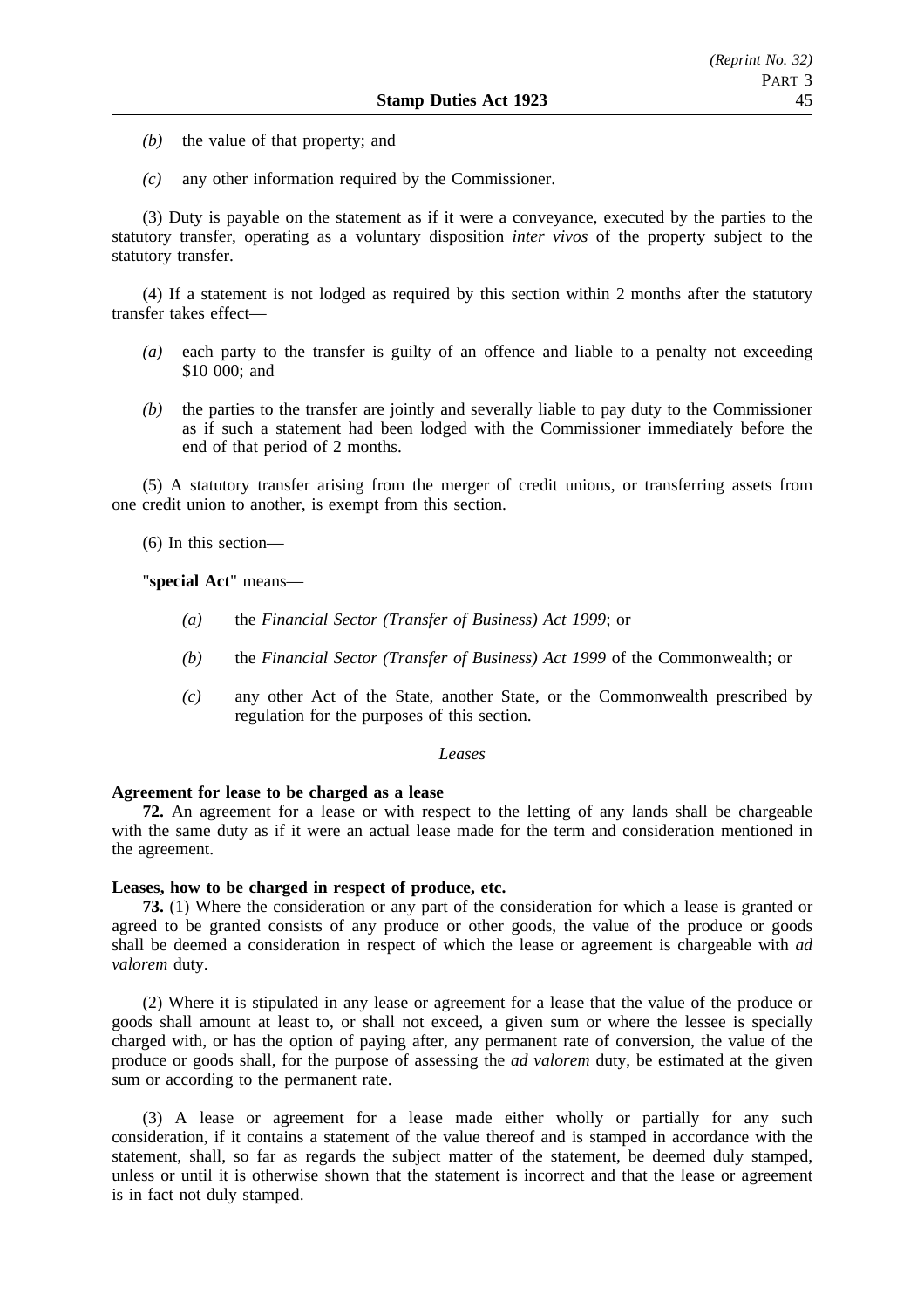*(b)* the value of that property; and

*(c)* any other information required by the Commissioner.

(3) Duty is payable on the statement as if it were a conveyance, executed by the parties to the statutory transfer, operating as a voluntary disposition *inter vivos* of the property subject to the statutory transfer.

(4) If a statement is not lodged as required by this section within 2 months after the statutory transfer takes effect—

*(a)* each party to the transfer is guilty of an offence and liable to a penalty not exceeding $10 000; and

*(b)* the parties to the transfer are jointly and severally liable to pay duty to the Commissioner as if such a statement had been lodged with the Commissioner immediately before the end of that period of 2 months.

(5) A statutory transfer arising from the merger of credit unions, or transferring assets from one credit union to another, is exempt from this section.

(6) In this section—

"**special Act**" means—

*(a)* the *Financial Sector (Transfer of Business) Act 1999*; or

*(b)* the *Financial Sector (Transfer of Business) Act 1999* of the Commonwealth; or

*(c)* any other Act of the State, another State, or the Commonwealth prescribed by regulation for the purposes of this section.

*Leases*

**Agreement for lease to be charged as a lease**

**72.** An agreement for a lease or with respect to the letting of any lands shall be chargeable with the same duty as if it were an actual lease made for the term and consideration mentioned in the agreement.

**Leases, how to be charged in respect of produce, etc.**

**73.** (1) Where the consideration or any part of the consideration for which a lease is granted or agreed to be granted consists of any produce or other goods, the value of the produce or goods shall be deemed a consideration in respect of which the lease or agreement is chargeable with *ad valorem* duty.

(2) Where it is stipulated in any lease or agreement for a lease that the value of the produce or goods shall amount at least to, or shall not exceed, a given sum or where the lessee is specially charged with, or has the option of paying after, any permanent rate of conversion, the value of the produce or goods shall, for the purpose of assessing the *ad valorem* duty, be estimated at the given sum or according to the permanent rate.

(3) A lease or agreement for a lease made either wholly or partially for any such consideration, if it contains a statement of the value thereof and is stamped in accordance with the statement, shall, so far as regards the subject matter of the statement, be deemed duly stamped, unless or until it is otherwise shown that the statement is incorrect and that the lease or agreement is in fact not duly stamped.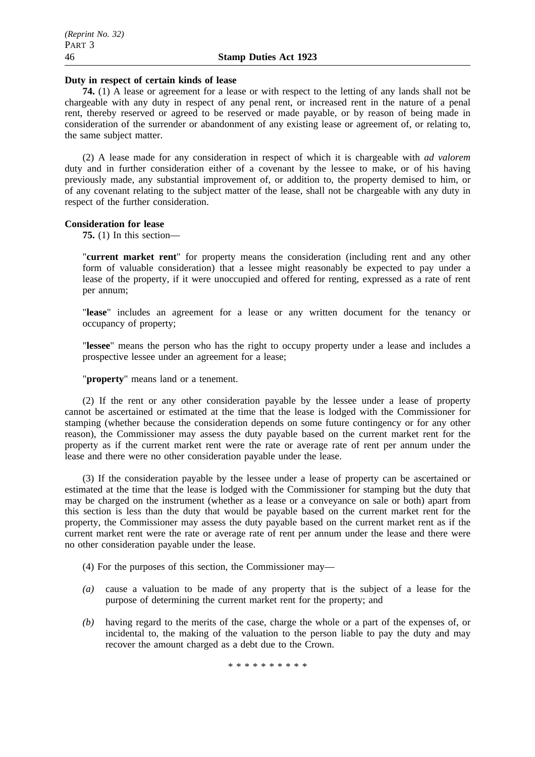**Duty in respect of certain kinds of lease**

**74.** (1) A lease or agreement for a lease or with respect to the letting of any lands shall not be chargeable with any duty in respect of any penal rent, or increased rent in the nature of a penal rent, thereby reserved or agreed to be reserved or made payable, or by reason of being made in consideration of the surrender or abandonment of any existing lease or agreement of, or relating to, the same subject matter.

(2) A lease made for any consideration in respect of which it is chargeable with *ad valorem* duty and in further consideration either of a covenant by the lessee to make, or of his having previously made, any substantial improvement of, or addition to, the property demised to him, or of any covenant relating to the subject matter of the lease, shall not be chargeable with any duty in respect of the further consideration.

**Consideration for lease**

**75.** (1) In this section—

"**current market rent**" for property means the consideration (including rent and any other form of valuable consideration) that a lessee might reasonably be expected to pay under a lease of the property, if it were unoccupied and offered for renting, expressed as a rate of rent per annum;

"**lease**" includes an agreement for a lease or any written document for the tenancy or occupancy of property;

"**lessee**" means the person who has the right to occupy property under a lease and includes a prospective lessee under an agreement for a lease;

"**property**" means land or a tenement.

(2) If the rent or any other consideration payable by the lessee under a lease of property cannot be ascertained or estimated at the time that the lease is lodged with the Commissioner for stamping (whether because the consideration depends on some future contingency or for any other reason), the Commissioner may assess the duty payable based on the current market rent for the property as if the current market rent were the rate or average rate of rent per annum under the lease and there were no other consideration payable under the lease.

(3) If the consideration payable by the lessee under a lease of property can be ascertained or estimated at the time that the lease is lodged with the Commissioner for stamping but the duty that may be charged on the instrument (whether as a lease or a conveyance on sale or both) apart from this section is less than the duty that would be payable based on the current market rent for the property, the Commissioner may assess the duty payable based on the current market rent as if the current market rent were the rate or average rate of rent per annum under the lease and there were no other consideration payable under the lease.

(4) For the purposes of this section, the Commissioner may—

*(a)* cause a valuation to be made of any property that is the subject of a lease for the purpose of determining the current market rent for the property; and

*(b)* having regard to the merits of the case, charge the whole or a part of the expenses of, or incidental to, the making of the valuation to the person liable to pay the duty and may recover the amount charged as a debt due to the Crown.

\* \* \* \* \* \* \* \* \* \*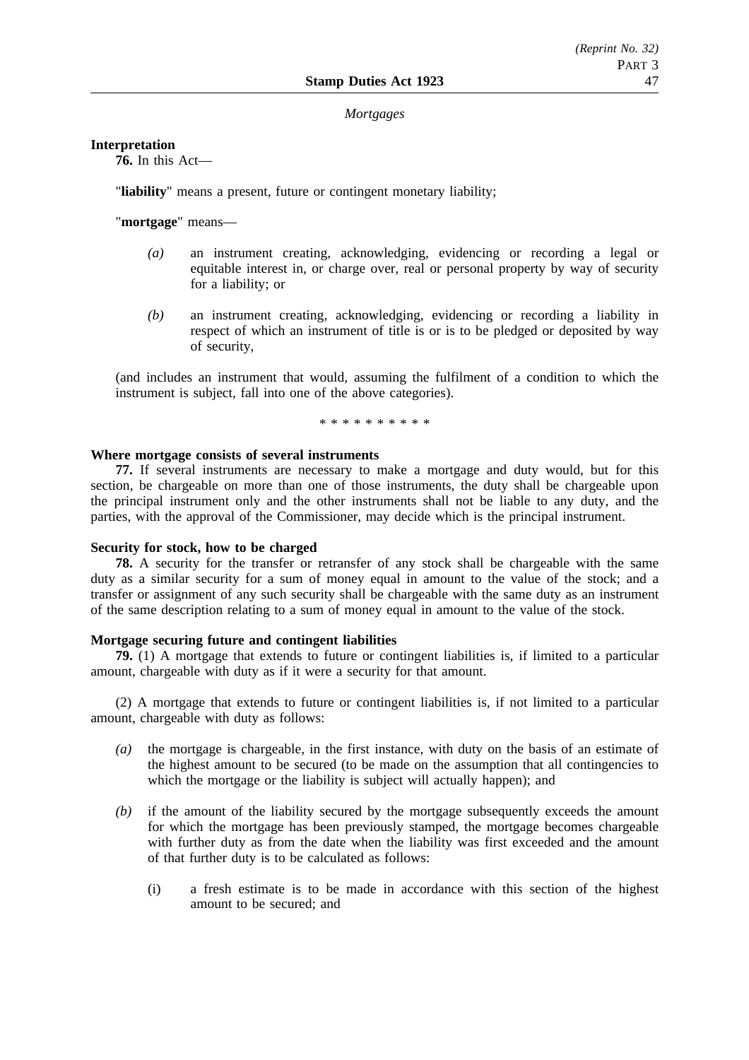*Mortgages*

**Interpretation**

**76.** In this Act—

"**liability**" means a present, future or contingent monetary liability;

"**mortgage**" means—

*(a)* an instrument creating, acknowledging, evidencing or recording a legal or equitable interest in, or charge over, real or personal property by way of security for a liability; or

*(b)* an instrument creating, acknowledging, evidencing or recording a liability in respect of which an instrument of title is or is to be pledged or deposited by way of security,

(and includes an instrument that would, assuming the fulfilment of a condition to which the instrument is subject, fall into one of the above categories).

\* \* \* \* \* \* \* \* \* \*

**Where mortgage consists of several instruments**

**77.** If several instruments are necessary to make a mortgage and duty would, but for this section, be chargeable on more than one of those instruments, the duty shall be chargeable upon the principal instrument only and the other instruments shall not be liable to any duty, and the parties, with the approval of the Commissioner, may decide which is the principal instrument.

**Security for stock, how to be charged**

**78.** A security for the transfer or retransfer of any stock shall be chargeable with the same duty as a similar security for a sum of money equal in amount to the value of the stock; and a transfer or assignment of any such security shall be chargeable with the same duty as an instrument of the same description relating to a sum of money equal in amount to the value of the stock.

**Mortgage securing future and contingent liabilities**

**79.** (1) A mortgage that extends to future or contingent liabilities is, if limited to a particular amount, chargeable with duty as if it were a security for that amount.

(2) A mortgage that extends to future or contingent liabilities is, if not limited to a particular amount, chargeable with duty as follows:

*(a)* the mortgage is chargeable, in the first instance, with duty on the basis of an estimate of the highest amount to be secured (to be made on the assumption that all contingencies to which the mortgage or the liability is subject will actually happen); and

*(b)* if the amount of the liability secured by the mortgage subsequently exceeds the amount for which the mortgage has been previously stamped, the mortgage becomes chargeable with further duty as from the date when the liability was first exceeded and the amount of that further duty is to be calculated as follows:

(i) a fresh estimate is to be made in accordance with this section of the highest amount to be secured; and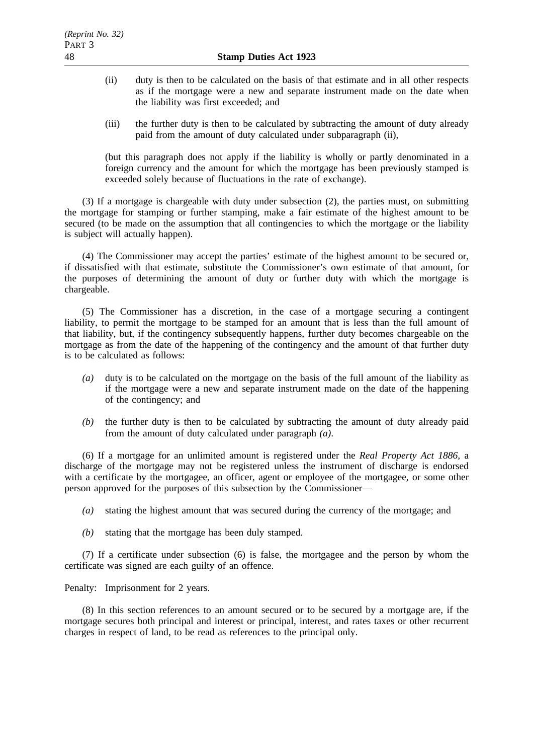(ii) duty is then to be calculated on the basis of that estimate and in all other respects as if the mortgage were a new and separate instrument made on the date when the liability was first exceeded; and

(iii) the further duty is then to be calculated by subtracting the amount of duty already paid from the amount of duty calculated under subparagraph (ii),

(but this paragraph does not apply if the liability is wholly or partly denominated in a foreign currency and the amount for which the mortgage has been previously stamped is exceeded solely because of fluctuations in the rate of exchange).

(3) If a mortgage is chargeable with duty under subsection (2), the parties must, on submitting the mortgage for stamping or further stamping, make a fair estimate of the highest amount to be secured (to be made on the assumption that all contingencies to which the mortgage or the liability is subject will actually happen).

(4) The Commissioner may accept the parties' estimate of the highest amount to be secured or, if dissatisfied with that estimate, substitute the Commissioner's own estimate of that amount, for the purposes of determining the amount of duty or further duty with which the mortgage is chargeable.

(5) The Commissioner has a discretion, in the case of a mortgage securing a contingent liability, to permit the mortgage to be stamped for an amount that is less than the full amount of that liability, but, if the contingency subsequently happens, further duty becomes chargeable on the mortgage as from the date of the happening of the contingency and the amount of that further duty is to be calculated as follows:

*(a)* duty is to be calculated on the mortgage on the basis of the full amount of the liability as if the mortgage were a new and separate instrument made on the date of the happening of the contingency; and

*(b)* the further duty is then to be calculated by subtracting the amount of duty already paid from the amount of duty calculated under paragraph *(a)*.

(6) If a mortgage for an unlimited amount is registered under the *Real Property Act 1886*, a discharge of the mortgage may not be registered unless the instrument of discharge is endorsed with a certificate by the mortgagee, an officer, agent or employee of the mortgagee, or some other person approved for the purposes of this subsection by the Commissioner—

*(a)* stating the highest amount that was secured during the currency of the mortgage; and

*(b)* stating that the mortgage has been duly stamped.

(7) If a certificate under subsection (6) is false, the mortgagee and the person by whom the certificate was signed are each guilty of an offence.

Penalty: Imprisonment for 2 years.

(8) In this section references to an amount secured or to be secured by a mortgage are, if the mortgage secures both principal and interest or principal, interest, and rates taxes or other recurrent charges in respect of land, to be read as references to the principal only.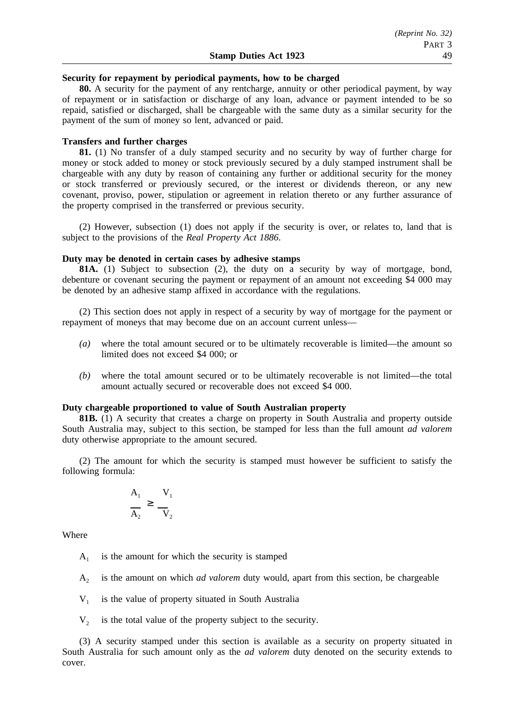**Security for repayment by periodical payments, how to be charged**

**80.** A security for the payment of any rentcharge, annuity or other periodical payment, by way of repayment or in satisfaction or discharge of any loan, advance or payment intended to be so repaid, satisfied or discharged, shall be chargeable with the same duty as a similar security for the payment of the sum of money so lent, advanced or paid.

**Transfers and further charges**

**81.** (1) No transfer of a duly stamped security and no security by way of further charge for money or stock added to money or stock previously secured by a duly stamped instrument shall be chargeable with any duty by reason of containing any further or additional security for the money or stock transferred or previously secured, or the interest or dividends thereon, or any new covenant, proviso, power, stipulation or agreement in relation thereto or any further assurance of the property comprised in the transferred or previous security.

(2) However, subsection (1) does not apply if the security is over, or relates to, land that is subject to the provisions of the *Real Property Act 1886*.

**Duty may be denoted in certain cases by adhesive stamps**

**81A.** (1) Subject to subsection (2), the duty on a security by way of mortgage, bond, debenture or covenant securing the payment or repayment of an amount not exceeding $4 000 may be denoted by an adhesive stamp affixed in accordance with the regulations.

(2) This section does not apply in respect of a security by way of mortgage for the payment or repayment of moneys that may become due on an account current unless—

*(a)* where the total amount secured or to be ultimately recoverable is limited—the amount so limited does not exceed $4 000; or

*(b)* where the total amount secured or to be ultimately recoverable is not limited—the total amount actually secured or recoverable does not exceed $4 000.

**Duty chargeable proportioned to value of South Australian property**

**81B.** (1) A security that creates a charge on property in South Australia and property outside South Australia may, subject to this section, be stamped for less than the full amount *ad valorem* duty otherwise appropriate to the amount secured.

(2) The amount for which the security is stamped must however be sufficient to satisfy the following formula:

$$\frac{A_1}{A_2} \geq \frac{V_1}{V_2}$$

Where

$A_1$ is the amount for which the security is stamped

$A_2$ is the amount on which *ad valorem* duty would, apart from this section, be chargeable

$V_1$ is the value of property situated in South Australia

$V_2$ is the total value of the property subject to the security.

(3) A security stamped under this section is available as a security on property situated in South Australia for such amount only as the *ad valorem* duty denoted on the security extends to cover.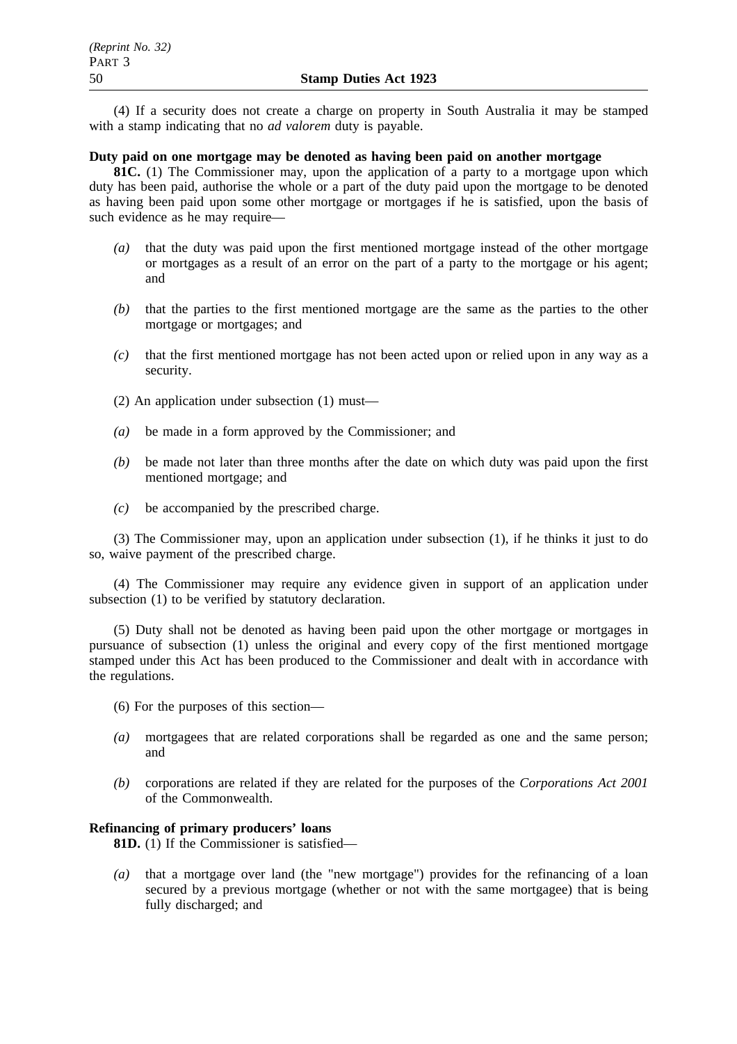(4) If a security does not create a charge on property in South Australia it may be stamped with a stamp indicating that no *ad valorem* duty is payable.

**Duty paid on one mortgage may be denoted as having been paid on another mortgage**

**81C.** (1) The Commissioner may, upon the application of a party to a mortgage upon which duty has been paid, authorise the whole or a part of the duty paid upon the mortgage to be denoted as having been paid upon some other mortgage or mortgages if he is satisfied, upon the basis of such evidence as he may require—

- *(a)* that the duty was paid upon the first mentioned mortgage instead of the other mortgage or mortgages as a result of an error on the part of a party to the mortgage or his agent; and
- *(b)* that the parties to the first mentioned mortgage are the same as the parties to the other mortgage or mortgages; and
- *(c)* that the first mentioned mortgage has not been acted upon or relied upon in any way as a security.

(2) An application under subsection (1) must—

- *(a)* be made in a form approved by the Commissioner; and
- *(b)* be made not later than three months after the date on which duty was paid upon the first mentioned mortgage; and
- *(c)* be accompanied by the prescribed charge.

(3) The Commissioner may, upon an application under subsection (1), if he thinks it just to do so, waive payment of the prescribed charge.

(4) The Commissioner may require any evidence given in support of an application under subsection (1) to be verified by statutory declaration.

(5) Duty shall not be denoted as having been paid upon the other mortgage or mortgages in pursuance of subsection (1) unless the original and every copy of the first mentioned mortgage stamped under this Act has been produced to the Commissioner and dealt with in accordance with the regulations.

(6) For the purposes of this section—

- *(a)* mortgagees that are related corporations shall be regarded as one and the same person; and
- *(b)* corporations are related if they are related for the purposes of the *Corporations Act 2001* of the Commonwealth.

**Refinancing of primary producers' loans**

**81D.** (1) If the Commissioner is satisfied—

- *(a)* that a mortgage over land (the "new mortgage") provides for the refinancing of a loan secured by a previous mortgage (whether or not with the same mortgagee) that is being fully discharged; and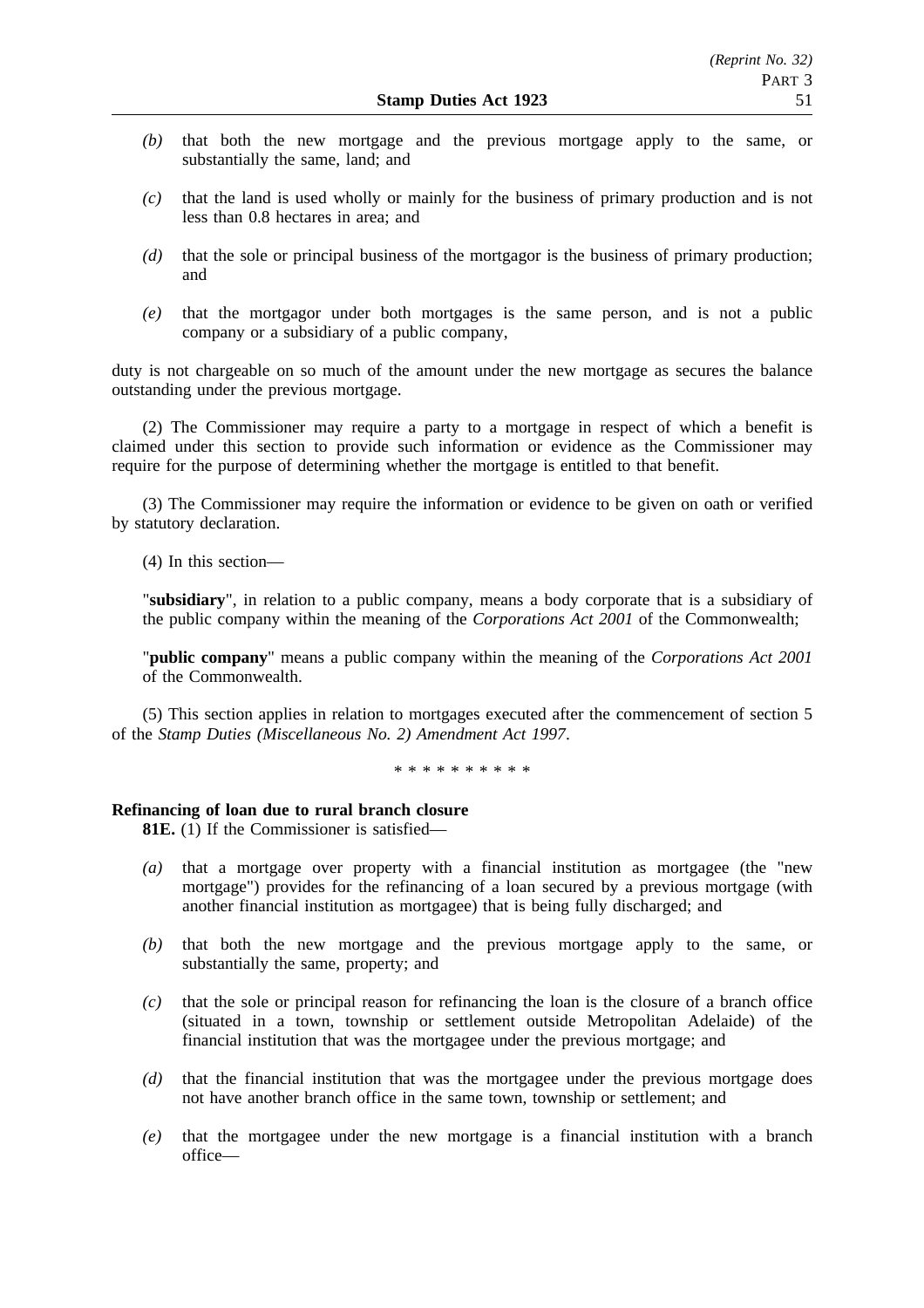*(b)* that both the new mortgage and the previous mortgage apply to the same, or substantially the same, land; and

*(c)* that the land is used wholly or mainly for the business of primary production and is not less than 0.8 hectares in area; and

*(d)* that the sole or principal business of the mortgagor is the business of primary production; and

*(e)* that the mortgagor under both mortgages is the same person, and is not a public company or a subsidiary of a public company,

duty is not chargeable on so much of the amount under the new mortgage as secures the balance outstanding under the previous mortgage.

(2) The Commissioner may require a party to a mortgage in respect of which a benefit is claimed under this section to provide such information or evidence as the Commissioner may require for the purpose of determining whether the mortgage is entitled to that benefit.

(3) The Commissioner may require the information or evidence to be given on oath or verified by statutory declaration.

(4) In this section—

"**subsidiary**", in relation to a public company, means a body corporate that is a subsidiary of the public company within the meaning of the *Corporations Act 2001* of the Commonwealth;

"**public company**" means a public company within the meaning of the *Corporations Act 2001* of the Commonwealth.

(5) This section applies in relation to mortgages executed after the commencement of section 5 of the *Stamp Duties (Miscellaneous No. 2) Amendment Act 1997*.

\* \* \* \* \* \* \* \* \* \*

**Refinancing of loan due to rural branch closure**

**81E.** (1) If the Commissioner is satisfied—

*(a)* that a mortgage over property with a financial institution as mortgagee (the "new mortgage") provides for the refinancing of a loan secured by a previous mortgage (with another financial institution as mortgagee) that is being fully discharged; and

*(b)* that both the new mortgage and the previous mortgage apply to the same, or substantially the same, property; and

*(c)* that the sole or principal reason for refinancing the loan is the closure of a branch office (situated in a town, township or settlement outside Metropolitan Adelaide) of the financial institution that was the mortgagee under the previous mortgage; and

*(d)* that the financial institution that was the mortgagee under the previous mortgage does not have another branch office in the same town, township or settlement; and

*(e)* that the mortgagee under the new mortgage is a financial institution with a branch office—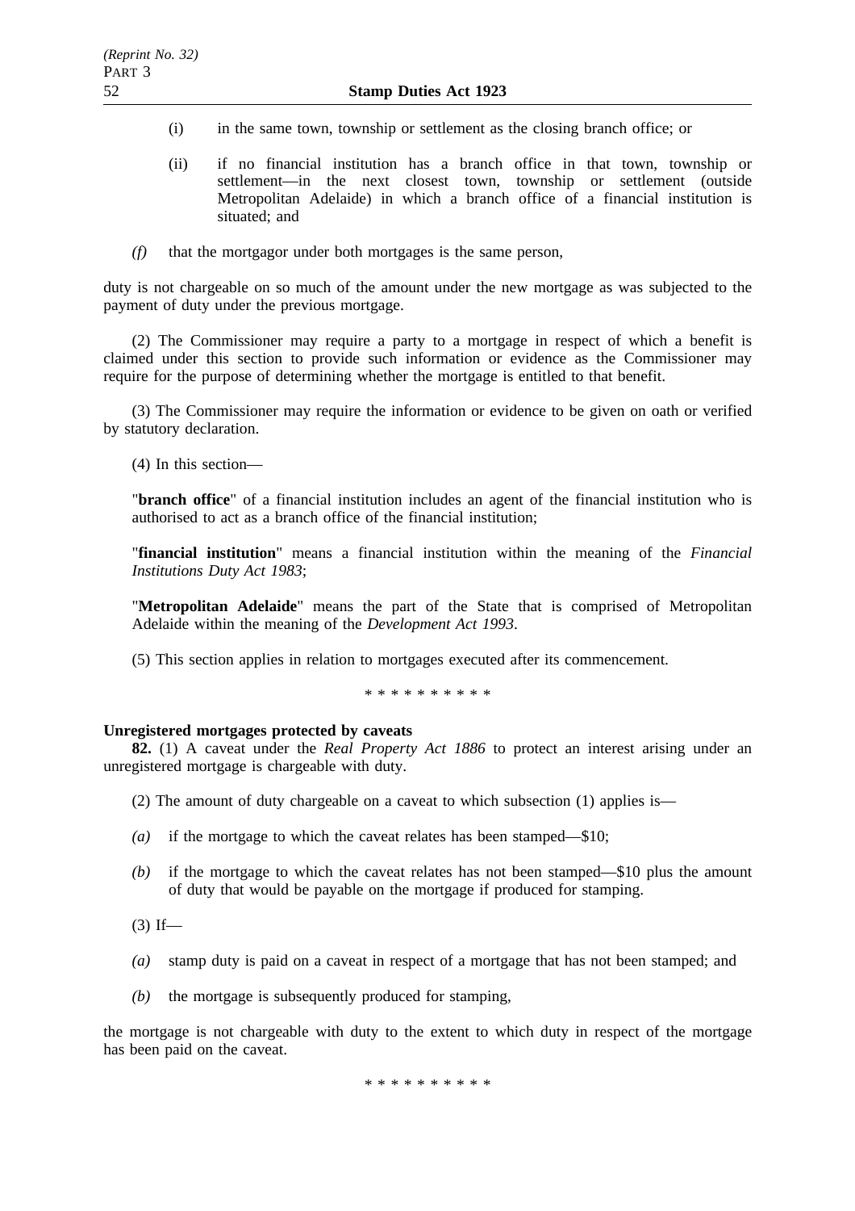(i) in the same town, township or settlement as the closing branch office; or

(ii) if no financial institution has a branch office in that town, township or settlement—in the next closest town, township or settlement (outside Metropolitan Adelaide) in which a branch office of a financial institution is situated; and

*(f)* that the mortgagor under both mortgages is the same person,

duty is not chargeable on so much of the amount under the new mortgage as was subjected to the payment of duty under the previous mortgage.

(2) The Commissioner may require a party to a mortgage in respect of which a benefit is claimed under this section to provide such information or evidence as the Commissioner may require for the purpose of determining whether the mortgage is entitled to that benefit.

(3) The Commissioner may require the information or evidence to be given on oath or verified by statutory declaration.

(4) In this section—

"**branch office**" of a financial institution includes an agent of the financial institution who is authorised to act as a branch office of the financial institution;

"**financial institution**" means a financial institution within the meaning of the *Financial Institutions Duty Act 1983*;

"**Metropolitan Adelaide**" means the part of the State that is comprised of Metropolitan Adelaide within the meaning of the *Development Act 1993*.

(5) This section applies in relation to mortgages executed after its commencement.

\* \* \* \* \* \* \* \* \* \*

**Unregistered mortgages protected by caveats**

**82.** (1) A caveat under the *Real Property Act 1886* to protect an interest arising under an unregistered mortgage is chargeable with duty.

(2) The amount of duty chargeable on a caveat to which subsection (1) applies is—

*(a)* if the mortgage to which the caveat relates has been stamped—$10;

*(b)* if the mortgage to which the caveat relates has not been stamped—$10 plus the amount of duty that would be payable on the mortgage if produced for stamping.

(3) If—

*(a)* stamp duty is paid on a caveat in respect of a mortgage that has not been stamped; and

*(b)* the mortgage is subsequently produced for stamping,

the mortgage is not chargeable with duty to the extent to which duty in respect of the mortgage has been paid on the caveat.

\* \* \* \* \* \* \* \* \* \*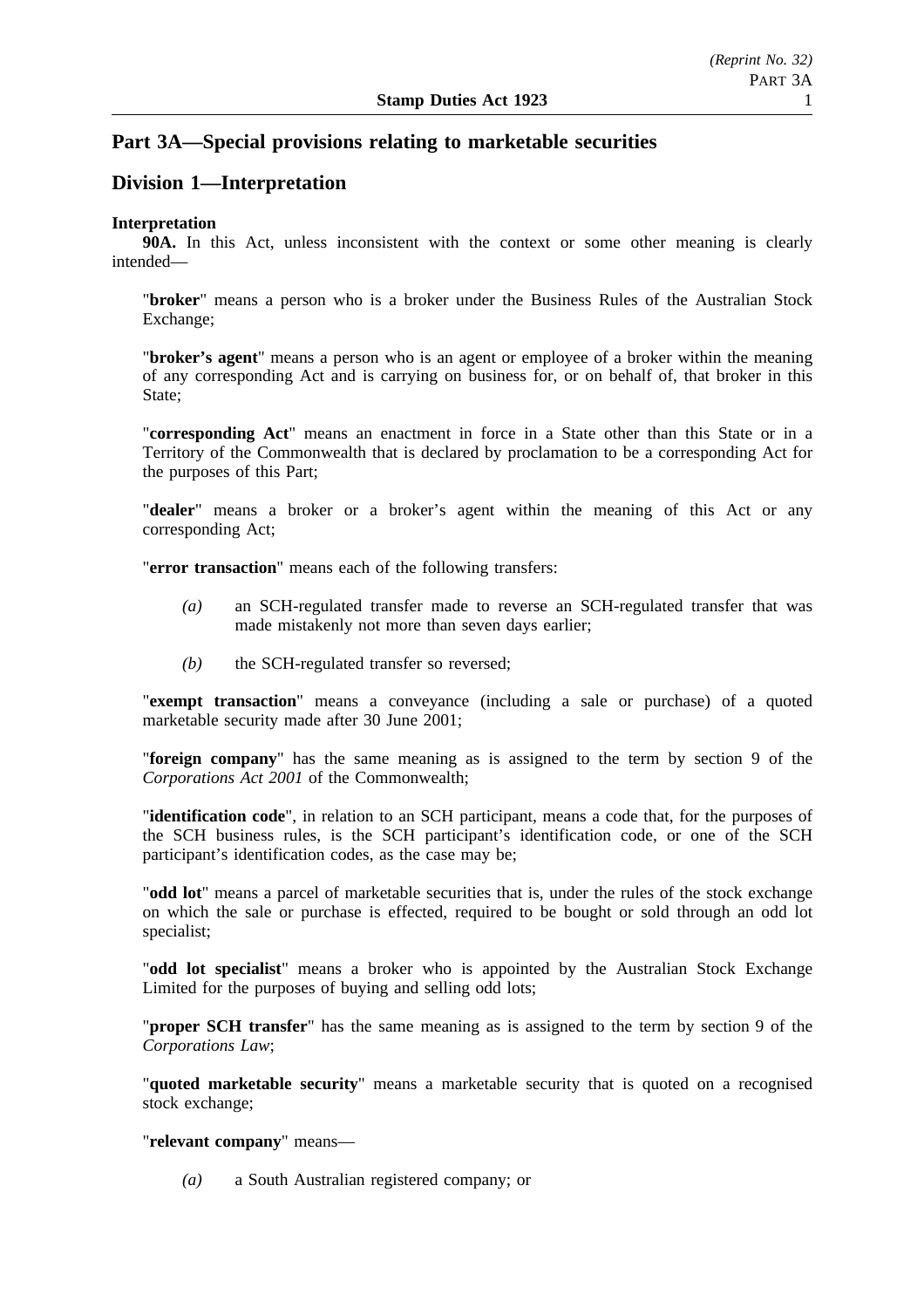## Part 3A—Special provisions relating to marketable securities

## Division 1—Interpretation

**Interpretation**

**90A.** In this Act, unless inconsistent with the context or some other meaning is clearly intended—

"**broker**" means a person who is a broker under the Business Rules of the Australian Stock Exchange;

"**broker's agent**" means a person who is an agent or employee of a broker within the meaning of any corresponding Act and is carrying on business for, or on behalf of, that broker in this State;

"**corresponding Act**" means an enactment in force in a State other than this State or in a Territory of the Commonwealth that is declared by proclamation to be a corresponding Act for the purposes of this Part;

"**dealer**" means a broker or a broker's agent within the meaning of this Act or any corresponding Act;

"**error transaction**" means each of the following transfers:

*(a)* an SCH-regulated transfer made to reverse an SCH-regulated transfer that was made mistakenly not more than seven days earlier;

*(b)* the SCH-regulated transfer so reversed;

"**exempt transaction**" means a conveyance (including a sale or purchase) of a quoted marketable security made after 30 June 2001;

"**foreign company**" has the same meaning as is assigned to the term by section 9 of the *Corporations Act 2001* of the Commonwealth;

"**identification code**", in relation to an SCH participant, means a code that, for the purposes of the SCH business rules, is the SCH participant's identification code, or one of the SCH participant's identification codes, as the case may be;

"**odd lot**" means a parcel of marketable securities that is, under the rules of the stock exchange on which the sale or purchase is effected, required to be bought or sold through an odd lot specialist;

"**odd lot specialist**" means a broker who is appointed by the Australian Stock Exchange Limited for the purposes of buying and selling odd lots;

"**proper SCH transfer**" has the same meaning as is assigned to the term by section 9 of the *Corporations Law*;

"**quoted marketable security**" means a marketable security that is quoted on a recognised stock exchange;

"**relevant company**" means—

*(a)* a South Australian registered company; or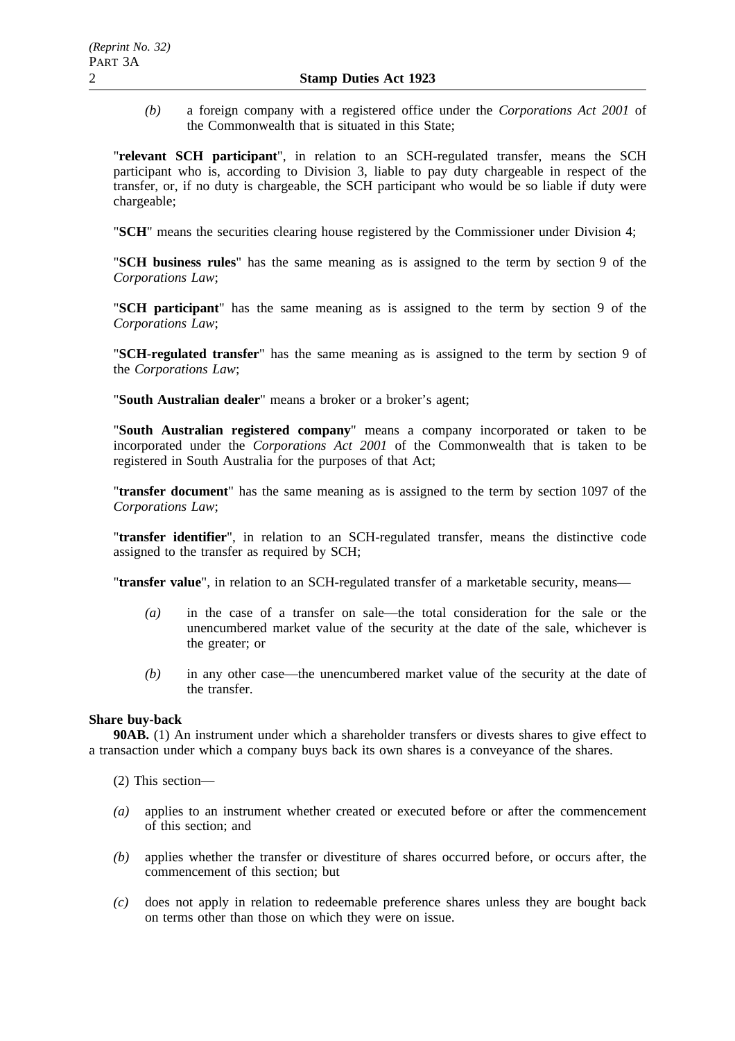*(b)* a foreign company with a registered office under the *Corporations Act 2001* of the Commonwealth that is situated in this State;

"**relevant SCH participant**", in relation to an SCH-regulated transfer, means the SCH participant who is, according to Division 3, liable to pay duty chargeable in respect of the transfer, or, if no duty is chargeable, the SCH participant who would be so liable if duty were chargeable;

"**SCH**" means the securities clearing house registered by the Commissioner under Division 4;

"**SCH business rules**" has the same meaning as is assigned to the term by section 9 of the *Corporations Law*;

"**SCH participant**" has the same meaning as is assigned to the term by section 9 of the *Corporations Law*;

"**SCH-regulated transfer**" has the same meaning as is assigned to the term by section 9 of the *Corporations Law*;

"**South Australian dealer**" means a broker or a broker's agent;

"**South Australian registered company**" means a company incorporated or taken to be incorporated under the *Corporations Act 2001* of the Commonwealth that is taken to be registered in South Australia for the purposes of that Act;

"**transfer document**" has the same meaning as is assigned to the term by section 1097 of the *Corporations Law*;

"**transfer identifier**", in relation to an SCH-regulated transfer, means the distinctive code assigned to the transfer as required by SCH;

"**transfer value**", in relation to an SCH-regulated transfer of a marketable security, means—

*(a)* in the case of a transfer on sale—the total consideration for the sale or the unencumbered market value of the security at the date of the sale, whichever is the greater; or

*(b)* in any other case—the unencumbered market value of the security at the date of the transfer.

**Share buy-back**

**90AB.** (1) An instrument under which a shareholder transfers or divests shares to give effect to a transaction under which a company buys back its own shares is a conveyance of the shares.

(2) This section—

*(a)* applies to an instrument whether created or executed before or after the commencement of this section; and

*(b)* applies whether the transfer or divestiture of shares occurred before, or occurs after, the commencement of this section; but

*(c)* does not apply in relation to redeemable preference shares unless they are bought back on terms other than those on which they were on issue.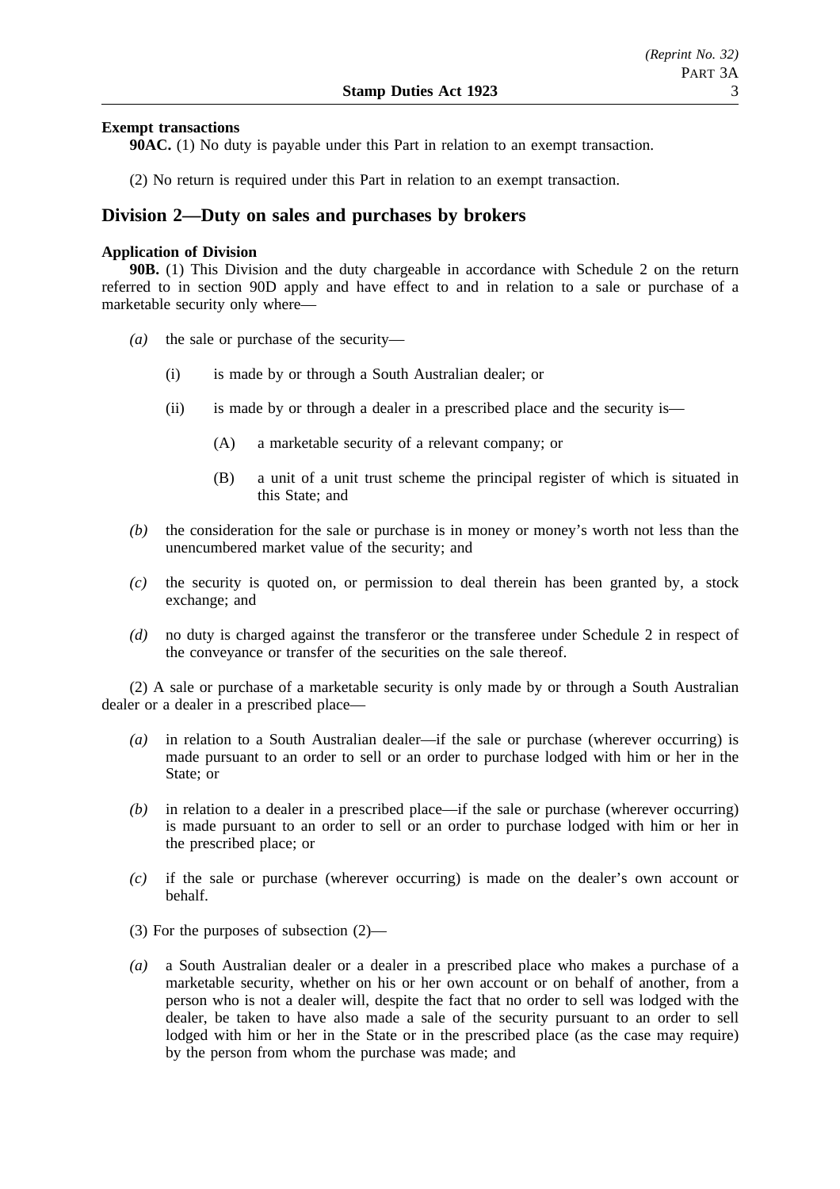**Exempt transactions**

**90AC.** (1) No duty is payable under this Part in relation to an exempt transaction.

(2) No return is required under this Part in relation to an exempt transaction.

## Division 2—Duty on sales and purchases by brokers

**Application of Division**

**90B.** (1) This Division and the duty chargeable in accordance with Schedule 2 on the return referred to in section 90D apply and have effect to and in relation to a sale or purchase of a marketable security only where—

*(a)* the sale or purchase of the security—

(i) is made by or through a South Australian dealer; or

(ii) is made by or through a dealer in a prescribed place and the security is—

(A) a marketable security of a relevant company; or

(B) a unit of a unit trust scheme the principal register of which is situated in this State; and

*(b)* the consideration for the sale or purchase is in money or money's worth not less than the unencumbered market value of the security; and

*(c)* the security is quoted on, or permission to deal therein has been granted by, a stock exchange; and

*(d)* no duty is charged against the transferor or the transferee under Schedule 2 in respect of the conveyance or transfer of the securities on the sale thereof.

(2) A sale or purchase of a marketable security is only made by or through a South Australian dealer or a dealer in a prescribed place—

*(a)* in relation to a South Australian dealer—if the sale or purchase (wherever occurring) is made pursuant to an order to sell or an order to purchase lodged with him or her in the State; or

*(b)* in relation to a dealer in a prescribed place—if the sale or purchase (wherever occurring) is made pursuant to an order to sell or an order to purchase lodged with him or her in the prescribed place; or

*(c)* if the sale or purchase (wherever occurring) is made on the dealer's own account or behalf.

(3) For the purposes of subsection (2)—

*(a)* a South Australian dealer or a dealer in a prescribed place who makes a purchase of a marketable security, whether on his or her own account or on behalf of another, from a person who is not a dealer will, despite the fact that no order to sell was lodged with the dealer, be taken to have also made a sale of the security pursuant to an order to sell lodged with him or her in the State or in the prescribed place (as the case may require) by the person from whom the purchase was made; and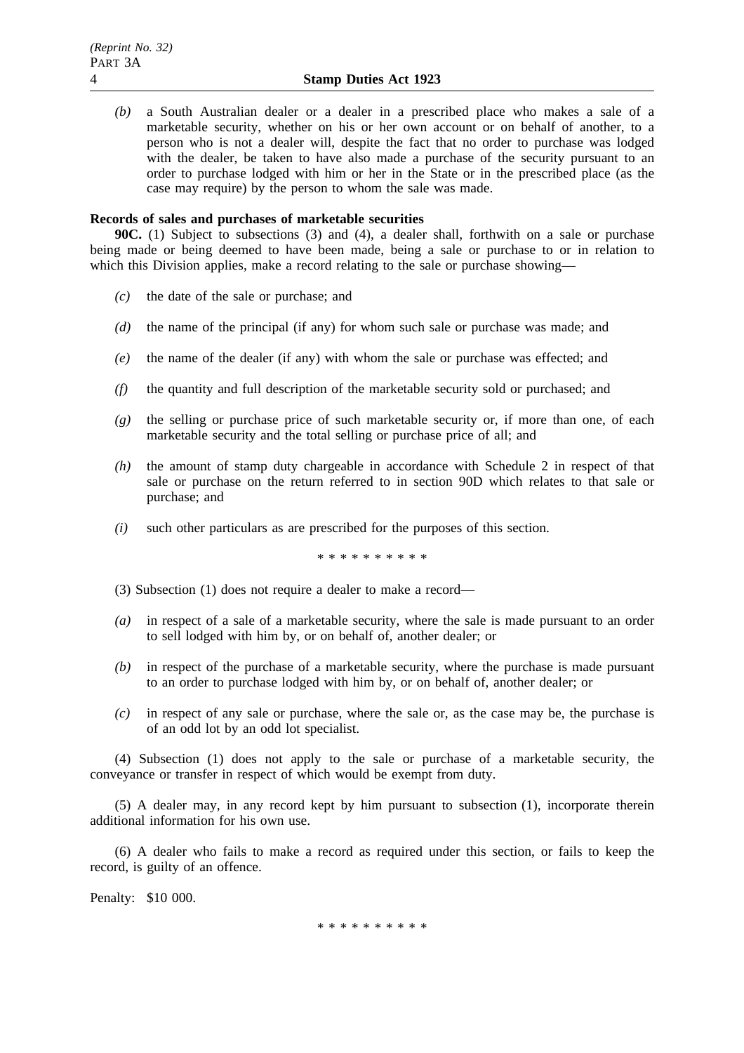*(b)* a South Australian dealer or a dealer in a prescribed place who makes a sale of a marketable security, whether on his or her own account or on behalf of another, to a person who is not a dealer will, despite the fact that no order to purchase was lodged with the dealer, be taken to have also made a purchase of the security pursuant to an order to purchase lodged with him or her in the State or in the prescribed place (as the case may require) by the person to whom the sale was made.

**Records of sales and purchases of marketable securities**

**90C.** (1) Subject to subsections (3) and (4), a dealer shall, forthwith on a sale or purchase being made or being deemed to have been made, being a sale or purchase to or in relation to which this Division applies, make a record relating to the sale or purchase showing—

*(c)* the date of the sale or purchase; and

*(d)* the name of the principal (if any) for whom such sale or purchase was made; and

*(e)* the name of the dealer (if any) with whom the sale or purchase was effected; and

*(f)* the quantity and full description of the marketable security sold or purchased; and

*(g)* the selling or purchase price of such marketable security or, if more than one, of each marketable security and the total selling or purchase price of all; and

*(h)* the amount of stamp duty chargeable in accordance with Schedule 2 in respect of that sale or purchase on the return referred to in section 90D which relates to that sale or purchase; and

*(i)* such other particulars as are prescribed for the purposes of this section.

\* \* \* \* \* \* \* \* \* \*

(3) Subsection (1) does not require a dealer to make a record—

*(a)* in respect of a sale of a marketable security, where the sale is made pursuant to an order to sell lodged with him by, or on behalf of, another dealer; or

*(b)* in respect of the purchase of a marketable security, where the purchase is made pursuant to an order to purchase lodged with him by, or on behalf of, another dealer; or

*(c)* in respect of any sale or purchase, where the sale or, as the case may be, the purchase is of an odd lot by an odd lot specialist.

(4) Subsection (1) does not apply to the sale or purchase of a marketable security, the conveyance or transfer in respect of which would be exempt from duty.

(5) A dealer may, in any record kept by him pursuant to subsection (1), incorporate therein additional information for his own use.

(6) A dealer who fails to make a record as required under this section, or fails to keep the record, is guilty of an offence.

Penalty: $10 000.

\* \* \* \* \* \* \* \* \* \*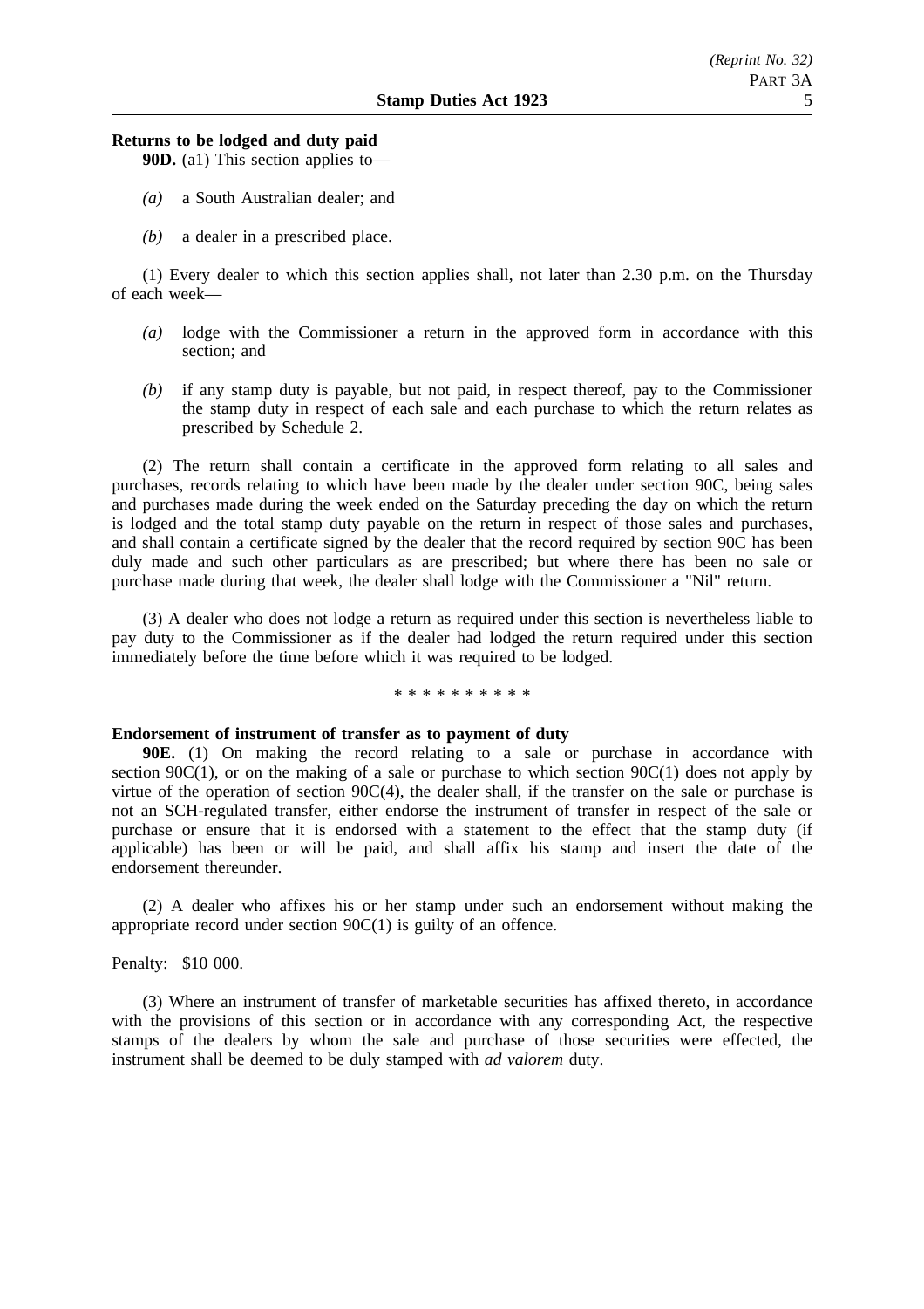**Returns to be lodged and duty paid**

**90D.** (a1) This section applies to—

*(a)* a South Australian dealer; and

*(b)* a dealer in a prescribed place.

(1) Every dealer to which this section applies shall, not later than 2.30 p.m. on the Thursday of each week—

*(a)* lodge with the Commissioner a return in the approved form in accordance with this section; and

*(b)* if any stamp duty is payable, but not paid, in respect thereof, pay to the Commissioner the stamp duty in respect of each sale and each purchase to which the return relates as prescribed by Schedule 2.

(2) The return shall contain a certificate in the approved form relating to all sales and purchases, records relating to which have been made by the dealer under section 90C, being sales and purchases made during the week ended on the Saturday preceding the day on which the return is lodged and the total stamp duty payable on the return in respect of those sales and purchases, and shall contain a certificate signed by the dealer that the record required by section 90C has been duly made and such other particulars as are prescribed; but where there has been no sale or purchase made during that week, the dealer shall lodge with the Commissioner a "Nil" return.

(3) A dealer who does not lodge a return as required under this section is nevertheless liable to pay duty to the Commissioner as if the dealer had lodged the return required under this section immediately before the time before which it was required to be lodged.

\* \* \* \* \* \* \* \* \* \*

**Endorsement of instrument of transfer as to payment of duty**

**90E.** (1) On making the record relating to a sale or purchase in accordance with section 90C(1), or on the making of a sale or purchase to which section 90C(1) does not apply by virtue of the operation of section 90C(4), the dealer shall, if the transfer on the sale or purchase is not an SCH-regulated transfer, either endorse the instrument of transfer in respect of the sale or purchase or ensure that it is endorsed with a statement to the effect that the stamp duty (if applicable) has been or will be paid, and shall affix his stamp and insert the date of the endorsement thereunder.

(2) A dealer who affixes his or her stamp under such an endorsement without making the appropriate record under section 90C(1) is guilty of an offence.

Penalty: $10 000.

(3) Where an instrument of transfer of marketable securities has affixed thereto, in accordance with the provisions of this section or in accordance with any corresponding Act, the respective stamps of the dealers by whom the sale and purchase of those securities were effected, the instrument shall be deemed to be duly stamped with *ad valorem* duty.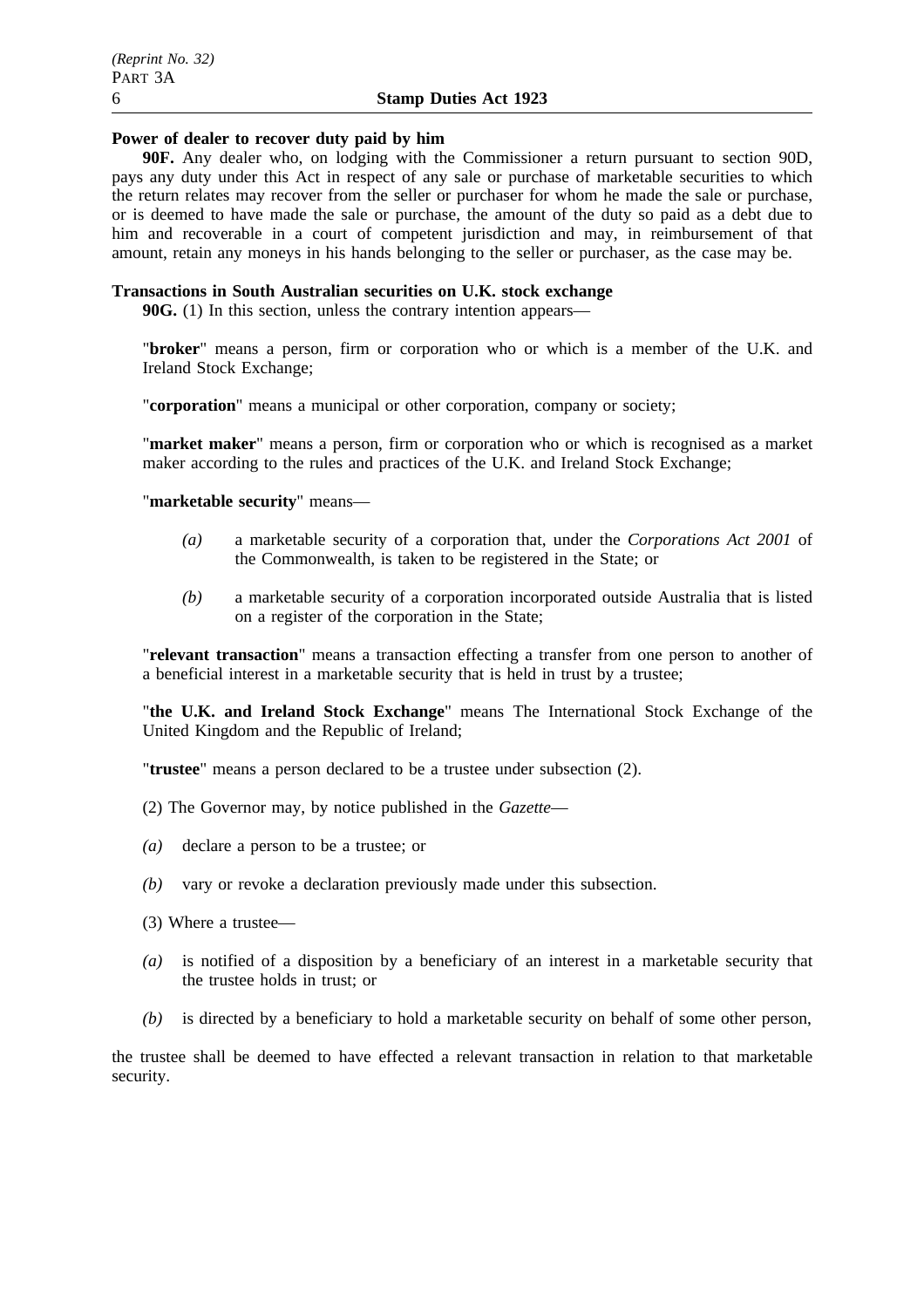**Power of dealer to recover duty paid by him**

**90F.** Any dealer who, on lodging with the Commissioner a return pursuant to section 90D, pays any duty under this Act in respect of any sale or purchase of marketable securities to which the return relates may recover from the seller or purchaser for whom he made the sale or purchase, or is deemed to have made the sale or purchase, the amount of the duty so paid as a debt due to him and recoverable in a court of competent jurisdiction and may, in reimbursement of that amount, retain any moneys in his hands belonging to the seller or purchaser, as the case may be.

**Transactions in South Australian securities on U.K. stock exchange**

**90G.** (1) In this section, unless the contrary intention appears—

"**broker**" means a person, firm or corporation who or which is a member of the U.K. and Ireland Stock Exchange;

"**corporation**" means a municipal or other corporation, company or society;

"**market maker**" means a person, firm or corporation who or which is recognised as a market maker according to the rules and practices of the U.K. and Ireland Stock Exchange;

"**marketable security**" means—

*(a)* a marketable security of a corporation that, under the *Corporations Act 2001* of the Commonwealth, is taken to be registered in the State; or

*(b)* a marketable security of a corporation incorporated outside Australia that is listed on a register of the corporation in the State;

"**relevant transaction**" means a transaction effecting a transfer from one person to another of a beneficial interest in a marketable security that is held in trust by a trustee;

"**the U.K. and Ireland Stock Exchange**" means The International Stock Exchange of the United Kingdom and the Republic of Ireland;

"**trustee**" means a person declared to be a trustee under subsection (2).

(2) The Governor may, by notice published in the *Gazette*—

*(a)* declare a person to be a trustee; or

*(b)* vary or revoke a declaration previously made under this subsection.

(3) Where a trustee—

*(a)* is notified of a disposition by a beneficiary of an interest in a marketable security that the trustee holds in trust; or

*(b)* is directed by a beneficiary to hold a marketable security on behalf of some other person,

the trustee shall be deemed to have effected a relevant transaction in relation to that marketable security.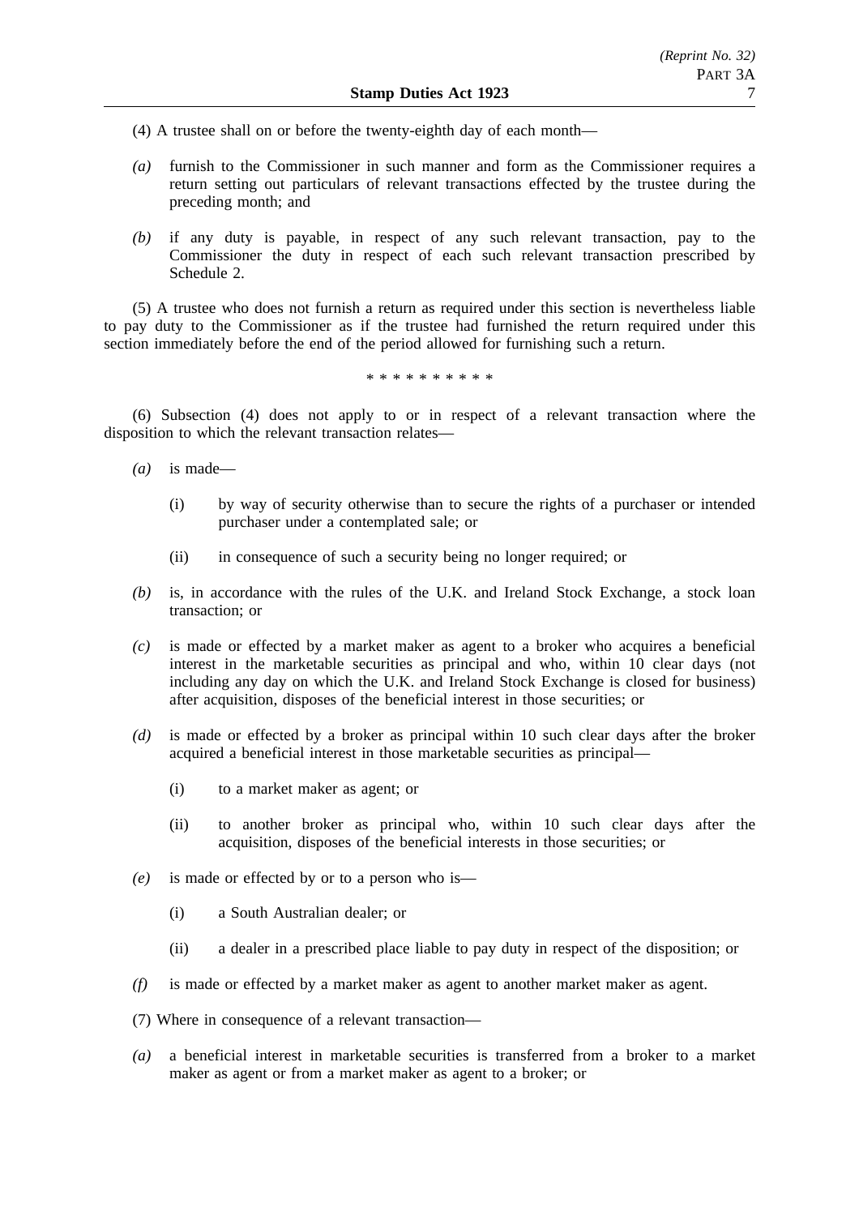(4) A trustee shall on or before the twenty-eighth day of each month—

*(a)* furnish to the Commissioner in such manner and form as the Commissioner requires a return setting out particulars of relevant transactions effected by the trustee during the preceding month; and

*(b)* if any duty is payable, in respect of any such relevant transaction, pay to the Commissioner the duty in respect of each such relevant transaction prescribed by Schedule 2.

(5) A trustee who does not furnish a return as required under this section is nevertheless liable to pay duty to the Commissioner as if the trustee had furnished the return required under this section immediately before the end of the period allowed for furnishing such a return.

\* \* \* \* \* \* \* \* \* \*

(6) Subsection (4) does not apply to or in respect of a relevant transaction where the disposition to which the relevant transaction relates—

*(a)* is made—

(i) by way of security otherwise than to secure the rights of a purchaser or intended purchaser under a contemplated sale; or

(ii) in consequence of such a security being no longer required; or

*(b)* is, in accordance with the rules of the U.K. and Ireland Stock Exchange, a stock loan transaction; or

*(c)* is made or effected by a market maker as agent to a broker who acquires a beneficial interest in the marketable securities as principal and who, within 10 clear days (not including any day on which the U.K. and Ireland Stock Exchange is closed for business) after acquisition, disposes of the beneficial interest in those securities; or

*(d)* is made or effected by a broker as principal within 10 such clear days after the broker acquired a beneficial interest in those marketable securities as principal—

(i) to a market maker as agent; or

(ii) to another broker as principal who, within 10 such clear days after the acquisition, disposes of the beneficial interests in those securities; or

*(e)* is made or effected by or to a person who is—

(i) a South Australian dealer; or

(ii) a dealer in a prescribed place liable to pay duty in respect of the disposition; or

*(f)* is made or effected by a market maker as agent to another market maker as agent.

(7) Where in consequence of a relevant transaction—

*(a)* a beneficial interest in marketable securities is transferred from a broker to a market maker as agent or from a market maker as agent to a broker; or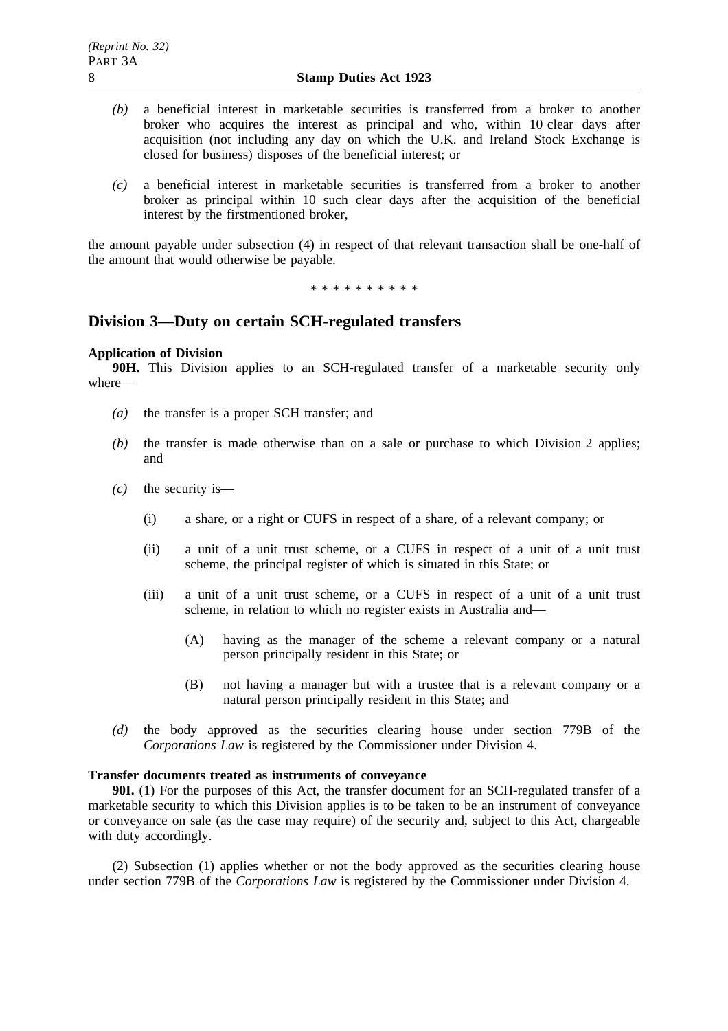*(b)* a beneficial interest in marketable securities is transferred from a broker to another broker who acquires the interest as principal and who, within 10 clear days after acquisition (not including any day on which the U.K. and Ireland Stock Exchange is closed for business) disposes of the beneficial interest; or

*(c)* a beneficial interest in marketable securities is transferred from a broker to another broker as principal within 10 such clear days after the acquisition of the beneficial interest by the firstmentioned broker,

the amount payable under subsection (4) in respect of that relevant transaction shall be one-half of the amount that would otherwise be payable.

\* \* \* \* \* \* \* \* \* \*

## Division 3—Duty on certain SCH-regulated transfers

**Application of Division**

**90H.** This Division applies to an SCH-regulated transfer of a marketable security only where—

*(a)* the transfer is a proper SCH transfer; and

*(b)* the transfer is made otherwise than on a sale or purchase to which Division 2 applies; and

*(c)* the security is—

(i) a share, or a right or CUFS in respect of a share, of a relevant company; or

(ii) a unit of a unit trust scheme, or a CUFS in respect of a unit of a unit trust scheme, the principal register of which is situated in this State; or

(iii) a unit of a unit trust scheme, or a CUFS in respect of a unit of a unit trust scheme, in relation to which no register exists in Australia and—

(A) having as the manager of the scheme a relevant company or a natural person principally resident in this State; or

(B) not having a manager but with a trustee that is a relevant company or a natural person principally resident in this State; and

*(d)* the body approved as the securities clearing house under section 779B of the *Corporations Law* is registered by the Commissioner under Division 4.

**Transfer documents treated as instruments of conveyance**

**90I.** (1) For the purposes of this Act, the transfer document for an SCH-regulated transfer of a marketable security to which this Division applies is to be taken to be an instrument of conveyance or conveyance on sale (as the case may require) of the security and, subject to this Act, chargeable with duty accordingly.

(2) Subsection (1) applies whether or not the body approved as the securities clearing house under section 779B of the *Corporations Law* is registered by the Commissioner under Division 4.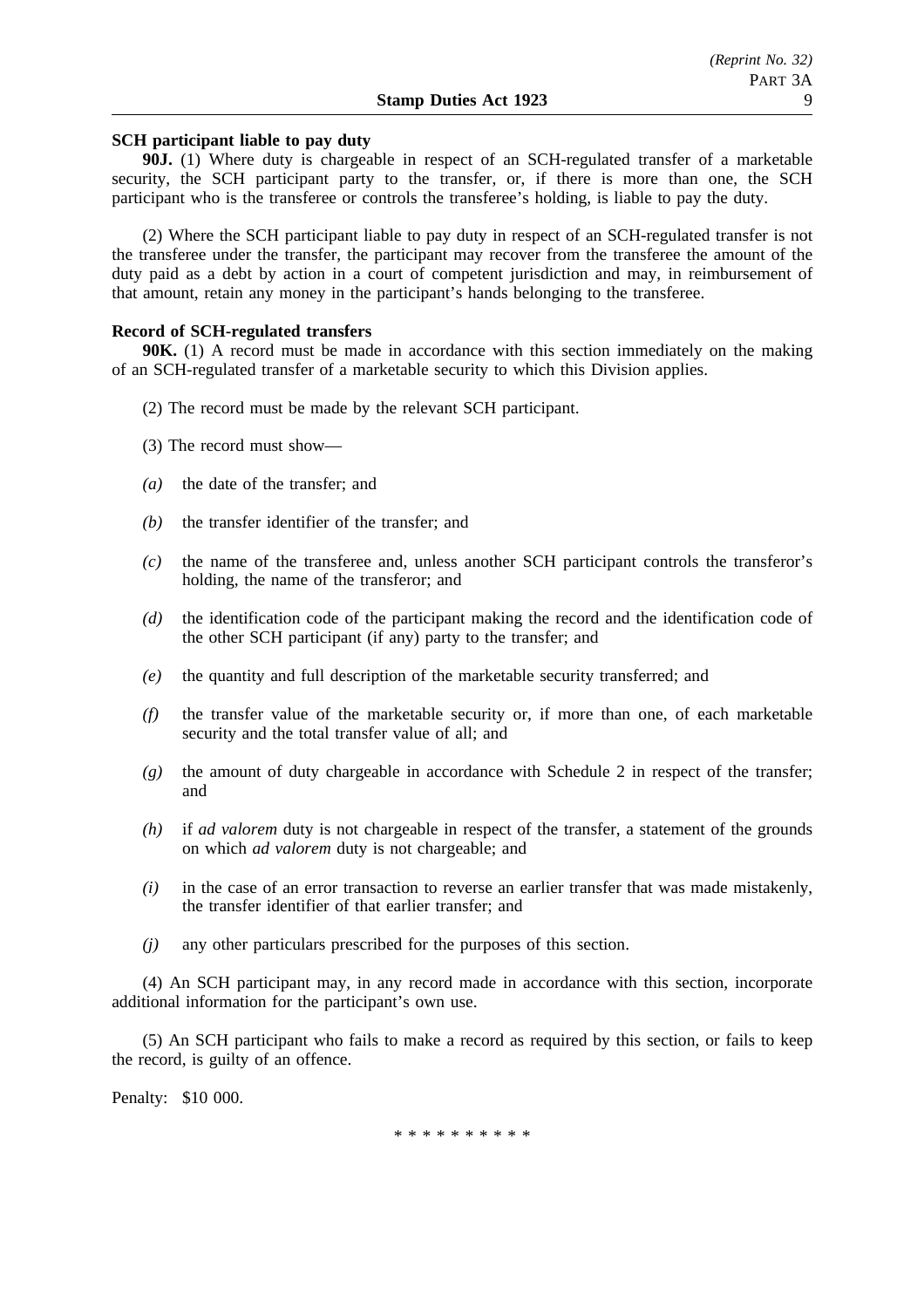**SCH participant liable to pay duty**

**90J.** (1) Where duty is chargeable in respect of an SCH-regulated transfer of a marketable security, the SCH participant party to the transfer, or, if there is more than one, the SCH participant who is the transferee or controls the transferee's holding, is liable to pay the duty.

(2) Where the SCH participant liable to pay duty in respect of an SCH-regulated transfer is not the transferee under the transfer, the participant may recover from the transferee the amount of the duty paid as a debt by action in a court of competent jurisdiction and may, in reimbursement of that amount, retain any money in the participant's hands belonging to the transferee.

**Record of SCH-regulated transfers**

**90K.** (1) A record must be made in accordance with this section immediately on the making of an SCH-regulated transfer of a marketable security to which this Division applies.

(2) The record must be made by the relevant SCH participant.

(3) The record must show—

*(a)* the date of the transfer; and

*(b)* the transfer identifier of the transfer; and

*(c)* the name of the transferee and, unless another SCH participant controls the transferor's holding, the name of the transferor; and

*(d)* the identification code of the participant making the record and the identification code of the other SCH participant (if any) party to the transfer; and

*(e)* the quantity and full description of the marketable security transferred; and

*(f)* the transfer value of the marketable security or, if more than one, of each marketable security and the total transfer value of all; and

*(g)* the amount of duty chargeable in accordance with Schedule 2 in respect of the transfer; and

*(h)* if *ad valorem* duty is not chargeable in respect of the transfer, a statement of the grounds on which *ad valorem* duty is not chargeable; and

*(i)* in the case of an error transaction to reverse an earlier transfer that was made mistakenly, the transfer identifier of that earlier transfer; and

*(j)* any other particulars prescribed for the purposes of this section.

(4) An SCH participant may, in any record made in accordance with this section, incorporate additional information for the participant's own use.

(5) An SCH participant who fails to make a record as required by this section, or fails to keep the record, is guilty of an offence.

Penalty: $10 000.

\* \* \* \* \* \* \* \* \* \*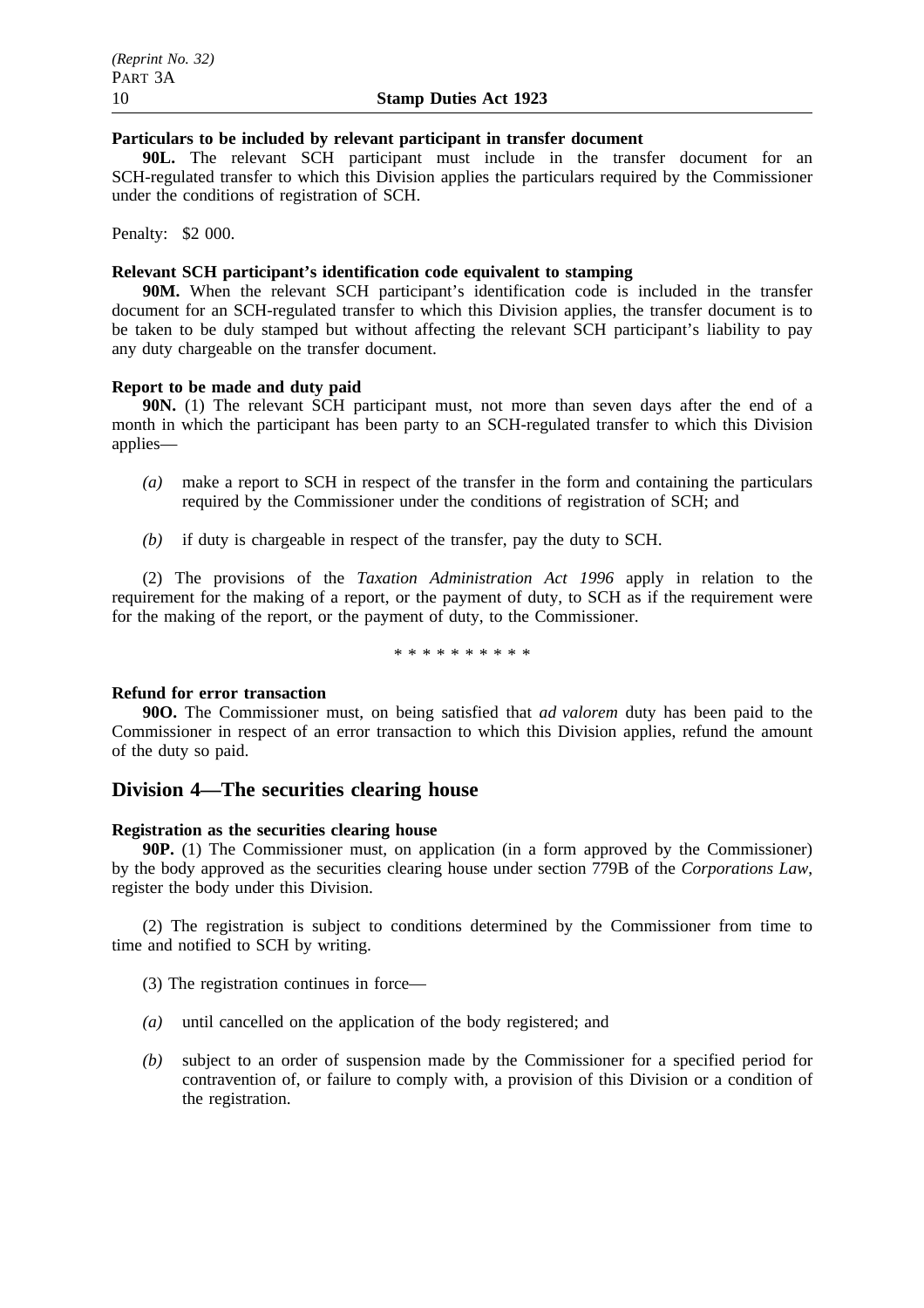**Particulars to be included by relevant participant in transfer document**

**90L.** The relevant SCH participant must include in the transfer document for an SCH-regulated transfer to which this Division applies the particulars required by the Commissioner under the conditions of registration of SCH.

Penalty: $2 000.

**Relevant SCH participant's identification code equivalent to stamping**

**90M.** When the relevant SCH participant's identification code is included in the transfer document for an SCH-regulated transfer to which this Division applies, the transfer document is to be taken to be duly stamped but without affecting the relevant SCH participant's liability to pay any duty chargeable on the transfer document.

**Report to be made and duty paid**

**90N.** (1) The relevant SCH participant must, not more than seven days after the end of a month in which the participant has been party to an SCH-regulated transfer to which this Division applies—

*(a)* make a report to SCH in respect of the transfer in the form and containing the particulars required by the Commissioner under the conditions of registration of SCH; and

*(b)* if duty is chargeable in respect of the transfer, pay the duty to SCH.

(2) The provisions of the *Taxation Administration Act 1996* apply in relation to the requirement for the making of a report, or the payment of duty, to SCH as if the requirement were for the making of the report, or the payment of duty, to the Commissioner.

\* \* \* \* \* \* \* \* \* \*

**Refund for error transaction**

**90O.** The Commissioner must, on being satisfied that *ad valorem* duty has been paid to the Commissioner in respect of an error transaction to which this Division applies, refund the amount of the duty so paid.

## Division 4—The securities clearing house

**Registration as the securities clearing house**

**90P.** (1) The Commissioner must, on application (in a form approved by the Commissioner) by the body approved as the securities clearing house under section 779B of the *Corporations Law*, register the body under this Division.

(2) The registration is subject to conditions determined by the Commissioner from time to time and notified to SCH by writing.

(3) The registration continues in force—

*(a)* until cancelled on the application of the body registered; and

*(b)* subject to an order of suspension made by the Commissioner for a specified period for contravention of, or failure to comply with, a provision of this Division or a condition of the registration.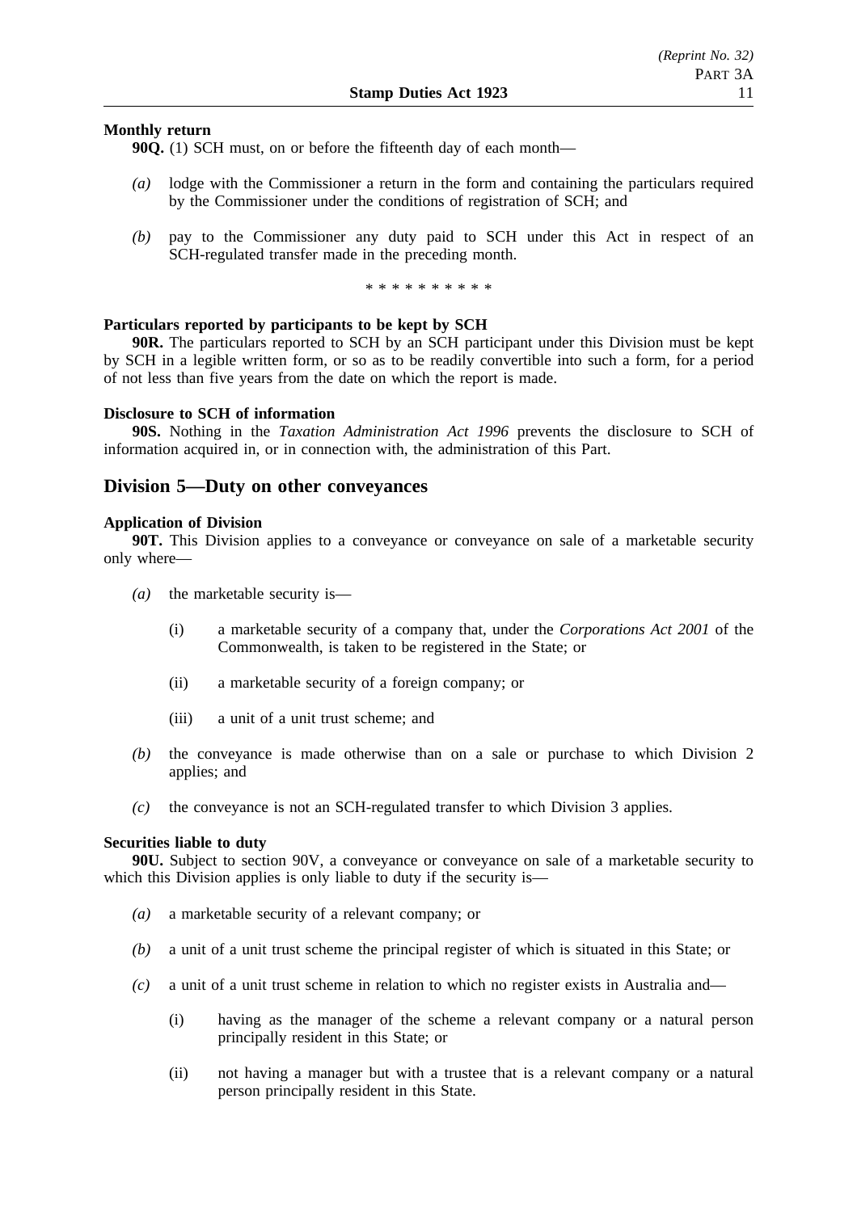**Monthly return**

**90Q.** (1) SCH must, on or before the fifteenth day of each month—

*(a)* lodge with the Commissioner a return in the form and containing the particulars required by the Commissioner under the conditions of registration of SCH; and

*(b)* pay to the Commissioner any duty paid to SCH under this Act in respect of an SCH-regulated transfer made in the preceding month.

\* \* \* \* \* \* \* \* \* \*

**Particulars reported by participants to be kept by SCH**

**90R.** The particulars reported to SCH by an SCH participant under this Division must be kept by SCH in a legible written form, or so as to be readily convertible into such a form, for a period of not less than five years from the date on which the report is made.

**Disclosure to SCH of information**

**90S.** Nothing in the *Taxation Administration Act 1996* prevents the disclosure to SCH of information acquired in, or in connection with, the administration of this Part.

## Division 5—Duty on other conveyances

**Application of Division**

**90T.** This Division applies to a conveyance or conveyance on sale of a marketable security only where—

*(a)* the marketable security is—

(i) a marketable security of a company that, under the *Corporations Act 2001* of the Commonwealth, is taken to be registered in the State; or

(ii) a marketable security of a foreign company; or

(iii) a unit of a unit trust scheme; and

*(b)* the conveyance is made otherwise than on a sale or purchase to which Division 2 applies; and

*(c)* the conveyance is not an SCH-regulated transfer to which Division 3 applies.

**Securities liable to duty**

**90U.** Subject to section 90V, a conveyance or conveyance on sale of a marketable security to which this Division applies is only liable to duty if the security is—

*(a)* a marketable security of a relevant company; or

*(b)* a unit of a unit trust scheme the principal register of which is situated in this State; or

*(c)* a unit of a unit trust scheme in relation to which no register exists in Australia and—

(i) having as the manager of the scheme a relevant company or a natural person principally resident in this State; or

(ii) not having a manager but with a trustee that is a relevant company or a natural person principally resident in this State.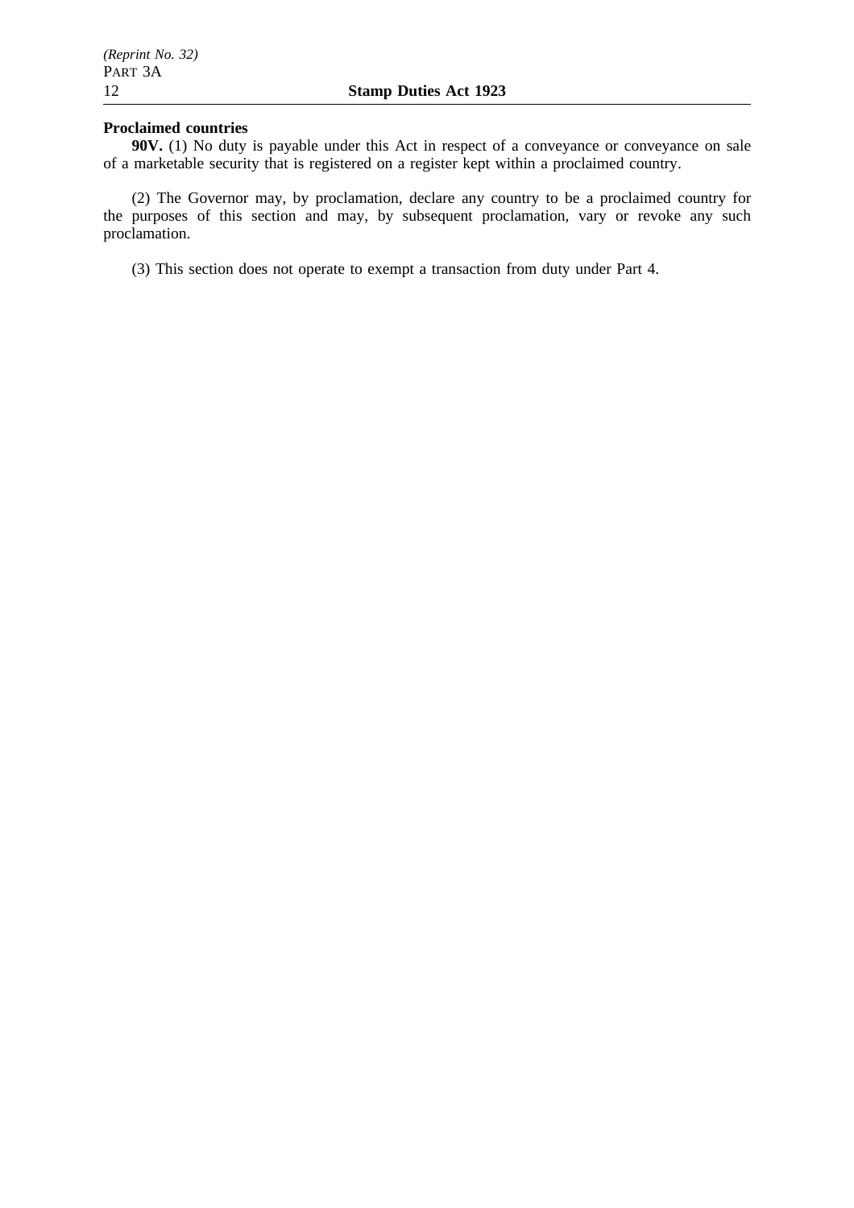**Proclaimed countries**

**90V.** (1) No duty is payable under this Act in respect of a conveyance or conveyance on sale of a marketable security that is registered on a register kept within a proclaimed country.

(2) The Governor may, by proclamation, declare any country to be a proclaimed country for the purposes of this section and may, by subsequent proclamation, vary or revoke any such proclamation.

(3) This section does not operate to exempt a transaction from duty under Part 4.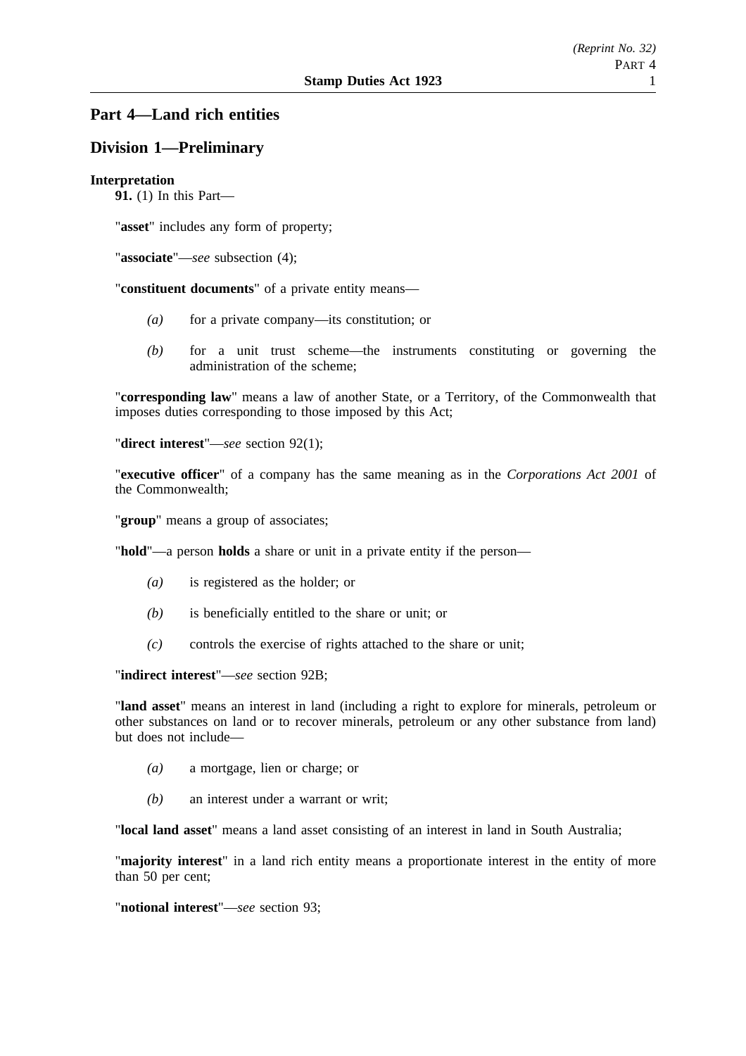## Part 4—Land rich entities

### Division 1—Preliminary

**Interpretation**

**91.** (1) In this Part—

"**asset**" includes any form of property;

"**associate**"—*see* subsection (4);

"**constituent documents**" of a private entity means—

- *(a)* for a private company—its constitution; or
- *(b)* for a unit trust scheme—the instruments constituting or governing the administration of the scheme;

"**corresponding law**" means a law of another State, or a Territory, of the Commonwealth that imposes duties corresponding to those imposed by this Act;

"**direct interest**"—*see* section 92(1);

"**executive officer**" of a company has the same meaning as in the *Corporations Act 2001* of the Commonwealth;

"**group**" means a group of associates;

"**hold**"—a person **holds** a share or unit in a private entity if the person—

- *(a)* is registered as the holder; or
- *(b)* is beneficially entitled to the share or unit; or
- *(c)* controls the exercise of rights attached to the share or unit;

"**indirect interest**"—*see* section 92B;

"**land asset**" means an interest in land (including a right to explore for minerals, petroleum or other substances on land or to recover minerals, petroleum or any other substance from land) but does not include—

- *(a)* a mortgage, lien or charge; or
- *(b)* an interest under a warrant or writ;

"**local land asset**" means a land asset consisting of an interest in land in South Australia;

"**majority interest**" in a land rich entity means a proportionate interest in the entity of more than 50 per cent;

"**notional interest**"—*see* section 93;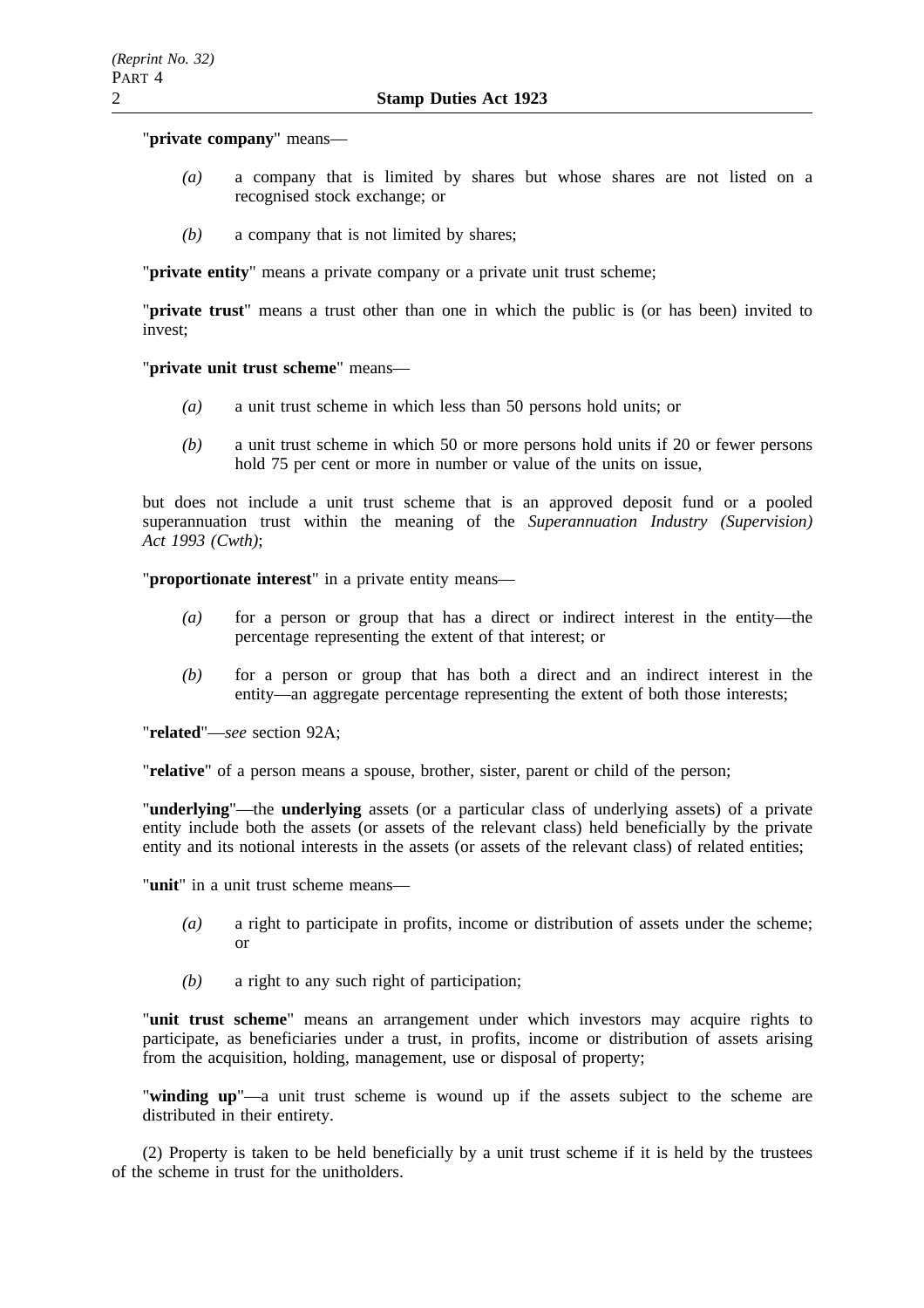"**private company**" means—

*(a)* a company that is limited by shares but whose shares are not listed on a recognised stock exchange; or

*(b)* a company that is not limited by shares;

"**private entity**" means a private company or a private unit trust scheme;

"**private trust**" means a trust other than one in which the public is (or has been) invited to invest;

"**private unit trust scheme**" means—

*(a)* a unit trust scheme in which less than 50 persons hold units; or

*(b)* a unit trust scheme in which 50 or more persons hold units if 20 or fewer persons hold 75 per cent or more in number or value of the units on issue,

but does not include a unit trust scheme that is an approved deposit fund or a pooled superannuation trust within the meaning of the *Superannuation Industry (Supervision) Act 1993 (Cwth)*;

"**proportionate interest**" in a private entity means—

*(a)* for a person or group that has a direct or indirect interest in the entity—the percentage representing the extent of that interest; or

*(b)* for a person or group that has both a direct and an indirect interest in the entity—an aggregate percentage representing the extent of both those interests;

"**related**"—*see* section 92A;

"**relative**" of a person means a spouse, brother, sister, parent or child of the person;

"**underlying**"—the **underlying** assets (or a particular class of underlying assets) of a private entity include both the assets (or assets of the relevant class) held beneficially by the private entity and its notional interests in the assets (or assets of the relevant class) of related entities;

"**unit**" in a unit trust scheme means—

*(a)* a right to participate in profits, income or distribution of assets under the scheme; or

*(b)* a right to any such right of participation;

"**unit trust scheme**" means an arrangement under which investors may acquire rights to participate, as beneficiaries under a trust, in profits, income or distribution of assets arising from the acquisition, holding, management, use or disposal of property;

"**winding up**"—a unit trust scheme is wound up if the assets subject to the scheme are distributed in their entirety.

(2) Property is taken to be held beneficially by a unit trust scheme if it is held by the trustees of the scheme in trust for the unitholders.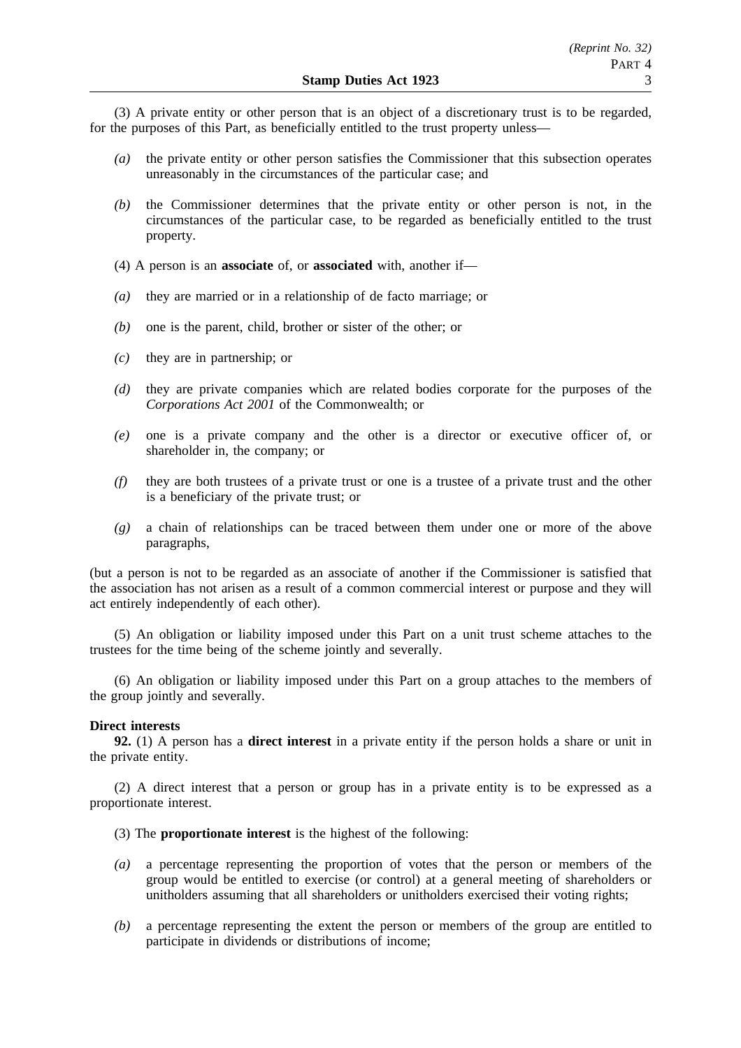(3) A private entity or other person that is an object of a discretionary trust is to be regarded, for the purposes of this Part, as beneficially entitled to the trust property unless—

- *(a)* the private entity or other person satisfies the Commissioner that this subsection operates unreasonably in the circumstances of the particular case; and
- *(b)* the Commissioner determines that the private entity or other person is not, in the circumstances of the particular case, to be regarded as beneficially entitled to the trust property.

(4) A person is an **associate** of, or **associated** with, another if—

- *(a)* they are married or in a relationship of de facto marriage; or
- *(b)* one is the parent, child, brother or sister of the other; or
- *(c)* they are in partnership; or
- *(d)* they are private companies which are related bodies corporate for the purposes of the *Corporations Act 2001* of the Commonwealth; or
- *(e)* one is a private company and the other is a director or executive officer of, or shareholder in, the company; or
- *(f)* they are both trustees of a private trust or one is a trustee of a private trust and the other is a beneficiary of the private trust; or
- *(g)* a chain of relationships can be traced between them under one or more of the above paragraphs,

(but a person is not to be regarded as an associate of another if the Commissioner is satisfied that the association has not arisen as a result of a common commercial interest or purpose and they will act entirely independently of each other).

(5) An obligation or liability imposed under this Part on a unit trust scheme attaches to the trustees for the time being of the scheme jointly and severally.

(6) An obligation or liability imposed under this Part on a group attaches to the members of the group jointly and severally.

**Direct interests**

**92.** (1) A person has a **direct interest** in a private entity if the person holds a share or unit in the private entity.

(2) A direct interest that a person or group has in a private entity is to be expressed as a proportionate interest.

(3) The **proportionate interest** is the highest of the following:

- *(a)* a percentage representing the proportion of votes that the person or members of the group would be entitled to exercise (or control) at a general meeting of shareholders or unitholders assuming that all shareholders or unitholders exercised their voting rights;
- *(b)* a percentage representing the extent the person or members of the group are entitled to participate in dividends or distributions of income;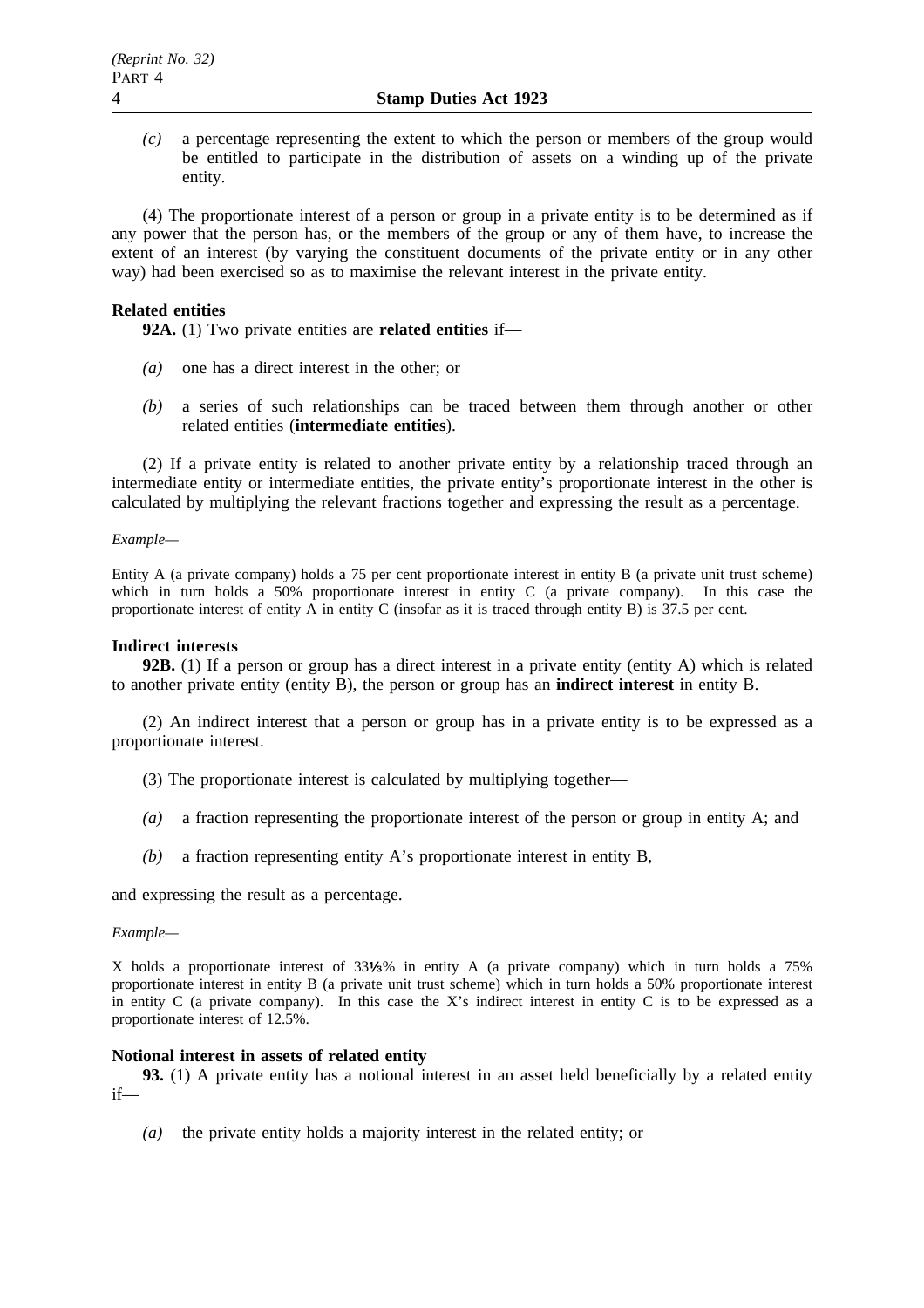*(c)* a percentage representing the extent to which the person or members of the group would be entitled to participate in the distribution of assets on a winding up of the private entity.

(4) The proportionate interest of a person or group in a private entity is to be determined as if any power that the person has, or the members of the group or any of them have, to increase the extent of an interest (by varying the constituent documents of the private entity or in any other way) had been exercised so as to maximise the relevant interest in the private entity.

**Related entities**

**92A.** (1) Two private entities are **related entities** if—

*(a)* one has a direct interest in the other; or

*(b)* a series of such relationships can be traced between them through another or other related entities (**intermediate entities**).

(2) If a private entity is related to another private entity by a relationship traced through an intermediate entity or intermediate entities, the private entity's proportionate interest in the other is calculated by multiplying the relevant fractions together and expressing the result as a percentage.

*Example—*

Entity A (a private company) holds a 75 per cent proportionate interest in entity B (a private unit trust scheme) which in turn holds a 50% proportionate interest in entity C (a private company). In this case the proportionate interest of entity A in entity C (insofar as it is traced through entity B) is 37.5 per cent.

**Indirect interests**

**92B.** (1) If a person or group has a direct interest in a private entity (entity A) which is related to another private entity (entity B), the person or group has an **indirect interest** in entity B.

(2) An indirect interest that a person or group has in a private entity is to be expressed as a proportionate interest.

(3) The proportionate interest is calculated by multiplying together—

*(a)* a fraction representing the proportionate interest of the person or group in entity A; and

*(b)* a fraction representing entity A's proportionate interest in entity B,

and expressing the result as a percentage.

*Example—*

X holds a proportionate interest of 33⅓% in entity A (a private company) which in turn holds a 75% proportionate interest in entity B (a private unit trust scheme) which in turn holds a 50% proportionate interest in entity C (a private company). In this case the X's indirect interest in entity C is to be expressed as a proportionate interest of 12.5%.

**Notional interest in assets of related entity**

**93.** (1) A private entity has a notional interest in an asset held beneficially by a related entity if—

*(a)* the private entity holds a majority interest in the related entity; or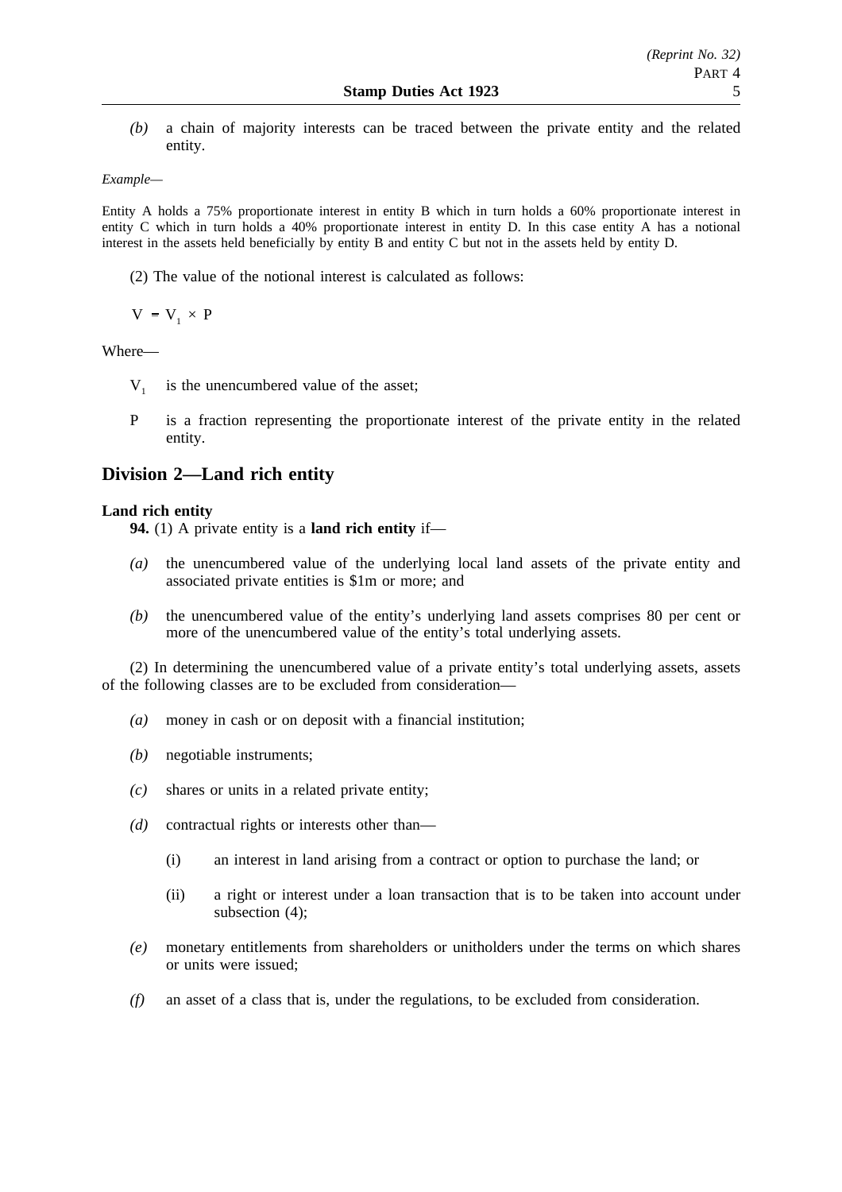*(b)* a chain of majority interests can be traced between the private entity and the related entity.

*Example—*

Entity A holds a 75% proportionate interest in entity B which in turn holds a 60% proportionate interest in entity C which in turn holds a 40% proportionate interest in entity D. In this case entity A has a notional interest in the assets held beneficially by entity B and entity C but not in the assets held by entity D.

(2) The value of the notional interest is calculated as follows:

$$V = V_1 \times P$$

Where—

$V_1$ is the unencumbered value of the asset;

P is a fraction representing the proportionate interest of the private entity in the related entity.

## Division 2—Land rich entity

### Land rich entity

**94.** (1) A private entity is a **land rich entity** if—

*(a)* the unencumbered value of the underlying local land assets of the private entity and associated private entities is $1m or more; and

*(b)* the unencumbered value of the entity's underlying land assets comprises 80 per cent or more of the unencumbered value of the entity's total underlying assets.

(2) In determining the unencumbered value of a private entity's total underlying assets, assets of the following classes are to be excluded from consideration—

*(a)* money in cash or on deposit with a financial institution;

*(b)* negotiable instruments;

*(c)* shares or units in a related private entity;

*(d)* contractual rights or interests other than—

(i) an interest in land arising from a contract or option to purchase the land; or

(ii) a right or interest under a loan transaction that is to be taken into account under subsection (4);

*(e)* monetary entitlements from shareholders or unitholders under the terms on which shares or units were issued;

*(f)* an asset of a class that is, under the regulations, to be excluded from consideration.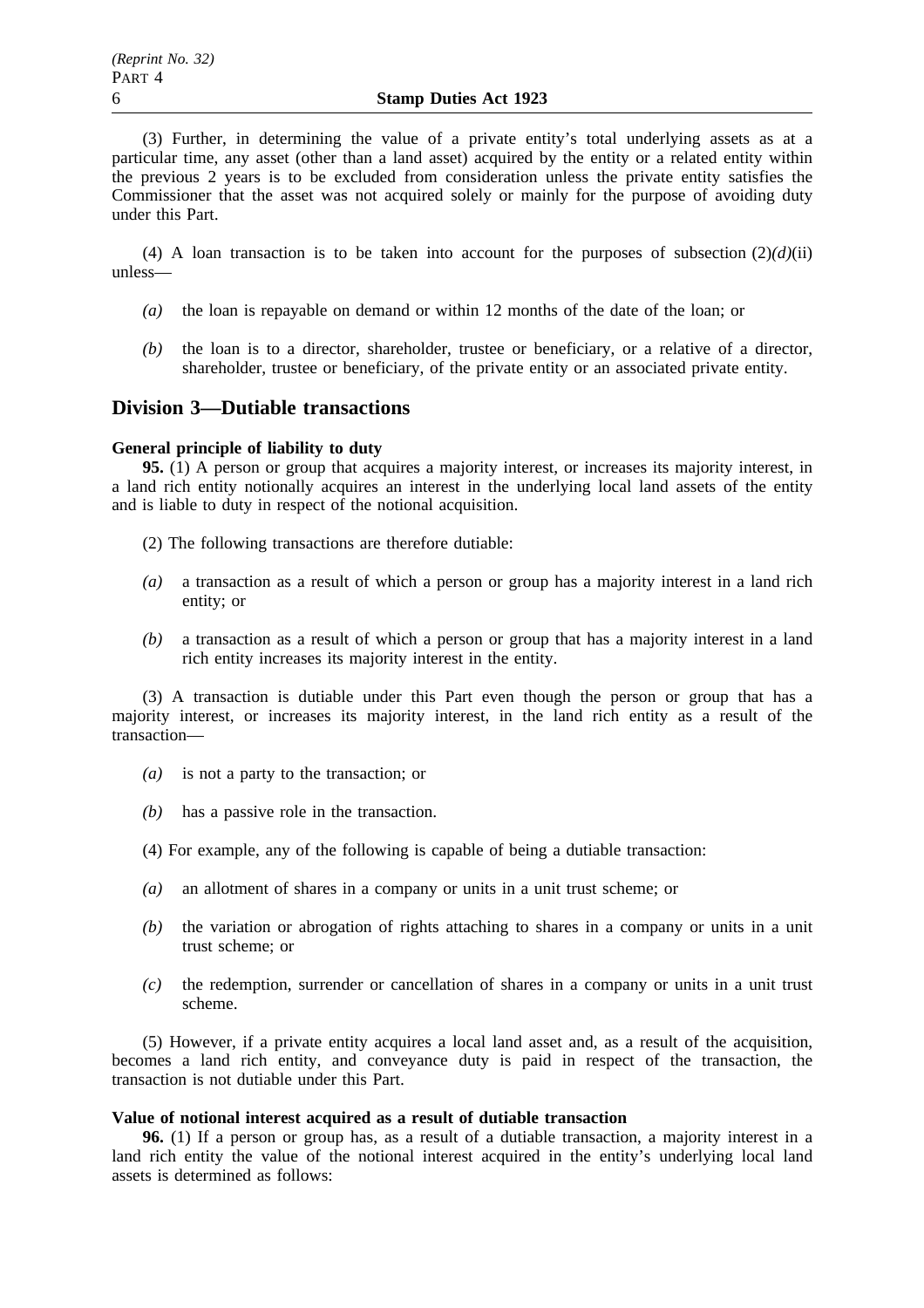(3) Further, in determining the value of a private entity's total underlying assets as at a particular time, any asset (other than a land asset) acquired by the entity or a related entity within the previous 2 years is to be excluded from consideration unless the private entity satisfies the Commissioner that the asset was not acquired solely or mainly for the purpose of avoiding duty under this Part.

(4) A loan transaction is to be taken into account for the purposes of subsection (2)*(d)*(ii) unless—

*(a)* the loan is repayable on demand or within 12 months of the date of the loan; or

*(b)* the loan is to a director, shareholder, trustee or beneficiary, or a relative of a director, shareholder, trustee or beneficiary, of the private entity or an associated private entity.

## Division 3—Dutiable transactions

**General principle of liability to duty**

**95.** (1) A person or group that acquires a majority interest, or increases its majority interest, in a land rich entity notionally acquires an interest in the underlying local land assets of the entity and is liable to duty in respect of the notional acquisition.

(2) The following transactions are therefore dutiable:

*(a)* a transaction as a result of which a person or group has a majority interest in a land rich entity; or

*(b)* a transaction as a result of which a person or group that has a majority interest in a land rich entity increases its majority interest in the entity.

(3) A transaction is dutiable under this Part even though the person or group that has a majority interest, or increases its majority interest, in the land rich entity as a result of the transaction—

*(a)* is not a party to the transaction; or

*(b)* has a passive role in the transaction.

(4) For example, any of the following is capable of being a dutiable transaction:

*(a)* an allotment of shares in a company or units in a unit trust scheme; or

*(b)* the variation or abrogation of rights attaching to shares in a company or units in a unit trust scheme; or

*(c)* the redemption, surrender or cancellation of shares in a company or units in a unit trust scheme.

(5) However, if a private entity acquires a local land asset and, as a result of the acquisition, becomes a land rich entity, and conveyance duty is paid in respect of the transaction, the transaction is not dutiable under this Part.

**Value of notional interest acquired as a result of dutiable transaction**

**96.** (1) If a person or group has, as a result of a dutiable transaction, a majority interest in a land rich entity the value of the notional interest acquired in the entity's underlying local land assets is determined as follows: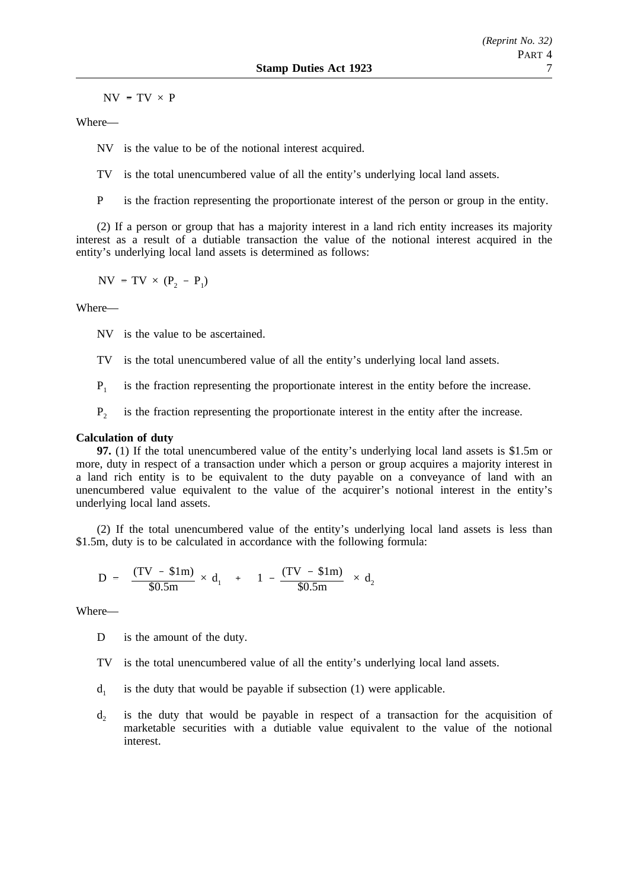$$NV = TV \times P$$

Where—

NV is the value to be of the notional interest acquired.

TV is the total unencumbered value of all the entity's underlying local land assets.

P is the fraction representing the proportionate interest of the person or group in the entity.

(2) If a person or group that has a majority interest in a land rich entity increases its majority interest as a result of a dutiable transaction the value of the notional interest acquired in the entity's underlying local land assets is determined as follows:

$$NV = TV \times (P_2 - P_1)$$

Where—

NV is the value to be ascertained.

TV is the total unencumbered value of all the entity's underlying local land assets.

$P_1$ is the fraction representing the proportionate interest in the entity before the increase.

$P_2$ is the fraction representing the proportionate interest in the entity after the increase.

**Calculation of duty**

**97.** (1) If the total unencumbered value of the entity's underlying local land assets is $1.5m or more, duty in respect of a transaction under which a person or group acquires a majority interest in a land rich entity is to be equivalent to the duty payable on a conveyance of land with an unencumbered value equivalent to the value of the acquirer's notional interest in the entity's underlying local land assets.

(2) If the total unencumbered value of the entity's underlying local land assets is less than $1.5m, duty is to be calculated in accordance with the following formula:

$$D = \frac{(TV - \$1m)}{\$0.5m} \times d_1 + \left(1 - \frac{(TV - \$1m)}{\$0.5m}\right) \times d_2$$

Where—

D is the amount of the duty.

TV is the total unencumbered value of all the entity's underlying local land assets.

$d_1$ is the duty that would be payable if subsection (1) were applicable.

$d_2$ is the duty that would be payable in respect of a transaction for the acquisition of marketable securities with a dutiable value equivalent to the value of the notional interest.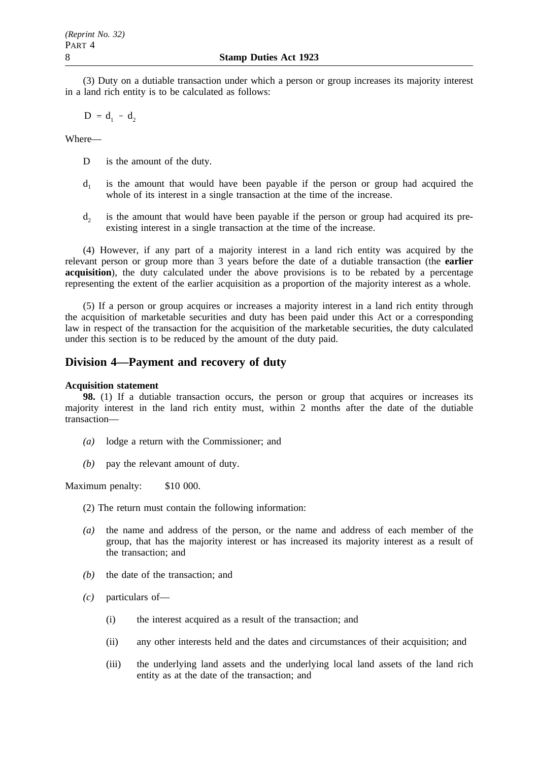(3) Duty on a dutiable transaction under which a person or group increases its majority interest in a land rich entity is to be calculated as follows:

$$D = d_1 - d_2$$

Where—

D is the amount of the duty.

$d_1$ is the amount that would have been payable if the person or group had acquired the whole of its interest in a single transaction at the time of the increase.

$d_2$ is the amount that would have been payable if the person or group had acquired its pre-existing interest in a single transaction at the time of the increase.

(4) However, if any part of a majority interest in a land rich entity was acquired by the relevant person or group more than 3 years before the date of a dutiable transaction (the **earlier acquisition**), the duty calculated under the above provisions is to be rebated by a percentage representing the extent of the earlier acquisition as a proportion of the majority interest as a whole.

(5) If a person or group acquires or increases a majority interest in a land rich entity through the acquisition of marketable securities and duty has been paid under this Act or a corresponding law in respect of the transaction for the acquisition of the marketable securities, the duty calculated under this section is to be reduced by the amount of the duty paid.

## Division 4—Payment and recovery of duty

**Acquisition statement**

**98.** (1) If a dutiable transaction occurs, the person or group that acquires or increases its majority interest in the land rich entity must, within 2 months after the date of the dutiable transaction—

*(a)* lodge a return with the Commissioner; and

*(b)* pay the relevant amount of duty.

Maximum penalty: $10 000.

(2) The return must contain the following information:

*(a)* the name and address of the person, or the name and address of each member of the group, that has the majority interest or has increased its majority interest as a result of the transaction; and

*(b)* the date of the transaction; and

*(c)* particulars of—

(i) the interest acquired as a result of the transaction; and

(ii) any other interests held and the dates and circumstances of their acquisition; and

(iii) the underlying land assets and the underlying local land assets of the land rich entity as at the date of the transaction; and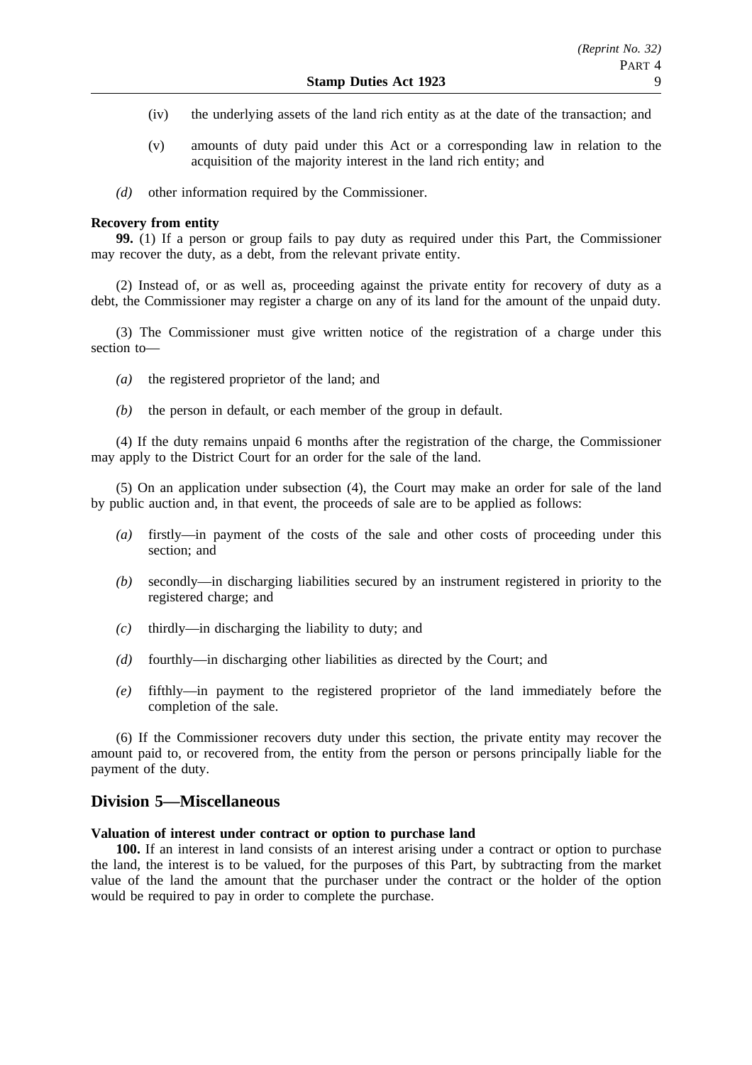(iv) the underlying assets of the land rich entity as at the date of the transaction; and

(v) amounts of duty paid under this Act or a corresponding law in relation to the acquisition of the majority interest in the land rich entity; and

*(d)* other information required by the Commissioner.

**Recovery from entity**

**99.** (1) If a person or group fails to pay duty as required under this Part, the Commissioner may recover the duty, as a debt, from the relevant private entity.

(2) Instead of, or as well as, proceeding against the private entity for recovery of duty as a debt, the Commissioner may register a charge on any of its land for the amount of the unpaid duty.

(3) The Commissioner must give written notice of the registration of a charge under this section to—

*(a)* the registered proprietor of the land; and

*(b)* the person in default, or each member of the group in default.

(4) If the duty remains unpaid 6 months after the registration of the charge, the Commissioner may apply to the District Court for an order for the sale of the land.

(5) On an application under subsection (4), the Court may make an order for sale of the land by public auction and, in that event, the proceeds of sale are to be applied as follows:

*(a)* firstly—in payment of the costs of the sale and other costs of proceeding under this section; and

*(b)* secondly—in discharging liabilities secured by an instrument registered in priority to the registered charge; and

*(c)* thirdly—in discharging the liability to duty; and

*(d)* fourthly—in discharging other liabilities as directed by the Court; and

*(e)* fifthly—in payment to the registered proprietor of the land immediately before the completion of the sale.

(6) If the Commissioner recovers duty under this section, the private entity may recover the amount paid to, or recovered from, the entity from the person or persons principally liable for the payment of the duty.

## Division 5—Miscellaneous

**Valuation of interest under contract or option to purchase land**

**100.** If an interest in land consists of an interest arising under a contract or option to purchase the land, the interest is to be valued, for the purposes of this Part, by subtracting from the market value of the land the amount that the purchaser under the contract or the holder of the option would be required to pay in order to complete the purchase.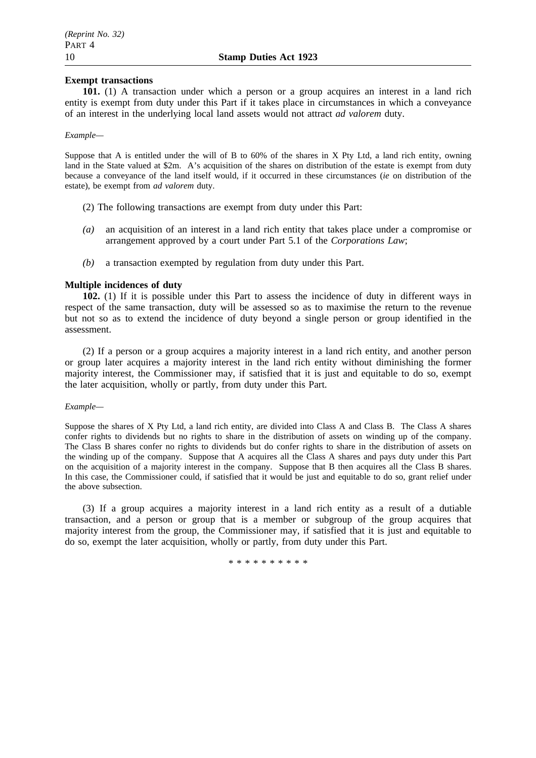**Exempt transactions**

**101.** (1) A transaction under which a person or a group acquires an interest in a land rich entity is exempt from duty under this Part if it takes place in circumstances in which a conveyance of an interest in the underlying local land assets would not attract *ad valorem* duty.

*Example—*

Suppose that A is entitled under the will of B to 60% of the shares in X Pty Ltd, a land rich entity, owning land in the State valued at $2m. A's acquisition of the shares on distribution of the estate is exempt from duty because a conveyance of the land itself would, if it occurred in these circumstances (*ie* on distribution of the estate), be exempt from *ad valorem* duty.

(2) The following transactions are exempt from duty under this Part:

*(a)* an acquisition of an interest in a land rich entity that takes place under a compromise or arrangement approved by a court under Part 5.1 of the *Corporations Law*;

*(b)* a transaction exempted by regulation from duty under this Part.

**Multiple incidences of duty**

**102.** (1) If it is possible under this Part to assess the incidence of duty in different ways in respect of the same transaction, duty will be assessed so as to maximise the return to the revenue but not so as to extend the incidence of duty beyond a single person or group identified in the assessment.

(2) If a person or a group acquires a majority interest in a land rich entity, and another person or group later acquires a majority interest in the land rich entity without diminishing the former majority interest, the Commissioner may, if satisfied that it is just and equitable to do so, exempt the later acquisition, wholly or partly, from duty under this Part.

*Example—*

Suppose the shares of X Pty Ltd, a land rich entity, are divided into Class A and Class B. The Class A shares confer rights to dividends but no rights to share in the distribution of assets on winding up of the company. The Class B shares confer no rights to dividends but do confer rights to share in the distribution of assets on the winding up of the company. Suppose that A acquires all the Class A shares and pays duty under this Part on the acquisition of a majority interest in the company. Suppose that B then acquires all the Class B shares. In this case, the Commissioner could, if satisfied that it would be just and equitable to do so, grant relief under the above subsection.

(3) If a group acquires a majority interest in a land rich entity as a result of a dutiable transaction, and a person or group that is a member or subgroup of the group acquires that majority interest from the group, the Commissioner may, if satisfied that it is just and equitable to do so, exempt the later acquisition, wholly or partly, from duty under this Part.

* * * * * * * * * *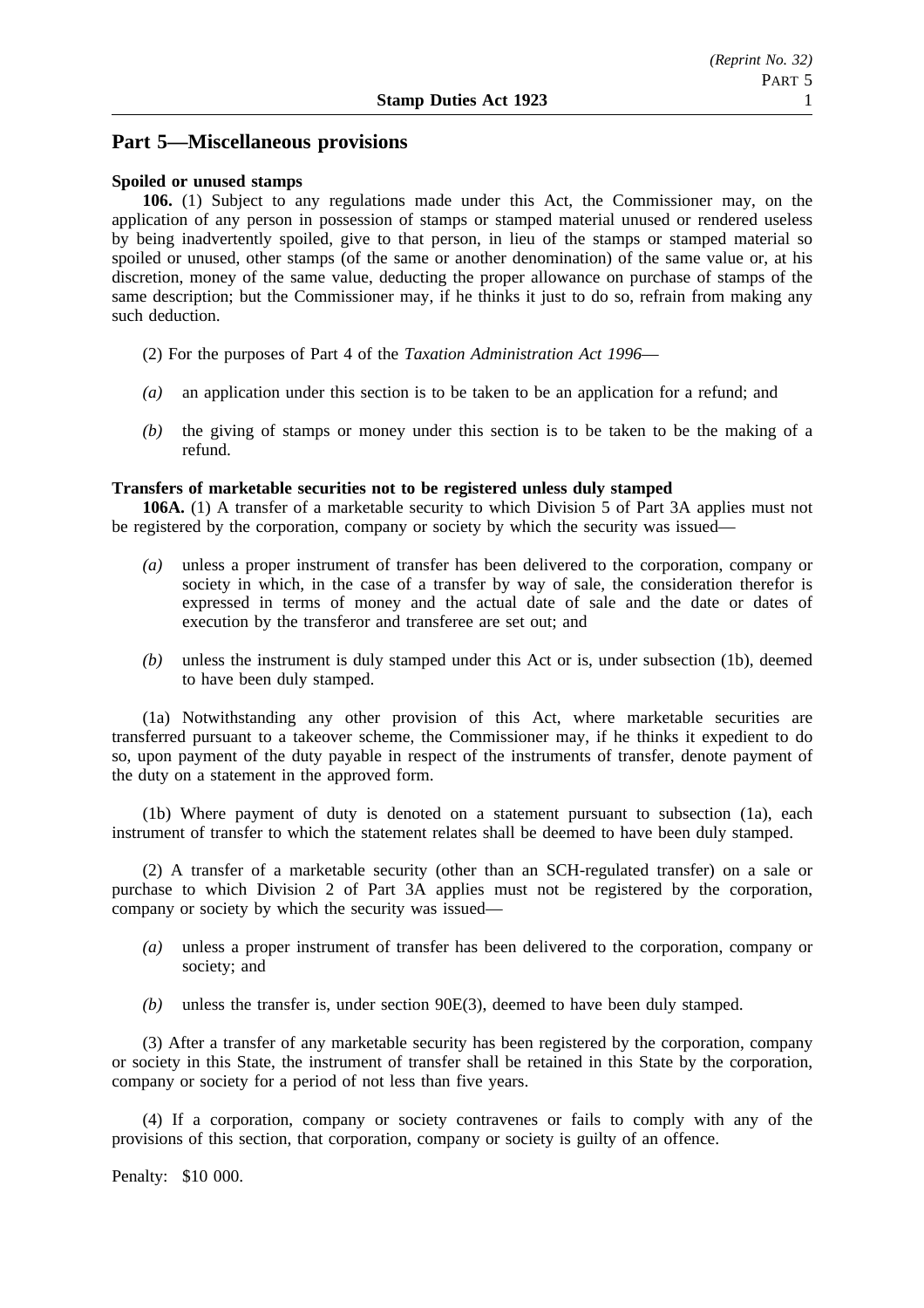## Part 5—Miscellaneous provisions

**Spoiled or unused stamps**

**106.** (1) Subject to any regulations made under this Act, the Commissioner may, on the application of any person in possession of stamps or stamped material unused or rendered useless by being inadvertently spoiled, give to that person, in lieu of the stamps or stamped material so spoiled or unused, other stamps (of the same or another denomination) of the same value or, at his discretion, money of the same value, deducting the proper allowance on purchase of stamps of the same description; but the Commissioner may, if he thinks it just to do so, refrain from making any such deduction.

(2) For the purposes of Part 4 of the *Taxation Administration Act 1996*—

*(a)* an application under this section is to be taken to be an application for a refund; and

*(b)* the giving of stamps or money under this section is to be taken to be the making of a refund.

**Transfers of marketable securities not to be registered unless duly stamped**

**106A.** (1) A transfer of a marketable security to which Division 5 of Part 3A applies must not be registered by the corporation, company or society by which the security was issued—

*(a)* unless a proper instrument of transfer has been delivered to the corporation, company or society in which, in the case of a transfer by way of sale, the consideration therefor is expressed in terms of money and the actual date of sale and the date or dates of execution by the transferor and transferee are set out; and

*(b)* unless the instrument is duly stamped under this Act or is, under subsection (1b), deemed to have been duly stamped.

(1a) Notwithstanding any other provision of this Act, where marketable securities are transferred pursuant to a takeover scheme, the Commissioner may, if he thinks it expedient to do so, upon payment of the duty payable in respect of the instruments of transfer, denote payment of the duty on a statement in the approved form.

(1b) Where payment of duty is denoted on a statement pursuant to subsection (1a), each instrument of transfer to which the statement relates shall be deemed to have been duly stamped.

(2) A transfer of a marketable security (other than an SCH-regulated transfer) on a sale or purchase to which Division 2 of Part 3A applies must not be registered by the corporation, company or society by which the security was issued—

*(a)* unless a proper instrument of transfer has been delivered to the corporation, company or society; and

*(b)* unless the transfer is, under section 90E(3), deemed to have been duly stamped.

(3) After a transfer of any marketable security has been registered by the corporation, company or society in this State, the instrument of transfer shall be retained in this State by the corporation, company or society for a period of not less than five years.

(4) If a corporation, company or society contravenes or fails to comply with any of the provisions of this section, that corporation, company or society is guilty of an offence.

Penalty: $10 000.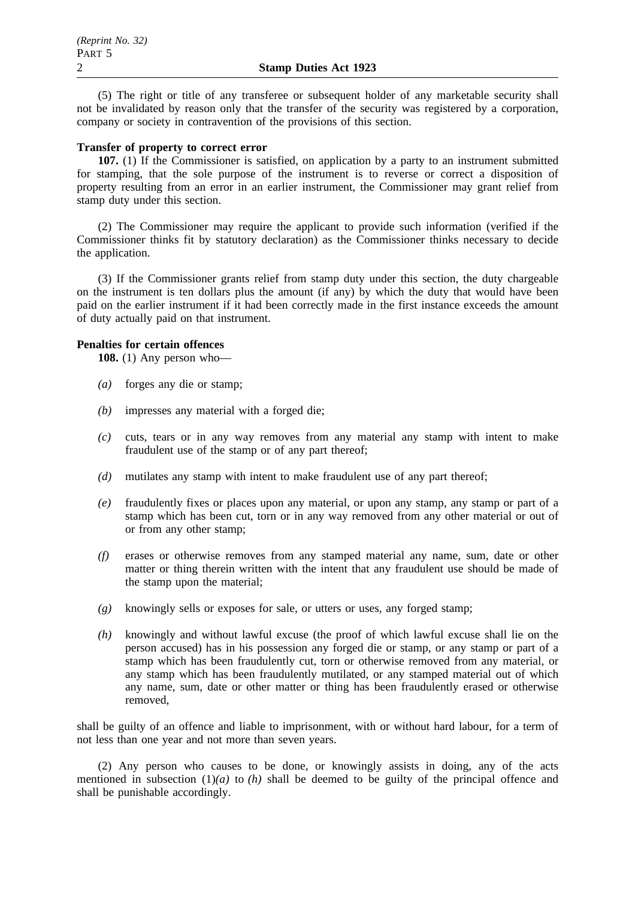(5) The right or title of any transferee or subsequent holder of any marketable security shall not be invalidated by reason only that the transfer of the security was registered by a corporation, company or society in contravention of the provisions of this section.

**Transfer of property to correct error**

**107.** (1) If the Commissioner is satisfied, on application by a party to an instrument submitted for stamping, that the sole purpose of the instrument is to reverse or correct a disposition of property resulting from an error in an earlier instrument, the Commissioner may grant relief from stamp duty under this section.

(2) The Commissioner may require the applicant to provide such information (verified if the Commissioner thinks fit by statutory declaration) as the Commissioner thinks necessary to decide the application.

(3) If the Commissioner grants relief from stamp duty under this section, the duty chargeable on the instrument is ten dollars plus the amount (if any) by which the duty that would have been paid on the earlier instrument if it had been correctly made in the first instance exceeds the amount of duty actually paid on that instrument.

**Penalties for certain offences**

**108.** (1) Any person who—

*(a)* forges any die or stamp;

*(b)* impresses any material with a forged die;

*(c)* cuts, tears or in any way removes from any material any stamp with intent to make fraudulent use of the stamp or of any part thereof;

*(d)* mutilates any stamp with intent to make fraudulent use of any part thereof;

*(e)* fraudulently fixes or places upon any material, or upon any stamp, any stamp or part of a stamp which has been cut, torn or in any way removed from any other material or out of or from any other stamp;

*(f)* erases or otherwise removes from any stamped material any name, sum, date or other matter or thing therein written with the intent that any fraudulent use should be made of the stamp upon the material;

*(g)* knowingly sells or exposes for sale, or utters or uses, any forged stamp;

*(h)* knowingly and without lawful excuse (the proof of which lawful excuse shall lie on the person accused) has in his possession any forged die or stamp, or any stamp or part of a stamp which has been fraudulently cut, torn or otherwise removed from any material, or any stamp which has been fraudulently mutilated, or any stamped material out of which any name, sum, date or other matter or thing has been fraudulently erased or otherwise removed,

shall be guilty of an offence and liable to imprisonment, with or without hard labour, for a term of not less than one year and not more than seven years.

(2) Any person who causes to be done, or knowingly assists in doing, any of the acts mentioned in subsection (1)*(a)* to *(h)* shall be deemed to be guilty of the principal offence and shall be punishable accordingly.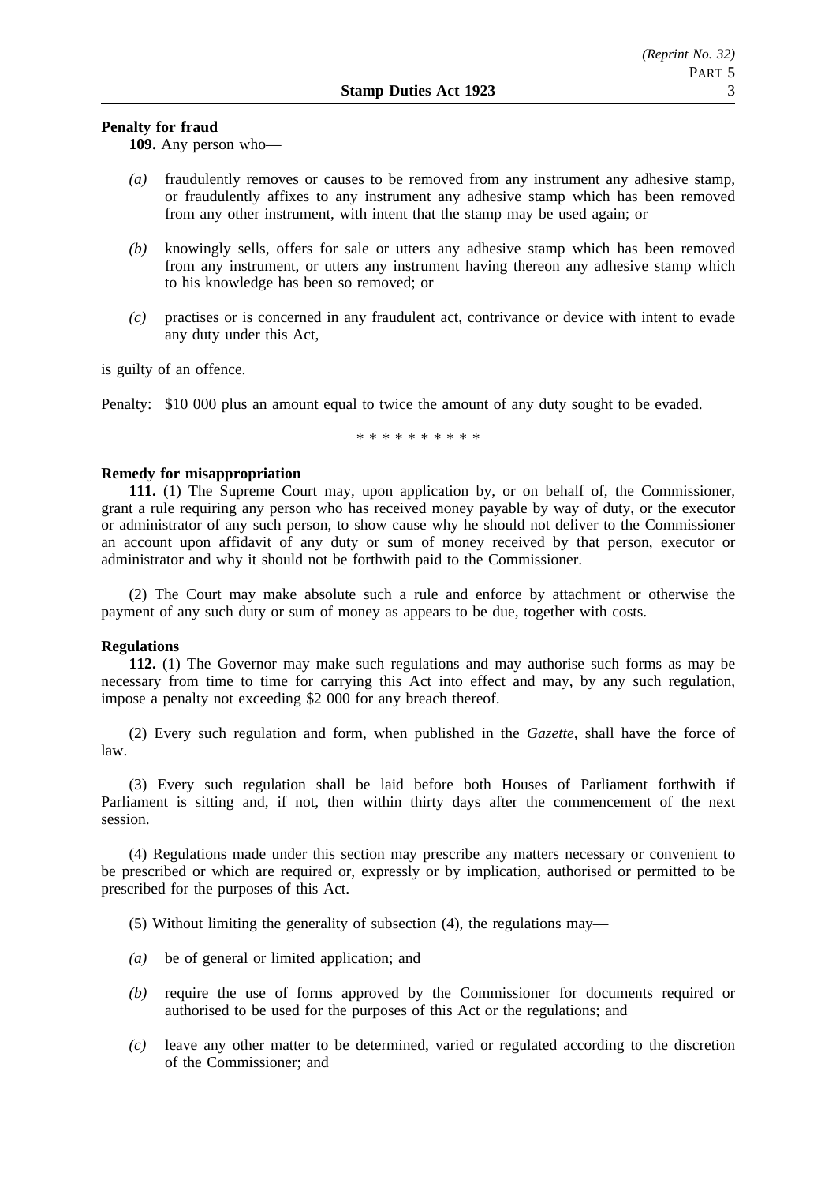**Penalty for fraud**

**109.** Any person who—

*(a)* fraudulently removes or causes to be removed from any instrument any adhesive stamp, or fraudulently affixes to any instrument any adhesive stamp which has been removed from any other instrument, with intent that the stamp may be used again; or

*(b)* knowingly sells, offers for sale or utters any adhesive stamp which has been removed from any instrument, or utters any instrument having thereon any adhesive stamp which to his knowledge has been so removed; or

*(c)* practises or is concerned in any fraudulent act, contrivance or device with intent to evade any duty under this Act,

is guilty of an offence.

Penalty: $10 000 plus an amount equal to twice the amount of any duty sought to be evaded.

\* \* \* \* \* \* \* \* \* \*

**Remedy for misappropriation**

**111.** (1) The Supreme Court may, upon application by, or on behalf of, the Commissioner, grant a rule requiring any person who has received money payable by way of duty, or the executor or administrator of any such person, to show cause why he should not deliver to the Commissioner an account upon affidavit of any duty or sum of money received by that person, executor or administrator and why it should not be forthwith paid to the Commissioner.

(2) The Court may make absolute such a rule and enforce by attachment or otherwise the payment of any such duty or sum of money as appears to be due, together with costs.

**Regulations**

**112.** (1) The Governor may make such regulations and may authorise such forms as may be necessary from time to time for carrying this Act into effect and may, by any such regulation, impose a penalty not exceeding $2 000 for any breach thereof.

(2) Every such regulation and form, when published in the *Gazette*, shall have the force of law.

(3) Every such regulation shall be laid before both Houses of Parliament forthwith if Parliament is sitting and, if not, then within thirty days after the commencement of the next session.

(4) Regulations made under this section may prescribe any matters necessary or convenient to be prescribed or which are required or, expressly or by implication, authorised or permitted to be prescribed for the purposes of this Act.

(5) Without limiting the generality of subsection (4), the regulations may—

*(a)* be of general or limited application; and

*(b)* require the use of forms approved by the Commissioner for documents required or authorised to be used for the purposes of this Act or the regulations; and

*(c)* leave any other matter to be determined, varied or regulated according to the discretion of the Commissioner; and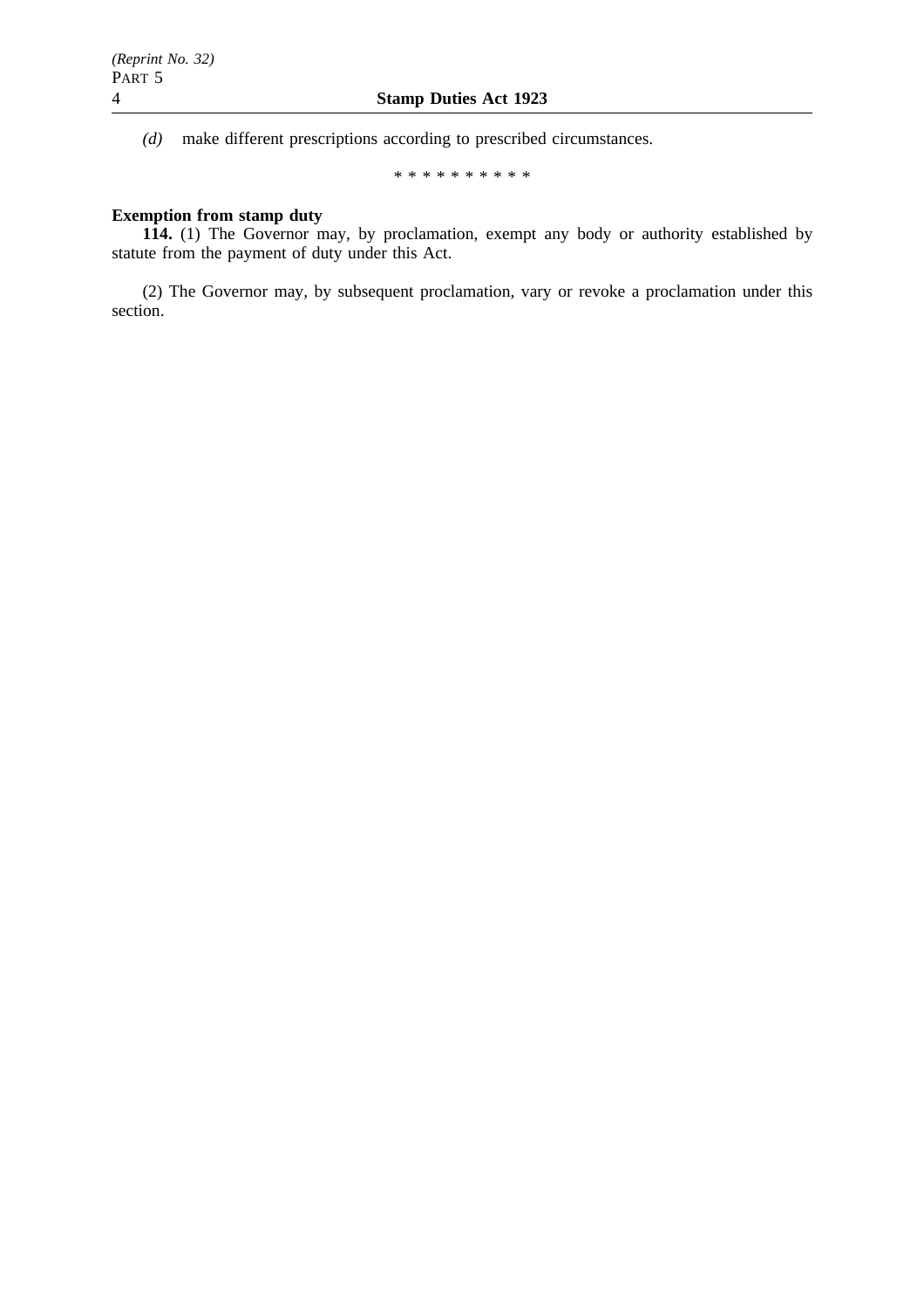*(d)* make different prescriptions according to prescribed circumstances.

\* \* \* \* \* \* \* \* \* \*

**Exemption from stamp duty**

**114.** (1) The Governor may, by proclamation, exempt any body or authority established by statute from the payment of duty under this Act.

(2) The Governor may, by subsequent proclamation, vary or revoke a proclamation under this section.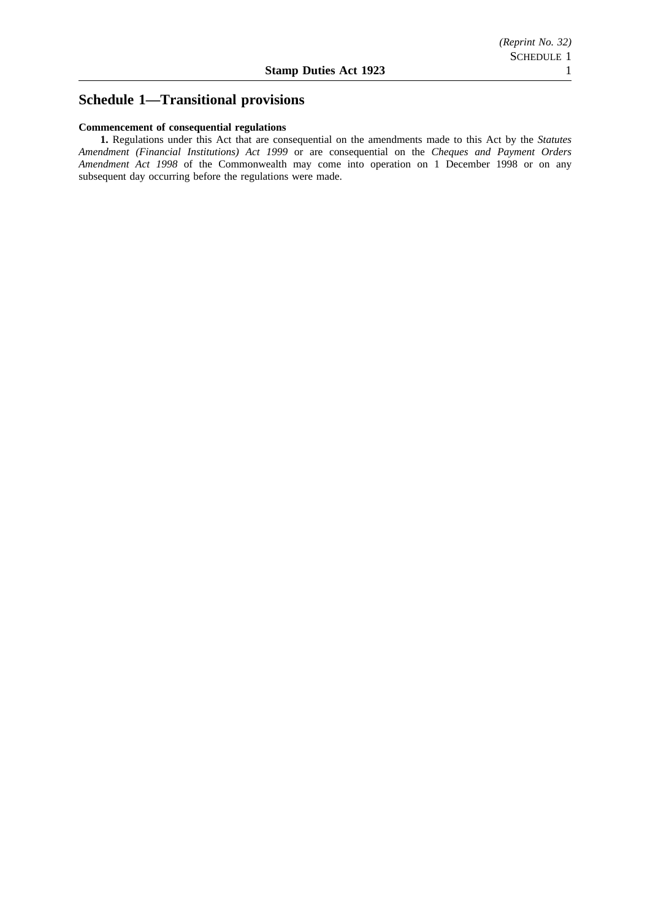# Schedule 1—Transitional provisions

**Commencement of consequential regulations**

**1.** Regulations under this Act that are consequential on the amendments made to this Act by the *Statutes Amendment (Financial Institutions) Act 1999* or are consequential on the *Cheques and Payment Orders Amendment Act 1998* of the Commonwealth may come into operation on 1 December 1998 or on any subsequent day occurring before the regulations were made.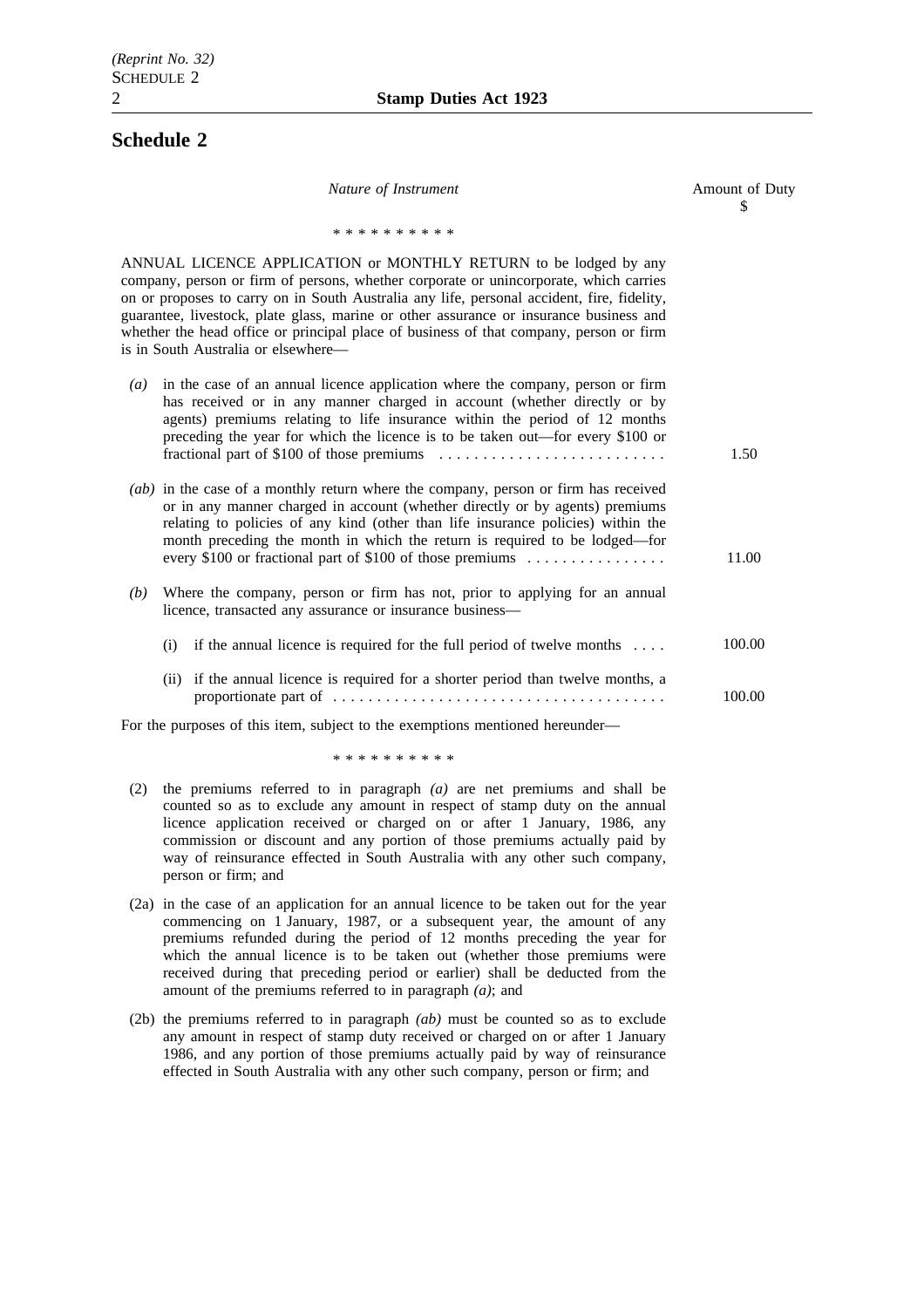# Schedule 2

| Nature of Instrument | Amount of Duty $ |
|---|---|
| * * * * * * * * * * | |
| ANNUAL LICENCE APPLICATION or MONTHLY RETURN to be lodged by any company, person or firm of persons, whether corporate or unincorporate, which carries on or proposes to carry on in South Australia any life, personal accident, fire, fidelity, guarantee, livestock, plate glass, marine or other assurance or insurance business and whether the head office or principal place of business of that company, person or firm is in South Australia or elsewhere— | |
| *(a)* in the case of an annual licence application where the company, person or firm has received or in any manner charged in account (whether directly or by agents) premiums relating to life insurance within the period of 12 months preceding the year for which the licence is to be taken out—for every $100 or fractional part of $100 of those premiums . . . . . . . . . . . . . . . . . . . . . . . . . . | 1.50 |
| *(ab)* in the case of a monthly return where the company, person or firm has received or in any manner charged in account (whether directly or by agents) premiums relating to policies of any kind (other than life insurance policies) within the month preceding the month in which the return is required to be lodged—for every $100 or fractional part of $100 of those premiums . . . . . . . . . . . . . . . . | 11.00 |
| *(b)* Where the company, person or firm has not, prior to applying for an annual licence, transacted any assurance or insurance business— | |
| (i) if the annual licence is required for the full period of twelve months . . . . | 100.00 |
| (ii) if the annual licence is required for a shorter period than twelve months, a proportionate part of . . . . . . . . . . . . . . . . . . . . . . . . . . . . . . . . . . . . . . | 100.00 |

For the purposes of this item, subject to the exemptions mentioned hereunder—

* * * * * * * * * *

(2) the premiums referred to in paragraph *(a)* are net premiums and shall be counted so as to exclude any amount in respect of stamp duty on the annual licence application received or charged on or after 1 January, 1986, any commission or discount and any portion of those premiums actually paid by way of reinsurance effected in South Australia with any other such company, person or firm; and

(2a) in the case of an application for an annual licence to be taken out for the year commencing on 1 January, 1987, or a subsequent year, the amount of any premiums refunded during the period of 12 months preceding the year for which the annual licence is to be taken out (whether those premiums were received during that preceding period or earlier) shall be deducted from the amount of the premiums referred to in paragraph *(a)*; and

(2b) the premiums referred to in paragraph *(ab)* must be counted so as to exclude any amount in respect of stamp duty received or charged on or after 1 January 1986, and any portion of those premiums actually paid by way of reinsurance effected in South Australia with any other such company, person or firm; and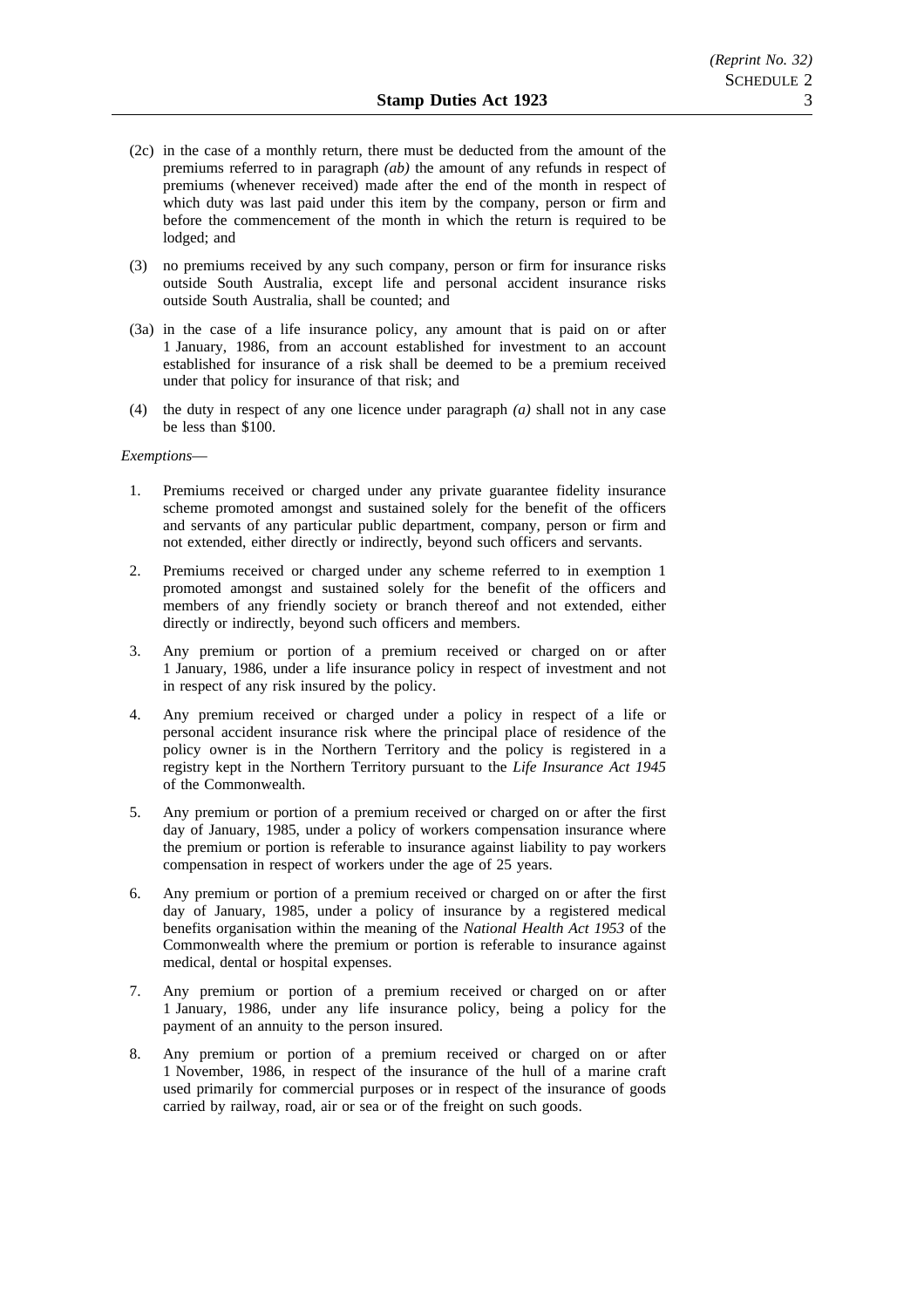(2c) in the case of a monthly return, there must be deducted from the amount of the premiums referred to in paragraph *(ab)* the amount of any refunds in respect of premiums (whenever received) made after the end of the month in respect of which duty was last paid under this item by the company, person or firm and before the commencement of the month in which the return is required to be lodged; and

(3) no premiums received by any such company, person or firm for insurance risks outside South Australia, except life and personal accident insurance risks outside South Australia, shall be counted; and

(3a) in the case of a life insurance policy, any amount that is paid on or after 1 January, 1986, from an account established for investment to an account established for insurance of a risk shall be deemed to be a premium received under that policy for insurance of that risk; and

(4) the duty in respect of any one licence under paragraph *(a)* shall not in any case be less than $100.

*Exemptions*—

1. Premiums received or charged under any private guarantee fidelity insurance scheme promoted amongst and sustained solely for the benefit of the officers and servants of any particular public department, company, person or firm and not extended, either directly or indirectly, beyond such officers and servants.

2. Premiums received or charged under any scheme referred to in exemption 1 promoted amongst and sustained solely for the benefit of the officers and members of any friendly society or branch thereof and not extended, either directly or indirectly, beyond such officers and members.

3. Any premium or portion of a premium received or charged on or after 1 January, 1986, under a life insurance policy in respect of investment and not in respect of any risk insured by the policy.

4. Any premium received or charged under a policy in respect of a life or personal accident insurance risk where the principal place of residence of the policy owner is in the Northern Territory and the policy is registered in a registry kept in the Northern Territory pursuant to the *Life Insurance Act 1945* of the Commonwealth.

5. Any premium or portion of a premium received or charged on or after the first day of January, 1985, under a policy of workers compensation insurance where the premium or portion is referable to insurance against liability to pay workers compensation in respect of workers under the age of 25 years.

6. Any premium or portion of a premium received or charged on or after the first day of January, 1985, under a policy of insurance by a registered medical benefits organisation within the meaning of the *National Health Act 1953* of the Commonwealth where the premium or portion is referable to insurance against medical, dental or hospital expenses.

7. Any premium or portion of a premium received or charged on or after 1 January, 1986, under any life insurance policy, being a policy for the payment of an annuity to the person insured.

8. Any premium or portion of a premium received or charged on or after 1 November, 1986, in respect of the insurance of the hull of a marine craft used primarily for commercial purposes or in respect of the insurance of goods carried by railway, road, air or sea or of the freight on such goods.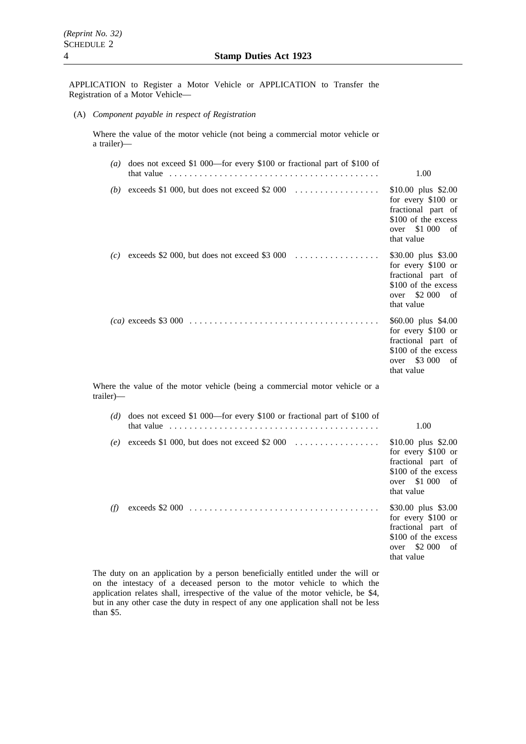APPLICATION to Register a Motor Vehicle or APPLICATION to Transfer the Registration of a Motor Vehicle—

(A) *Component payable in respect of Registration*

Where the value of the motor vehicle (not being a commercial motor vehicle or a trailer)—

| | |
|---|---|
| *(a)* does not exceed $1 000—for every $100 or fractional part of $100 of that value | 1.00 |
| *(b)* exceeds $1 000, but does not exceed $2 000 | $10.00 plus $2.00 for every $100 or fractional part of $100 of the excess over $1 000 of that value |
| *(c)* exceeds $2 000, but does not exceed $3 000 | $30.00 plus $3.00 for every $100 or fractional part of $100 of the excess over $2 000 of that value |
| *(ca)* exceeds $3 000 | $60.00 plus $4.00 for every $100 or fractional part of $100 of the excess over $3 000 of that value |

Where the value of the motor vehicle (being a commercial motor vehicle or a trailer)—

| | |
|---|---|
| *(d)* does not exceed $1 000—for every $100 or fractional part of $100 of that value | 1.00 |
| *(e)* exceeds $1 000, but does not exceed $2 000 | $10.00 plus $2.00 for every $100 or fractional part of $100 of the excess over $1 000 of that value |
| *(f)* exceeds $2 000 | $30.00 plus $3.00 for every $100 or fractional part of $100 of the excess over $2 000 of that value |

The duty on an application by a person beneficially entitled under the will or on the intestacy of a deceased person to the motor vehicle to which the application relates shall, irrespective of the value of the motor vehicle, be $4, but in any other case the duty in respect of any one application shall not be less than $5.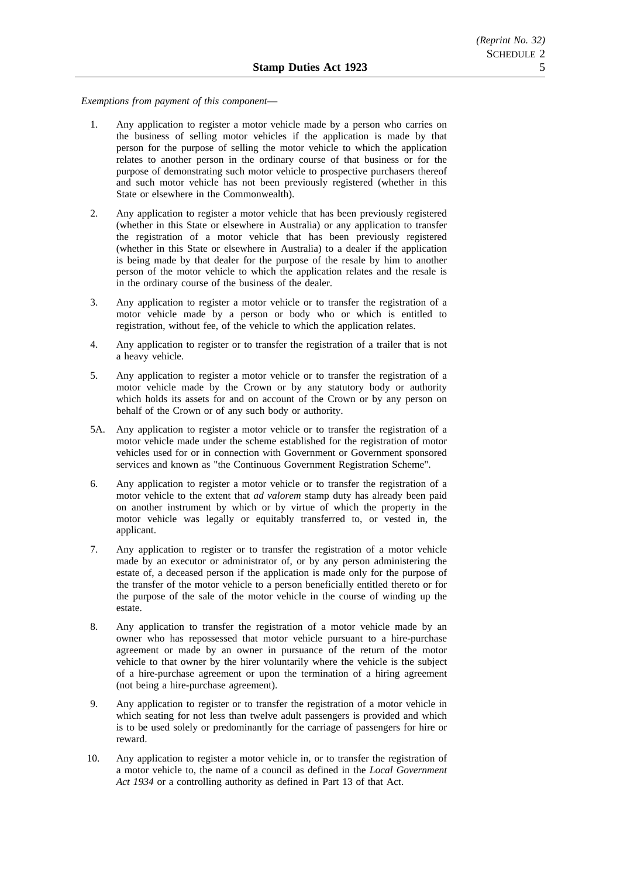*Exemptions from payment of this component*—

1. Any application to register a motor vehicle made by a person who carries on the business of selling motor vehicles if the application is made by that person for the purpose of selling the motor vehicle to which the application relates to another person in the ordinary course of that business or for the purpose of demonstrating such motor vehicle to prospective purchasers thereof and such motor vehicle has not been previously registered (whether in this State or elsewhere in the Commonwealth).

2. Any application to register a motor vehicle that has been previously registered (whether in this State or elsewhere in Australia) or any application to transfer the registration of a motor vehicle that has been previously registered (whether in this State or elsewhere in Australia) to a dealer if the application is being made by that dealer for the purpose of the resale by him to another person of the motor vehicle to which the application relates and the resale is in the ordinary course of the business of the dealer.

3. Any application to register a motor vehicle or to transfer the registration of a motor vehicle made by a person or body who or which is entitled to registration, without fee, of the vehicle to which the application relates.

4. Any application to register or to transfer the registration of a trailer that is not a heavy vehicle.

5. Any application to register a motor vehicle or to transfer the registration of a motor vehicle made by the Crown or by any statutory body or authority which holds its assets for and on account of the Crown or by any person on behalf of the Crown or of any such body or authority.

5A. Any application to register a motor vehicle or to transfer the registration of a motor vehicle made under the scheme established for the registration of motor vehicles used for or in connection with Government or Government sponsored services and known as "the Continuous Government Registration Scheme".

6. Any application to register a motor vehicle or to transfer the registration of a motor vehicle to the extent that *ad valorem* stamp duty has already been paid on another instrument by which or by virtue of which the property in the motor vehicle was legally or equitably transferred to, or vested in, the applicant.

7. Any application to register or to transfer the registration of a motor vehicle made by an executor or administrator of, or by any person administering the estate of, a deceased person if the application is made only for the purpose of the transfer of the motor vehicle to a person beneficially entitled thereto or for the purpose of the sale of the motor vehicle in the course of winding up the estate.

8. Any application to transfer the registration of a motor vehicle made by an owner who has repossessed that motor vehicle pursuant to a hire-purchase agreement or made by an owner in pursuance of the return of the motor vehicle to that owner by the hirer voluntarily where the vehicle is the subject of a hire-purchase agreement or upon the termination of a hiring agreement (not being a hire-purchase agreement).

9. Any application to register or to transfer the registration of a motor vehicle in which seating for not less than twelve adult passengers is provided and which is to be used solely or predominantly for the carriage of passengers for hire or reward.

10. Any application to register a motor vehicle in, or to transfer the registration of a motor vehicle to, the name of a council as defined in the *Local Government Act 1934* or a controlling authority as defined in Part 13 of that Act.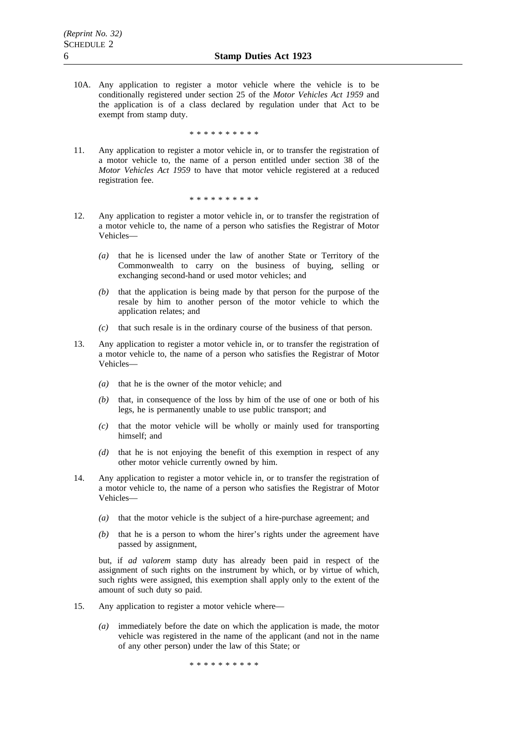10A. Any application to register a motor vehicle where the vehicle is to be conditionally registered under section 25 of the *Motor Vehicles Act 1959* and the application is of a class declared by regulation under that Act to be exempt from stamp duty.

\* \* \* \* \* \* \* \* \* \*

11. Any application to register a motor vehicle in, or to transfer the registration of a motor vehicle to, the name of a person entitled under section 38 of the *Motor Vehicles Act 1959* to have that motor vehicle registered at a reduced registration fee.

\* \* \* \* \* \* \* \* \* \*

12. Any application to register a motor vehicle in, or to transfer the registration of a motor vehicle to, the name of a person who satisfies the Registrar of Motor Vehicles—

   *(a)* that he is licensed under the law of another State or Territory of the Commonwealth to carry on the business of buying, selling or exchanging second-hand or used motor vehicles; and

   *(b)* that the application is being made by that person for the purpose of the resale by him to another person of the motor vehicle to which the application relates; and

   *(c)* that such resale is in the ordinary course of the business of that person.

13. Any application to register a motor vehicle in, or to transfer the registration of a motor vehicle to, the name of a person who satisfies the Registrar of Motor Vehicles—

   *(a)* that he is the owner of the motor vehicle; and

   *(b)* that, in consequence of the loss by him of the use of one or both of his legs, he is permanently unable to use public transport; and

   *(c)* that the motor vehicle will be wholly or mainly used for transporting himself; and

   *(d)* that he is not enjoying the benefit of this exemption in respect of any other motor vehicle currently owned by him.

14. Any application to register a motor vehicle in, or to transfer the registration of a motor vehicle to, the name of a person who satisfies the Registrar of Motor Vehicles—

   *(a)* that the motor vehicle is the subject of a hire-purchase agreement; and

   *(b)* that he is a person to whom the hirer's rights under the agreement have passed by assignment,

   but, if *ad valorem* stamp duty has already been paid in respect of the assignment of such rights on the instrument by which, or by virtue of which, such rights were assigned, this exemption shall apply only to the extent of the amount of such duty so paid.

15. Any application to register a motor vehicle where—

   *(a)* immediately before the date on which the application is made, the motor vehicle was registered in the name of the applicant (and not in the name of any other person) under the law of this State; or

\* \* \* \* \* \* \* \* \* \*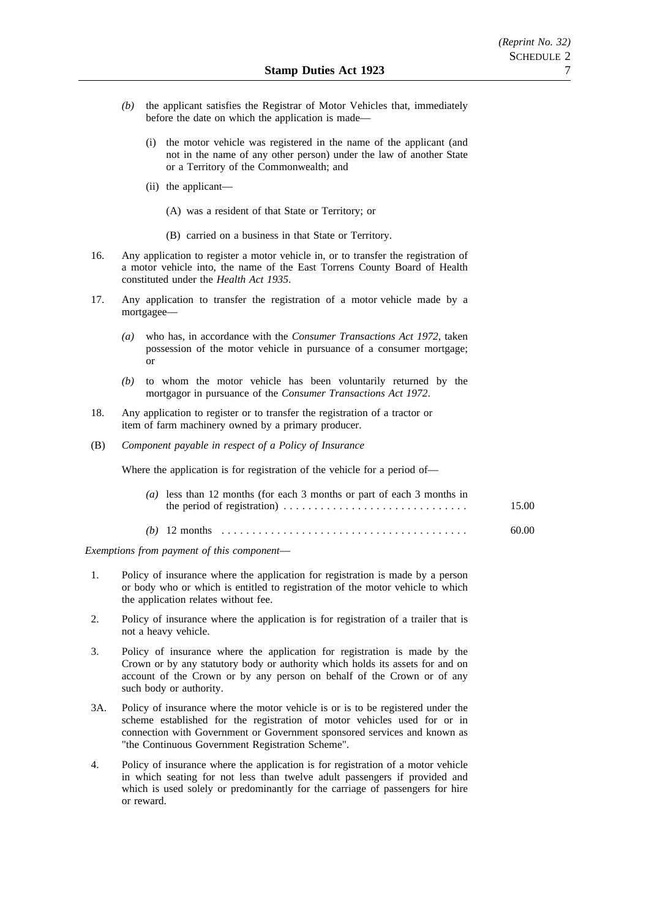*(b)* the applicant satisfies the Registrar of Motor Vehicles that, immediately before the date on which the application is made—

(i) the motor vehicle was registered in the name of the applicant (and not in the name of any other person) under the law of another State or a Territory of the Commonwealth; and

(ii) the applicant—

(A) was a resident of that State or Territory; or

(B) carried on a business in that State or Territory.

16. Any application to register a motor vehicle in, or to transfer the registration of a motor vehicle into, the name of the East Torrens County Board of Health constituted under the *Health Act 1935*.

17. Any application to transfer the registration of a motor vehicle made by a mortgagee—

*(a)* who has, in accordance with the *Consumer Transactions Act 1972*, taken possession of the motor vehicle in pursuance of a consumer mortgage; or

*(b)* to whom the motor vehicle has been voluntarily returned by the mortgagor in pursuance of the *Consumer Transactions Act 1972*.

18. Any application to register or to transfer the registration of a tractor or item of farm machinery owned by a primary producer.

(B) *Component payable in respect of a Policy of Insurance*

Where the application is for registration of the vehicle for a period of—

*(a)* less than 12 months (for each 3 months or part of each 3 months in the period of registration) . . . . . . . . . . . . . . . . . . . . . . . . . . . . . 15.00

*(b)* 12 months . . . . . . . . . . . . . . . . . . . . . . . . . . . . . . . . . . . . . . . 60.00

*Exemptions from payment of this component*—

1. Policy of insurance where the application for registration is made by a person or body who or which is entitled to registration of the motor vehicle to which the application relates without fee.

2. Policy of insurance where the application is for registration of a trailer that is not a heavy vehicle.

3. Policy of insurance where the application for registration is made by the Crown or by any statutory body or authority which holds its assets for and on account of the Crown or by any person on behalf of the Crown or of any such body or authority.

3A. Policy of insurance where the motor vehicle is or is to be registered under the scheme established for the registration of motor vehicles used for or in connection with Government or Government sponsored services and known as "the Continuous Government Registration Scheme".

4. Policy of insurance where the application is for registration of a motor vehicle in which seating for not less than twelve adult passengers if provided and which is used solely or predominantly for the carriage of passengers for hire or reward.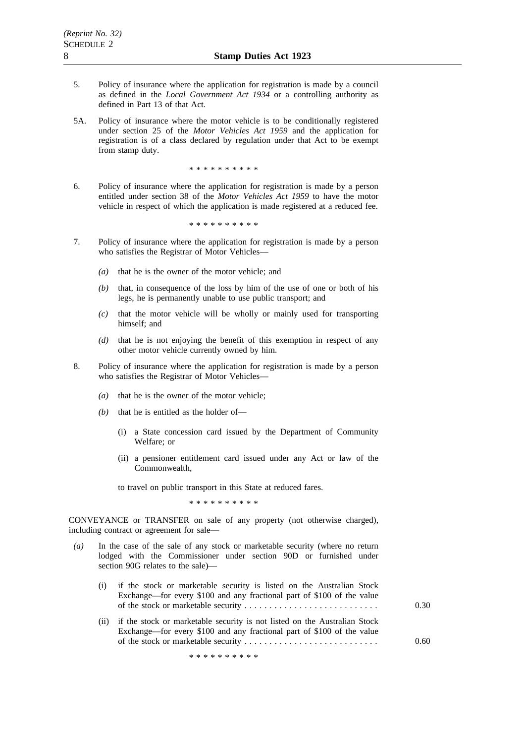5. Policy of insurance where the application for registration is made by a council as defined in the *Local Government Act 1934* or a controlling authority as defined in Part 13 of that Act.

5A. Policy of insurance where the motor vehicle is to be conditionally registered under section 25 of the *Motor Vehicles Act 1959* and the application for registration is of a class declared by regulation under that Act to be exempt from stamp duty.

\* \* \* \* \* \* \* \* \* \*

6. Policy of insurance where the application for registration is made by a person entitled under section 38 of the *Motor Vehicles Act 1959* to have the motor vehicle in respect of which the application is made registered at a reduced fee.

\* \* \* \* \* \* \* \* \* \*

7. Policy of insurance where the application for registration is made by a person who satisfies the Registrar of Motor Vehicles—

   *(a)* that he is the owner of the motor vehicle; and

   *(b)* that, in consequence of the loss by him of the use of one or both of his legs, he is permanently unable to use public transport; and

   *(c)* that the motor vehicle will be wholly or mainly used for transporting himself; and

   *(d)* that he is not enjoying the benefit of this exemption in respect of any other motor vehicle currently owned by him.

8. Policy of insurance where the application for registration is made by a person who satisfies the Registrar of Motor Vehicles—

   *(a)* that he is the owner of the motor vehicle;

   *(b)* that he is entitled as the holder of—

      (i) a State concession card issued by the Department of Community Welfare; or

      (ii) a pensioner entitlement card issued under any Act or law of the Commonwealth,

   to travel on public transport in this State at reduced fares.

\* \* \* \* \* \* \* \* \* \*

CONVEYANCE or TRANSFER on sale of any property (not otherwise charged), including contract or agreement for sale—

*(a)* In the case of the sale of any stock or marketable security (where no return lodged with the Commissioner under section 90D or furnished under section 90G relates to the sale)—

   (i) if the stock or marketable security is listed on the Australian Stock Exchange—for every \$100 and any fractional part of \$100 of the value of the stock or marketable security . . . . . . . . . . . . . . . . . . . . . . . . . . . 0.30

   (ii) if the stock or marketable security is not listed on the Australian Stock Exchange—for every \$100 and any fractional part of \$100 of the value of the stock or marketable security . . . . . . . . . . . . . . . . . . . . . . . . . . . 0.60

\* \* \* \* \* \* \* \* \* \*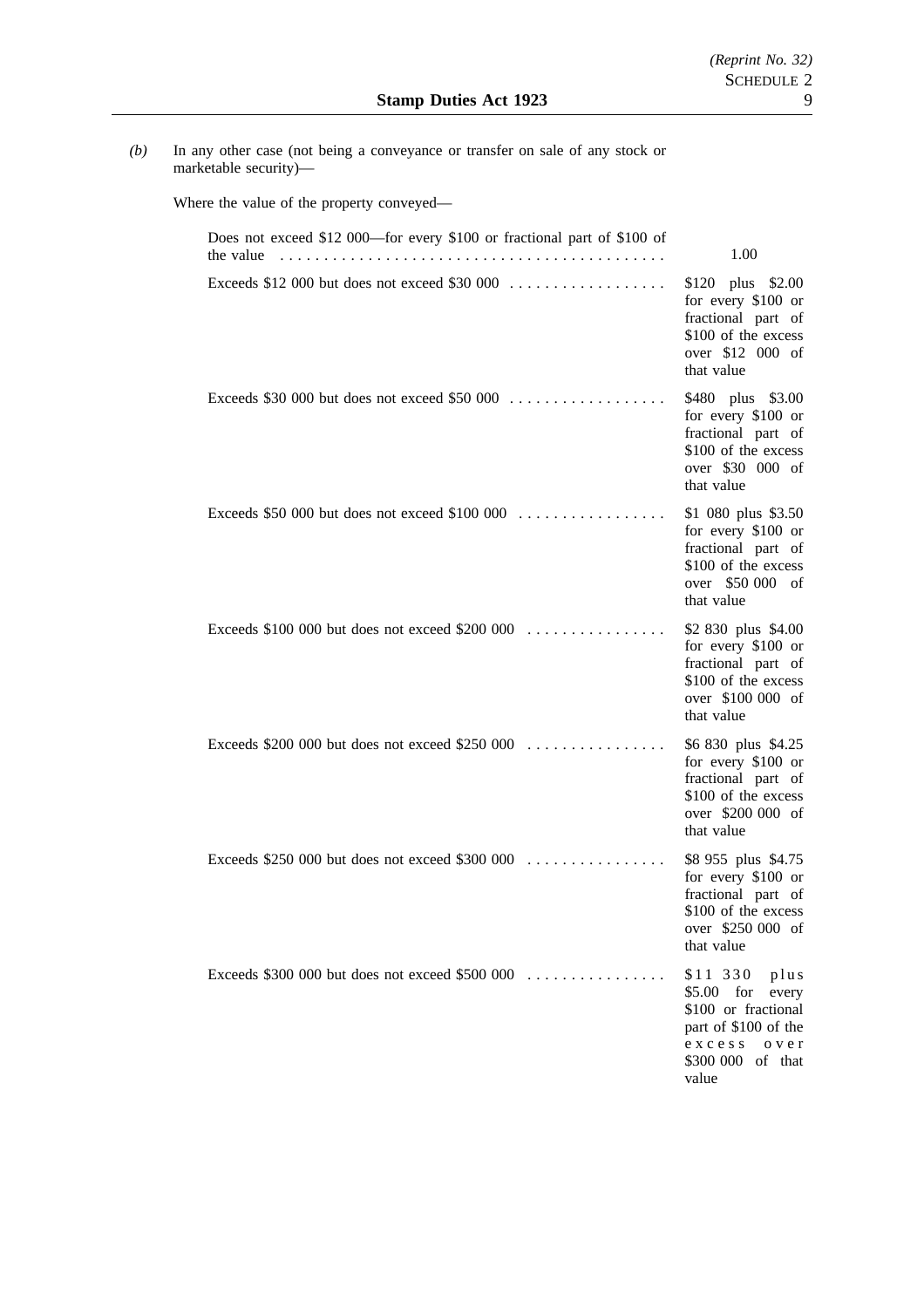*(b)* In any other case (not being a conveyance or transfer on sale of any stock or marketable security)—

Where the value of the property conveyed—

| | |
|---|---|
| Does not exceed $12 000—for every $100 or fractional part of $100 of the value | 1.00 |
| Exceeds $12 000 but does not exceed $30 000 | $120 plus $2.00 for every $100 or fractional part of $100 of the excess over $12 000 of that value |
| Exceeds $30 000 but does not exceed $50 000 | $480 plus $3.00 for every $100 or fractional part of $100 of the excess over $30 000 of that value |
| Exceeds $50 000 but does not exceed $100 000 | $1 080 plus $3.50 for every $100 or fractional part of $100 of the excess over $50 000 of that value |
| Exceeds $100 000 but does not exceed $200 000 | $2 830 plus $4.00 for every $100 or fractional part of $100 of the excess over $100 000 of that value |
| Exceeds $200 000 but does not exceed $250 000 | $6 830 plus $4.25 for every $100 or fractional part of $100 of the excess over $200 000 of that value |
| Exceeds $250 000 but does not exceed $300 000 | $8 955 plus $4.75 for every $100 or fractional part of $100 of the excess over $250 000 of that value |
| Exceeds $300 000 but does not exceed $500 000 | $11 330 plus $5.00 for every $100 or fractional part of $100 of the excess over $300 000 of that value |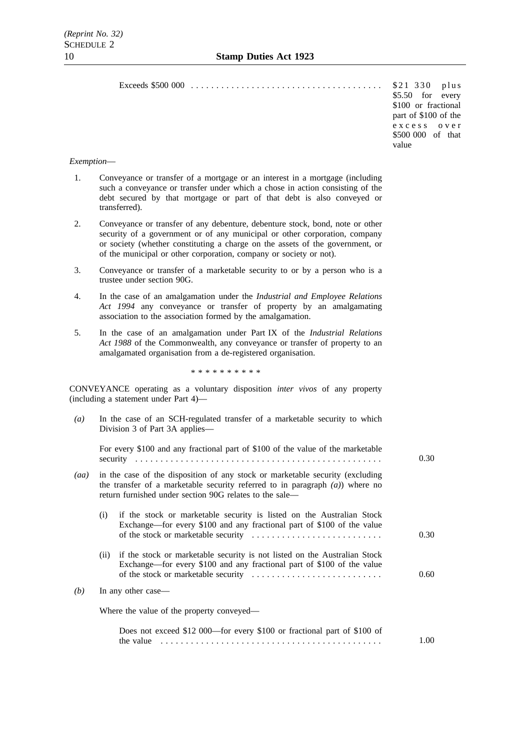Exceeds $500 000 .......................................... $21 330 plus $5.50 for every $100 or fractional part of $100 of the excess over $500 000 of that value

*Exemption*—

1. Conveyance or transfer of a mortgage or an interest in a mortgage (including such a conveyance or transfer under which a chose in action consisting of the debt secured by that mortgage or part of that debt is also conveyed or transferred).

2. Conveyance or transfer of any debenture, debenture stock, bond, note or other security of a government or of any municipal or other corporation, company or society (whether constituting a charge on the assets of the government, or of the municipal or other corporation, company or society or not).

3. Conveyance or transfer of a marketable security to or by a person who is a trustee under section 90G.

4. In the case of an amalgamation under the *Industrial and Employee Relations Act 1994* any conveyance or transfer of property by an amalgamating association to the association formed by the amalgamation.

5. In the case of an amalgamation under Part IX of the *Industrial Relations Act 1988* of the Commonwealth, any conveyance or transfer of property to an amalgamated organisation from a de-registered organisation.

\* \* \* \* \* \* \* \* \* \*

CONVEYANCE operating as a voluntary disposition *inter vivos* of any property (including a statement under Part 4)—

*(a)* In the case of an SCH-regulated transfer of a marketable security to which Division 3 of Part 3A applies—

For every $100 and any fractional part of $100 of the value of the marketable security .......................................... 0.30

*(aa)* in the case of the disposition of any stock or marketable security (excluding the transfer of a marketable security referred to in paragraph *(a)*) where no return furnished under section 90G relates to the sale—

(i) if the stock or marketable security is listed on the Australian Stock Exchange—for every $100 and any fractional part of $100 of the value of the stock or marketable security .......................... 0.30

(ii) if the stock or marketable security is not listed on the Australian Stock Exchange—for every $100 and any fractional part of $100 of the value of the stock or marketable security .......................... 0.60

*(b)* In any other case—

Where the value of the property conveyed—

Does not exceed $12 000—for every $100 or fractional part of $100 of the value .......................................... 1.00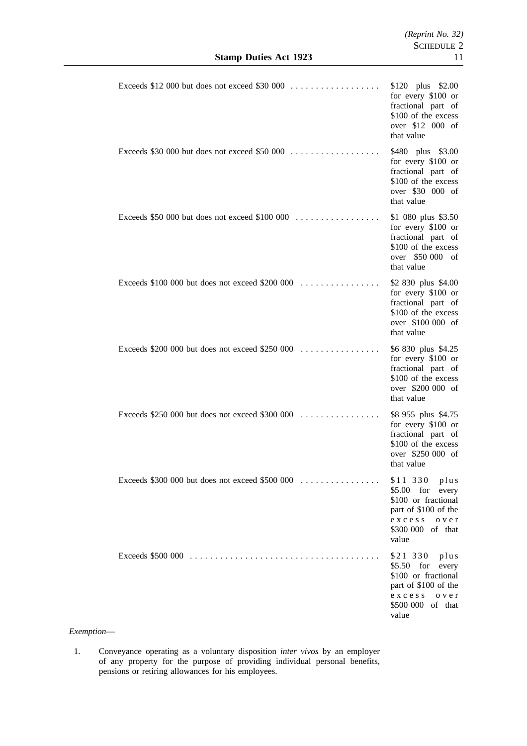| | |
|---|---|
| Exceeds \$12 000 but does not exceed \$30 000 | \$120 plus \$2.00 for every \$100 or fractional part of \$100 of the excess over \$12 000 of that value |
| Exceeds \$30 000 but does not exceed \$50 000 | \$480 plus \$3.00 for every \$100 or fractional part of \$100 of the excess over \$30 000 of that value |
| Exceeds \$50 000 but does not exceed \$100 000 | \$1 080 plus \$3.50 for every \$100 or fractional part of \$100 of the excess over \$50 000 of that value |
| Exceeds \$100 000 but does not exceed \$200 000 | \$2 830 plus \$4.00 for every \$100 or fractional part of \$100 of the excess over \$100 000 of that value |
| Exceeds \$200 000 but does not exceed \$250 000 | \$6 830 plus \$4.25 for every \$100 or fractional part of \$100 of the excess over \$200 000 of that value |
| Exceeds \$250 000 but does not exceed \$300 000 | \$8 955 plus \$4.75 for every \$100 or fractional part of \$100 of the excess over \$250 000 of that value |
| Exceeds \$300 000 but does not exceed \$500 000 | \$11 330 plus \$5.00 for every \$100 or fractional part of \$100 of the excess over \$300 000 of that value |
| Exceeds \$500 000 | \$21 330 plus \$5.50 for every \$100 or fractional part of \$100 of the excess over \$500 000 of that value |

*Exemption*—

1. Conveyance operating as a voluntary disposition *inter vivos* by an employer of any property for the purpose of providing individual personal benefits, pensions or retiring allowances for his employees.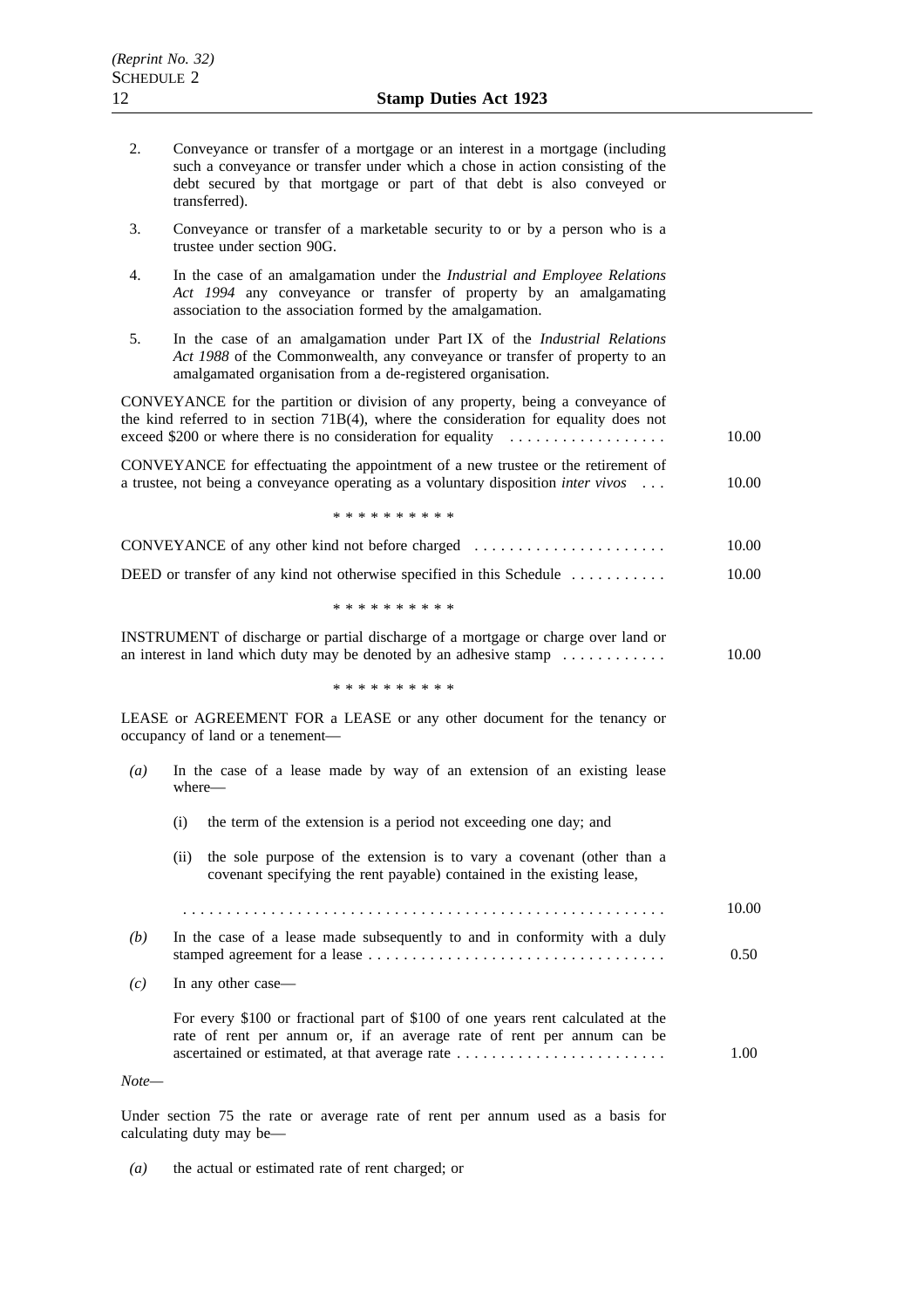2. Conveyance or transfer of a mortgage or an interest in a mortgage (including such a conveyance or transfer under which a chose in action consisting of the debt secured by that mortgage or part of that debt is also conveyed or transferred).

3. Conveyance or transfer of a marketable security to or by a person who is a trustee under section 90G.

4. In the case of an amalgamation under the *Industrial and Employee Relations Act 1994* any conveyance or transfer of property by an amalgamating association to the association formed by the amalgamation.

5. In the case of an amalgamation under Part IX of the *Industrial Relations Act 1988* of the Commonwealth, any conveyance or transfer of property to an amalgamated organisation from a de-registered organisation.

CONVEYANCE for the partition or division of any property, being a conveyance of the kind referred to in section 71B(4), where the consideration for equality does not exceed $200 or where there is no consideration for equality . . . . . . . . . . . . . . . . . . 10.00

CONVEYANCE for effectuating the appointment of a new trustee or the retirement of a trustee, not being a conveyance operating as a voluntary disposition *inter vivos* . . . 10.00

\* \* \* \* \* \* \* \* \* \*

CONVEYANCE of any other kind not before charged . . . . . . . . . . . . . . . . . . . . . . 10.00

DEED or transfer of any kind not otherwise specified in this Schedule . . . . . . . . . . . 10.00

\* \* \* \* \* \* \* \* \* \*

INSTRUMENT of discharge or partial discharge of a mortgage or charge over land or an interest in land which duty may be denoted by an adhesive stamp . . . . . . . . . . . . 10.00

\* \* \* \* \* \* \* \* \* \*

LEASE or AGREEMENT FOR A LEASE or any other document for the tenancy or occupancy of land or a tenement—

*(a)* In the case of a lease made by way of an extension of an existing lease where—

(i) the term of the extension is a period not exceeding one day; and

(ii) the sole purpose of the extension is to vary a covenant (other than a covenant specifying the rent payable) contained in the existing lease,

. . . . . . . . . . . . . . . . . . . . . . . . . . . . . . . . . . . . . . . . . . . . . . . . . . . . . 10.00

*(b)* In the case of a lease made subsequently to and in conformity with a duly stamped agreement for a lease . . . . . . . . . . . . . . . . . . . . . . . . . . . . . . . . . . 0.50

*(c)* In any other case—

For every $100 or fractional part of $100 of one years rent calculated at the rate of rent per annum or, if an average rate of rent per annum can be ascertained or estimated, at that average rate . . . . . . . . . . . . . . . . . . . . . . . . 1.00

*Note*—

Under section 75 the rate or average rate of rent per annum used as a basis for calculating duty may be—

*(a)* the actual or estimated rate of rent charged; or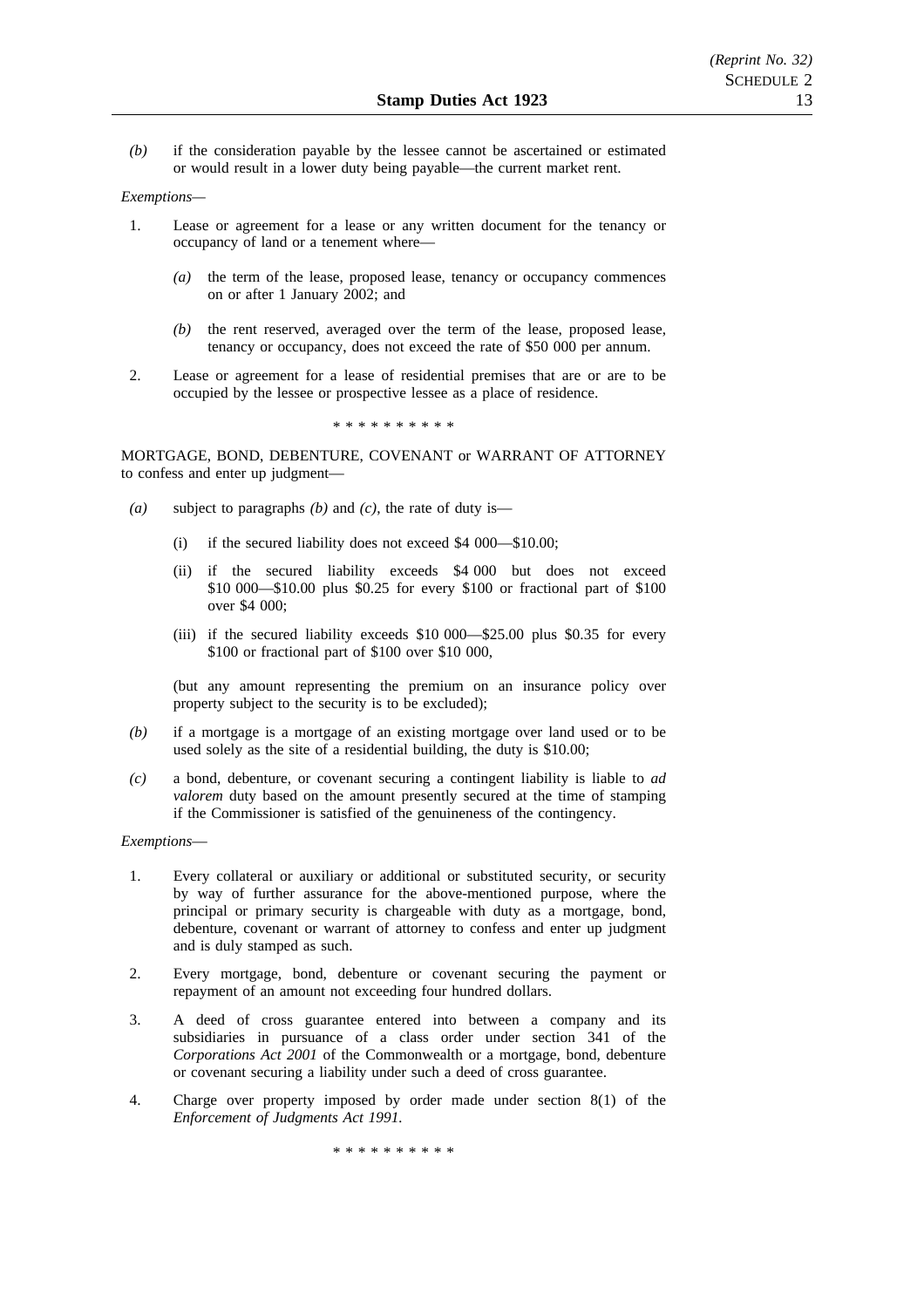*(b)* if the consideration payable by the lessee cannot be ascertained or estimated or would result in a lower duty being payable—the current market rent.

*Exemptions*—

1. Lease or agreement for a lease or any written document for the tenancy or occupancy of land or a tenement where—

   *(a)* the term of the lease, proposed lease, tenancy or occupancy commences on or after 1 January 2002; and

   *(b)* the rent reserved, averaged over the term of the lease, proposed lease, tenancy or occupancy, does not exceed the rate of $50 000 per annum.

2. Lease or agreement for a lease of residential premises that are or are to be occupied by the lessee or prospective lessee as a place of residence.

\* \* \* \* \* \* \* \* \* \*

MORTGAGE, BOND, DEBENTURE, COVENANT or WARRANT OF ATTORNEY to confess and enter up judgment—

*(a)* subject to paragraphs *(b)* and *(c)*, the rate of duty is—

   (i) if the secured liability does not exceed $4 000—$10.00;

   (ii) if the secured liability exceeds $4 000 but does not exceed $10 000—$10.00 plus $0.25 for every $100 or fractional part of $100 over $4 000;

   (iii) if the secured liability exceeds $10 000—$25.00 plus $0.35 for every $100 or fractional part of $100 over $10 000,

   (but any amount representing the premium on an insurance policy over property subject to the security is to be excluded);

*(b)* if a mortgage is a mortgage of an existing mortgage over land used or to be used solely as the site of a residential building, the duty is $10.00;

*(c)* a bond, debenture, or covenant securing a contingent liability is liable to *ad valorem* duty based on the amount presently secured at the time of stamping if the Commissioner is satisfied of the genuineness of the contingency.

*Exemptions*—

1. Every collateral or auxiliary or additional or substituted security, or security by way of further assurance for the above-mentioned purpose, where the principal or primary security is chargeable with duty as a mortgage, bond, debenture, covenant or warrant of attorney to confess and enter up judgment and is duly stamped as such.

2. Every mortgage, bond, debenture or covenant securing the payment or repayment of an amount not exceeding four hundred dollars.

3. A deed of cross guarantee entered into between a company and its subsidiaries in pursuance of a class order under section 341 of the *Corporations Act 2001* of the Commonwealth or a mortgage, bond, debenture or covenant securing a liability under such a deed of cross guarantee.

4. Charge over property imposed by order made under section 8(1) of the *Enforcement of Judgments Act 1991*.

\* \* \* \* \* \* \* \* \* \*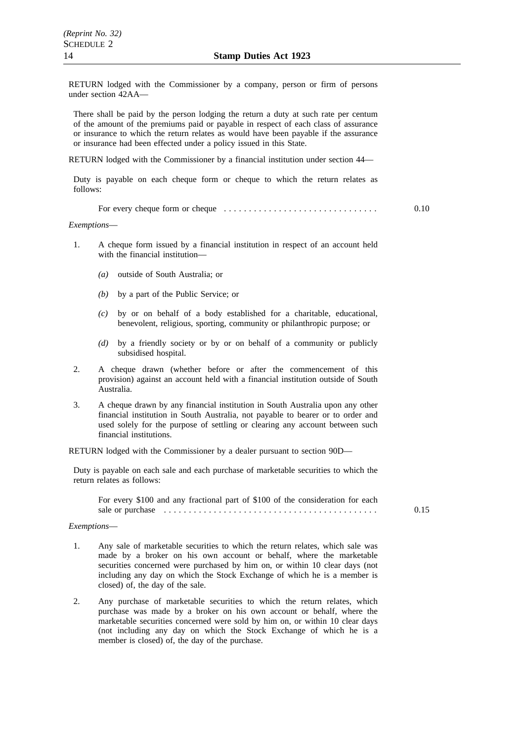RETURN lodged with the Commissioner by a company, person or firm of persons under section 42AA—

There shall be paid by the person lodging the return a duty at such rate per centum of the amount of the premiums paid or payable in respect of each class of assurance or insurance to which the return relates as would have been payable if the assurance or insurance had been effected under a policy issued in this State.

RETURN lodged with the Commissioner by a financial institution under section 44—

Duty is payable on each cheque form or cheque to which the return relates as follows:

For every cheque form or cheque . . . . . . . . . . . . . . . . . . . . . . . . . . . . . . . 0.10

*Exemptions*—

1. A cheque form issued by a financial institution in respect of an account held with the financial institution—

   *(a)* outside of South Australia; or

   *(b)* by a part of the Public Service; or

   *(c)* by or on behalf of a body established for a charitable, educational, benevolent, religious, sporting, community or philanthropic purpose; or

   *(d)* by a friendly society or by or on behalf of a community or publicly subsidised hospital.

2. A cheque drawn (whether before or after the commencement of this provision) against an account held with a financial institution outside of South Australia.

3. A cheque drawn by any financial institution in South Australia upon any other financial institution in South Australia, not payable to bearer or to order and used solely for the purpose of settling or clearing any account between such financial institutions.

RETURN lodged with the Commissioner by a dealer pursuant to section 90D—

Duty is payable on each sale and each purchase of marketable securities to which the return relates as follows:

For every $100 and any fractional part of $100 of the consideration for each sale or purchase . . . . . . . . . . . . . . . . . . . . . . . . . . . . . . . . . . . . . . . . . . 0.15

*Exemptions*—

1. Any sale of marketable securities to which the return relates, which sale was made by a broker on his own account or behalf, where the marketable securities concerned were purchased by him on, or within 10 clear days (not including any day on which the Stock Exchange of which he is a member is closed) of, the day of the sale.

2. Any purchase of marketable securities to which the return relates, which purchase was made by a broker on his own account or behalf, where the marketable securities concerned were sold by him on, or within 10 clear days (not including any day on which the Stock Exchange of which he is a member is closed) of, the day of the purchase.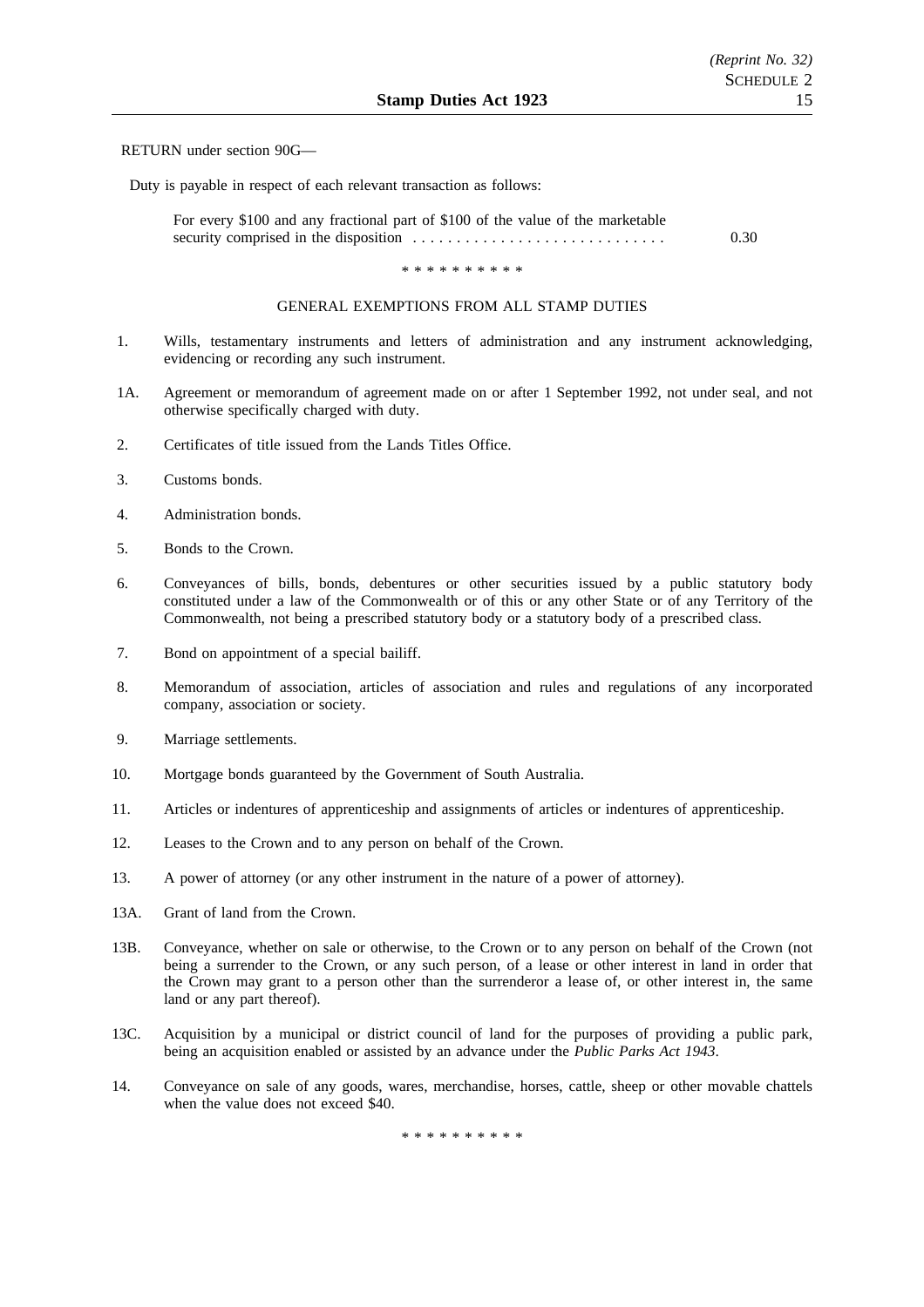RETURN under section 90G—

Duty is payable in respect of each relevant transaction as follows:

For every $100 and any fractional part of $100 of the value of the marketable security comprised in the disposition . . . . . . . . . . . . . . . . . . . . . . . . . . . . . 0.30

\* \* \* \* \* \* \* \* \* \*

GENERAL EXEMPTIONS FROM ALL STAMP DUTIES

1. Wills, testamentary instruments and letters of administration and any instrument acknowledging, evidencing or recording any such instrument.

1A. Agreement or memorandum of agreement made on or after 1 September 1992, not under seal, and not otherwise specifically charged with duty.

2. Certificates of title issued from the Lands Titles Office.

3. Customs bonds.

4. Administration bonds.

5. Bonds to the Crown.

6. Conveyances of bills, bonds, debentures or other securities issued by a public statutory body constituted under a law of the Commonwealth or of this or any other State or of any Territory of the Commonwealth, not being a prescribed statutory body or a statutory body of a prescribed class.

7. Bond on appointment of a special bailiff.

8. Memorandum of association, articles of association and rules and regulations of any incorporated company, association or society.

9. Marriage settlements.

10. Mortgage bonds guaranteed by the Government of South Australia.

11. Articles or indentures of apprenticeship and assignments of articles or indentures of apprenticeship.

12. Leases to the Crown and to any person on behalf of the Crown.

13. A power of attorney (or any other instrument in the nature of a power of attorney).

13A. Grant of land from the Crown.

13B. Conveyance, whether on sale or otherwise, to the Crown or to any person on behalf of the Crown (not being a surrender to the Crown, or any such person, of a lease or other interest in land in order that the Crown may grant to a person other than the surrenderor a lease of, or other interest in, the same land or any part thereof).

13C. Acquisition by a municipal or district council of land for the purposes of providing a public park, being an acquisition enabled or assisted by an advance under the *Public Parks Act 1943*.

14. Conveyance on sale of any goods, wares, merchandise, horses, cattle, sheep or other movable chattels when the value does not exceed $40.

\* \* \* \* \* \* \* \* \* \*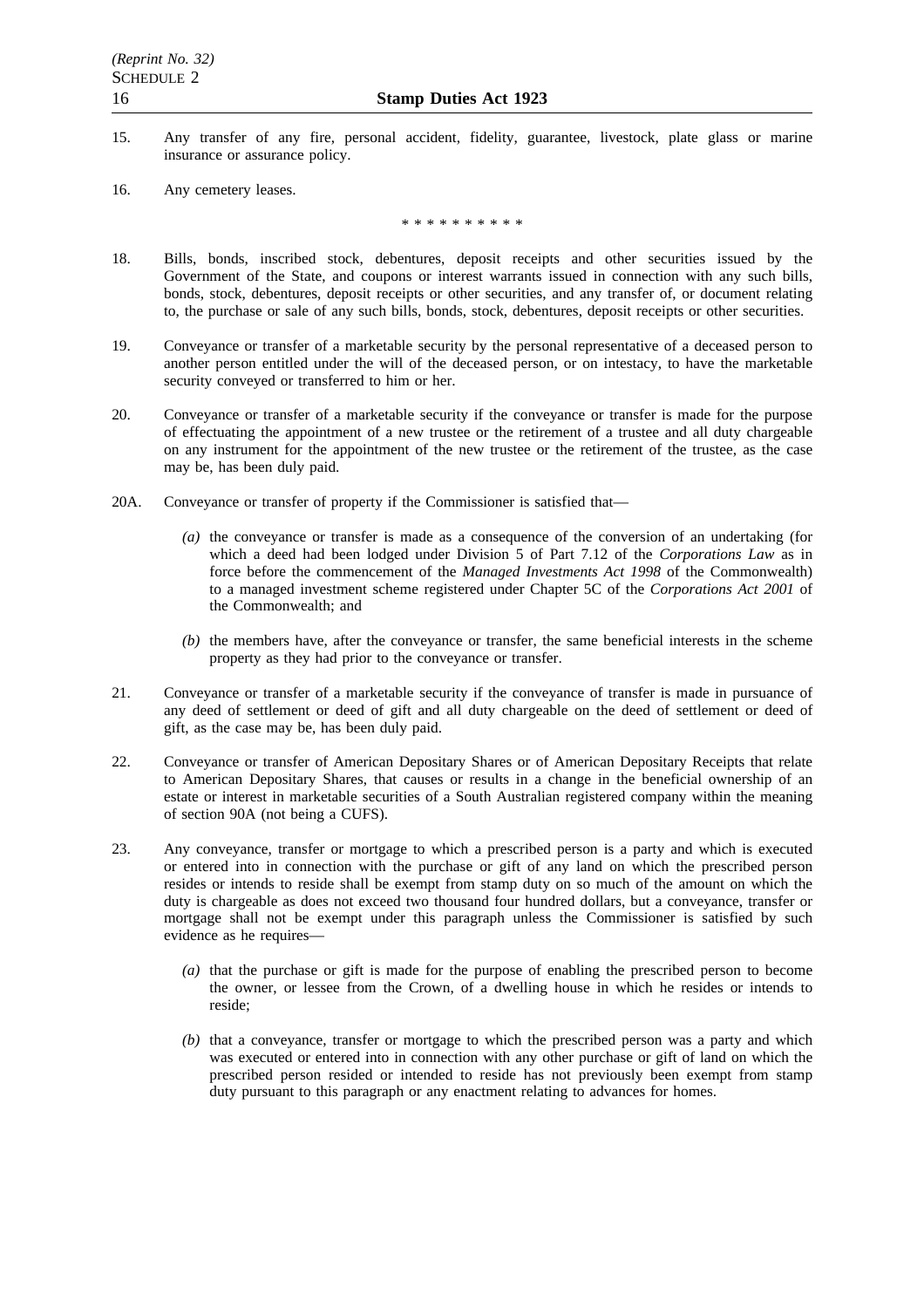15. Any transfer of any fire, personal accident, fidelity, guarantee, livestock, plate glass or marine insurance or assurance policy.

16. Any cemetery leases.

\* \* \* \* \* \* \* \* \* \*

18. Bills, bonds, inscribed stock, debentures, deposit receipts and other securities issued by the Government of the State, and coupons or interest warrants issued in connection with any such bills, bonds, stock, debentures, deposit receipts or other securities, and any transfer of, or document relating to, the purchase or sale of any such bills, bonds, stock, debentures, deposit receipts or other securities.

19. Conveyance or transfer of a marketable security by the personal representative of a deceased person to another person entitled under the will of the deceased person, or on intestacy, to have the marketable security conveyed or transferred to him or her.

20. Conveyance or transfer of a marketable security if the conveyance or transfer is made for the purpose of effectuating the appointment of a new trustee or the retirement of a trustee and all duty chargeable on any instrument for the appointment of the new trustee or the retirement of the trustee, as the case may be, has been duly paid.

20A. Conveyance or transfer of property if the Commissioner is satisfied that—

*(a)* the conveyance or transfer is made as a consequence of the conversion of an undertaking (for which a deed had been lodged under Division 5 of Part 7.12 of the *Corporations Law* as in force before the commencement of the *Managed Investments Act 1998* of the Commonwealth) to a managed investment scheme registered under Chapter 5C of the *Corporations Act 2001* of the Commonwealth; and

*(b)* the members have, after the conveyance or transfer, the same beneficial interests in the scheme property as they had prior to the conveyance or transfer.

21. Conveyance or transfer of a marketable security if the conveyance of transfer is made in pursuance of any deed of settlement or deed of gift and all duty chargeable on the deed of settlement or deed of gift, as the case may be, has been duly paid.

22. Conveyance or transfer of American Depositary Shares or of American Depositary Receipts that relate to American Depositary Shares, that causes or results in a change in the beneficial ownership of an estate or interest in marketable securities of a South Australian registered company within the meaning of section 90A (not being a CUFS).

23. Any conveyance, transfer or mortgage to which a prescribed person is a party and which is executed or entered into in connection with the purchase or gift of any land on which the prescribed person resides or intends to reside shall be exempt from stamp duty on so much of the amount on which the duty is chargeable as does not exceed two thousand four hundred dollars, but a conveyance, transfer or mortgage shall not be exempt under this paragraph unless the Commissioner is satisfied by such evidence as he requires—

*(a)* that the purchase or gift is made for the purpose of enabling the prescribed person to become the owner, or lessee from the Crown, of a dwelling house in which he resides or intends to reside;

*(b)* that a conveyance, transfer or mortgage to which the prescribed person was a party and which was executed or entered into in connection with any other purchase or gift of land on which the prescribed person resided or intended to reside has not previously been exempt from stamp duty pursuant to this paragraph or any enactment relating to advances for homes.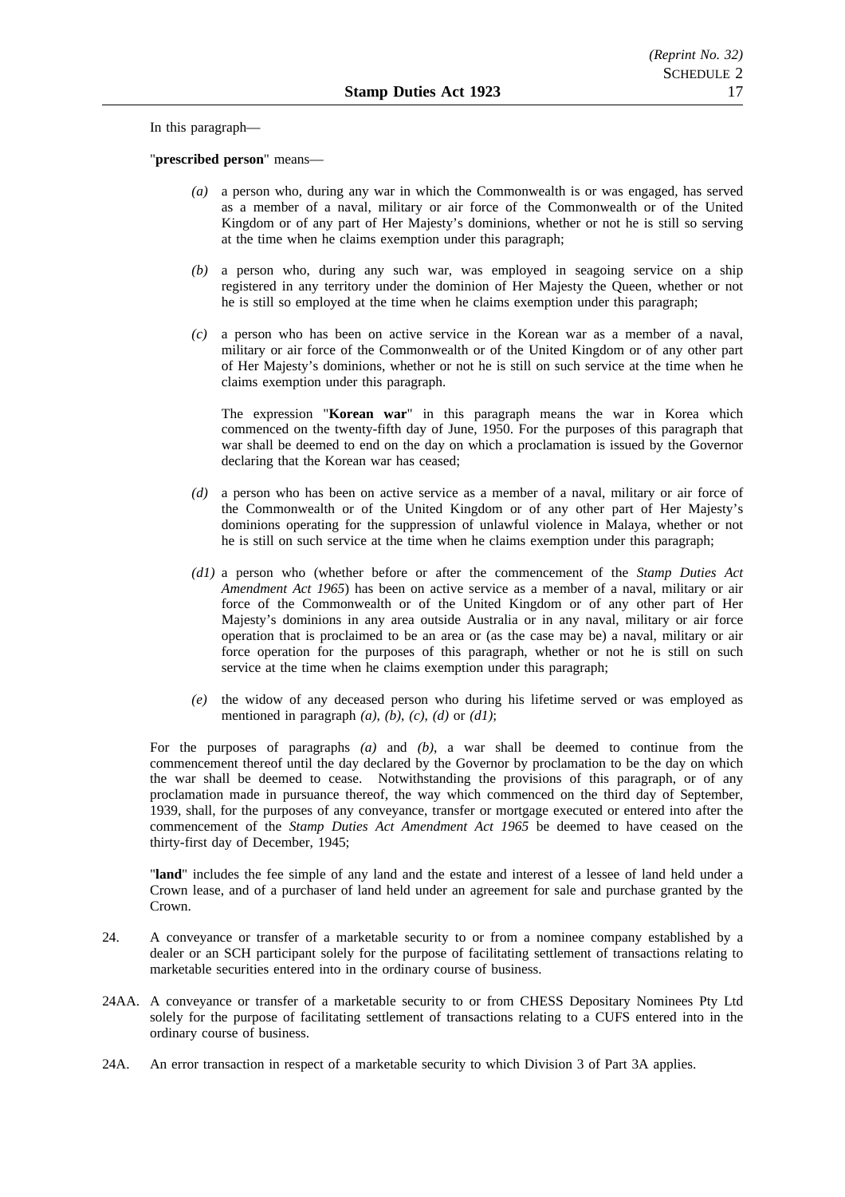In this paragraph—

"**prescribed person**" means—

*(a)* a person who, during any war in which the Commonwealth is or was engaged, has served as a member of a naval, military or air force of the Commonwealth or of the United Kingdom or of any part of Her Majesty's dominions, whether or not he is still so serving at the time when he claims exemption under this paragraph;

*(b)* a person who, during any such war, was employed in seagoing service on a ship registered in any territory under the dominion of Her Majesty the Queen, whether or not he is still so employed at the time when he claims exemption under this paragraph;

*(c)* a person who has been on active service in the Korean war as a member of a naval, military or air force of the Commonwealth or of the United Kingdom or of any other part of Her Majesty's dominions, whether or not he is still on such service at the time when he claims exemption under this paragraph.

The expression "**Korean war**" in this paragraph means the war in Korea which commenced on the twenty-fifth day of June, 1950. For the purposes of this paragraph that war shall be deemed to end on the day on which a proclamation is issued by the Governor declaring that the Korean war has ceased;

*(d)* a person who has been on active service as a member of a naval, military or air force of the Commonwealth or of the United Kingdom or of any other part of Her Majesty's dominions operating for the suppression of unlawful violence in Malaya, whether or not he is still on such service at the time when he claims exemption under this paragraph;

*(d1)* a person who (whether before or after the commencement of the *Stamp Duties Act Amendment Act 1965*) has been on active service as a member of a naval, military or air force of the Commonwealth or of the United Kingdom or of any other part of Her Majesty's dominions in any area outside Australia or in any naval, military or air force operation that is proclaimed to be an area or (as the case may be) a naval, military or air force operation for the purposes of this paragraph, whether or not he is still on such service at the time when he claims exemption under this paragraph;

*(e)* the widow of any deceased person who during his lifetime served or was employed as mentioned in paragraph *(a)*, *(b)*, *(c)*, *(d)* or *(d1)*;

For the purposes of paragraphs *(a)* and *(b)*, a war shall be deemed to continue from the commencement thereof until the day declared by the Governor by proclamation to be the day on which the war shall be deemed to cease. Notwithstanding the provisions of this paragraph, or of any proclamation made in pursuance thereof, the way which commenced on the third day of September, 1939, shall, for the purposes of any conveyance, transfer or mortgage executed or entered into after the commencement of the *Stamp Duties Act Amendment Act 1965* be deemed to have ceased on the thirty-first day of December, 1945;

"**land**" includes the fee simple of any land and the estate and interest of a lessee of land held under a Crown lease, and of a purchaser of land held under an agreement for sale and purchase granted by the Crown.

24. A conveyance or transfer of a marketable security to or from a nominee company established by a dealer or an SCH participant solely for the purpose of facilitating settlement of transactions relating to marketable securities entered into in the ordinary course of business.

24AA. A conveyance or transfer of a marketable security to or from CHESS Depositary Nominees Pty Ltd solely for the purpose of facilitating settlement of transactions relating to a CUFS entered into in the ordinary course of business.

24A. An error transaction in respect of a marketable security to which Division 3 of Part 3A applies.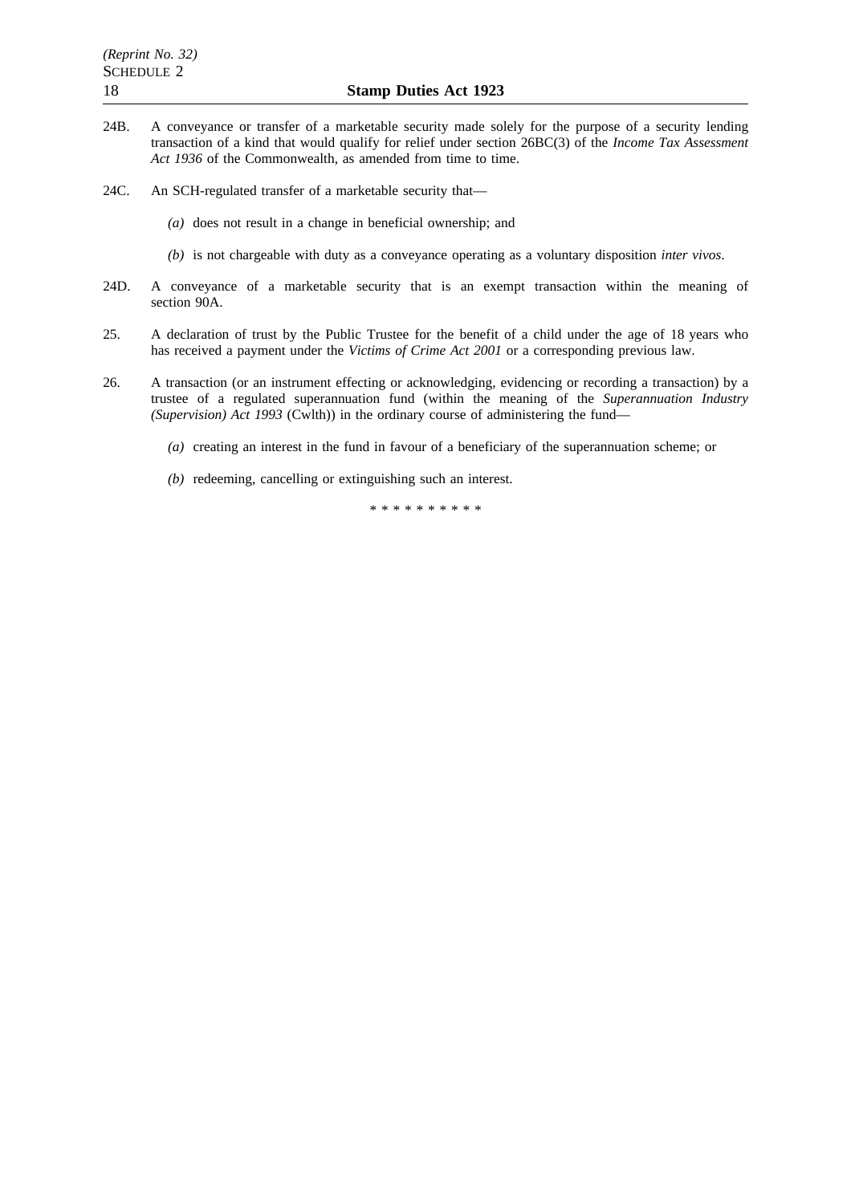24B. A conveyance or transfer of a marketable security made solely for the purpose of a security lending transaction of a kind that would qualify for relief under section 26BC(3) of the *Income Tax Assessment Act 1936* of the Commonwealth, as amended from time to time.

24C. An SCH-regulated transfer of a marketable security that—

*(a)* does not result in a change in beneficial ownership; and

*(b)* is not chargeable with duty as a conveyance operating as a voluntary disposition *inter vivos*.

24D. A conveyance of a marketable security that is an exempt transaction within the meaning of section 90A.

25. A declaration of trust by the Public Trustee for the benefit of a child under the age of 18 years who has received a payment under the *Victims of Crime Act 2001* or a corresponding previous law.

26. A transaction (or an instrument effecting or acknowledging, evidencing or recording a transaction) by a trustee of a regulated superannuation fund (within the meaning of the *Superannuation Industry (Supervision) Act 1993* (Cwlth)) in the ordinary course of administering the fund—

*(a)* creating an interest in the fund in favour of a beneficiary of the superannuation scheme; or

*(b)* redeeming, cancelling or extinguishing such an interest.

* * * * * * * * * *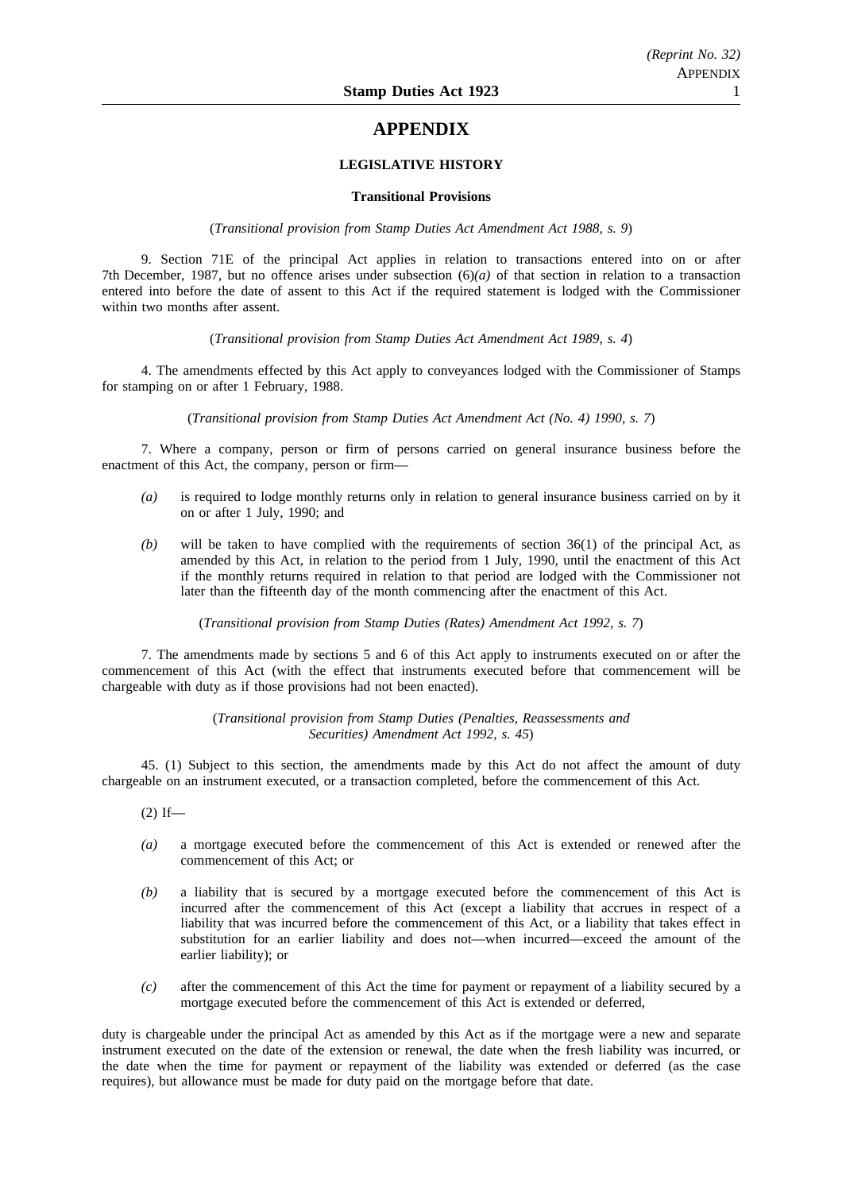# APPENDIX

## LEGISLATIVE HISTORY

### Transitional Provisions

(*Transitional provision from Stamp Duties Act Amendment Act 1988, s. 9*)

9. Section 71E of the principal Act applies in relation to transactions entered into on or after 7th December, 1987, but no offence arises under subsection (6)*(a)* of that section in relation to a transaction entered into before the date of assent to this Act if the required statement is lodged with the Commissioner within two months after assent.

(*Transitional provision from Stamp Duties Act Amendment Act 1989, s. 4*)

4. The amendments effected by this Act apply to conveyances lodged with the Commissioner of Stamps for stamping on or after 1 February, 1988.

(*Transitional provision from Stamp Duties Act Amendment Act (No. 4) 1990, s. 7*)

7. Where a company, person or firm of persons carried on general insurance business before the enactment of this Act, the company, person or firm—

*(a)* is required to lodge monthly returns only in relation to general insurance business carried on by it on or after 1 July, 1990; and

*(b)* will be taken to have complied with the requirements of section 36(1) of the principal Act, as amended by this Act, in relation to the period from 1 July, 1990, until the enactment of this Act if the monthly returns required in relation to that period are lodged with the Commissioner not later than the fifteenth day of the month commencing after the enactment of this Act.

(*Transitional provision from Stamp Duties (Rates) Amendment Act 1992, s. 7*)

7. The amendments made by sections 5 and 6 of this Act apply to instruments executed on or after the commencement of this Act (with the effect that instruments executed before that commencement will be chargeable with duty as if those provisions had not been enacted).

(*Transitional provision from Stamp Duties (Penalties, Reassessments and Securities) Amendment Act 1992, s. 45*)

45. (1) Subject to this section, the amendments made by this Act do not affect the amount of duty chargeable on an instrument executed, or a transaction completed, before the commencement of this Act.

(2) If—

*(a)* a mortgage executed before the commencement of this Act is extended or renewed after the commencement of this Act; or

*(b)* a liability that is secured by a mortgage executed before the commencement of this Act is incurred after the commencement of this Act (except a liability that accrues in respect of a liability that was incurred before the commencement of this Act, or a liability that takes effect in substitution for an earlier liability and does not—when incurred—exceed the amount of the earlier liability); or

*(c)* after the commencement of this Act the time for payment or repayment of a liability secured by a mortgage executed before the commencement of this Act is extended or deferred,

duty is chargeable under the principal Act as amended by this Act as if the mortgage were a new and separate instrument executed on the date of the extension or renewal, the date when the fresh liability was incurred, or the date when the time for payment or repayment of the liability was extended or deferred (as the case requires), but allowance must be made for duty paid on the mortgage before that date.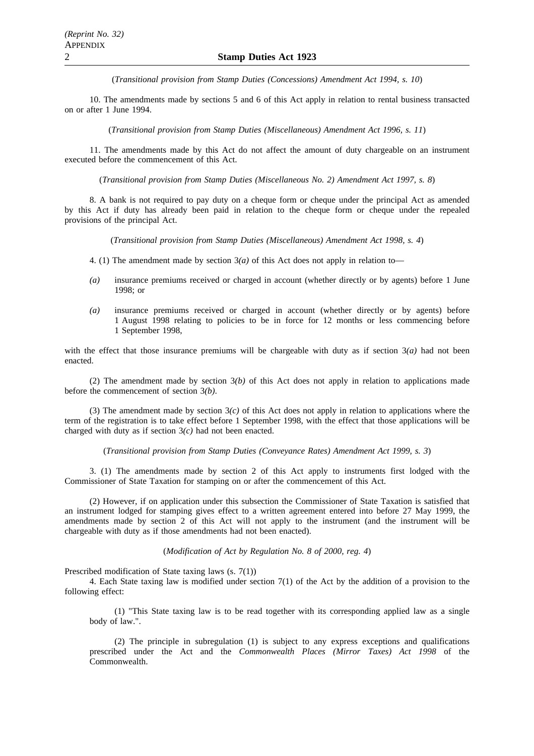(*Transitional provision from Stamp Duties (Concessions) Amendment Act 1994, s. 10*)

10. The amendments made by sections 5 and 6 of this Act apply in relation to rental business transacted on or after 1 June 1994.

(*Transitional provision from Stamp Duties (Miscellaneous) Amendment Act 1996, s. 11*)

11. The amendments made by this Act do not affect the amount of duty chargeable on an instrument executed before the commencement of this Act.

(*Transitional provision from Stamp Duties (Miscellaneous No. 2) Amendment Act 1997, s. 8*)

8. A bank is not required to pay duty on a cheque form or cheque under the principal Act as amended by this Act if duty has already been paid in relation to the cheque form or cheque under the repealed provisions of the principal Act.

(*Transitional provision from Stamp Duties (Miscellaneous) Amendment Act 1998, s. 4*)

4. (1) The amendment made by section 3*(a)* of this Act does not apply in relation to—

*(a)* insurance premiums received or charged in account (whether directly or by agents) before 1 June 1998; or

*(a)* insurance premiums received or charged in account (whether directly or by agents) before 1 August 1998 relating to policies to be in force for 12 months or less commencing before 1 September 1998,

with the effect that those insurance premiums will be chargeable with duty as if section 3*(a)* had not been enacted.

(2) The amendment made by section 3*(b)* of this Act does not apply in relation to applications made before the commencement of section 3*(b)*.

(3) The amendment made by section 3*(c)* of this Act does not apply in relation to applications where the term of the registration is to take effect before 1 September 1998, with the effect that those applications will be charged with duty as if section 3*(c)* had not been enacted.

(*Transitional provision from Stamp Duties (Conveyance Rates) Amendment Act 1999, s. 3*)

3. (1) The amendments made by section 2 of this Act apply to instruments first lodged with the Commissioner of State Taxation for stamping on or after the commencement of this Act.

(2) However, if on application under this subsection the Commissioner of State Taxation is satisfied that an instrument lodged for stamping gives effect to a written agreement entered into before 27 May 1999, the amendments made by section 2 of this Act will not apply to the instrument (and the instrument will be chargeable with duty as if those amendments had not been enacted).

(*Modification of Act by Regulation No. 8 of 2000, reg. 4*)

Prescribed modification of State taxing laws (s. 7(1))

4. Each State taxing law is modified under section 7(1) of the Act by the addition of a provision to the following effect:

(1) "This State taxing law is to be read together with its corresponding applied law as a single body of law.".

(2) The principle in subregulation (1) is subject to any express exceptions and qualifications prescribed under the Act and the *Commonwealth Places (Mirror Taxes) Act 1998* of the Commonwealth.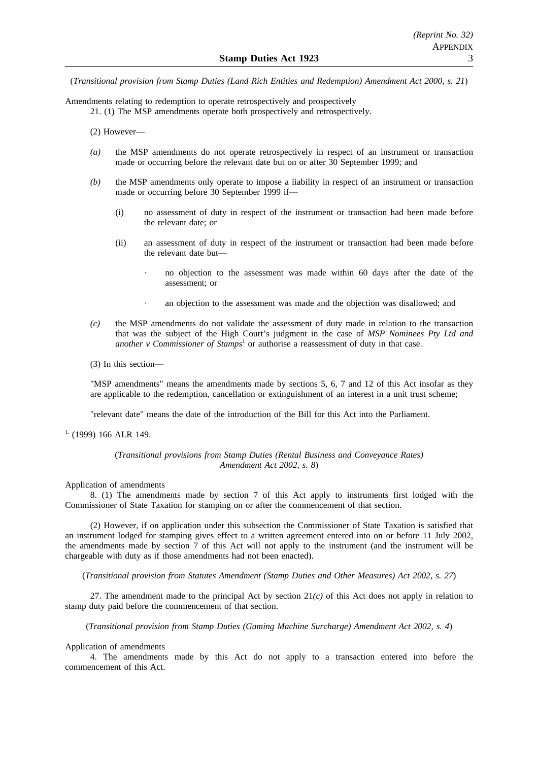(*Transitional provision from Stamp Duties (Land Rich Entities and Redemption) Amendment Act 2000, s. 21*)

Amendments relating to redemption to operate retrospectively and prospectively

21. (1) The MSP amendments operate both prospectively and retrospectively.

(2) However—

*(a)* the MSP amendments do not operate retrospectively in respect of an instrument or transaction made or occurring before the relevant date but on or after 30 September 1999; and

*(b)* the MSP amendments only operate to impose a liability in respect of an instrument or transaction made or occurring before 30 September 1999 if—

(i) no assessment of duty in respect of the instrument or transaction had been made before the relevant date; or

(ii) an assessment of duty in respect of the instrument or transaction had been made before the relevant date but—

· no objection to the assessment was made within 60 days after the date of the assessment; or

· an objection to the assessment was made and the objection was disallowed; and

*(c)* the MSP amendments do not validate the assessment of duty made in relation to the transaction that was the subject of the High Court's judgment in the case of *MSP Nominees Pty Ltd and another v Commissioner of Stamps*[1] or authorise a reassessment of duty in that case.

(3) In this section—

"MSP amendments" means the amendments made by sections 5, 6, 7 and 12 of this Act insofar as they are applicable to the redemption, cancellation or extinguishment of an interest in a unit trust scheme;

"relevant date" means the date of the introduction of the Bill for this Act into the Parliament.

[1] (1999) 166 ALR 149.

(*Transitional provisions from Stamp Duties (Rental Business and Conveyance Rates) Amendment Act 2002, s. 8*)

Application of amendments

8. (1) The amendments made by section 7 of this Act apply to instruments first lodged with the Commissioner of State Taxation for stamping on or after the commencement of that section.

(2) However, if on application under this subsection the Commissioner of State Taxation is satisfied that an instrument lodged for stamping gives effect to a written agreement entered into on or before 11 July 2002, the amendments made by section 7 of this Act will not apply to the instrument (and the instrument will be chargeable with duty as if those amendments had not been enacted).

(*Transitional provision from Statutes Amendment (Stamp Duties and Other Measures) Act 2002, s. 27*)

27. The amendment made to the principal Act by section 21*(c)* of this Act does not apply in relation to stamp duty paid before the commencement of that section.

(*Transitional provision from Stamp Duties (Gaming Machine Surcharge) Amendment Act 2002, s. 4*)

Application of amendments

4. The amendments made by this Act do not apply to a transaction entered into before the commencement of this Act.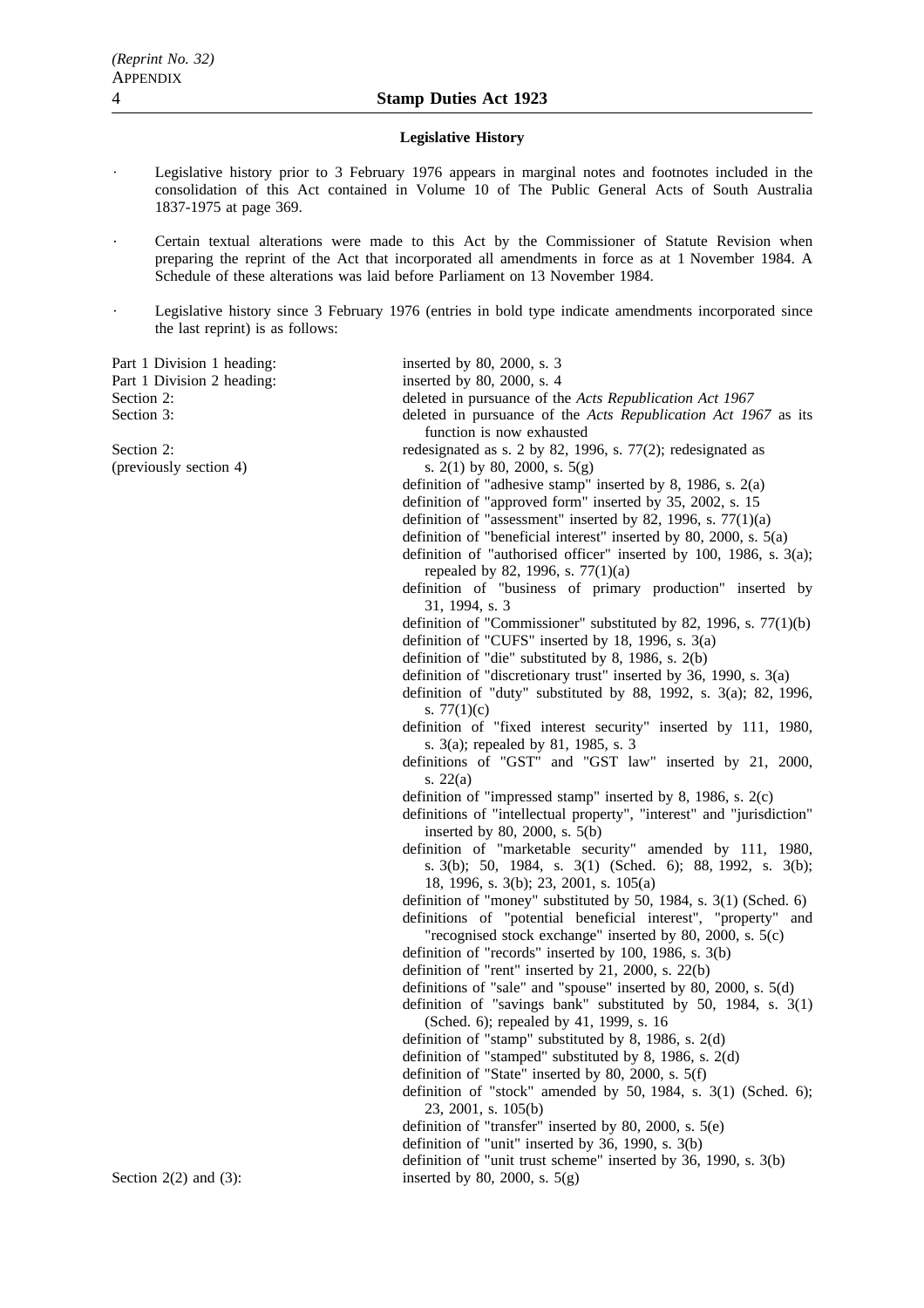**Legislative History**

- Legislative history prior to 3 February 1976 appears in marginal notes and footnotes included in the consolidation of this Act contained in Volume 10 of The Public General Acts of South Australia 1837-1975 at page 369.
- Certain textual alterations were made to this Act by the Commissioner of Statute Revision when preparing the reprint of the Act that incorporated all amendments in force as at 1 November 1984. A Schedule of these alterations was laid before Parliament on 13 November 1984.
- Legislative history since 3 February 1976 (entries in bold type indicate amendments incorporated since the last reprint) is as follows:

| | |
|---|---|
| Part 1 Division 1 heading: | inserted by 80, 2000, s. 3 |
| Part 1 Division 2 heading: | inserted by 80, 2000, s. 4 |
| Section 2: | deleted in pursuance of the *Acts Republication Act 1967* |
| Section 3: | deleted in pursuance of the *Acts Republication Act 1967* as its function is now exhausted |
| Section 2: (previously section 4) | redesignated as s. 2 by 82, 1996, s. 77(2); redesignated as s. 2(1) by 80, 2000, s. 5(g) |
| | definition of "adhesive stamp" inserted by 8, 1986, s. 2(a) |
| | definition of "approved form" inserted by 35, 2002, s. 15 |
| | definition of "assessment" inserted by 82, 1996, s. 77(1)(a) |
| | definition of "beneficial interest" inserted by 80, 2000, s. 5(a) |
| | definition of "authorised officer" inserted by 100, 1986, s. 3(a); repealed by 82, 1996, s. 77(1)(a) |
| | definition of "business of primary production" inserted by 31, 1994, s. 3 |
| | definition of "Commissioner" substituted by 82, 1996, s. 77(1)(b) |
| | definition of "CUFS" inserted by 18, 1996, s. 3(a) |
| | definition of "die" substituted by 8, 1986, s. 2(b) |
| | definition of "discretionary trust" inserted by 36, 1990, s. 3(a) |
| | definition of "duty" substituted by 88, 1992, s. 3(a); 82, 1996, s. 77(1)(c) |
| | definition of "fixed interest security" inserted by 111, 1980, s. 3(a); repealed by 81, 1985, s. 3 |
| | definitions of "GST" and "GST law" inserted by 21, 2000, s. 22(a) |
| | definition of "impressed stamp" inserted by 8, 1986, s. 2(c) |
| | definitions of "intellectual property", "interest" and "jurisdiction" inserted by 80, 2000, s. 5(b) |
| | definition of "marketable security" amended by 111, 1980, s. 3(b); 50, 1984, s. 3(1) (Sched. 6); 88, 1992, s. 3(b); 18, 1996, s. 3(b); 23, 2001, s. 105(a) |
| | definition of "money" substituted by 50, 1984, s. 3(1) (Sched. 6) |
| | definitions of "potential beneficial interest", "property" and "recognised stock exchange" inserted by 80, 2000, s. 5(c) |
| | definition of "records" inserted by 100, 1986, s. 3(b) |
| | definition of "rent" inserted by 21, 2000, s. 22(b) |
| | definitions of "sale" and "spouse" inserted by 80, 2000, s. 5(d) |
| | definition of "savings bank" substituted by 50, 1984, s. 3(1) (Sched. 6); repealed by 41, 1999, s. 16 |
| | definition of "stamp" substituted by 8, 1986, s. 2(d) |
| | definition of "stamped" substituted by 8, 1986, s. 2(d) |
| | definition of "State" inserted by 80, 2000, s. 5(f) |
| | definition of "stock" amended by 50, 1984, s. 3(1) (Sched. 6); 23, 2001, s. 105(b) |
| | definition of "transfer" inserted by 80, 2000, s. 5(e) |
| | definition of "unit" inserted by 36, 1990, s. 3(b) |
| | definition of "unit trust scheme" inserted by 36, 1990, s. 3(b) |
| Section 2(2) and (3): | inserted by 80, 2000, s. 5(g) |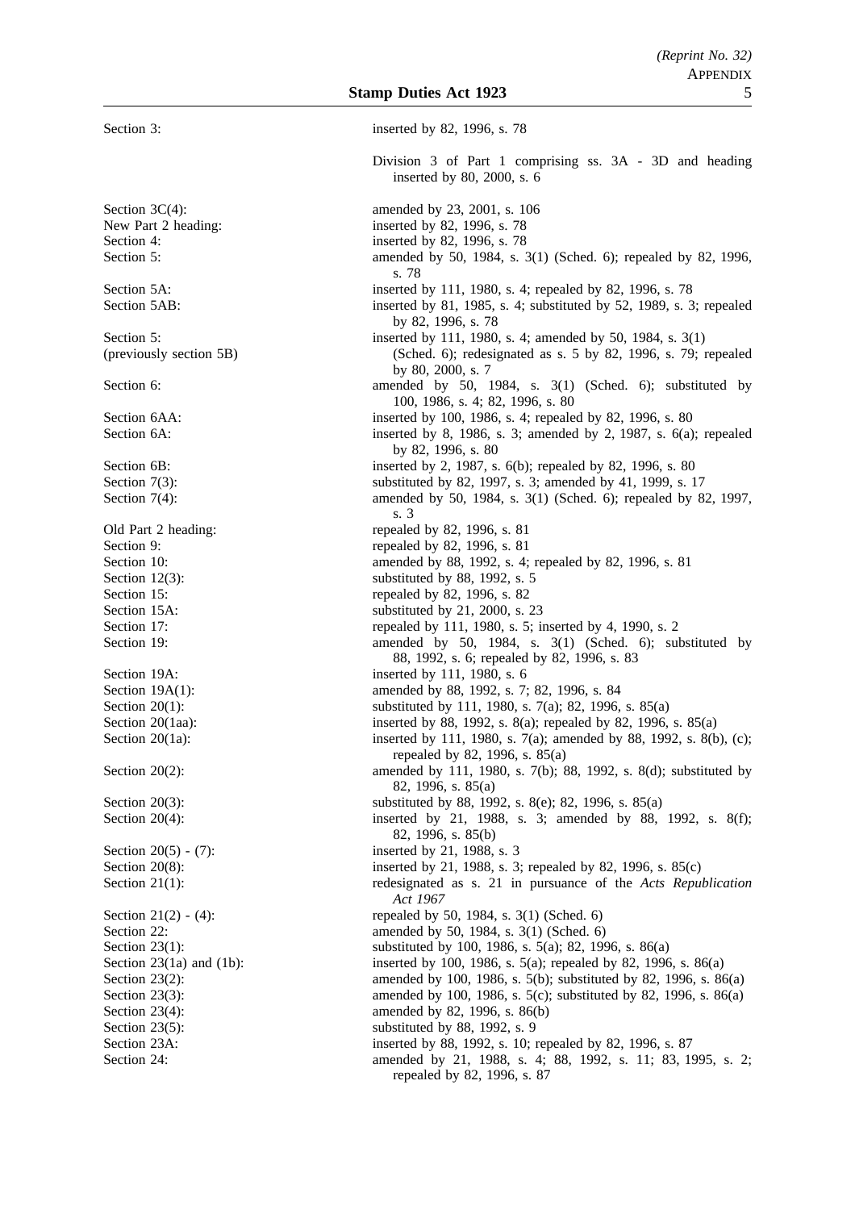| | |
|---|---|
| Section 3: | inserted by 82, 1996, s. 78 |
| | Division 3 of Part 1 comprising ss. 3A - 3D and heading inserted by 80, 2000, s. 6 |
| Section 3C(4): | amended by 23, 2001, s. 106 |
| New Part 2 heading: | inserted by 82, 1996, s. 78 |
| Section 4: | inserted by 82, 1996, s. 78 |
| Section 5: | amended by 50, 1984, s. 3(1) (Sched. 6); repealed by 82, 1996, s. 78 |
| Section 5A: | inserted by 111, 1980, s. 4; repealed by 82, 1996, s. 78 |
| Section 5AB: | inserted by 81, 1985, s. 4; substituted by 52, 1989, s. 3; repealed by 82, 1996, s. 78 |
| Section 5: (previously section 5B) | inserted by 111, 1980, s. 4; amended by 50, 1984, s. 3(1) (Sched. 6); redesignated as s. 5 by 82, 1996, s. 79; repealed by 80, 2000, s. 7 |
| Section 6: | amended by 50, 1984, s. 3(1) (Sched. 6); substituted by 100, 1986, s. 4; 82, 1996, s. 80 |
| Section 6AA: | inserted by 100, 1986, s. 4; repealed by 82, 1996, s. 80 |
| Section 6A: | inserted by 8, 1986, s. 3; amended by 2, 1987, s. 6(a); repealed by 82, 1996, s. 80 |
| Section 6B: | inserted by 2, 1987, s. 6(b); repealed by 82, 1996, s. 80 |
| Section 7(3): | substituted by 82, 1997, s. 3; amended by 41, 1999, s. 17 |
| Section 7(4): | amended by 50, 1984, s. 3(1) (Sched. 6); repealed by 82, 1997, s. 3 |
| Old Part 2 heading: | repealed by 82, 1996, s. 81 |
| Section 9: | repealed by 82, 1996, s. 81 |
| Section 10: | amended by 88, 1992, s. 4; repealed by 82, 1996, s. 81 |
| Section 12(3): | substituted by 88, 1992, s. 5 |
| Section 15: | repealed by 82, 1996, s. 82 |
| Section 15A: | substituted by 21, 2000, s. 23 |
| Section 17: | repealed by 111, 1980, s. 5; inserted by 4, 1990, s. 2 |
| Section 19: | amended by 50, 1984, s. 3(1) (Sched. 6); substituted by 88, 1992, s. 6; repealed by 82, 1996, s. 83 |
| Section 19A: | inserted by 111, 1980, s. 6 |
| Section 19A(1): | amended by 88, 1992, s. 7; 82, 1996, s. 84 |
| Section 20(1): | substituted by 111, 1980, s. 7(a); 82, 1996, s. 85(a) |
| Section 20(1aa): | inserted by 88, 1992, s. 8(a); repealed by 82, 1996, s. 85(a) |
| Section 20(1a): | inserted by 111, 1980, s. 7(a); amended by 88, 1992, s. 8(b), (c); repealed by 82, 1996, s. 85(a) |
| Section 20(2): | amended by 111, 1980, s. 7(b); 88, 1992, s. 8(d); substituted by 82, 1996, s. 85(a) |
| Section 20(3): | substituted by 88, 1992, s. 8(e); 82, 1996, s. 85(a) |
| Section 20(4): | inserted by 21, 1988, s. 3; amended by 88, 1992, s. 8(f); 82, 1996, s. 85(b) |
| Section 20(5) - (7): | inserted by 21, 1988, s. 3 |
| Section 20(8): | inserted by 21, 1988, s. 3; repealed by 82, 1996, s. 85(c) |
| Section 21(1): | redesignated as s. 21 in pursuance of the *Acts Republication Act 1967* |
| Section 21(2) - (4): | repealed by 50, 1984, s. 3(1) (Sched. 6) |
| Section 22: | amended by 50, 1984, s. 3(1) (Sched. 6) |
| Section 23(1): | substituted by 100, 1986, s. 5(a); 82, 1996, s. 86(a) |
| Section 23(1a) and (1b): | inserted by 100, 1986, s. 5(a); repealed by 82, 1996, s. 86(a) |
| Section 23(2): | amended by 100, 1986, s. 5(b); substituted by 82, 1996, s. 86(a) |
| Section 23(3): | amended by 100, 1986, s. 5(c); substituted by 82, 1996, s. 86(a) |
| Section 23(4): | amended by 82, 1996, s. 86(b) |
| Section 23(5): | substituted by 88, 1992, s. 9 |
| Section 23A: | inserted by 88, 1992, s. 10; repealed by 82, 1996, s. 87 |
| Section 24: | amended by 21, 1988, s. 4; 88, 1992, s. 11; 83, 1995, s. 2; repealed by 82, 1996, s. 87 |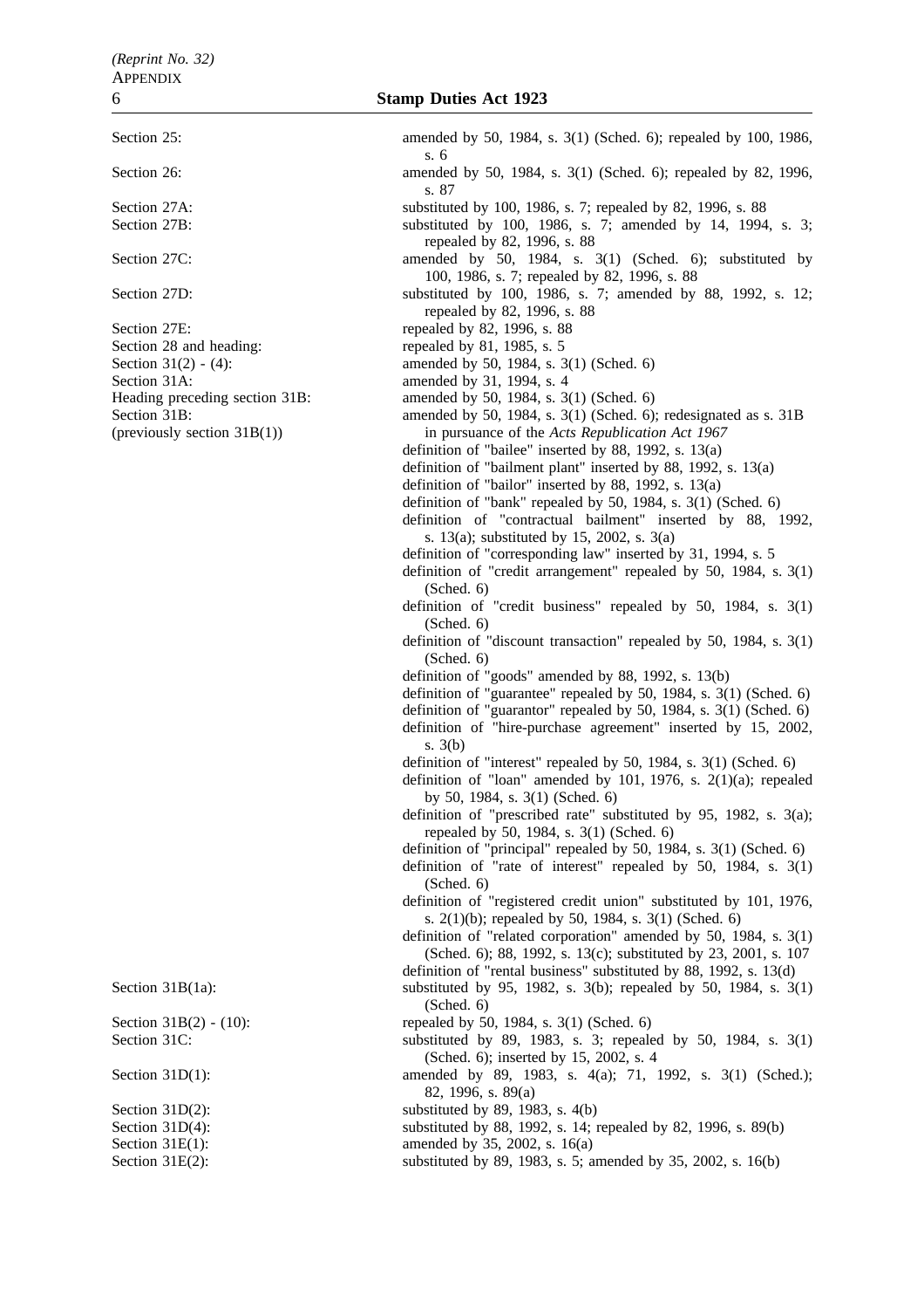| | |
|---|---|
| Section 25: | amended by 50, 1984, s. 3(1) (Sched. 6); repealed by 100, 1986, s. 6 |
| Section 26: | amended by 50, 1984, s. 3(1) (Sched. 6); repealed by 82, 1996, s. 87 |
| Section 27A: | substituted by 100, 1986, s. 7; repealed by 82, 1996, s. 88 |
| Section 27B: | substituted by 100, 1986, s. 7; amended by 14, 1994, s. 3; repealed by 82, 1996, s. 88 |
| Section 27C: | amended by 50, 1984, s. 3(1) (Sched. 6); substituted by 100, 1986, s. 7; repealed by 82, 1996, s. 88 |
| Section 27D: | substituted by 100, 1986, s. 7; amended by 88, 1992, s. 12; repealed by 82, 1996, s. 88 |
| Section 27E: | repealed by 82, 1996, s. 88 |
| Section 28 and heading: | repealed by 81, 1985, s. 5 |
| Section 31(2) - (4): | amended by 50, 1984, s. 3(1) (Sched. 6) |
| Section 31A: | amended by 31, 1994, s. 4 |
| Heading preceding section 31B: | amended by 50, 1984, s. 3(1) (Sched. 6) |
| Section 31B: (previously section 31B(1)) | amended by 50, 1984, s. 3(1) (Sched. 6); redesignated as s. 31B in pursuance of the *Acts Republication Act 1967* |
| | definition of "bailee" inserted by 88, 1992, s. 13(a) |
| | definition of "bailment plant" inserted by 88, 1992, s. 13(a) |
| | definition of "bailor" inserted by 88, 1992, s. 13(a) |
| | definition of "bank" repealed by 50, 1984, s. 3(1) (Sched. 6) |
| | definition of "contractual bailment" inserted by 88, 1992, s. 13(a); substituted by 15, 2002, s. 3(a) |
| | definition of "corresponding law" inserted by 31, 1994, s. 5 |
| | definition of "credit arrangement" repealed by 50, 1984, s. 3(1) (Sched. 6) |
| | definition of "credit business" repealed by 50, 1984, s. 3(1) (Sched. 6) |
| | definition of "discount transaction" repealed by 50, 1984, s. 3(1) (Sched. 6) |
| | definition of "goods" amended by 88, 1992, s. 13(b) |
| | definition of "guarantee" repealed by 50, 1984, s. 3(1) (Sched. 6) |
| | definition of "guarantor" repealed by 50, 1984, s. 3(1) (Sched. 6) |
| | definition of "hire-purchase agreement" inserted by 15, 2002, s. 3(b) |
| | definition of "interest" repealed by 50, 1984, s. 3(1) (Sched. 6) |
| | definition of "loan" amended by 101, 1976, s. 2(1)(a); repealed by 50, 1984, s. 3(1) (Sched. 6) |
| | definition of "prescribed rate" substituted by 95, 1982, s. 3(a); repealed by 50, 1984, s. 3(1) (Sched. 6) |
| | definition of "principal" repealed by 50, 1984, s. 3(1) (Sched. 6) |
| | definition of "rate of interest" repealed by 50, 1984, s. 3(1) (Sched. 6) |
| | definition of "registered credit union" substituted by 101, 1976, s. 2(1)(b); repealed by 50, 1984, s. 3(1) (Sched. 6) |
| | definition of "related corporation" amended by 50, 1984, s. 3(1) (Sched. 6); 88, 1992, s. 13(c); substituted by 23, 2001, s. 107 |
| | definition of "rental business" substituted by 88, 1992, s. 13(d) |
| Section 31B(1a): | substituted by 95, 1982, s. 3(b); repealed by 50, 1984, s. 3(1) (Sched. 6) |
| Section 31B(2) - (10): | repealed by 50, 1984, s. 3(1) (Sched. 6) |
| Section 31C: | substituted by 89, 1983, s. 3; repealed by 50, 1984, s. 3(1) (Sched. 6); inserted by 15, 2002, s. 4 |
| Section 31D(1): | amended by 89, 1983, s. 4(a); 71, 1992, s. 3(1) (Sched.); 82, 1996, s. 89(a) |
| Section 31D(2): | substituted by 89, 1983, s. 4(b) |
| Section 31D(4): | substituted by 88, 1992, s. 14; repealed by 82, 1996, s. 89(b) |
| Section 31E(1): | amended by 35, 2002, s. 16(a) |
| Section 31E(2): | substituted by 89, 1983, s. 5; amended by 35, 2002, s. 16(b) |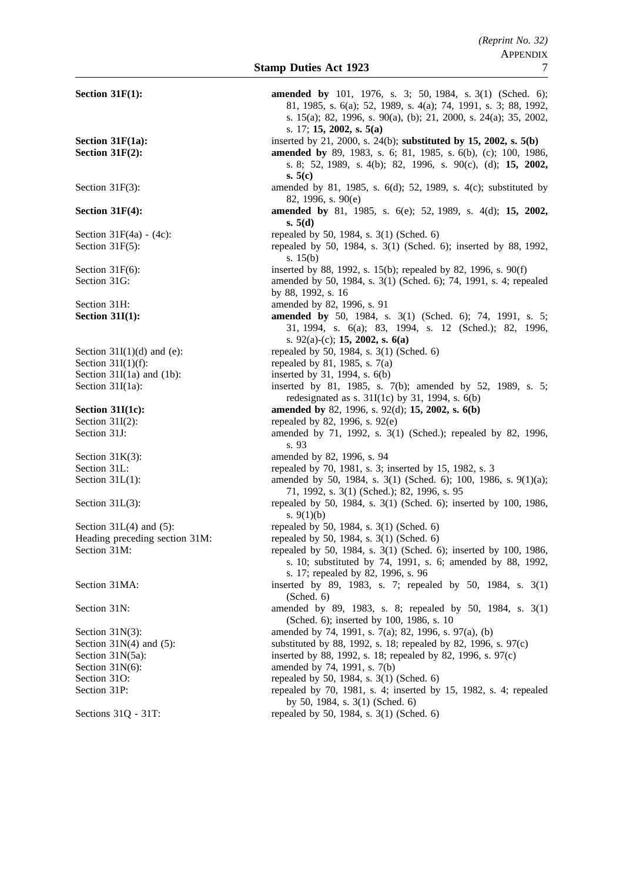**Section 31F(1):** **amended by** 101, 1976, s. 3; 50, 1984, s. 3(1) (Sched. 6); 81, 1985, s. 6(a); 52, 1989, s. 4(a); 74, 1991, s. 3; 88, 1992, s. 15(a); 82, 1996, s. 90(a), (b); 21, 2000, s. 24(a); 35, 2002, s. 17; **15, 2002, s. 5(a)**

**Section 31F(1a):** inserted by 21, 2000, s. 24(b); **substituted by 15, 2002, s. 5(b)**

**Section 31F(2):** **amended by** 89, 1983, s. 6; 81, 1985, s. 6(b), (c); 100, 1986, s. 8; 52, 1989, s. 4(b); 82, 1996, s. 90(c), (d); **15, 2002, s. 5(c)**

Section 31F(3): amended by 81, 1985, s. 6(d); 52, 1989, s. 4(c); substituted by 82, 1996, s. 90(e)

**Section 31F(4):** **amended by** 81, 1985, s. 6(e); 52, 1989, s. 4(d); **15, 2002, s. 5(d)**

Section 31F(4a) - (4c): repealed by 50, 1984, s. 3(1) (Sched. 6)

Section 31F(5): repealed by 50, 1984, s. 3(1) (Sched. 6); inserted by 88, 1992, s. 15(b)

Section 31F(6): inserted by 88, 1992, s. 15(b); repealed by 82, 1996, s. 90(f)

Section 31G: amended by 50, 1984, s. 3(1) (Sched. 6); 74, 1991, s. 4; repealed by 88, 1992, s. 16

Section 31H: amended by 82, 1996, s. 91

**Section 31I(1):** **amended by** 50, 1984, s. 3(1) (Sched. 6); 74, 1991, s. 5; 31, 1994, s. 6(a); 83, 1994, s. 12 (Sched.); 82, 1996, s. 92(a)-(c); **15, 2002, s. 6(a)**

Section 31I(1)(d) and (e): repealed by 50, 1984, s. 3(1) (Sched. 6)

Section 31I(1)(f): repealed by 81, 1985, s. 7(a)

Section 31I(1a) and (1b): inserted by 31, 1994, s. 6(b)

Section 31I(1a): inserted by 81, 1985, s. 7(b); amended by 52, 1989, s. 5; redesignated as s. 31I(1c) by 31, 1994, s. 6(b)

**Section 31I(1c):** **amended by** 82, 1996, s. 92(d); **15, 2002, s. 6(b)**

Section 31I(2): repealed by 82, 1996, s. 92(e)

Section 31J: amended by 71, 1992, s. 3(1) (Sched.); repealed by 82, 1996, s. 93

Section 31K(3): amended by 82, 1996, s. 94

Section 31L: repealed by 70, 1981, s. 3; inserted by 15, 1982, s. 3

Section 31L(1): amended by 50, 1984, s. 3(1) (Sched. 6); 100, 1986, s. 9(1)(a); 71, 1992, s. 3(1) (Sched.); 82, 1996, s. 95

Section 31L(3): repealed by 50, 1984, s. 3(1) (Sched. 6); inserted by 100, 1986, s. 9(1)(b)

Section 31L(4) and (5): repealed by 50, 1984, s. 3(1) (Sched. 6)

Heading preceding section 31M: repealed by 50, 1984, s. 3(1) (Sched. 6)

Section 31M: repealed by 50, 1984, s. 3(1) (Sched. 6); inserted by 100, 1986, s. 10; substituted by 74, 1991, s. 6; amended by 88, 1992, s. 17; repealed by 82, 1996, s. 96

Section 31MA: inserted by 89, 1983, s. 7; repealed by 50, 1984, s. 3(1) (Sched. 6)

Section 31N: amended by 89, 1983, s. 8; repealed by 50, 1984, s. 3(1) (Sched. 6); inserted by 100, 1986, s. 10

Section 31N(3): amended by 74, 1991, s. 7(a); 82, 1996, s. 97(a), (b)

Section 31N(4) and (5): substituted by 88, 1992, s. 18; repealed by 82, 1996, s. 97(c)

Section 31N(5a): inserted by 88, 1992, s. 18; repealed by 82, 1996, s. 97(c)

Section 31N(6): amended by 74, 1991, s. 7(b)

Section 31O: repealed by 50, 1984, s. 3(1) (Sched. 6)

Section 31P: repealed by 70, 1981, s. 4; inserted by 15, 1982, s. 4; repealed by 50, 1984, s. 3(1) (Sched. 6)

Sections 31Q - 31T: repealed by 50, 1984, s. 3(1) (Sched. 6)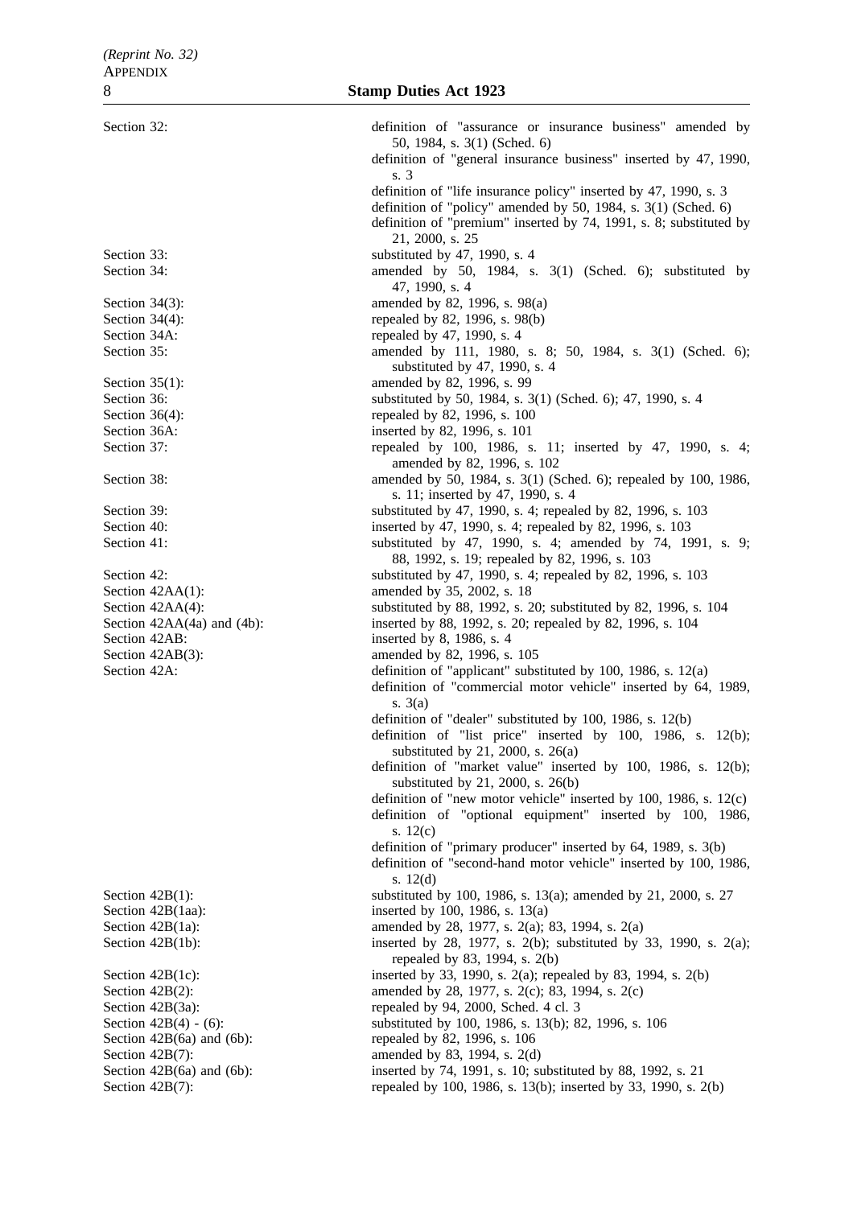| | |
|---|---|
| Section 32: | definition of "assurance or insurance business" amended by 50, 1984, s. 3(1) (Sched. 6) |
| | definition of "general insurance business" inserted by 47, 1990, s. 3 |
| | definition of "life insurance policy" inserted by 47, 1990, s. 3 |
| | definition of "policy" amended by 50, 1984, s. 3(1) (Sched. 6) |
| | definition of "premium" inserted by 74, 1991, s. 8; substituted by 21, 2000, s. 25 |
| Section 33: | substituted by 47, 1990, s. 4 |
| Section 34: | amended by 50, 1984, s. 3(1) (Sched. 6); substituted by 47, 1990, s. 4 |
| Section 34(3): | amended by 82, 1996, s. 98(a) |
| Section 34(4): | repealed by 82, 1996, s. 98(b) |
| Section 34A: | repealed by 47, 1990, s. 4 |
| Section 35: | amended by 111, 1980, s. 8; 50, 1984, s. 3(1) (Sched. 6); substituted by 47, 1990, s. 4 |
| Section 35(1): | amended by 82, 1996, s. 99 |
| Section 36: | substituted by 50, 1984, s. 3(1) (Sched. 6); 47, 1990, s. 4 |
| Section 36(4): | repealed by 82, 1996, s. 100 |
| Section 36A: | inserted by 82, 1996, s. 101 |
| Section 37: | repealed by 100, 1986, s. 11; inserted by 47, 1990, s. 4; amended by 82, 1996, s. 102 |
| Section 38: | amended by 50, 1984, s. 3(1) (Sched. 6); repealed by 100, 1986, s. 11; inserted by 47, 1990, s. 4 |
| Section 39: | substituted by 47, 1990, s. 4; repealed by 82, 1996, s. 103 |
| Section 40: | inserted by 47, 1990, s. 4; repealed by 82, 1996, s. 103 |
| Section 41: | substituted by 47, 1990, s. 4; amended by 74, 1991, s. 9; 88, 1992, s. 19; repealed by 82, 1996, s. 103 |
| Section 42: | substituted by 47, 1990, s. 4; repealed by 82, 1996, s. 103 |
| Section 42AA(1): | amended by 35, 2002, s. 18 |
| Section 42AA(4): | substituted by 88, 1992, s. 20; substituted by 82, 1996, s. 104 |
| Section 42AA(4a) and (4b): | inserted by 88, 1992, s. 20; repealed by 82, 1996, s. 104 |
| Section 42AB: | inserted by 8, 1986, s. 4 |
| Section 42AB(3): | amended by 82, 1996, s. 105 |
| Section 42A: | definition of "applicant" substituted by 100, 1986, s. 12(a) |
| | definition of "commercial motor vehicle" inserted by 64, 1989, s. 3(a) |
| | definition of "dealer" substituted by 100, 1986, s. 12(b) |
| | definition of "list price" inserted by 100, 1986, s. 12(b); substituted by 21, 2000, s. 26(a) |
| | definition of "market value" inserted by 100, 1986, s. 12(b); substituted by 21, 2000, s. 26(b) |
| | definition of "new motor vehicle" inserted by 100, 1986, s. 12(c) |
| | definition of "optional equipment" inserted by 100, 1986, s. 12(c) |
| | definition of "primary producer" inserted by 64, 1989, s. 3(b) |
| | definition of "second-hand motor vehicle" inserted by 100, 1986, s. 12(d) |
| Section 42B(1): | substituted by 100, 1986, s. 13(a); amended by 21, 2000, s. 27 |
| Section 42B(1aa): | inserted by 100, 1986, s. 13(a) |
| Section 42B(1a): | amended by 28, 1977, s. 2(a); 83, 1994, s. 2(a) |
| Section 42B(1b): | inserted by 28, 1977, s. 2(b); substituted by 33, 1990, s. 2(a); repealed by 83, 1994, s. 2(b) |
| Section 42B(1c): | inserted by 33, 1990, s. 2(a); repealed by 83, 1994, s. 2(b) |
| Section 42B(2): | amended by 28, 1977, s. 2(c); 83, 1994, s. 2(c) |
| Section 42B(3a): | repealed by 94, 2000, Sched. 4 cl. 3 |
| Section 42B(4) - (6): | substituted by 100, 1986, s. 13(b); 82, 1996, s. 106 |
| Section 42B(6a) and (6b): | repealed by 82, 1996, s. 106 |
| Section 42B(7): | amended by 83, 1994, s. 2(d) |
| Section 42B(6a) and (6b): | inserted by 74, 1991, s. 10; substituted by 88, 1992, s. 21 |
| Section 42B(7): | repealed by 100, 1986, s. 13(b); inserted by 33, 1990, s. 2(b) |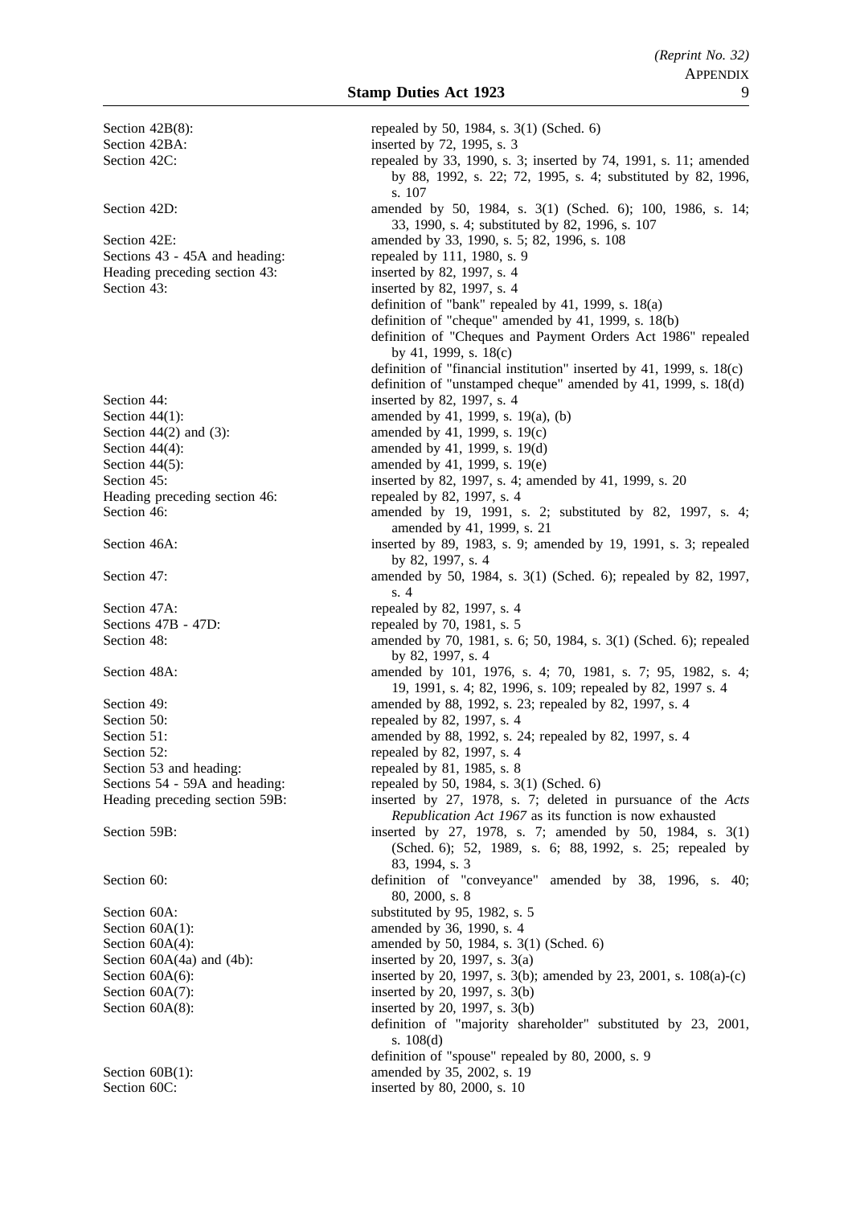| | |
|---|---|
| Section 42B(8): | repealed by 50, 1984, s. 3(1) (Sched. 6) |
| Section 42BA: | inserted by 72, 1995, s. 3 |
| Section 42C: | repealed by 33, 1990, s. 3; inserted by 74, 1991, s. 11; amended by 88, 1992, s. 22; 72, 1995, s. 4; substituted by 82, 1996, s. 107 |
| Section 42D: | amended by 50, 1984, s. 3(1) (Sched. 6); 100, 1986, s. 14; 33, 1990, s. 4; substituted by 82, 1996, s. 107 |
| Section 42E: | amended by 33, 1990, s. 5; 82, 1996, s. 108 |
| Sections 43 - 45A and heading: | repealed by 111, 1980, s. 9 |
| Heading preceding section 43: | inserted by 82, 1997, s. 4 |
| Section 43: | inserted by 82, 1997, s. 4 |
| | definition of "bank" repealed by 41, 1999, s. 18(a) |
| | definition of "cheque" amended by 41, 1999, s. 18(b) |
| | definition of "Cheques and Payment Orders Act 1986" repealed by 41, 1999, s. 18(c) |
| | definition of "financial institution" inserted by 41, 1999, s. 18(c) |
| | definition of "unstamped cheque" amended by 41, 1999, s. 18(d) |
| Section 44: | inserted by 82, 1997, s. 4 |
| Section 44(1): | amended by 41, 1999, s. 19(a), (b) |
| Section 44(2) and (3): | amended by 41, 1999, s. 19(c) |
| Section 44(4): | amended by 41, 1999, s. 19(d) |
| Section 44(5): | amended by 41, 1999, s. 19(e) |
| Section 45: | inserted by 82, 1997, s. 4; amended by 41, 1999, s. 20 |
| Heading preceding section 46: | repealed by 82, 1997, s. 4 |
| Section 46: | amended by 19, 1991, s. 2; substituted by 82, 1997, s. 4; amended by 41, 1999, s. 21 |
| Section 46A: | inserted by 89, 1983, s. 9; amended by 19, 1991, s. 3; repealed by 82, 1997, s. 4 |
| Section 47: | amended by 50, 1984, s. 3(1) (Sched. 6); repealed by 82, 1997, s. 4 |
| Section 47A: | repealed by 82, 1997, s. 4 |
| Sections 47B - 47D: | repealed by 70, 1981, s. 5 |
| Section 48: | amended by 70, 1981, s. 6; 50, 1984, s. 3(1) (Sched. 6); repealed by 82, 1997, s. 4 |
| Section 48A: | amended by 101, 1976, s. 4; 70, 1981, s. 7; 95, 1982, s. 4; 19, 1991, s. 4; 82, 1996, s. 109; repealed by 82, 1997 s. 4 |
| Section 49: | amended by 88, 1992, s. 23; repealed by 82, 1997, s. 4 |
| Section 50: | repealed by 82, 1997, s. 4 |
| Section 51: | amended by 88, 1992, s. 24; repealed by 82, 1997, s. 4 |
| Section 52: | repealed by 82, 1997, s. 4 |
| Section 53 and heading: | repealed by 81, 1985, s. 8 |
| Sections 54 - 59A and heading: | repealed by 50, 1984, s. 3(1) (Sched. 6) |
| Heading preceding section 59B: | inserted by 27, 1978, s. 7; deleted in pursuance of the *Acts Republication Act 1967* as its function is now exhausted |
| Section 59B: | inserted by 27, 1978, s. 7; amended by 50, 1984, s. 3(1) (Sched. 6); 52, 1989, s. 6; 88, 1992, s. 25; repealed by 83, 1994, s. 3 |
| Section 60: | definition of "conveyance" amended by 38, 1996, s. 40; 80, 2000, s. 8 |
| Section 60A: | substituted by 95, 1982, s. 5 |
| Section 60A(1): | amended by 36, 1990, s. 4 |
| Section 60A(4): | amended by 50, 1984, s. 3(1) (Sched. 6) |
| Section 60A(4a) and (4b): | inserted by 20, 1997, s. 3(a) |
| Section 60A(6): | inserted by 20, 1997, s. 3(b); amended by 23, 2001, s. 108(a)-(c) |
| Section 60A(7): | inserted by 20, 1997, s. 3(b) |
| Section 60A(8): | inserted by 20, 1997, s. 3(b) |
| | definition of "majority shareholder" substituted by 23, 2001, s. 108(d) |
| | definition of "spouse" repealed by 80, 2000, s. 9 |
| Section 60B(1): | amended by 35, 2002, s. 19 |
| Section 60C: | inserted by 80, 2000, s. 10 |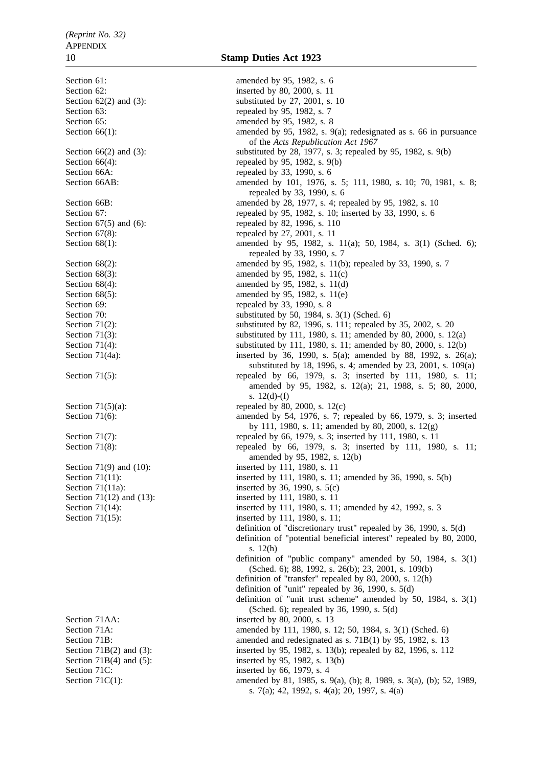Section 61: amended by 95, 1982, s. 6

Section 62: inserted by 80, 2000, s. 11

Section 62(2) and (3): substituted by 27, 2001, s. 10

Section 63: repealed by 95, 1982, s. 7

Section 65: amended by 95, 1982, s. 8

Section 66(1): amended by 95, 1982, s. 9(a); redesignated as s. 66 in pursuance of the *Acts Republication Act 1967*

Section 66(2) and (3): substituted by 28, 1977, s. 3; repealed by 95, 1982, s. 9(b)

Section 66(4): repealed by 95, 1982, s. 9(b)

Section 66A: repealed by 33, 1990, s. 6

Section 66AB: amended by 101, 1976, s. 5; 111, 1980, s. 10; 70, 1981, s. 8; repealed by 33, 1990, s. 6

Section 66B: amended by 28, 1977, s. 4; repealed by 95, 1982, s. 10

Section 67: repealed by 95, 1982, s. 10; inserted by 33, 1990, s. 6

Section 67(5) and (6): repealed by 82, 1996, s. 110

Section 67(8): repealed by 27, 2001, s. 11

Section 68(1): amended by 95, 1982, s. 11(a); 50, 1984, s. 3(1) (Sched. 6); repealed by 33, 1990, s. 7

Section 68(2): amended by 95, 1982, s. 11(b); repealed by 33, 1990, s. 7

Section 68(3): amended by 95, 1982, s. 11(c)

Section 68(4): amended by 95, 1982, s. 11(d)

Section 68(5): amended by 95, 1982, s. 11(e)

Section 69: repealed by 33, 1990, s. 8

Section 70: substituted by 50, 1984, s. 3(1) (Sched. 6)

Section 71(2): substituted by 82, 1996, s. 111; repealed by 35, 2002, s. 20

Section 71(3): substituted by 111, 1980, s. 11; amended by 80, 2000, s. 12(a)

Section 71(4): substituted by 111, 1980, s. 11; amended by 80, 2000, s. 12(b)

Section 71(4a): inserted by 36, 1990, s. 5(a); amended by 88, 1992, s. 26(a); substituted by 18, 1996, s. 4; amended by 23, 2001, s. 109(a)

Section 71(5): repealed by 66, 1979, s. 3; inserted by 111, 1980, s. 11; amended by 95, 1982, s. 12(a); 21, 1988, s. 5; 80, 2000, s. 12(d)-(f)

Section 71(5)(a): repealed by 80, 2000, s. 12(c)

Section 71(6): amended by 54, 1976, s. 7; repealed by 66, 1979, s. 3; inserted by 111, 1980, s. 11; amended by 80, 2000, s. 12(g)

Section 71(7): repealed by 66, 1979, s. 3; inserted by 111, 1980, s. 11

Section 71(8): repealed by 66, 1979, s. 3; inserted by 111, 1980, s. 11; amended by 95, 1982, s. 12(b)

Section 71(9) and (10): inserted by 111, 1980, s. 11

Section 71(11): inserted by 111, 1980, s. 11; amended by 36, 1990, s. 5(b)

Section 71(11a): inserted by 36, 1990, s. 5(c)

Section 71(12) and (13): inserted by 111, 1980, s. 11

Section 71(14): inserted by 111, 1980, s. 11; amended by 42, 1992, s. 3

Section 71(15): inserted by 111, 1980, s. 11;
definition of "discretionary trust" repealed by 36, 1990, s. 5(d)
definition of "potential beneficial interest" repealed by 80, 2000, s. 12(h)
definition of "public company" amended by 50, 1984, s. 3(1) (Sched. 6); 88, 1992, s. 26(b); 23, 2001, s. 109(b)
definition of "transfer" repealed by 80, 2000, s. 12(h)
definition of "unit" repealed by 36, 1990, s. 5(d)
definition of "unit trust scheme" amended by 50, 1984, s. 3(1) (Sched. 6); repealed by 36, 1990, s. 5(d)

Section 71AA: inserted by 80, 2000, s. 13

Section 71A: amended by 111, 1980, s. 12; 50, 1984, s. 3(1) (Sched. 6)

Section 71B: amended and redesignated as s. 71B(1) by 95, 1982, s. 13

Section 71B(2) and (3): inserted by 95, 1982, s. 13(b); repealed by 82, 1996, s. 112

Section 71B(4) and (5): inserted by 95, 1982, s. 13(b)

Section 71C: inserted by 66, 1979, s. 4

Section 71C(1): amended by 81, 1985, s. 9(a), (b); 8, 1989, s. 3(a), (b); 52, 1989, s. 7(a); 42, 1992, s. 4(a); 20, 1997, s. 4(a)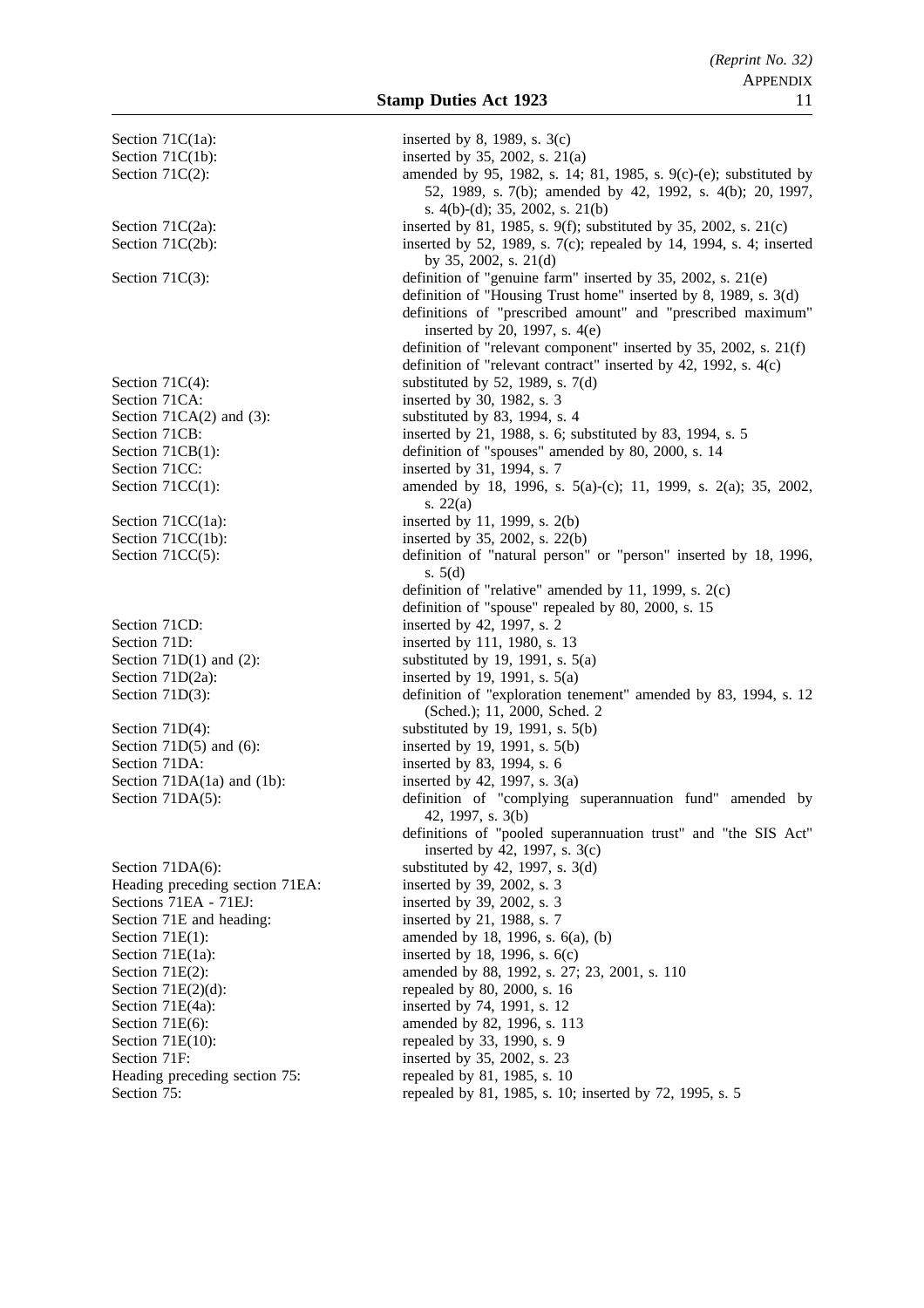| | |
|---|---|
| Section 71C(1a): | inserted by 8, 1989, s. 3(c) |
| Section 71C(1b): | inserted by 35, 2002, s. 21(a) |
| Section 71C(2): | amended by 95, 1982, s. 14; 81, 1985, s. 9(c)-(e); substituted by 52, 1989, s. 7(b); amended by 42, 1992, s. 4(b); 20, 1997, s. 4(b)-(d); 35, 2002, s. 21(b) |
| Section 71C(2a): | inserted by 81, 1985, s. 9(f); substituted by 35, 2002, s. 21(c) |
| Section 71C(2b): | inserted by 52, 1989, s. 7(c); repealed by 14, 1994, s. 4; inserted by 35, 2002, s. 21(d) |
| Section 71C(3): | definition of "genuine farm" inserted by 35, 2002, s. 21(e) |
| | definition of "Housing Trust home" inserted by 8, 1989, s. 3(d) |
| | definitions of "prescribed amount" and "prescribed maximum" inserted by 20, 1997, s. 4(e) |
| | definition of "relevant component" inserted by 35, 2002, s. 21(f) |
| | definition of "relevant contract" inserted by 42, 1992, s. 4(c) |
| Section 71C(4): | substituted by 52, 1989, s. 7(d) |
| Section 71CA: | inserted by 30, 1982, s. 3 |
| Section 71CA(2) and (3): | substituted by 83, 1994, s. 4 |
| Section 71CB: | inserted by 21, 1988, s. 6; substituted by 83, 1994, s. 5 |
| Section 71CB(1): | definition of "spouses" amended by 80, 2000, s. 14 |
| Section 71CC: | inserted by 31, 1994, s. 7 |
| Section 71CC(1): | amended by 18, 1996, s. 5(a)-(c); 11, 1999, s. 2(a); 35, 2002, s. 22(a) |
| Section 71CC(1a): | inserted by 11, 1999, s. 2(b) |
| Section 71CC(1b): | inserted by 35, 2002, s. 22(b) |
| Section 71CC(5): | definition of "natural person" or "person" inserted by 18, 1996, s. 5(d) |
| | definition of "relative" amended by 11, 1999, s. 2(c) |
| | definition of "spouse" repealed by 80, 2000, s. 15 |
| Section 71CD: | inserted by 42, 1997, s. 2 |
| Section 71D: | inserted by 111, 1980, s. 13 |
| Section 71D(1) and (2): | substituted by 19, 1991, s. 5(a) |
| Section 71D(2a): | inserted by 19, 1991, s. 5(a) |
| Section 71D(3): | definition of "exploration tenement" amended by 83, 1994, s. 12 (Sched.); 11, 2000, Sched. 2 |
| Section 71D(4): | substituted by 19, 1991, s. 5(b) |
| Section 71D(5) and (6): | inserted by 19, 1991, s. 5(b) |
| Section 71DA: | inserted by 83, 1994, s. 6 |
| Section 71DA(1a) and (1b): | inserted by 42, 1997, s. 3(a) |
| Section 71DA(5): | definition of "complying superannuation fund" amended by 42, 1997, s. 3(b) |
| | definitions of "pooled superannuation trust" and "the SIS Act" inserted by 42, 1997, s. 3(c) |
| Section 71DA(6): | substituted by 42, 1997, s. 3(d) |
| Heading preceding section 71EA: | inserted by 39, 2002, s. 3 |
| Sections 71EA - 71EJ: | inserted by 39, 2002, s. 3 |
| Section 71E and heading: | inserted by 21, 1988, s. 7 |
| Section 71E(1): | amended by 18, 1996, s. 6(a), (b) |
| Section 71E(1a): | inserted by 18, 1996, s. 6(c) |
| Section 71E(2): | amended by 88, 1992, s. 27; 23, 2001, s. 110 |
| Section 71E(2)(d): | repealed by 80, 2000, s. 16 |
| Section 71E(4a): | inserted by 74, 1991, s. 12 |
| Section 71E(6): | amended by 82, 1996, s. 113 |
| Section 71E(10): | repealed by 33, 1990, s. 9 |
| Section 71F: | inserted by 35, 2002, s. 23 |
| Heading preceding section 75: | repealed by 81, 1985, s. 10 |
| Section 75: | repealed by 81, 1985, s. 10; inserted by 72, 1995, s. 5 |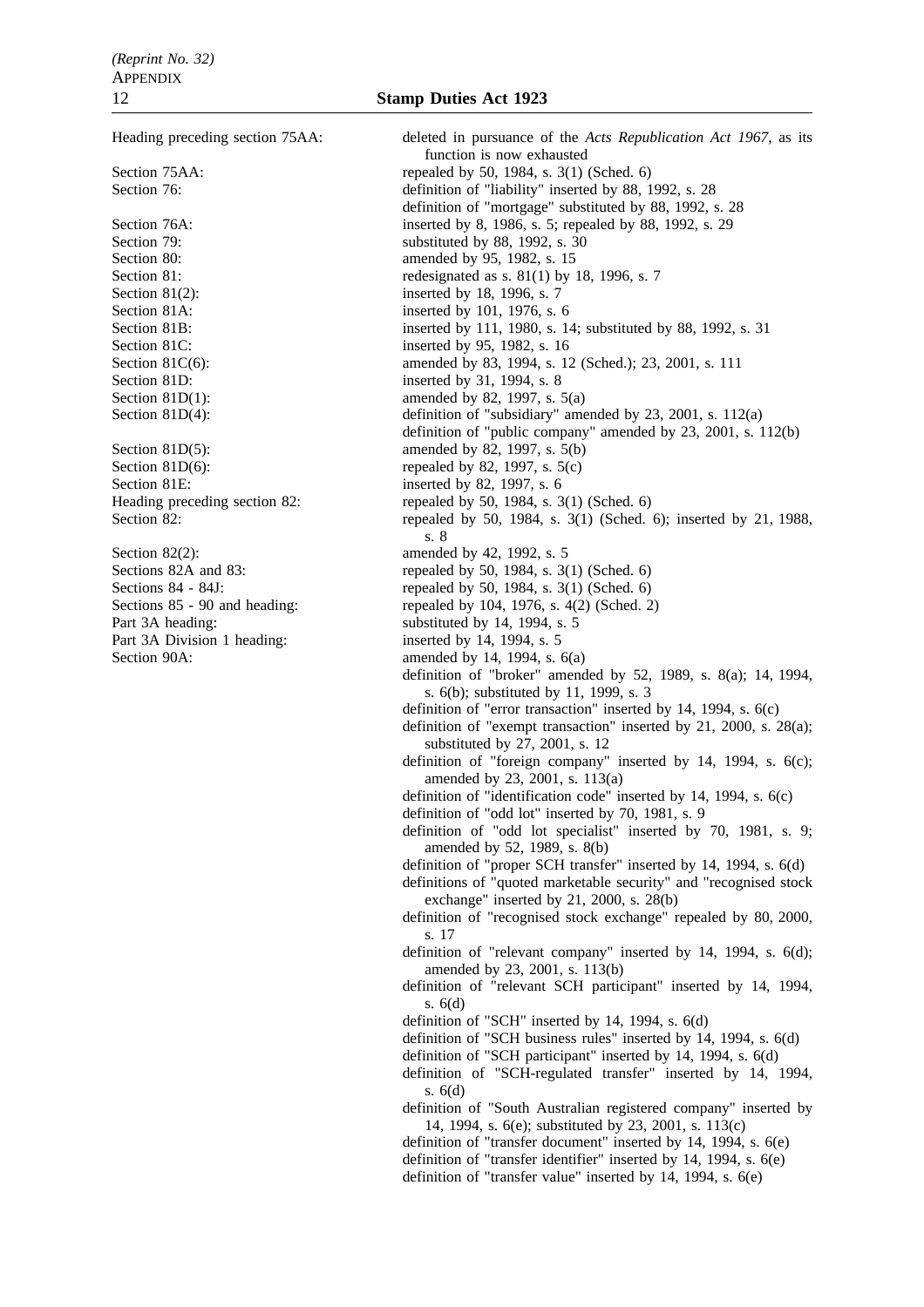| | |
|---|---|
| Heading preceding section 75AA: | deleted in pursuance of the *Acts Republication Act 1967*, as its function is now exhausted |
| Section 75AA: | repealed by 50, 1984, s. 3(1) (Sched. 6) |
| Section 76: | definition of "liability" inserted by 88, 1992, s. 28<br>definition of "mortgage" substituted by 88, 1992, s. 28 |
| Section 76A: | inserted by 8, 1986, s. 5; repealed by 88, 1992, s. 29 |
| Section 79: | substituted by 88, 1992, s. 30 |
| Section 80: | amended by 95, 1982, s. 15 |
| Section 81: | redesignated as s. 81(1) by 18, 1996, s. 7 |
| Section 81(2): | inserted by 18, 1996, s. 7 |
| Section 81A: | inserted by 101, 1976, s. 6 |
| Section 81B: | inserted by 111, 1980, s. 14; substituted by 88, 1992, s. 31 |
| Section 81C: | inserted by 95, 1982, s. 16 |
| Section 81C(6): | amended by 83, 1994, s. 12 (Sched.); 23, 2001, s. 111 |
| Section 81D: | inserted by 31, 1994, s. 8 |
| Section 81D(1): | amended by 82, 1997, s. 5(a) |
| Section 81D(4): | definition of "subsidiary" amended by 23, 2001, s. 112(a)<br>definition of "public company" amended by 23, 2001, s. 112(b) |
| Section 81D(5): | amended by 82, 1997, s. 5(b) |
| Section 81D(6): | repealed by 82, 1997, s. 5(c) |
| Section 81E: | inserted by 82, 1997, s. 6 |
| Heading preceding section 82: | repealed by 50, 1984, s. 3(1) (Sched. 6) |
| Section 82: | repealed by 50, 1984, s. 3(1) (Sched. 6); inserted by 21, 1988, s. 8 |
| Section 82(2): | amended by 42, 1992, s. 5 |
| Sections 82A and 83: | repealed by 50, 1984, s. 3(1) (Sched. 6) |
| Sections 84 - 84J: | repealed by 50, 1984, s. 3(1) (Sched. 6) |
| Sections 85 - 90 and heading: | repealed by 104, 1976, s. 4(2) (Sched. 2) |
| Part 3A heading: | substituted by 14, 1994, s. 5 |
| Part 3A Division 1 heading: | inserted by 14, 1994, s. 5 |
| Section 90A: | amended by 14, 1994, s. 6(a)<br>definition of "broker" amended by 52, 1989, s. 8(a); 14, 1994, s. 6(b); substituted by 11, 1999, s. 3<br>definition of "error transaction" inserted by 14, 1994, s. 6(c)<br>definition of "exempt transaction" inserted by 21, 2000, s. 28(a); substituted by 27, 2001, s. 12<br>definition of "foreign company" inserted by 14, 1994, s. 6(c); amended by 23, 2001, s. 113(a)<br>definition of "identification code" inserted by 14, 1994, s. 6(c)<br>definition of "odd lot" inserted by 70, 1981, s. 9<br>definition of "odd lot specialist" inserted by 70, 1981, s. 9; amended by 52, 1989, s. 8(b)<br>definition of "proper SCH transfer" inserted by 14, 1994, s. 6(d)<br>definitions of "quoted marketable security" and "recognised stock exchange" inserted by 21, 2000, s. 28(b)<br>definition of "recognised stock exchange" repealed by 80, 2000, s. 17<br>definition of "relevant company" inserted by 14, 1994, s. 6(d); amended by 23, 2001, s. 113(b)<br>definition of "relevant SCH participant" inserted by 14, 1994, s. 6(d)<br>definition of "SCH" inserted by 14, 1994, s. 6(d)<br>definition of "SCH business rules" inserted by 14, 1994, s. 6(d)<br>definition of "SCH participant" inserted by 14, 1994, s. 6(d)<br>definition of "SCH-regulated transfer" inserted by 14, 1994, s. 6(d)<br>definition of "South Australian registered company" inserted by 14, 1994, s. 6(e); substituted by 23, 2001, s. 113(c)<br>definition of "transfer document" inserted by 14, 1994, s. 6(e)<br>definition of "transfer identifier" inserted by 14, 1994, s. 6(e)<br>definition of "transfer value" inserted by 14, 1994, s. 6(e) |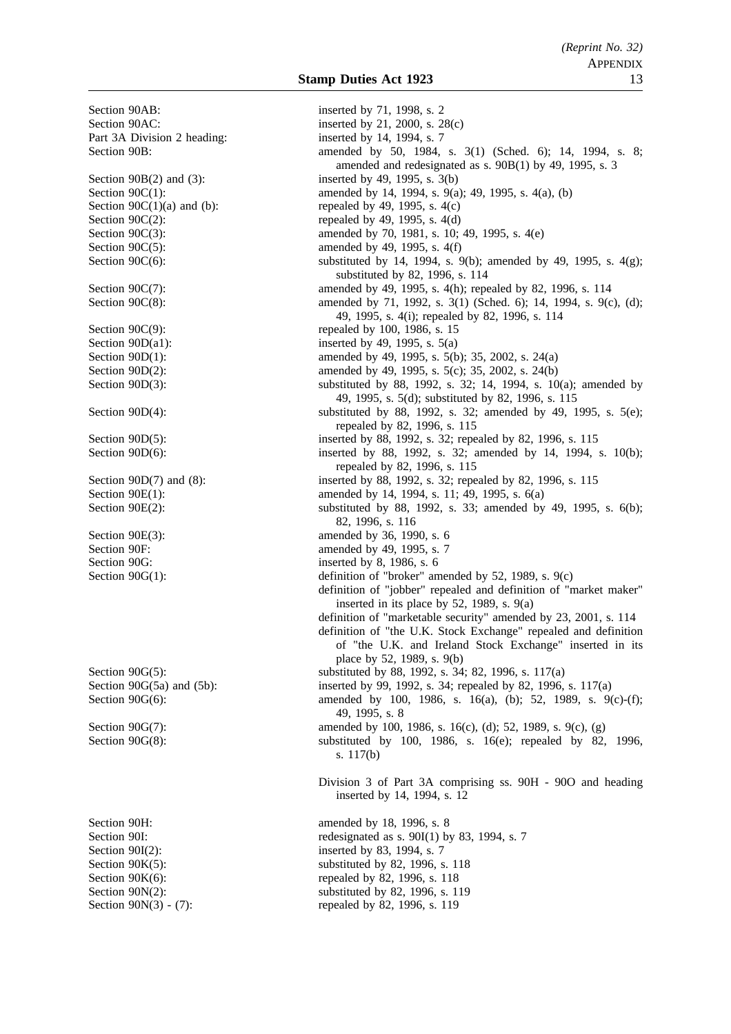| | |
|---|---|
| Section 90AB: | inserted by 71, 1998, s. 2 |
| Section 90AC: | inserted by 21, 2000, s. 28(c) |
| Part 3A Division 2 heading: | inserted by 14, 1994, s. 7 |
| Section 90B: | amended by 50, 1984, s. 3(1) (Sched. 6); 14, 1994, s. 8; amended and redesignated as s. 90B(1) by 49, 1995, s. 3 |
| Section 90B(2) and (3): | inserted by 49, 1995, s. 3(b) |
| Section 90C(1): | amended by 14, 1994, s. 9(a); 49, 1995, s. 4(a), (b) |
| Section 90C(1)(a) and (b): | repealed by 49, 1995, s. 4(c) |
| Section 90C(2): | repealed by 49, 1995, s. 4(d) |
| Section 90C(3): | amended by 70, 1981, s. 10; 49, 1995, s. 4(e) |
| Section 90C(5): | amended by 49, 1995, s. 4(f) |
| Section 90C(6): | substituted by 14, 1994, s. 9(b); amended by 49, 1995, s. 4(g); substituted by 82, 1996, s. 114 |
| Section 90C(7): | amended by 49, 1995, s. 4(h); repealed by 82, 1996, s. 114 |
| Section 90C(8): | amended by 71, 1992, s. 3(1) (Sched. 6); 14, 1994, s. 9(c), (d); 49, 1995, s. 4(i); repealed by 82, 1996, s. 114 |
| Section 90C(9): | repealed by 100, 1986, s. 15 |
| Section 90D(a1): | inserted by 49, 1995, s. 5(a) |
| Section 90D(1): | amended by 49, 1995, s. 5(b); 35, 2002, s. 24(a) |
| Section 90D(2): | amended by 49, 1995, s. 5(c); 35, 2002, s. 24(b) |
| Section 90D(3): | substituted by 88, 1992, s. 32; 14, 1994, s. 10(a); amended by 49, 1995, s. 5(d); substituted by 82, 1996, s. 115 |
| Section 90D(4): | substituted by 88, 1992, s. 32; amended by 49, 1995, s. 5(e); repealed by 82, 1996, s. 115 |
| Section 90D(5): | inserted by 88, 1992, s. 32; repealed by 82, 1996, s. 115 |
| Section 90D(6): | inserted by 88, 1992, s. 32; amended by 14, 1994, s. 10(b); repealed by 82, 1996, s. 115 |
| Section 90D(7) and (8): | inserted by 88, 1992, s. 32; repealed by 82, 1996, s. 115 |
| Section 90E(1): | amended by 14, 1994, s. 11; 49, 1995, s. 6(a) |
| Section 90E(2): | substituted by 88, 1992, s. 33; amended by 49, 1995, s. 6(b); 82, 1996, s. 116 |
| Section 90E(3): | amended by 36, 1990, s. 6 |
| Section 90F: | amended by 49, 1995, s. 7 |
| Section 90G: | inserted by 8, 1986, s. 6 |
| Section 90G(1): | definition of "broker" amended by 52, 1989, s. 9(c) |
| | definition of "jobber" repealed and definition of "market maker" inserted in its place by 52, 1989, s. 9(a) |
| | definition of "marketable security" amended by 23, 2001, s. 114 |
| | definition of "the U.K. Stock Exchange" repealed and definition of "the U.K. and Ireland Stock Exchange" inserted in its place by 52, 1989, s. 9(b) |
| Section 90G(5): | substituted by 88, 1992, s. 34; 82, 1996, s. 117(a) |
| Section 90G(5a) and (5b): | inserted by 99, 1992, s. 34; repealed by 82, 1996, s. 117(a) |
| Section 90G(6): | amended by 100, 1986, s. 16(a), (b); 52, 1989, s. 9(c)-(f); 49, 1995, s. 8 |
| Section 90G(7): | amended by 100, 1986, s. 16(c), (d); 52, 1989, s. 9(c), (g) |
| Section 90G(8): | substituted by 100, 1986, s. 16(e); repealed by 82, 1996, s. 117(b) |
| | Division 3 of Part 3A comprising ss. 90H - 90O and heading inserted by 14, 1994, s. 12 |
| Section 90H: | amended by 18, 1996, s. 8 |
| Section 90I: | redesignated as s. 90I(1) by 83, 1994, s. 7 |
| Section 90I(2): | inserted by 83, 1994, s. 7 |
| Section 90K(5): | substituted by 82, 1996, s. 118 |
| Section 90K(6): | repealed by 82, 1996, s. 118 |
| Section 90N(2): | substituted by 82, 1996, s. 119 |
| Section 90N(3) - (7): | repealed by 82, 1996, s. 119 |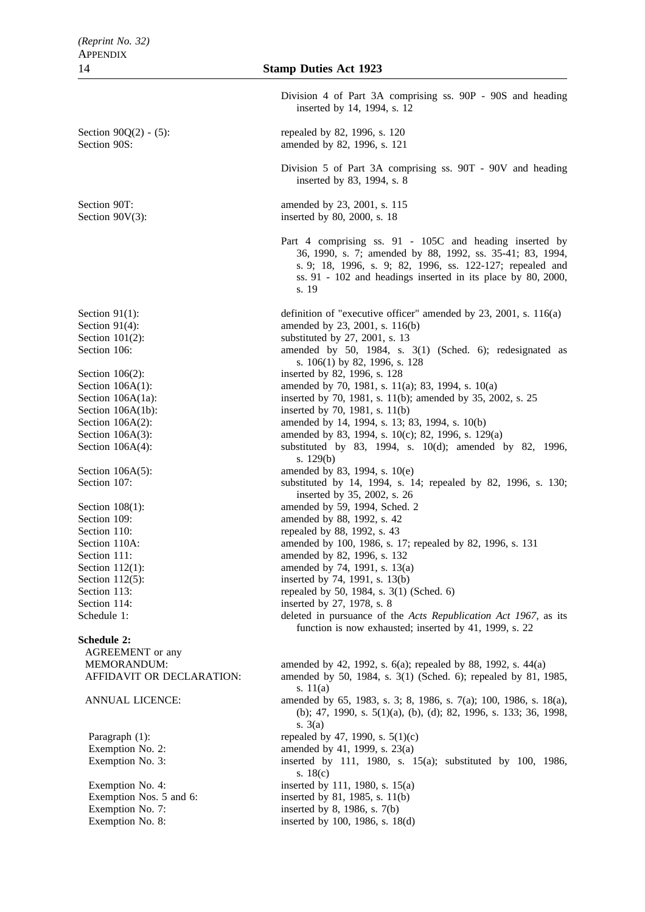Division 4 of Part 3A comprising ss. 90P - 90S and heading inserted by 14, 1994, s. 12

| | |
|---|---|
| Section 90Q(2) - (5): | repealed by 82, 1996, s. 120 |
| Section 90S: | amended by 82, 1996, s. 121 |

Division 5 of Part 3A comprising ss. 90T - 90V and heading inserted by 83, 1994, s. 8

| | |
|---|---|
| Section 90T: | amended by 23, 2001, s. 115 |
| Section 90V(3): | inserted by 80, 2000, s. 18 |

Part 4 comprising ss. 91 - 105C and heading inserted by 36, 1990, s. 7; amended by 88, 1992, ss. 35-41; 83, 1994, s. 9; 18, 1996, s. 9; 82, 1996, ss. 122-127; repealed and ss. 91 - 102 and headings inserted in its place by 80, 2000, s. 19

| | |
|---|---|
| Section 91(1): | definition of "executive officer" amended by 23, 2001, s. 116(a) |
| Section 91(4): | amended by 23, 2001, s. 116(b) |
| Section 101(2): | substituted by 27, 2001, s. 13 |
| Section 106: | amended by 50, 1984, s. 3(1) (Sched. 6); redesignated as s. 106(1) by 82, 1996, s. 128 |
| Section 106(2): | inserted by 82, 1996, s. 128 |
| Section 106A(1): | amended by 70, 1981, s. 11(a); 83, 1994, s. 10(a) |
| Section 106A(1a): | inserted by 70, 1981, s. 11(b); amended by 35, 2002, s. 25 |
| Section 106A(1b): | inserted by 70, 1981, s. 11(b) |
| Section 106A(2): | amended by 14, 1994, s. 13; 83, 1994, s. 10(b) |
| Section 106A(3): | amended by 83, 1994, s. 10(c); 82, 1996, s. 129(a) |
| Section 106A(4): | substituted by 83, 1994, s. 10(d); amended by 82, 1996, s. 129(b) |
| Section 106A(5): | amended by 83, 1994, s. 10(e) |
| Section 107: | substituted by 14, 1994, s. 14; repealed by 82, 1996, s. 130; inserted by 35, 2002, s. 26 |
| Section 108(1): | amended by 59, 1994, Sched. 2 |
| Section 109: | amended by 88, 1992, s. 42 |
| Section 110: | repealed by 88, 1992, s. 43 |
| Section 110A: | amended by 100, 1986, s. 17; repealed by 82, 1996, s. 131 |
| Section 111: | amended by 82, 1996, s. 132 |
| Section 112(1): | amended by 74, 1991, s. 13(a) |
| Section 112(5): | inserted by 74, 1991, s. 13(b) |
| Section 113: | repealed by 50, 1984, s. 3(1) (Sched. 6) |
| Section 114: | inserted by 27, 1978, s. 8 |
| Schedule 1: | deleted in pursuance of the *Acts Republication Act 1967*, as its function is now exhausted; inserted by 41, 1999, s. 22 |

**Schedule 2:**

| | |
|---|---|
| AGREEMENT or any MEMORANDUM: | amended by 42, 1992, s. 6(a); repealed by 88, 1992, s. 44(a) |
| AFFIDAVIT OR DECLARATION: | amended by 50, 1984, s. 3(1) (Sched. 6); repealed by 81, 1985, s. 11(a) |
| ANNUAL LICENCE: | amended by 65, 1983, s. 3; 8, 1986, s. 7(a); 100, 1986, s. 18(a), (b); 47, 1990, s. 5(1)(a), (b), (d); 82, 1996, s. 133; 36, 1998, s. 3(a) |
| Paragraph (1): | repealed by 47, 1990, s. 5(1)(c) |
| Exemption No. 2: | amended by 41, 1999, s. 23(a) |
| Exemption No. 3: | inserted by 111, 1980, s. 15(a); substituted by 100, 1986, s. 18(c) |
| Exemption No. 4: | inserted by 111, 1980, s. 15(a) |
| Exemption Nos. 5 and 6: | inserted by 81, 1985, s. 11(b) |
| Exemption No. 7: | inserted by 8, 1986, s. 7(b) |
| Exemption No. 8: | inserted by 100, 1986, s. 18(d) |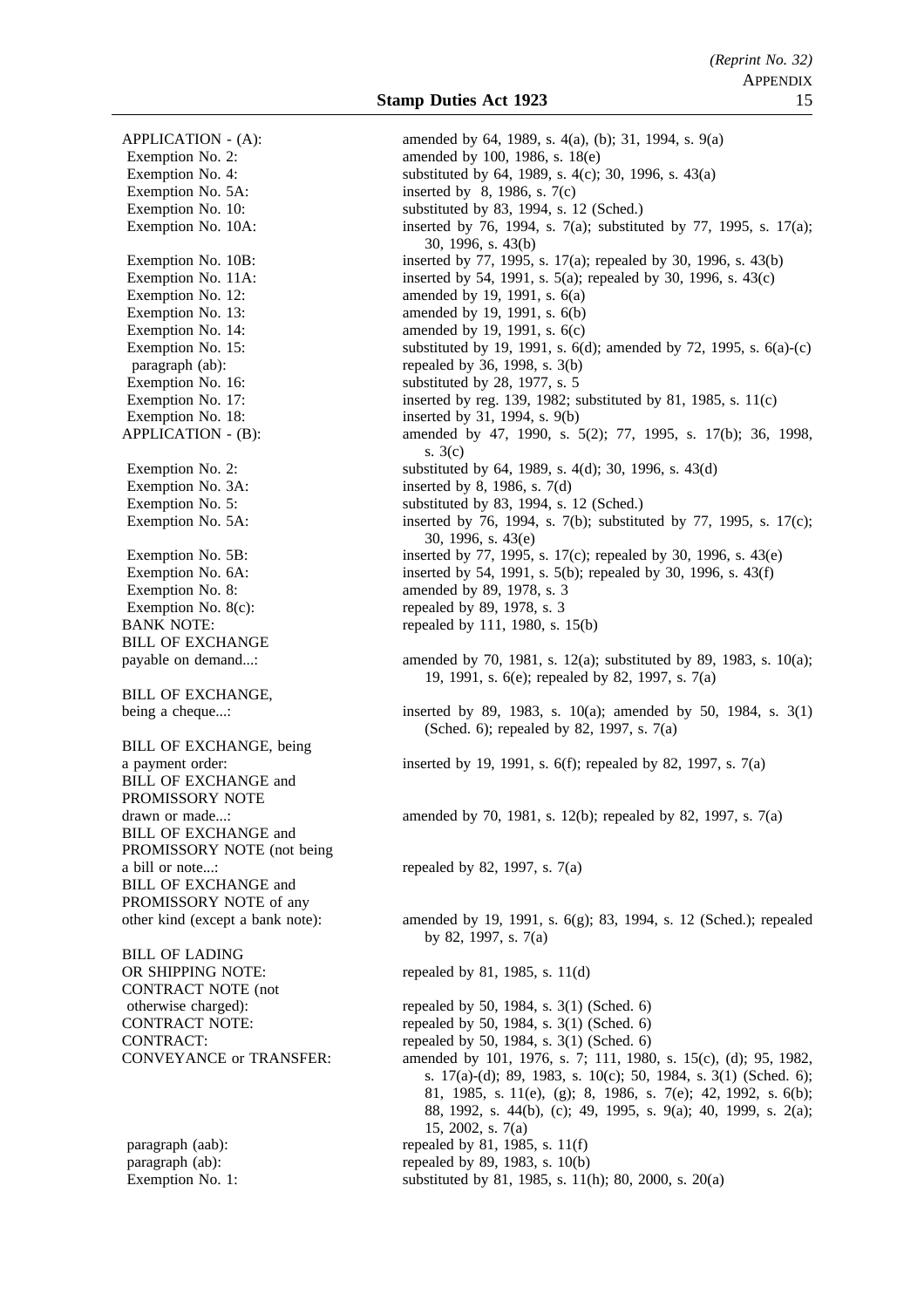APPLICATION - (A): amended by 64, 1989, s. 4(a), (b); 31, 1994, s. 9(a)

Exemption No. 2: amended by 100, 1986, s. 18(e)

Exemption No. 4: substituted by 64, 1989, s. 4(c); 30, 1996, s. 43(a)

Exemption No. 5A: inserted by 8, 1986, s. 7(c)

Exemption No. 10: substituted by 83, 1994, s. 12 (Sched.)

Exemption No. 10A: inserted by 76, 1994, s. 7(a); substituted by 77, 1995, s. 17(a); 30, 1996, s. 43(b)

Exemption No. 10B: inserted by 77, 1995, s. 17(a); repealed by 30, 1996, s. 43(b)

Exemption No. 11A: inserted by 54, 1991, s. 5(a); repealed by 30, 1996, s. 43(c)

Exemption No. 12: amended by 19, 1991, s. 6(a)

Exemption No. 13: amended by 19, 1991, s. 6(b)

Exemption No. 14: amended by 19, 1991, s. 6(c)

Exemption No. 15: substituted by 19, 1991, s. 6(d); amended by 72, 1995, s. 6(a)-(c)

paragraph (ab): repealed by 36, 1998, s. 3(b)

Exemption No. 16: substituted by 28, 1977, s. 5

Exemption No. 17: inserted by reg. 139, 1982; substituted by 81, 1985, s. 11(c)

Exemption No. 18: inserted by 31, 1994, s. 9(b)

APPLICATION - (B): amended by 47, 1990, s. 5(2); 77, 1995, s. 17(b); 36, 1998, s. 3(c)

Exemption No. 2: substituted by 64, 1989, s. 4(d); 30, 1996, s. 43(d)

Exemption No. 3A: inserted by 8, 1986, s. 7(d)

Exemption No. 5: substituted by 83, 1994, s. 12 (Sched.)

Exemption No. 5A: inserted by 76, 1994, s. 7(b); substituted by 77, 1995, s. 17(c); 30, 1996, s. 43(e)

Exemption No. 5B: inserted by 77, 1995, s. 17(c); repealed by 30, 1996, s. 43(e)

Exemption No. 6A: inserted by 54, 1991, s. 5(b); repealed by 30, 1996, s. 43(f)

Exemption No. 8: amended by 89, 1978, s. 3

Exemption No. 8(c): repealed by 89, 1978, s. 3

BANK NOTE: repealed by 111, 1980, s. 15(b)

BILL OF EXCHANGE payable on demand...: amended by 70, 1981, s. 12(a); substituted by 89, 1983, s. 10(a); 19, 1991, s. 6(e); repealed by 82, 1997, s. 7(a)

BILL OF EXCHANGE, being a cheque...: inserted by 89, 1983, s. 10(a); amended by 50, 1984, s. 3(1) (Sched. 6); repealed by 82, 1997, s. 7(a)

BILL OF EXCHANGE, being a payment order: inserted by 19, 1991, s. 6(f); repealed by 82, 1997, s. 7(a)

BILL OF EXCHANGE and PROMISSORY NOTE drawn or made...: amended by 70, 1981, s. 12(b); repealed by 82, 1997, s. 7(a)

BILL OF EXCHANGE and PROMISSORY NOTE (not being a bill or note...: repealed by 82, 1997, s. 7(a)

BILL OF EXCHANGE and PROMISSORY NOTE of any other kind (except a bank note): amended by 19, 1991, s. 6(g); 83, 1994, s. 12 (Sched.); repealed by 82, 1997, s. 7(a)

BILL OF LADING OR SHIPPING NOTE: repealed by 81, 1985, s. 11(d)

CONTRACT NOTE (not otherwise charged): repealed by 50, 1984, s. 3(1) (Sched. 6)

CONTRACT NOTE: repealed by 50, 1984, s. 3(1) (Sched. 6)

CONTRACT: repealed by 50, 1984, s. 3(1) (Sched. 6)

CONVEYANCE or TRANSFER: amended by 101, 1976, s. 7; 111, 1980, s. 15(c), (d); 95, 1982, s. 17(a)-(d); 89, 1983, s. 10(c); 50, 1984, s. 3(1) (Sched. 6); 81, 1985, s. 11(e), (g); 8, 1986, s. 7(e); 42, 1992, s. 6(b); 88, 1992, s. 44(b), (c); 49, 1995, s. 9(a); 40, 1999, s. 2(a); 15, 2002, s. 7(a)

paragraph (aab): repealed by 81, 1985, s. 11(f)

paragraph (ab): repealed by 89, 1983, s. 10(b)

Exemption No. 1: substituted by 81, 1985, s. 11(h); 80, 2000, s. 20(a)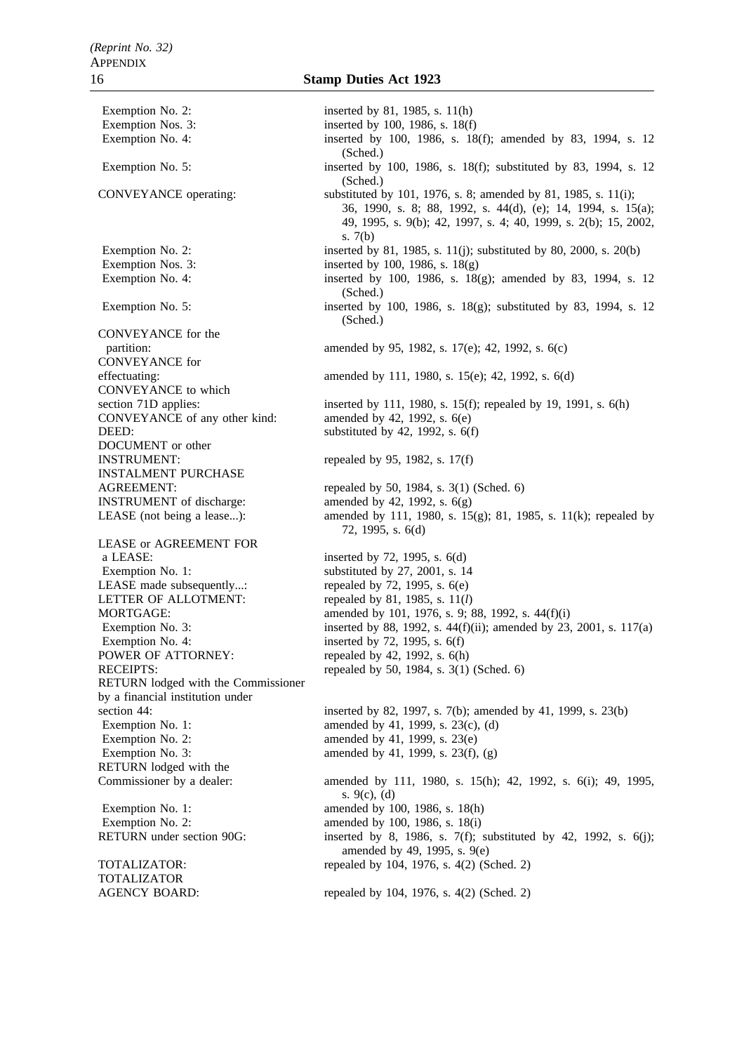| | |
|---|---|
| Exemption No. 2: | inserted by 81, 1985, s. 11(h) |
| Exemption Nos. 3: | inserted by 100, 1986, s. 18(f) |
| Exemption No. 4: | inserted by 100, 1986, s. 18(f); amended by 83, 1994, s. 12 (Sched.) |
| Exemption No. 5: | inserted by 100, 1986, s. 18(f); substituted by 83, 1994, s. 12 (Sched.) |
| CONVEYANCE operating: | substituted by 101, 1976, s. 8; amended by 81, 1985, s. 11(i); 36, 1990, s. 8; 88, 1992, s. 44(d), (e); 14, 1994, s. 15(a); 49, 1995, s. 9(b); 42, 1997, s. 4; 40, 1999, s. 2(b); 15, 2002, s. 7(b) |
| Exemption No. 2: | inserted by 81, 1985, s. 11(j); substituted by 80, 2000, s. 20(b) |
| Exemption Nos. 3: | inserted by 100, 1986, s. 18(g) |
| Exemption No. 4: | inserted by 100, 1986, s. 18(g); amended by 83, 1994, s. 12 (Sched.) |
| Exemption No. 5: | inserted by 100, 1986, s. 18(g); substituted by 83, 1994, s. 12 (Sched.) |
| CONVEYANCE for the partition: | amended by 95, 1982, s. 17(e); 42, 1992, s. 6(c) |
| CONVEYANCE for effectuating: | amended by 111, 1980, s. 15(e); 42, 1992, s. 6(d) |
| CONVEYANCE to which section 71D applies: | inserted by 111, 1980, s. 15(f); repealed by 19, 1991, s. 6(h) |
| CONVEYANCE of any other kind: | amended by 42, 1992, s. 6(e) |
| DEED: | substituted by 42, 1992, s. 6(f) |
| DOCUMENT or other INSTRUMENT: | repealed by 95, 1982, s. 17(f) |
| INSTALMENT PURCHASE AGREEMENT: | repealed by 50, 1984, s. 3(1) (Sched. 6) |
| INSTRUMENT of discharge: | amended by 42, 1992, s. 6(g) |
| LEASE (not being a lease...): | amended by 111, 1980, s. 15(g); 81, 1985, s. 11(k); repealed by 72, 1995, s. 6(d) |
| LEASE or AGREEMENT FOR a LEASE: | inserted by 72, 1995, s. 6(d) |
| Exemption No. 1: | substituted by 27, 2001, s. 14 |
| LEASE made subsequently...: | repealed by 72, 1995, s. 6(e) |
| LETTER OF ALLOTMENT: | repealed by 81, 1985, s. 11(*l*) |
| MORTGAGE: | amended by 101, 1976, s. 9; 88, 1992, s. 44(f)(i) |
| Exemption No. 3: | inserted by 88, 1992, s. 44(f)(ii); amended by 23, 2001, s. 117(a) |
| Exemption No. 4: | inserted by 72, 1995, s. 6(f) |
| POWER OF ATTORNEY: | repealed by 42, 1992, s. 6(h) |
| RECEIPTS: | repealed by 50, 1984, s. 3(1) (Sched. 6) |
| RETURN lodged with the Commissioner by a financial institution under section 44: | inserted by 82, 1997, s. 7(b); amended by 41, 1999, s. 23(b) |
| Exemption No. 1: | amended by 41, 1999, s. 23(c), (d) |
| Exemption No. 2: | amended by 41, 1999, s. 23(e) |
| Exemption No. 3: | amended by 41, 1999, s. 23(f), (g) |
| RETURN lodged with the Commissioner by a dealer: | amended by 111, 1980, s. 15(h); 42, 1992, s. 6(i); 49, 1995, s. 9(c), (d) |
| Exemption No. 1: | amended by 100, 1986, s. 18(h) |
| Exemption No. 2: | amended by 100, 1986, s. 18(i) |
| RETURN under section 90G: | inserted by 8, 1986, s. 7(f); substituted by 42, 1992, s. 6(j); amended by 49, 1995, s. 9(e) |
| TOTALIZATOR: | repealed by 104, 1976, s. 4(2) (Sched. 2) |
| TOTALIZATOR AGENCY BOARD: | repealed by 104, 1976, s. 4(2) (Sched. 2) |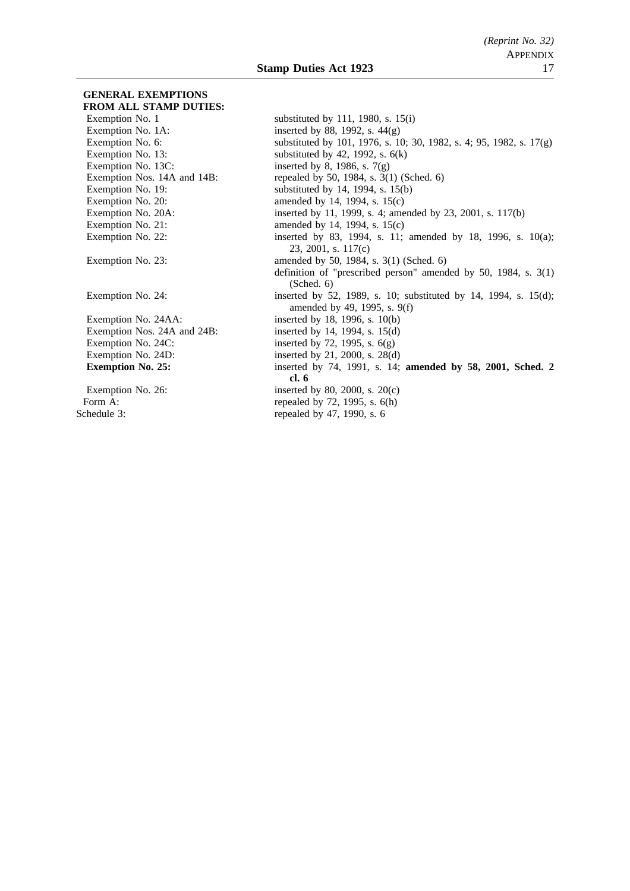**GENERAL EXEMPTIONS FROM ALL STAMP DUTIES:**

| | |
|---|---|
| Exemption No. 1 | substituted by 111, 1980, s. 15(i) |
| Exemption No. 1A: | inserted by 88, 1992, s. 44(g) |
| Exemption No. 6: | substituted by 101, 1976, s. 10; 30, 1982, s. 4; 95, 1982, s. 17(g) |
| Exemption No. 13: | substituted by 42, 1992, s. 6(k) |
| Exemption No. 13C: | inserted by 8, 1986, s. 7(g) |
| Exemption Nos. 14A and 14B: | repealed by 50, 1984, s. 3(1) (Sched. 6) |
| Exemption No. 19: | substituted by 14, 1994, s. 15(b) |
| Exemption No. 20: | amended by 14, 1994, s. 15(c) |
| Exemption No. 20A: | inserted by 11, 1999, s. 4; amended by 23, 2001, s. 117(b) |
| Exemption No. 21: | amended by 14, 1994, s. 15(c) |
| Exemption No. 22: | inserted by 83, 1994, s. 11; amended by 18, 1996, s. 10(a); 23, 2001, s. 117(c) |
| Exemption No. 23: | amended by 50, 1984, s. 3(1) (Sched. 6) |
| | definition of "prescribed person" amended by 50, 1984, s. 3(1) (Sched. 6) |
| Exemption No. 24: | inserted by 52, 1989, s. 10; substituted by 14, 1994, s. 15(d); amended by 49, 1995, s. 9(f) |
| Exemption No. 24AA: | inserted by 18, 1996, s. 10(b) |
| Exemption Nos. 24A and 24B: | inserted by 14, 1994, s. 15(d) |
| Exemption No. 24C: | inserted by 72, 1995, s. 6(g) |
| Exemption No. 24D: | inserted by 21, 2000, s. 28(d) |
| **Exemption No. 25:** | inserted by 74, 1991, s. 14; **amended by 58, 2001, Sched. 2 cl. 6** |
| Exemption No. 26: | inserted by 80, 2000, s. 20(c) |
| Form A: | repealed by 72, 1995, s. 6(h) |
| Schedule 3: | repealed by 47, 1990, s. 6 |